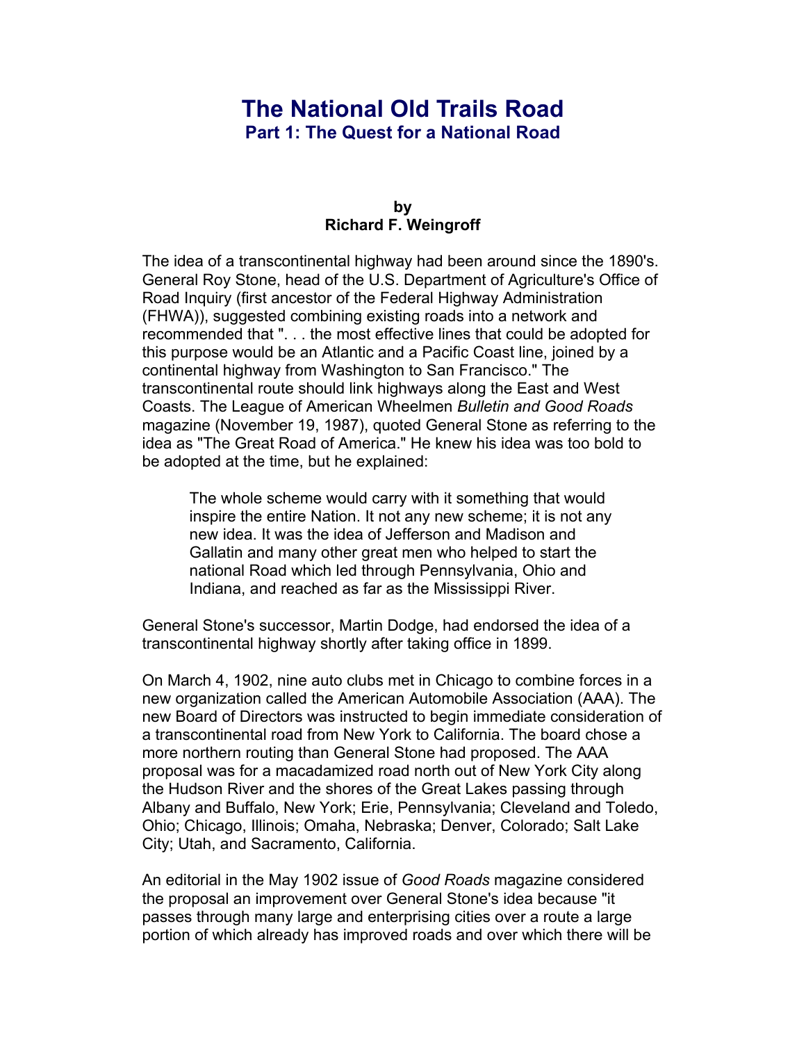# The National Old Trails Road

## Part 1: The Quest for a National Road

**by**
**Richard F. Weingroff**

The idea of a transcontinental highway had been around since the 1890's. General Roy Stone, head of the U.S. Department of Agriculture's Office of Road Inquiry (first ancestor of the Federal Highway Administration (FHWA)), suggested combining existing roads into a network and recommended that ". . . the most effective lines that could be adopted for this purpose would be an Atlantic and a Pacific Coast line, joined by a continental highway from Washington to San Francisco." The transcontinental route should link highways along the East and West Coasts. The League of American Wheelmen *Bulletin and Good Roads* magazine (November 19, 1987), quoted General Stone as referring to the idea as "The Great Road of America." He knew his idea was too bold to be adopted at the time, but he explained:

> The whole scheme would carry with it something that would inspire the entire Nation. It not any new scheme; it is not any new idea. It was the idea of Jefferson and Madison and Gallatin and many other great men who helped to start the national Road which led through Pennsylvania, Ohio and Indiana, and reached as far as the Mississippi River.

General Stone's successor, Martin Dodge, had endorsed the idea of a transcontinental highway shortly after taking office in 1899.

On March 4, 1902, nine auto clubs met in Chicago to combine forces in a new organization called the American Automobile Association (AAA). The new Board of Directors was instructed to begin immediate consideration of a transcontinental road from New York to California. The board chose a more northern routing than General Stone had proposed. The AAA proposal was for a macadamized road north out of New York City along the Hudson River and the shores of the Great Lakes passing through Albany and Buffalo, New York; Erie, Pennsylvania; Cleveland and Toledo, Ohio; Chicago, Illinois; Omaha, Nebraska; Denver, Colorado; Salt Lake City; Utah, and Sacramento, California.

An editorial in the May 1902 issue of *Good Roads* magazine considered the proposal an improvement over General Stone's idea because "it passes through many large and enterprising cities over a route a large portion of which already has improved roads and over which there will be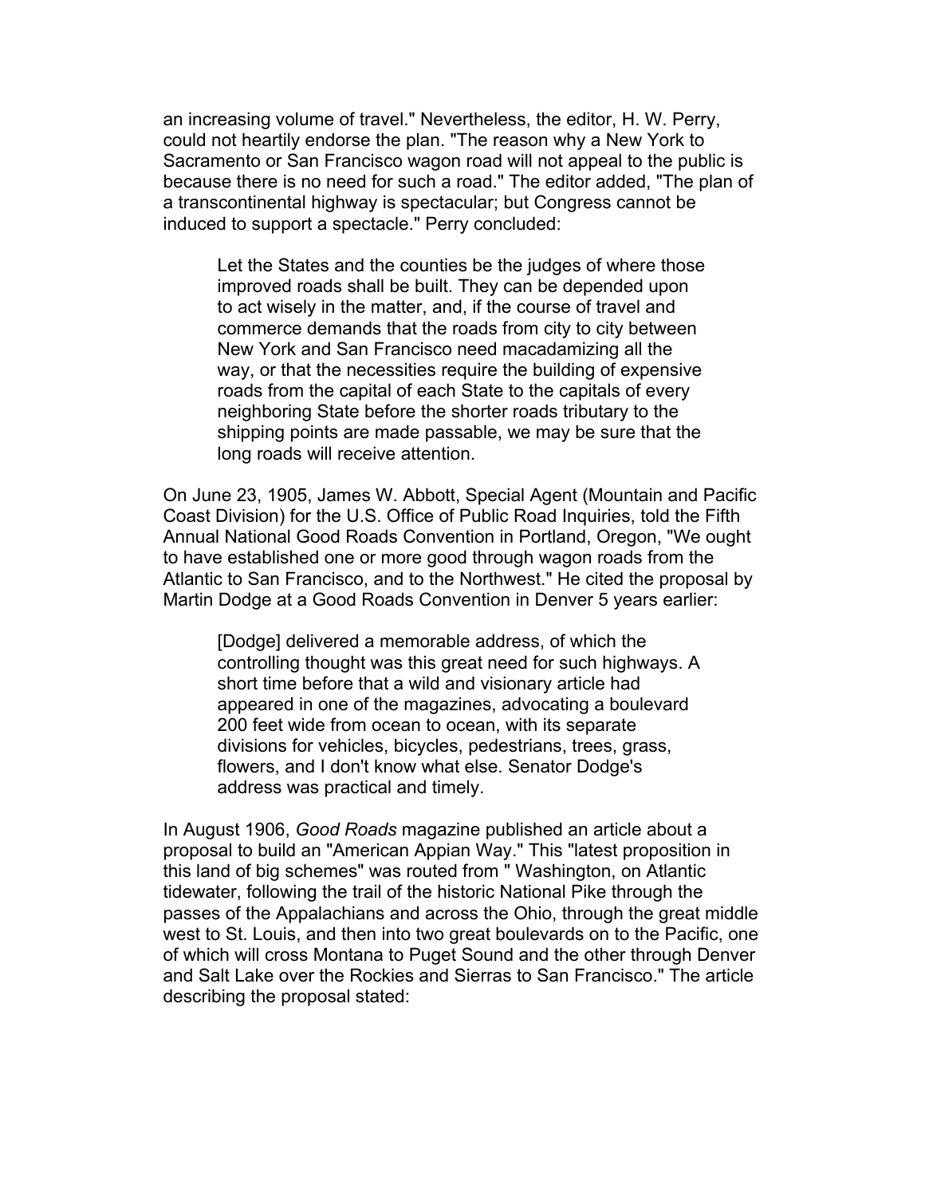an increasing volume of travel." Nevertheless, the editor, H. W. Perry, could not heartily endorse the plan. "The reason why a New York to Sacramento or San Francisco wagon road will not appeal to the public is because there is no need for such a road." The editor added, "The plan of a transcontinental highway is spectacular; but Congress cannot be induced to support a spectacle." Perry concluded:

> Let the States and the counties be the judges of where those improved roads shall be built. They can be depended upon to act wisely in the matter, and, if the course of travel and commerce demands that the roads from city to city between New York and San Francisco need macadamizing all the way, or that the necessities require the building of expensive roads from the capital of each State to the capitals of every neighboring State before the shorter roads tributary to the shipping points are made passable, we may be sure that the long roads will receive attention.

On June 23, 1905, James W. Abbott, Special Agent (Mountain and Pacific Coast Division) for the U.S. Office of Public Road Inquiries, told the Fifth Annual National Good Roads Convention in Portland, Oregon, "We ought to have established one or more good through wagon roads from the Atlantic to San Francisco, and to the Northwest." He cited the proposal by Martin Dodge at a Good Roads Convention in Denver 5 years earlier:

> [Dodge] delivered a memorable address, of which the controlling thought was this great need for such highways. A short time before that a wild and visionary article had appeared in one of the magazines, advocating a boulevard 200 feet wide from ocean to ocean, with its separate divisions for vehicles, bicycles, pedestrians, trees, grass, flowers, and I don't know what else. Senator Dodge's address was practical and timely.

In August 1906, *Good Roads* magazine published an article about a proposal to build an "American Appian Way." This "latest proposition in this land of big schemes" was routed from " Washington, on Atlantic tidewater, following the trail of the historic National Pike through the passes of the Appalachians and across the Ohio, through the great middle west to St. Louis, and then into two great boulevards on to the Pacific, one of which will cross Montana to Puget Sound and the other through Denver and Salt Lake over the Rockies and Sierras to San Francisco." The article describing the proposal stated: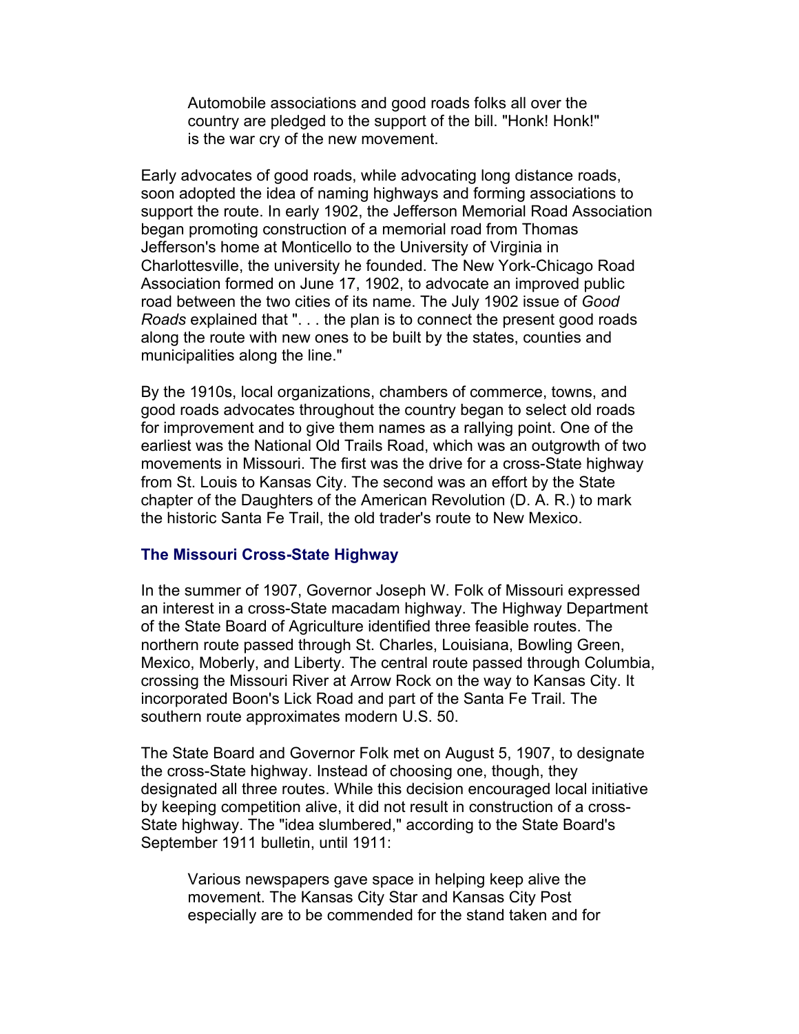> Automobile associations and good roads folks all over the country are pledged to the support of the bill. "Honk! Honk!" is the war cry of the new movement.

Early advocates of good roads, while advocating long distance roads, soon adopted the idea of naming highways and forming associations to support the route. In early 1902, the Jefferson Memorial Road Association began promoting construction of a memorial road from Thomas Jefferson's home at Monticello to the University of Virginia in Charlottesville, the university he founded. The New York-Chicago Road Association formed on June 17, 1902, to advocate an improved public road between the two cities of its name. The July 1902 issue of *Good Roads* explained that ". . . the plan is to connect the present good roads along the route with new ones to be built by the states, counties and municipalities along the line."

By the 1910s, local organizations, chambers of commerce, towns, and good roads advocates throughout the country began to select old roads for improvement and to give them names as a rallying point. One of the earliest was the National Old Trails Road, which was an outgrowth of two movements in Missouri. The first was the drive for a cross-State highway from St. Louis to Kansas City. The second was an effort by the State chapter of the Daughters of the American Revolution (D. A. R.) to mark the historic Santa Fe Trail, the old trader's route to New Mexico.

### The Missouri Cross-State Highway

In the summer of 1907, Governor Joseph W. Folk of Missouri expressed an interest in a cross-State macadam highway. The Highway Department of the State Board of Agriculture identified three feasible routes. The northern route passed through St. Charles, Louisiana, Bowling Green, Mexico, Moberly, and Liberty. The central route passed through Columbia, crossing the Missouri River at Arrow Rock on the way to Kansas City. It incorporated Boon's Lick Road and part of the Santa Fe Trail. The southern route approximates modern U.S. 50.

The State Board and Governor Folk met on August 5, 1907, to designate the cross-State highway. Instead of choosing one, though, they designated all three routes. While this decision encouraged local initiative by keeping competition alive, it did not result in construction of a cross-State highway. The "idea slumbered," according to the State Board's September 1911 bulletin, until 1911:

> Various newspapers gave space in helping keep alive the movement. The Kansas City Star and Kansas City Post especially are to be commended for the stand taken and for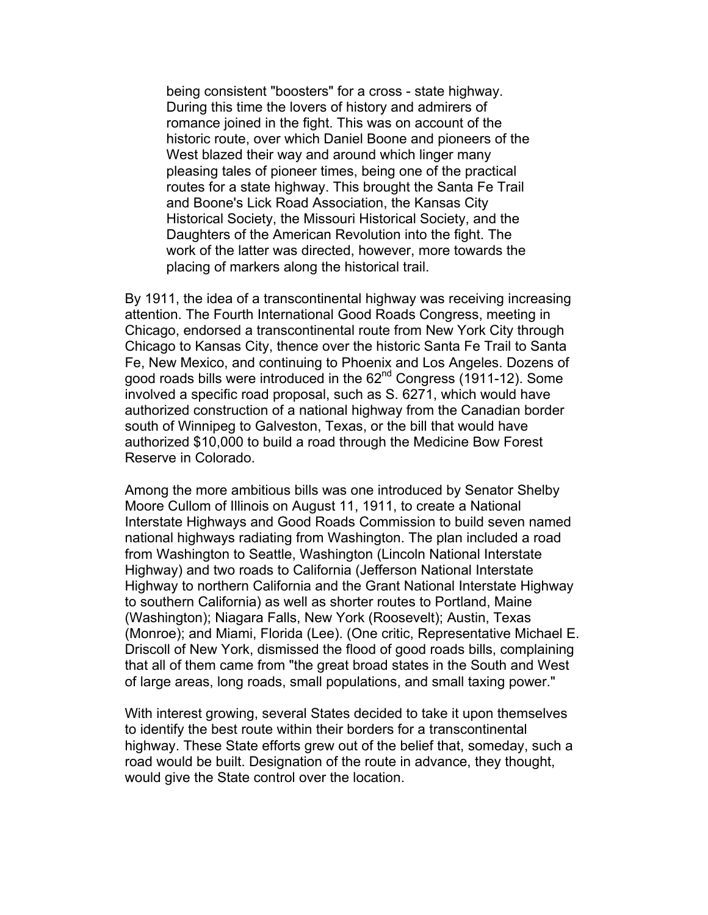> being consistent "boosters" for a cross - state highway. During this time the lovers of history and admirers of romance joined in the fight. This was on account of the historic route, over which Daniel Boone and pioneers of the West blazed their way and around which linger many pleasing tales of pioneer times, being one of the practical routes for a state highway. This brought the Santa Fe Trail and Boone's Lick Road Association, the Kansas City Historical Society, the Missouri Historical Society, and the Daughters of the American Revolution into the fight. The work of the latter was directed, however, more towards the placing of markers along the historical trail.

By 1911, the idea of a transcontinental highway was receiving increasing attention. The Fourth International Good Roads Congress, meeting in Chicago, endorsed a transcontinental route from New York City through Chicago to Kansas City, thence over the historic Santa Fe Trail to Santa Fe, New Mexico, and continuing to Phoenix and Los Angeles. Dozens of good roads bills were introduced in the 62nd Congress (1911-12). Some involved a specific road proposal, such as S. 6271, which would have authorized construction of a national highway from the Canadian border south of Winnipeg to Galveston, Texas, or the bill that would have authorized $10,000 to build a road through the Medicine Bow Forest Reserve in Colorado.

Among the more ambitious bills was one introduced by Senator Shelby Moore Cullom of Illinois on August 11, 1911, to create a National Interstate Highways and Good Roads Commission to build seven named national highways radiating from Washington. The plan included a road from Washington to Seattle, Washington (Lincoln National Interstate Highway) and two roads to California (Jefferson National Interstate Highway to northern California and the Grant National Interstate Highway to southern California) as well as shorter routes to Portland, Maine (Washington); Niagara Falls, New York (Roosevelt); Austin, Texas (Monroe); and Miami, Florida (Lee). (One critic, Representative Michael E. Driscoll of New York, dismissed the flood of good roads bills, complaining that all of them came from "the great broad states in the South and West of large areas, long roads, small populations, and small taxing power."

With interest growing, several States decided to take it upon themselves to identify the best route within their borders for a transcontinental highway. These State efforts grew out of the belief that, someday, such a road would be built. Designation of the route in advance, they thought, would give the State control over the location.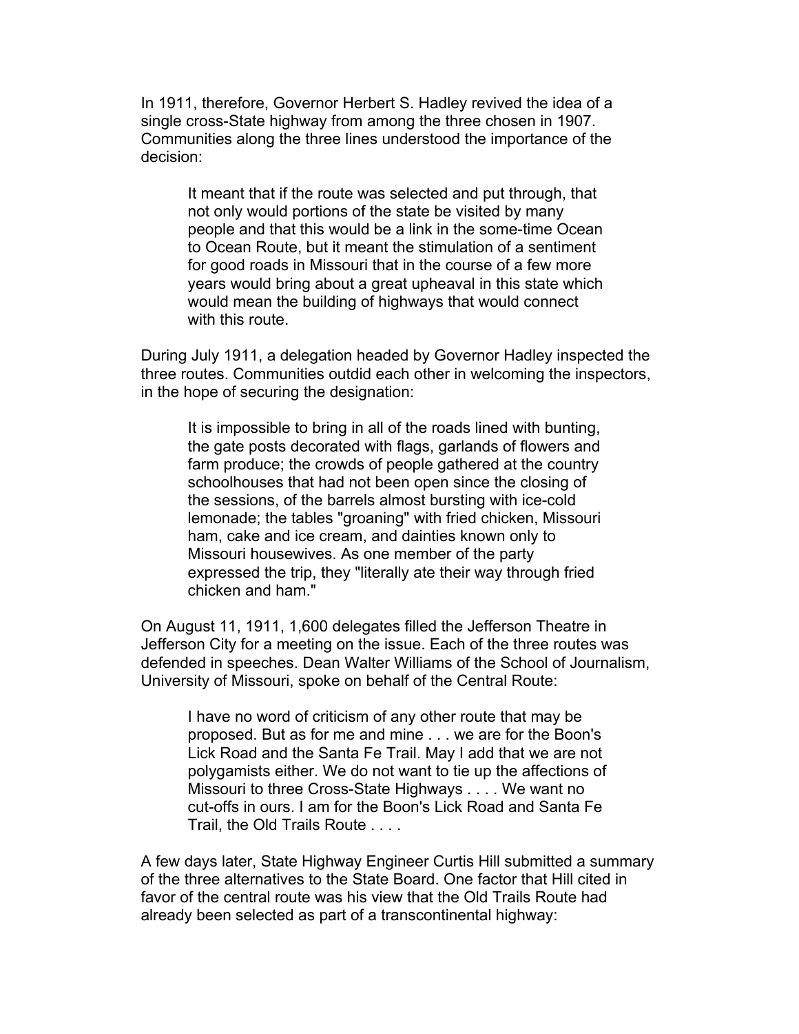In 1911, therefore, Governor Herbert S. Hadley revived the idea of a single cross-State highway from among the three chosen in 1907. Communities along the three lines understood the importance of the decision:

> It meant that if the route was selected and put through, that not only would portions of the state be visited by many people and that this would be a link in the some-time Ocean to Ocean Route, but it meant the stimulation of a sentiment for good roads in Missouri that in the course of a few more years would bring about a great upheaval in this state which would mean the building of highways that would connect with this route.

During July 1911, a delegation headed by Governor Hadley inspected the three routes. Communities outdid each other in welcoming the inspectors, in the hope of securing the designation:

> It is impossible to bring in all of the roads lined with bunting, the gate posts decorated with flags, garlands of flowers and farm produce; the crowds of people gathered at the country schoolhouses that had not been open since the closing of the sessions, of the barrels almost bursting with ice-cold lemonade; the tables "groaning" with fried chicken, Missouri ham, cake and ice cream, and dainties known only to Missouri housewives. As one member of the party expressed the trip, they "literally ate their way through fried chicken and ham."

On August 11, 1911, 1,600 delegates filled the Jefferson Theatre in Jefferson City for a meeting on the issue. Each of the three routes was defended in speeches. Dean Walter Williams of the School of Journalism, University of Missouri, spoke on behalf of the Central Route:

> I have no word of criticism of any other route that may be proposed. But as for me and mine . . . we are for the Boon's Lick Road and the Santa Fe Trail. May I add that we are not polygamists either. We do not want to tie up the affections of Missouri to three Cross-State Highways . . . . We want no cut-offs in ours. I am for the Boon's Lick Road and Santa Fe Trail, the Old Trails Route . . . .

A few days later, State Highway Engineer Curtis Hill submitted a summary of the three alternatives to the State Board. One factor that Hill cited in favor of the central route was his view that the Old Trails Route had already been selected as part of a transcontinental highway: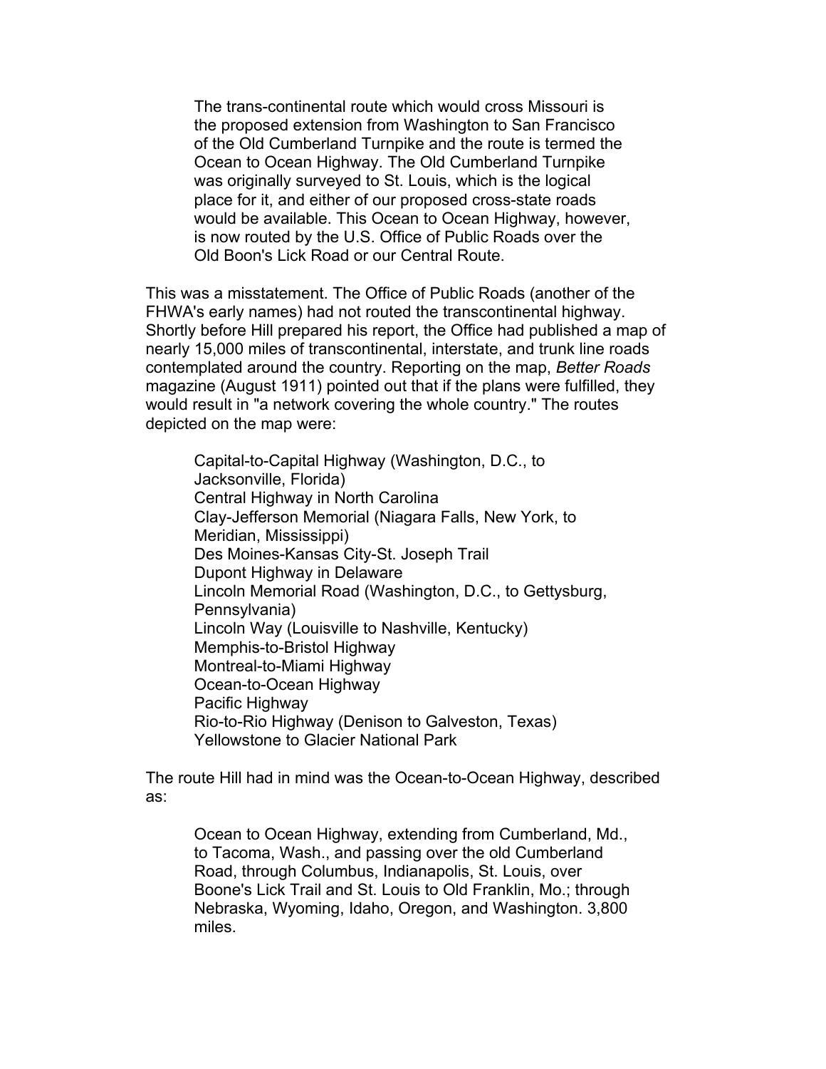> The trans-continental route which would cross Missouri is the proposed extension from Washington to San Francisco of the Old Cumberland Turnpike and the route is termed the Ocean to Ocean Highway. The Old Cumberland Turnpike was originally surveyed to St. Louis, which is the logical place for it, and either of our proposed cross-state roads would be available. This Ocean to Ocean Highway, however, is now routed by the U.S. Office of Public Roads over the Old Boon's Lick Road or our Central Route.

This was a misstatement. The Office of Public Roads (another of the FHWA's early names) had not routed the transcontinental highway. Shortly before Hill prepared his report, the Office had published a map of nearly 15,000 miles of transcontinental, interstate, and trunk line roads contemplated around the country. Reporting on the map, *Better Roads* magazine (August 1911) pointed out that if the plans were fulfilled, they would result in "a network covering the whole country." The routes depicted on the map were:

> Capital-to-Capital Highway (Washington, D.C., to Jacksonville, Florida)
> Central Highway in North Carolina
> Clay-Jefferson Memorial (Niagara Falls, New York, to Meridian, Mississippi)
> Des Moines-Kansas City-St. Joseph Trail
> Dupont Highway in Delaware
> Lincoln Memorial Road (Washington, D.C., to Gettysburg, Pennsylvania)
> Lincoln Way (Louisville to Nashville, Kentucky)
> Memphis-to-Bristol Highway
> Montreal-to-Miami Highway
> Ocean-to-Ocean Highway
> Pacific Highway
> Rio-to-Rio Highway (Denison to Galveston, Texas)
> Yellowstone to Glacier National Park

The route Hill had in mind was the Ocean-to-Ocean Highway, described as:

> Ocean to Ocean Highway, extending from Cumberland, Md., to Tacoma, Wash., and passing over the old Cumberland Road, through Columbus, Indianapolis, St. Louis, over Boone's Lick Trail and St. Louis to Old Franklin, Mo.; through Nebraska, Wyoming, Idaho, Oregon, and Washington. 3,800 miles.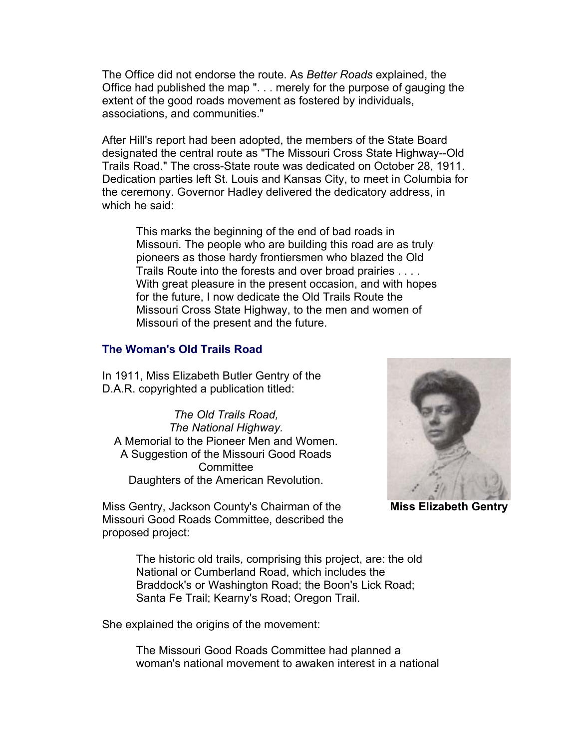The Office did not endorse the route. As *Better Roads* explained, the Office had published the map ". . . merely for the purpose of gauging the extent of the good roads movement as fostered by individuals, associations, and communities."

After Hill's report had been adopted, the members of the State Board designated the central route as "The Missouri Cross State Highway--Old Trails Road." The cross-State route was dedicated on October 28, 1911. Dedication parties left St. Louis and Kansas City, to meet in Columbia for the ceremony. Governor Hadley delivered the dedicatory address, in which he said:

> This marks the beginning of the end of bad roads in Missouri. The people who are building this road are as truly pioneers as those hardy frontiersmen who blazed the Old Trails Route into the forests and over broad prairies . . . . With great pleasure in the present occasion, and with hopes for the future, I now dedicate the Old Trails Route the Missouri Cross State Highway, to the men and women of Missouri of the present and the future.

### The Woman's Old Trails Road

In 1911, Miss Elizabeth Butler Gentry of the D.A.R. copyrighted a publication titled:

> *The Old Trails Road,*
> *The National Highway.*
> A Memorial to the Pioneer Men and Women.
> A Suggestion of the Missouri Good Roads Committee
> Daughters of the American Revolution.

**Miss Elizabeth Gentry**

Miss Gentry, Jackson County's Chairman of the Missouri Good Roads Committee, described the proposed project:

> The historic old trails, comprising this project, are: the old National or Cumberland Road, which includes the Braddock's or Washington Road; the Boon's Lick Road; Santa Fe Trail; Kearny's Road; Oregon Trail.

She explained the origins of the movement:

> The Missouri Good Roads Committee had planned a woman's national movement to awaken interest in a national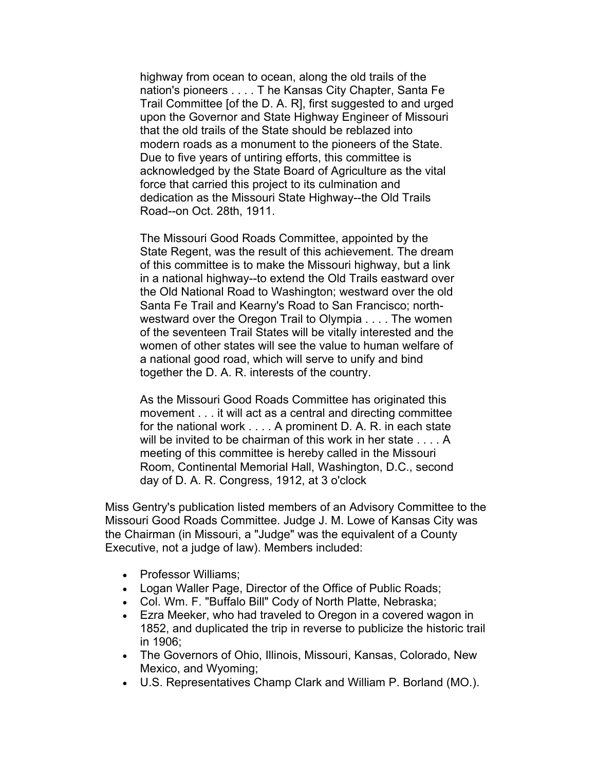> highway from ocean to ocean, along the old trails of the nation's pioneers . . . . T he Kansas City Chapter, Santa Fe Trail Committee [of the D. A. R], first suggested to and urged upon the Governor and State Highway Engineer of Missouri that the old trails of the State should be reblazed into modern roads as a monument to the pioneers of the State. Due to five years of untiring efforts, this committee is acknowledged by the State Board of Agriculture as the vital force that carried this project to its culmination and dedication as the Missouri State Highway--the Old Trails Road--on Oct. 28th, 1911.
>
> The Missouri Good Roads Committee, appointed by the State Regent, was the result of this achievement. The dream of this committee is to make the Missouri highway, but a link in a national highway--to extend the Old Trails eastward over the Old National Road to Washington; westward over the old Santa Fe Trail and Kearny's Road to San Francisco; north-westward over the Oregon Trail to Olympia . . . . The women of the seventeen Trail States will be vitally interested and the women of other states will see the value to human welfare of a national good road, which will serve to unify and bind together the D. A. R. interests of the country.
>
> As the Missouri Good Roads Committee has originated this movement . . . it will act as a central and directing committee for the national work . . . . A prominent D. A. R. in each state will be invited to be chairman of this work in her state . . . . A meeting of this committee is hereby called in the Missouri Room, Continental Memorial Hall, Washington, D.C., second day of D. A. R. Congress, 1912, at 3 o'clock

Miss Gentry's publication listed members of an Advisory Committee to the Missouri Good Roads Committee. Judge J. M. Lowe of Kansas City was the Chairman (in Missouri, a "Judge" was the equivalent of a County Executive, not a judge of law). Members included:

- Professor Williams;
- Logan Waller Page, Director of the Office of Public Roads;
- Col. Wm. F. "Buffalo Bill" Cody of North Platte, Nebraska;
- Ezra Meeker, who had traveled to Oregon in a covered wagon in 1852, and duplicated the trip in reverse to publicize the historic trail in 1906;
- The Governors of Ohio, Illinois, Missouri, Kansas, Colorado, New Mexico, and Wyoming;
- U.S. Representatives Champ Clark and William P. Borland (MO.).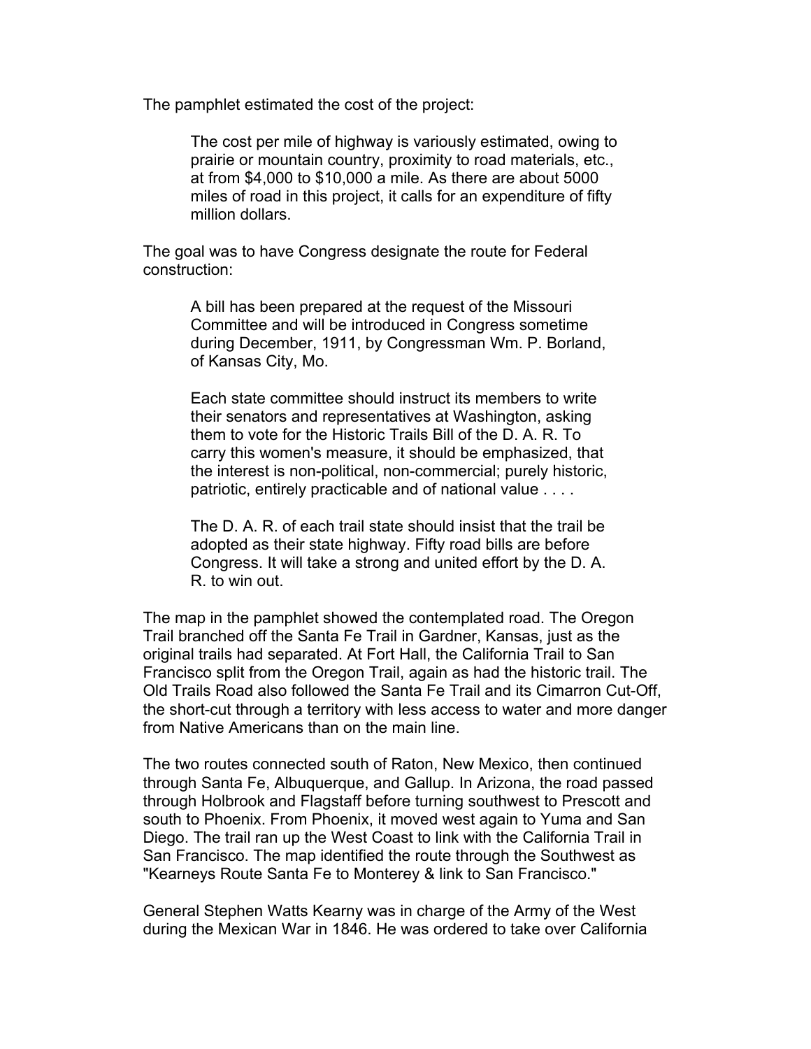The pamphlet estimated the cost of the project:

> The cost per mile of highway is variously estimated, owing to prairie or mountain country, proximity to road materials, etc., at from $4,000 to $10,000 a mile. As there are about 5000 miles of road in this project, it calls for an expenditure of fifty million dollars.

The goal was to have Congress designate the route for Federal construction:

> A bill has been prepared at the request of the Missouri Committee and will be introduced in Congress sometime during December, 1911, by Congressman Wm. P. Borland, of Kansas City, Mo.
>
> Each state committee should instruct its members to write their senators and representatives at Washington, asking them to vote for the Historic Trails Bill of the D. A. R. To carry this women's measure, it should be emphasized, that the interest is non-political, non-commercial; purely historic, patriotic, entirely practicable and of national value . . . .
>
> The D. A. R. of each trail state should insist that the trail be adopted as their state highway. Fifty road bills are before Congress. It will take a strong and united effort by the D. A. R. to win out.

The map in the pamphlet showed the contemplated road. The Oregon Trail branched off the Santa Fe Trail in Gardner, Kansas, just as the original trails had separated. At Fort Hall, the California Trail to San Francisco split from the Oregon Trail, again as had the historic trail. The Old Trails Road also followed the Santa Fe Trail and its Cimarron Cut-Off, the short-cut through a territory with less access to water and more danger from Native Americans than on the main line.

The two routes connected south of Raton, New Mexico, then continued through Santa Fe, Albuquerque, and Gallup. In Arizona, the road passed through Holbrook and Flagstaff before turning southwest to Prescott and south to Phoenix. From Phoenix, it moved west again to Yuma and San Diego. The trail ran up the West Coast to link with the California Trail in San Francisco. The map identified the route through the Southwest as "Kearneys Route Santa Fe to Monterey & link to San Francisco."

General Stephen Watts Kearny was in charge of the Army of the West during the Mexican War in 1846. He was ordered to take over California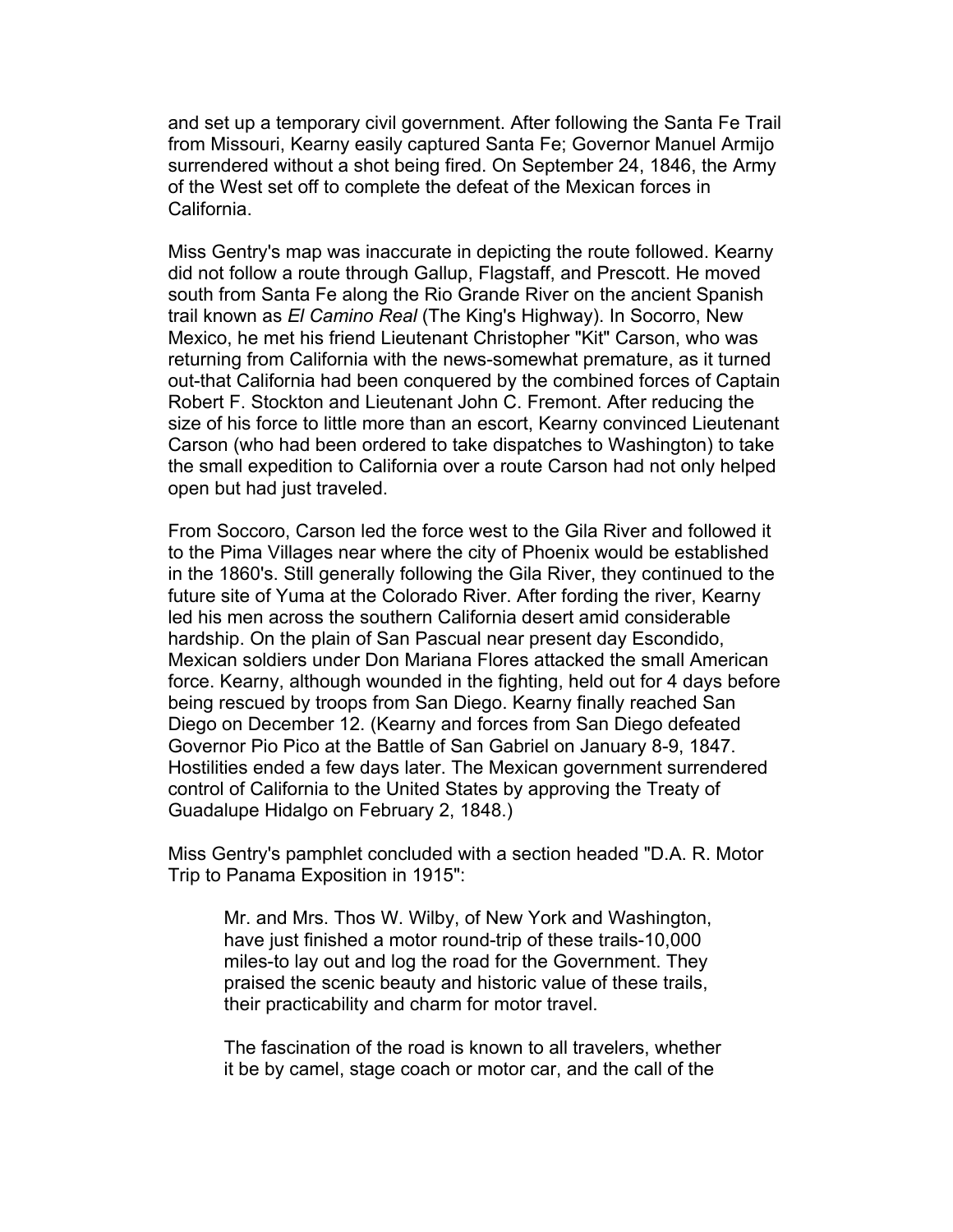and set up a temporary civil government. After following the Santa Fe Trail from Missouri, Kearny easily captured Santa Fe; Governor Manuel Armijo surrendered without a shot being fired. On September 24, 1846, the Army of the West set off to complete the defeat of the Mexican forces in California.

Miss Gentry's map was inaccurate in depicting the route followed. Kearny did not follow a route through Gallup, Flagstaff, and Prescott. He moved south from Santa Fe along the Rio Grande River on the ancient Spanish trail known as *El Camino Real* (The King's Highway). In Socorro, New Mexico, he met his friend Lieutenant Christopher "Kit" Carson, who was returning from California with the news-somewhat premature, as it turned out-that California had been conquered by the combined forces of Captain Robert F. Stockton and Lieutenant John C. Fremont. After reducing the size of his force to little more than an escort, Kearny convinced Lieutenant Carson (who had been ordered to take dispatches to Washington) to take the small expedition to California over a route Carson had not only helped open but had just traveled.

From Soccoro, Carson led the force west to the Gila River and followed it to the Pima Villages near where the city of Phoenix would be established in the 1860's. Still generally following the Gila River, they continued to the future site of Yuma at the Colorado River. After fording the river, Kearny led his men across the southern California desert amid considerable hardship. On the plain of San Pascual near present day Escondido, Mexican soldiers under Don Mariana Flores attacked the small American force. Kearny, although wounded in the fighting, held out for 4 days before being rescued by troops from San Diego. Kearny finally reached San Diego on December 12. (Kearny and forces from San Diego defeated Governor Pio Pico at the Battle of San Gabriel on January 8-9, 1847. Hostilities ended a few days later. The Mexican government surrendered control of California to the United States by approving the Treaty of Guadalupe Hidalgo on February 2, 1848.)

Miss Gentry's pamphlet concluded with a section headed "D.A. R. Motor Trip to Panama Exposition in 1915":

> Mr. and Mrs. Thos W. Wilby, of New York and Washington, have just finished a motor round-trip of these trails-10,000 miles-to lay out and log the road for the Government. They praised the scenic beauty and historic value of these trails, their practicability and charm for motor travel.
>
> The fascination of the road is known to all travelers, whether it be by camel, stage coach or motor car, and the call of the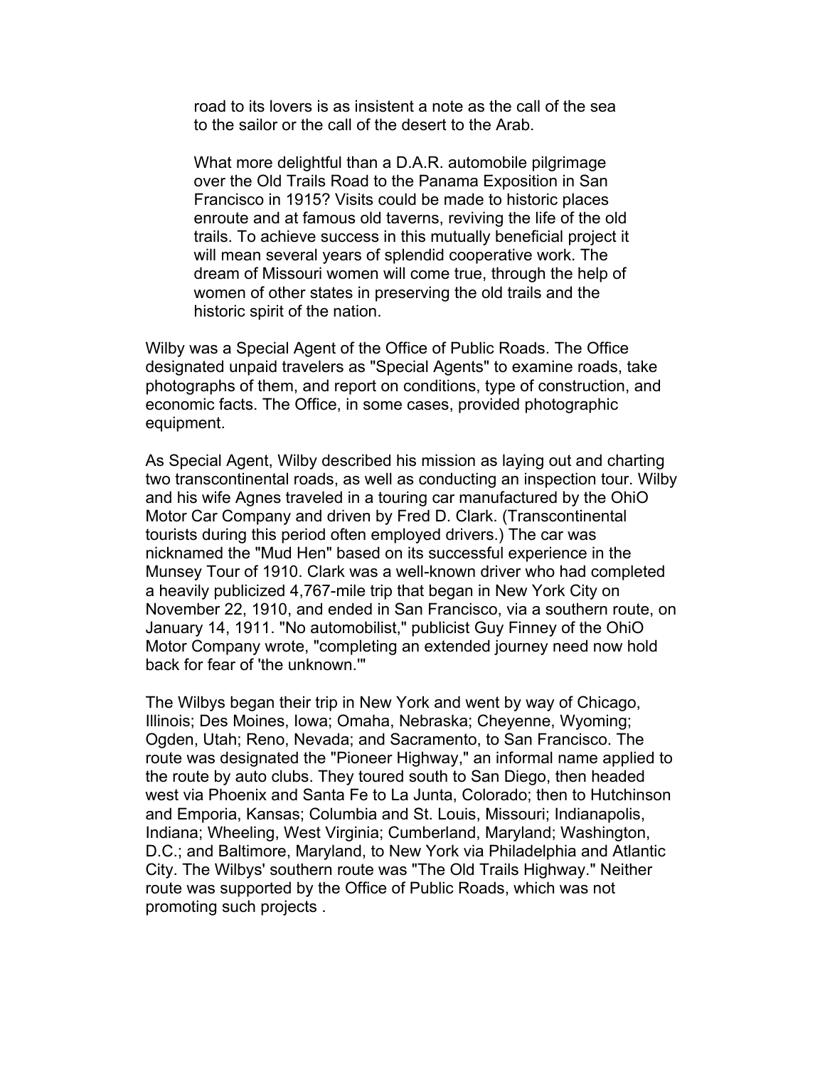> road to its lovers is as insistent a note as the call of the sea to the sailor or the call of the desert to the Arab.
>
> What more delightful than a D.A.R. automobile pilgrimage over the Old Trails Road to the Panama Exposition in San Francisco in 1915? Visits could be made to historic places enroute and at famous old taverns, reviving the life of the old trails. To achieve success in this mutually beneficial project it will mean several years of splendid cooperative work. The dream of Missouri women will come true, through the help of women of other states in preserving the old trails and the historic spirit of the nation.

Wilby was a Special Agent of the Office of Public Roads. The Office designated unpaid travelers as "Special Agents" to examine roads, take photographs of them, and report on conditions, type of construction, and economic facts. The Office, in some cases, provided photographic equipment.

As Special Agent, Wilby described his mission as laying out and charting two transcontinental roads, as well as conducting an inspection tour. Wilby and his wife Agnes traveled in a touring car manufactured by the OhiO Motor Car Company and driven by Fred D. Clark. (Transcontinental tourists during this period often employed drivers.) The car was nicknamed the "Mud Hen" based on its successful experience in the Munsey Tour of 1910. Clark was a well-known driver who had completed a heavily publicized 4,767-mile trip that began in New York City on November 22, 1910, and ended in San Francisco, via a southern route, on January 14, 1911. "No automobilist," publicist Guy Finney of the OhiO Motor Company wrote, "completing an extended journey need now hold back for fear of 'the unknown.'"

The Wilbys began their trip in New York and went by way of Chicago, Illinois; Des Moines, Iowa; Omaha, Nebraska; Cheyenne, Wyoming; Ogden, Utah; Reno, Nevada; and Sacramento, to San Francisco. The route was designated the "Pioneer Highway," an informal name applied to the route by auto clubs. They toured south to San Diego, then headed west via Phoenix and Santa Fe to La Junta, Colorado; then to Hutchinson and Emporia, Kansas; Columbia and St. Louis, Missouri; Indianapolis, Indiana; Wheeling, West Virginia; Cumberland, Maryland; Washington, D.C.; and Baltimore, Maryland, to New York via Philadelphia and Atlantic City. The Wilbys' southern route was "The Old Trails Highway." Neither route was supported by the Office of Public Roads, which was not promoting such projects .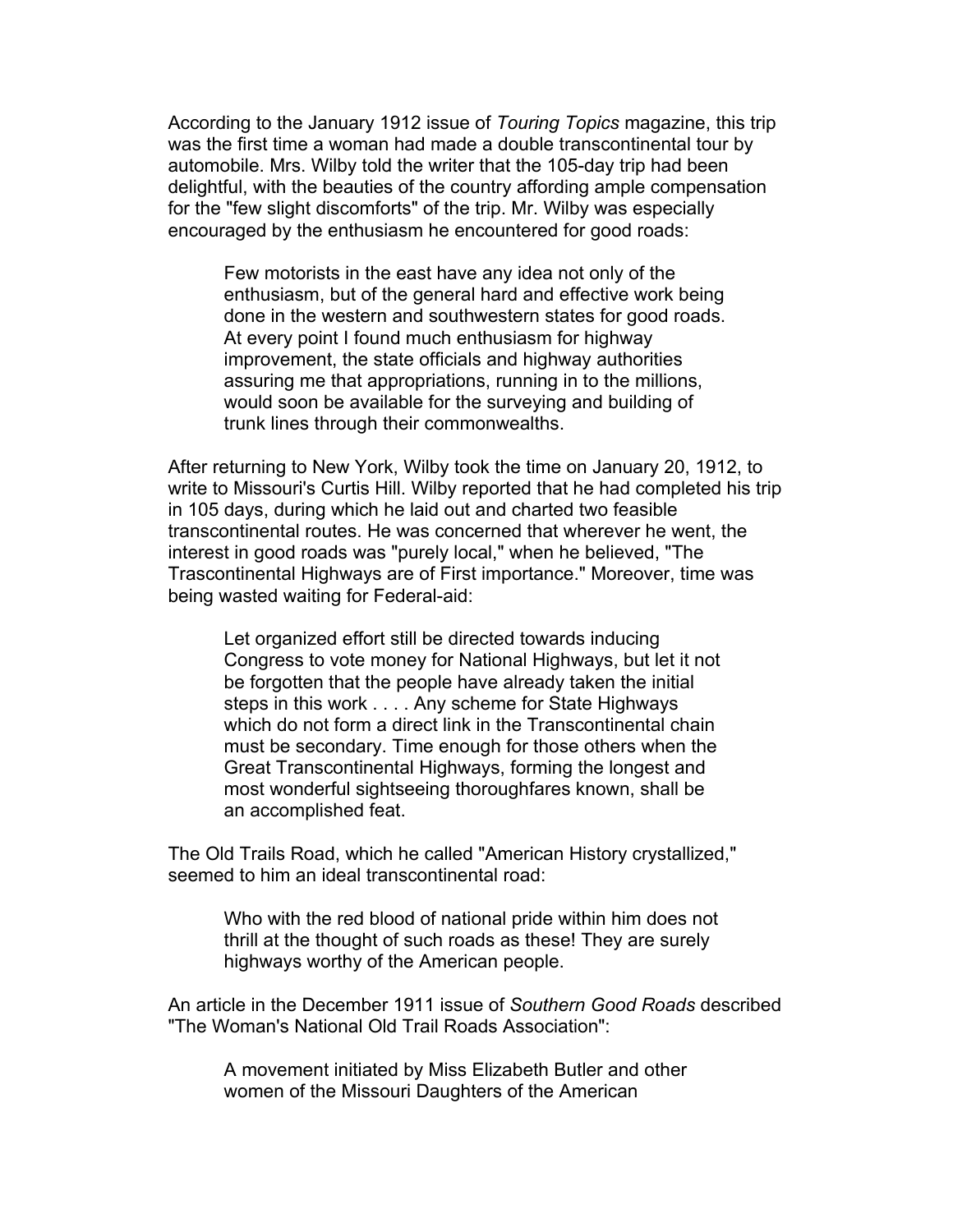According to the January 1912 issue of *Touring Topics* magazine, this trip was the first time a woman had made a double transcontinental tour by automobile. Mrs. Wilby told the writer that the 105-day trip had been delightful, with the beauties of the country affording ample compensation for the "few slight discomforts" of the trip. Mr. Wilby was especially encouraged by the enthusiasm he encountered for good roads:

> Few motorists in the east have any idea not only of the enthusiasm, but of the general hard and effective work being done in the western and southwestern states for good roads. At every point I found much enthusiasm for highway improvement, the state officials and highway authorities assuring me that appropriations, running in to the millions, would soon be available for the surveying and building of trunk lines through their commonwealths.

After returning to New York, Wilby took the time on January 20, 1912, to write to Missouri's Curtis Hill. Wilby reported that he had completed his trip in 105 days, during which he laid out and charted two feasible transcontinental routes. He was concerned that wherever he went, the interest in good roads was "purely local," when he believed, "The Trascontinental Highways are of First importance." Moreover, time was being wasted waiting for Federal-aid:

> Let organized effort still be directed towards inducing Congress to vote money for National Highways, but let it not be forgotten that the people have already taken the initial steps in this work . . . . Any scheme for State Highways which do not form a direct link in the Transcontinental chain must be secondary. Time enough for those others when the Great Transcontinental Highways, forming the longest and most wonderful sightseeing thoroughfares known, shall be an accomplished feat.

The Old Trails Road, which he called "American History crystallized," seemed to him an ideal transcontinental road:

> Who with the red blood of national pride within him does not thrill at the thought of such roads as these! They are surely highways worthy of the American people.

An article in the December 1911 issue of *Southern Good Roads* described "The Woman's National Old Trail Roads Association":

> A movement initiated by Miss Elizabeth Butler and other women of the Missouri Daughters of the American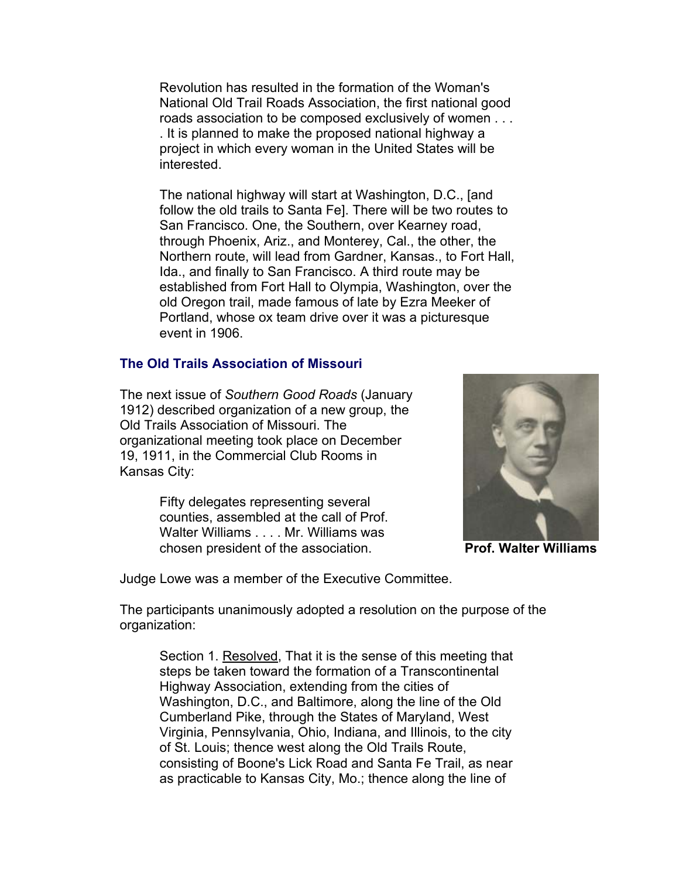> Revolution has resulted in the formation of the Woman's National Old Trail Roads Association, the first national good roads association to be composed exclusively of women . . . . It is planned to make the proposed national highway a project in which every woman in the United States will be interested.
>
> The national highway will start at Washington, D.C., [and follow the old trails to Santa Fe]. There will be two routes to San Francisco. One, the Southern, over Kearney road, through Phoenix, Ariz., and Monterey, Cal., the other, the Northern route, will lead from Gardner, Kansas., to Fort Hall, Ida., and finally to San Francisco. A third route may be established from Fort Hall to Olympia, Washington, over the old Oregon trail, made famous of late by Ezra Meeker of Portland, whose ox team drive over it was a picturesque event in 1906.

### The Old Trails Association of Missouri

The next issue of *Southern Good Roads* (January 1912) described organization of a new group, the Old Trails Association of Missouri. The organizational meeting took place on December 19, 1911, in the Commercial Club Rooms in Kansas City:

> Fifty delegates representing several counties, assembled at the call of Prof. Walter Williams . . . . Mr. Williams was chosen president of the association.

**Prof. Walter Williams**

Judge Lowe was a member of the Executive Committee.

The participants unanimously adopted a resolution on the purpose of the organization:

> Section 1. Resolved, That it is the sense of this meeting that steps be taken toward the formation of a Transcontinental Highway Association, extending from the cities of Washington, D.C., and Baltimore, along the line of the Old Cumberland Pike, through the States of Maryland, West Virginia, Pennsylvania, Ohio, Indiana, and Illinois, to the city of St. Louis; thence west along the Old Trails Route, consisting of Boone's Lick Road and Santa Fe Trail, as near as practicable to Kansas City, Mo.; thence along the line of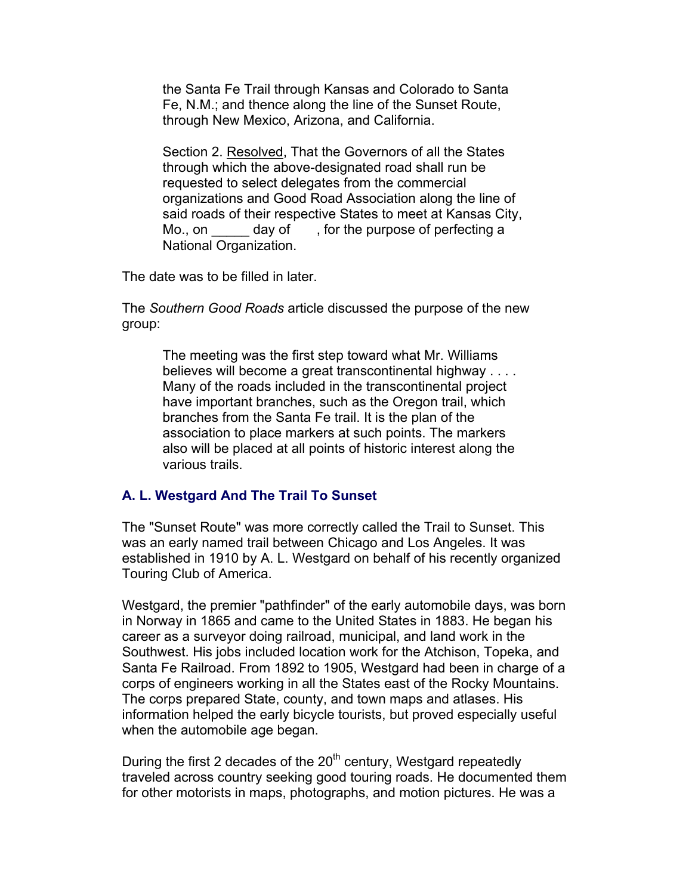> the Santa Fe Trail through Kansas and Colorado to Santa Fe, N.M.; and thence along the line of the Sunset Route, through New Mexico, Arizona, and California.
>
> Section 2. Resolved, That the Governors of all the States through which the above-designated road shall run be requested to select delegates from the commercial organizations and Good Road Association along the line of said roads of their respective States to meet at Kansas City, Mo., on _____ day of , for the purpose of perfecting a National Organization.

The date was to be filled in later.

The *Southern Good Roads* article discussed the purpose of the new group:

> The meeting was the first step toward what Mr. Williams believes will become a great transcontinental highway . . . . Many of the roads included in the transcontinental project have important branches, such as the Oregon trail, which branches from the Santa Fe trail. It is the plan of the association to place markers at such points. The markers also will be placed at all points of historic interest along the various trails.

### A. L. Westgard And The Trail To Sunset

The "Sunset Route" was more correctly called the Trail to Sunset. This was an early named trail between Chicago and Los Angeles. It was established in 1910 by A. L. Westgard on behalf of his recently organized Touring Club of America.

Westgard, the premier "pathfinder" of the early automobile days, was born in Norway in 1865 and came to the United States in 1883. He began his career as a surveyor doing railroad, municipal, and land work in the Southwest. His jobs included location work for the Atchison, Topeka, and Santa Fe Railroad. From 1892 to 1905, Westgard had been in charge of a corps of engineers working in all the States east of the Rocky Mountains. The corps prepared State, county, and town maps and atlases. His information helped the early bicycle tourists, but proved especially useful when the automobile age began.

During the first 2 decades of the 20th century, Westgard repeatedly traveled across country seeking good touring roads. He documented them for other motorists in maps, photographs, and motion pictures. He was a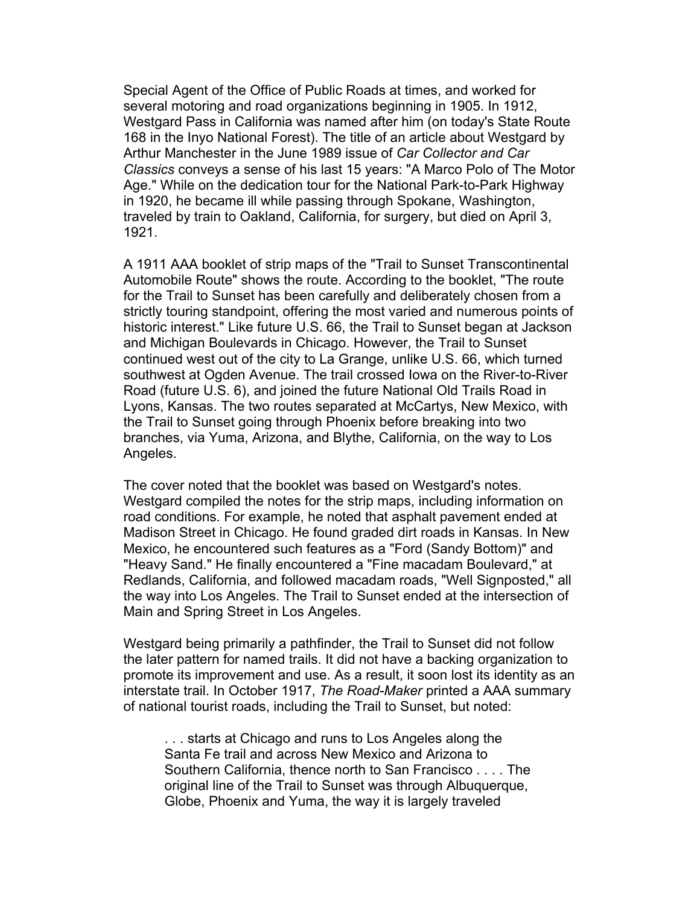Special Agent of the Office of Public Roads at times, and worked for several motoring and road organizations beginning in 1905. In 1912, Westgard Pass in California was named after him (on today's State Route 168 in the Inyo National Forest). The title of an article about Westgard by Arthur Manchester in the June 1989 issue of *Car Collector and Car Classics* conveys a sense of his last 15 years: "A Marco Polo of The Motor Age." While on the dedication tour for the National Park-to-Park Highway in 1920, he became ill while passing through Spokane, Washington, traveled by train to Oakland, California, for surgery, but died on April 3, 1921.

A 1911 AAA booklet of strip maps of the "Trail to Sunset Transcontinental Automobile Route" shows the route. According to the booklet, "The route for the Trail to Sunset has been carefully and deliberately chosen from a strictly touring standpoint, offering the most varied and numerous points of historic interest." Like future U.S. 66, the Trail to Sunset began at Jackson and Michigan Boulevards in Chicago. However, the Trail to Sunset continued west out of the city to La Grange, unlike U.S. 66, which turned southwest at Ogden Avenue. The trail crossed Iowa on the River-to-River Road (future U.S. 6), and joined the future National Old Trails Road in Lyons, Kansas. The two routes separated at McCartys, New Mexico, with the Trail to Sunset going through Phoenix before breaking into two branches, via Yuma, Arizona, and Blythe, California, on the way to Los Angeles.

The cover noted that the booklet was based on Westgard's notes. Westgard compiled the notes for the strip maps, including information on road conditions. For example, he noted that asphalt pavement ended at Madison Street in Chicago. He found graded dirt roads in Kansas. In New Mexico, he encountered such features as a "Ford (Sandy Bottom)" and "Heavy Sand." He finally encountered a "Fine macadam Boulevard," at Redlands, California, and followed macadam roads, "Well Signposted," all the way into Los Angeles. The Trail to Sunset ended at the intersection of Main and Spring Street in Los Angeles.

Westgard being primarily a pathfinder, the Trail to Sunset did not follow the later pattern for named trails. It did not have a backing organization to promote its improvement and use. As a result, it soon lost its identity as an interstate trail. In October 1917, *The Road-Maker* printed a AAA summary of national tourist roads, including the Trail to Sunset, but noted:

> . . . starts at Chicago and runs to Los Angeles along the Santa Fe trail and across New Mexico and Arizona to Southern California, thence north to San Francisco . . . . The original line of the Trail to Sunset was through Albuquerque, Globe, Phoenix and Yuma, the way it is largely traveled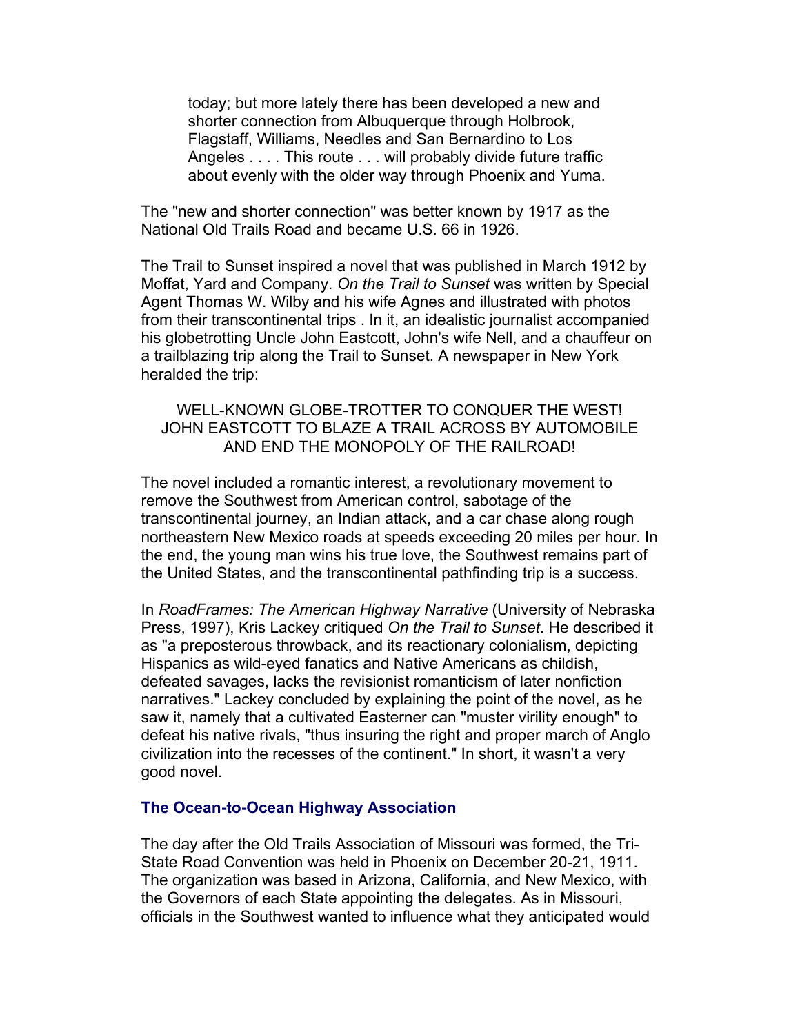> today; but more lately there has been developed a new and shorter connection from Albuquerque through Holbrook, Flagstaff, Williams, Needles and San Bernardino to Los Angeles . . . . This route . . . will probably divide future traffic about evenly with the older way through Phoenix and Yuma.

The "new and shorter connection" was better known by 1917 as the National Old Trails Road and became U.S. 66 in 1926.

The Trail to Sunset inspired a novel that was published in March 1912 by Moffat, Yard and Company. *On the Trail to Sunset* was written by Special Agent Thomas W. Wilby and his wife Agnes and illustrated with photos from their transcontinental trips . In it, an idealistic journalist accompanied his globetrotting Uncle John Eastcott, John's wife Nell, and a chauffeur on a trailblazing trip along the Trail to Sunset. A newspaper in New York heralded the trip:

> WELL-KNOWN GLOBE-TROTTER TO CONQUER THE WEST!
> JOHN EASTCOTT TO BLAZE A TRAIL ACROSS BY AUTOMOBILE AND END THE MONOPOLY OF THE RAILROAD!

The novel included a romantic interest, a revolutionary movement to remove the Southwest from American control, sabotage of the transcontinental journey, an Indian attack, and a car chase along rough northeastern New Mexico roads at speeds exceeding 20 miles per hour. In the end, the young man wins his true love, the Southwest remains part of the United States, and the transcontinental pathfinding trip is a success.

In *RoadFrames: The American Highway Narrative* (University of Nebraska Press, 1997), Kris Lackey critiqued *On the Trail to Sunset*. He described it as "a preposterous throwback, and its reactionary colonialism, depicting Hispanics as wild-eyed fanatics and Native Americans as childish, defeated savages, lacks the revisionist romanticism of later nonfiction narratives." Lackey concluded by explaining the point of the novel, as he saw it, namely that a cultivated Easterner can "muster virility enough" to defeat his native rivals, "thus insuring the right and proper march of Anglo civilization into the recesses of the continent." In short, it wasn't a very good novel.

### The Ocean-to-Ocean Highway Association

The day after the Old Trails Association of Missouri was formed, the Tri-State Road Convention was held in Phoenix on December 20-21, 1911. The organization was based in Arizona, California, and New Mexico, with the Governors of each State appointing the delegates. As in Missouri, officials in the Southwest wanted to influence what they anticipated would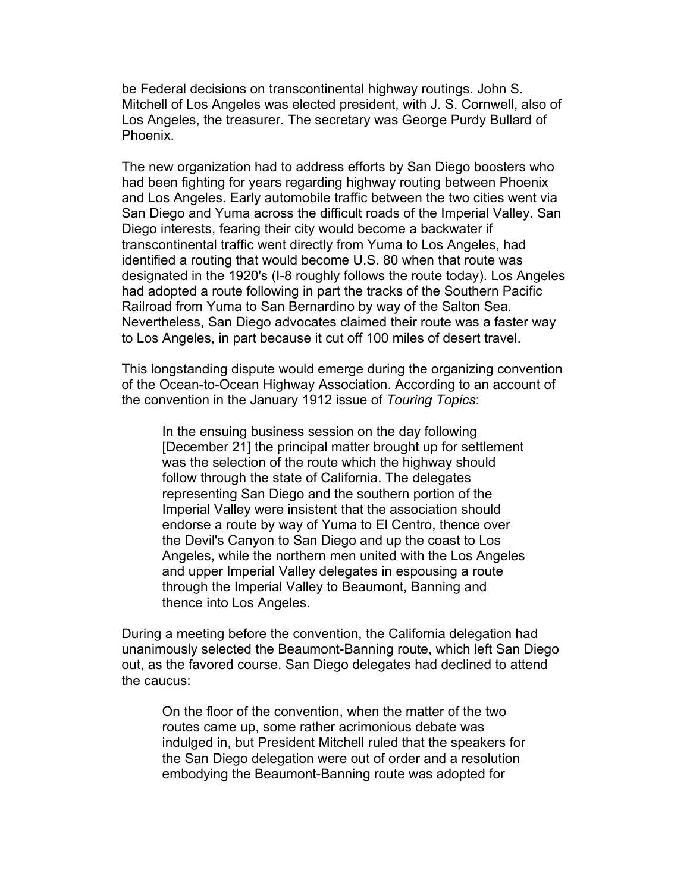be Federal decisions on transcontinental highway routings. John S. Mitchell of Los Angeles was elected president, with J. S. Cornwell, also of Los Angeles, the treasurer. The secretary was George Purdy Bullard of Phoenix.

The new organization had to address efforts by San Diego boosters who had been fighting for years regarding highway routing between Phoenix and Los Angeles. Early automobile traffic between the two cities went via San Diego and Yuma across the difficult roads of the Imperial Valley. San Diego interests, fearing their city would become a backwater if transcontinental traffic went directly from Yuma to Los Angeles, had identified a routing that would become U.S. 80 when that route was designated in the 1920's (I-8 roughly follows the route today). Los Angeles had adopted a route following in part the tracks of the Southern Pacific Railroad from Yuma to San Bernardino by way of the Salton Sea. Nevertheless, San Diego advocates claimed their route was a faster way to Los Angeles, in part because it cut off 100 miles of desert travel.

This longstanding dispute would emerge during the organizing convention of the Ocean-to-Ocean Highway Association. According to an account of the convention in the January 1912 issue of *Touring Topics*:

> In the ensuing business session on the day following [December 21] the principal matter brought up for settlement was the selection of the route which the highway should follow through the state of California. The delegates representing San Diego and the southern portion of the Imperial Valley were insistent that the association should endorse a route by way of Yuma to El Centro, thence over the Devil's Canyon to San Diego and up the coast to Los Angeles, while the northern men united with the Los Angeles and upper Imperial Valley delegates in espousing a route through the Imperial Valley to Beaumont, Banning and thence into Los Angeles.

During a meeting before the convention, the California delegation had unanimously selected the Beaumont-Banning route, which left San Diego out, as the favored course. San Diego delegates had declined to attend the caucus:

> On the floor of the convention, when the matter of the two routes came up, some rather acrimonious debate was indulged in, but President Mitchell ruled that the speakers for the San Diego delegation were out of order and a resolution embodying the Beaumont-Banning route was adopted for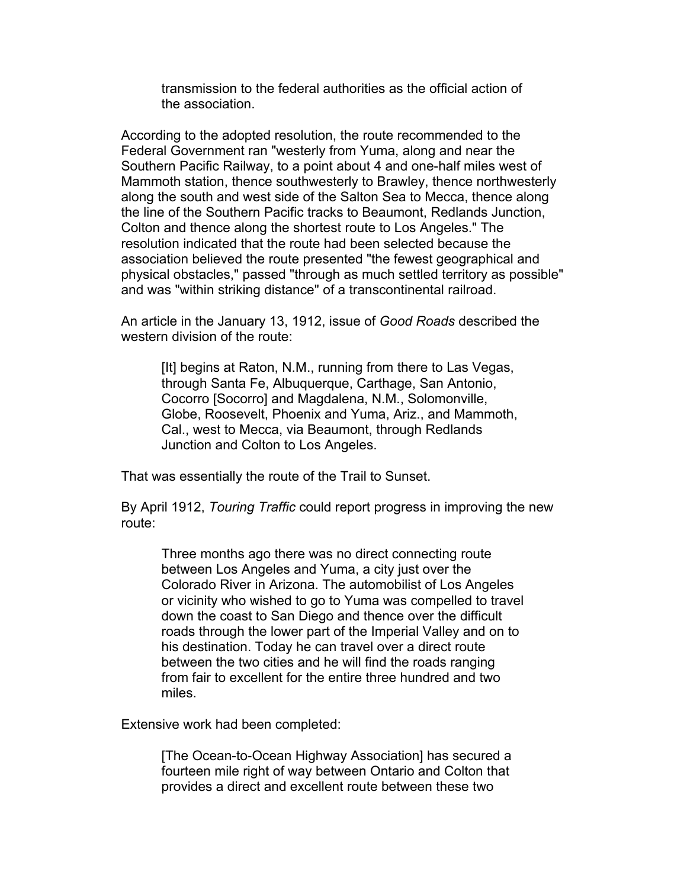> transmission to the federal authorities as the official action of the association.

According to the adopted resolution, the route recommended to the Federal Government ran "westerly from Yuma, along and near the Southern Pacific Railway, to a point about 4 and one-half miles west of Mammoth station, thence southwesterly to Brawley, thence northwesterly along the south and west side of the Salton Sea to Mecca, thence along the line of the Southern Pacific tracks to Beaumont, Redlands Junction, Colton and thence along the shortest route to Los Angeles." The resolution indicated that the route had been selected because the association believed the route presented "the fewest geographical and physical obstacles," passed "through as much settled territory as possible" and was "within striking distance" of a transcontinental railroad.

An article in the January 13, 1912, issue of *Good Roads* described the western division of the route:

> [It] begins at Raton, N.M., running from there to Las Vegas, through Santa Fe, Albuquerque, Carthage, San Antonio, Cocorro [Socorro] and Magdalena, N.M., Solomonville, Globe, Roosevelt, Phoenix and Yuma, Ariz., and Mammoth, Cal., west to Mecca, via Beaumont, through Redlands Junction and Colton to Los Angeles.

That was essentially the route of the Trail to Sunset.

By April 1912, *Touring Traffic* could report progress in improving the new route:

> Three months ago there was no direct connecting route between Los Angeles and Yuma, a city just over the Colorado River in Arizona. The automobilist of Los Angeles or vicinity who wished to go to Yuma was compelled to travel down the coast to San Diego and thence over the difficult roads through the lower part of the Imperial Valley and on to his destination. Today he can travel over a direct route between the two cities and he will find the roads ranging from fair to excellent for the entire three hundred and two miles.

Extensive work had been completed:

> [The Ocean-to-Ocean Highway Association] has secured a fourteen mile right of way between Ontario and Colton that provides a direct and excellent route between these two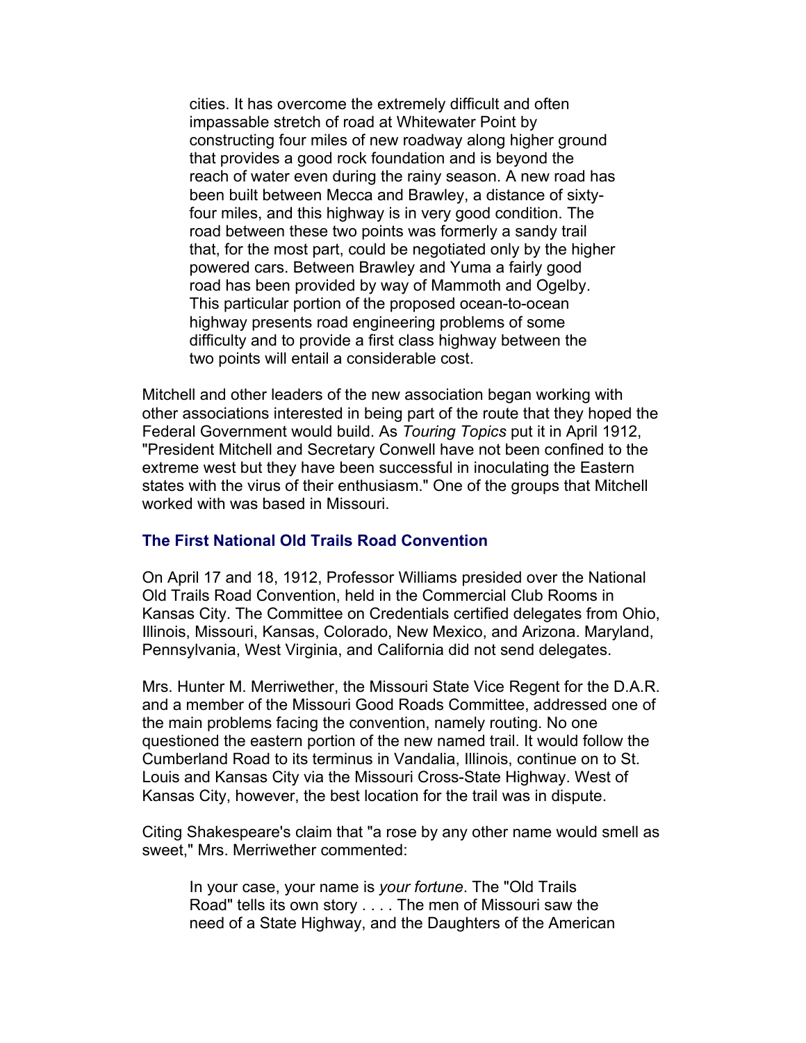> cities. It has overcome the extremely difficult and often impassable stretch of road at Whitewater Point by constructing four miles of new roadway along higher ground that provides a good rock foundation and is beyond the reach of water even during the rainy season. A new road has been built between Mecca and Brawley, a distance of sixty-four miles, and this highway is in very good condition. The road between these two points was formerly a sandy trail that, for the most part, could be negotiated only by the higher powered cars. Between Brawley and Yuma a fairly good road has been provided by way of Mammoth and Ogelby. This particular portion of the proposed ocean-to-ocean highway presents road engineering problems of some difficulty and to provide a first class highway between the two points will entail a considerable cost.

Mitchell and other leaders of the new association began working with other associations interested in being part of the route that they hoped the Federal Government would build. As *Touring Topics* put it in April 1912, "President Mitchell and Secretary Conwell have not been confined to the extreme west but they have been successful in inoculating the Eastern states with the virus of their enthusiasm." One of the groups that Mitchell worked with was based in Missouri.

### The First National Old Trails Road Convention

On April 17 and 18, 1912, Professor Williams presided over the National Old Trails Road Convention, held in the Commercial Club Rooms in Kansas City. The Committee on Credentials certified delegates from Ohio, Illinois, Missouri, Kansas, Colorado, New Mexico, and Arizona. Maryland, Pennsylvania, West Virginia, and California did not send delegates.

Mrs. Hunter M. Merriwether, the Missouri State Vice Regent for the D.A.R. and a member of the Missouri Good Roads Committee, addressed one of the main problems facing the convention, namely routing. No one questioned the eastern portion of the new named trail. It would follow the Cumberland Road to its terminus in Vandalia, Illinois, continue on to St. Louis and Kansas City via the Missouri Cross-State Highway. West of Kansas City, however, the best location for the trail was in dispute.

Citing Shakespeare's claim that "a rose by any other name would smell as sweet," Mrs. Merriwether commented:

> In your case, your name is *your fortune*. The "Old Trails Road" tells its own story . . . . The men of Missouri saw the need of a State Highway, and the Daughters of the American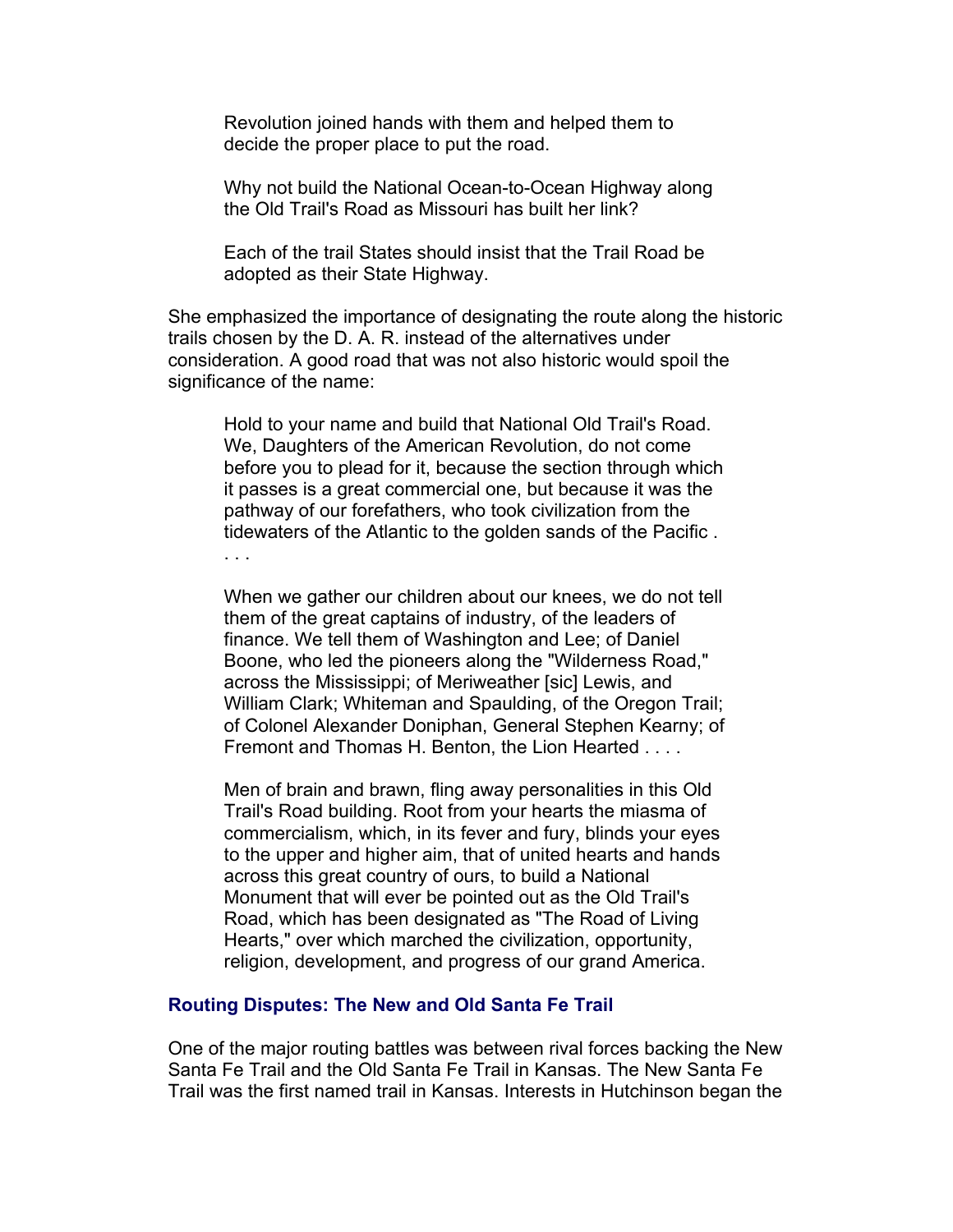> Revolution joined hands with them and helped them to decide the proper place to put the road.
>
> Why not build the National Ocean-to-Ocean Highway along the Old Trail's Road as Missouri has built her link?
>
> Each of the trail States should insist that the Trail Road be adopted as their State Highway.

She emphasized the importance of designating the route along the historic trails chosen by the D. A. R. instead of the alternatives under consideration. A good road that was not also historic would spoil the significance of the name:

> Hold to your name and build that National Old Trail's Road. We, Daughters of the American Revolution, do not come before you to plead for it, because the section through which it passes is a great commercial one, but because it was the pathway of our forefathers, who took civilization from the tidewaters of the Atlantic to the golden sands of the Pacific . . . .
>
> When we gather our children about our knees, we do not tell them of the great captains of industry, of the leaders of finance. We tell them of Washington and Lee; of Daniel Boone, who led the pioneers along the "Wilderness Road," across the Mississippi; of Meriweather [sic] Lewis, and William Clark; Whiteman and Spaulding, of the Oregon Trail; of Colonel Alexander Doniphan, General Stephen Kearny; of Fremont and Thomas H. Benton, the Lion Hearted . . . .
>
> Men of brain and brawn, fling away personalities in this Old Trail's Road building. Root from your hearts the miasma of commercialism, which, in its fever and fury, blinds your eyes to the upper and higher aim, that of united hearts and hands across this great country of ours, to build a National Monument that will ever be pointed out as the Old Trail's Road, which has been designated as "The Road of Living Hearts," over which marched the civilization, opportunity, religion, development, and progress of our grand America.

### Routing Disputes: The New and Old Santa Fe Trail

One of the major routing battles was between rival forces backing the New Santa Fe Trail and the Old Santa Fe Trail in Kansas. The New Santa Fe Trail was the first named trail in Kansas. Interests in Hutchinson began the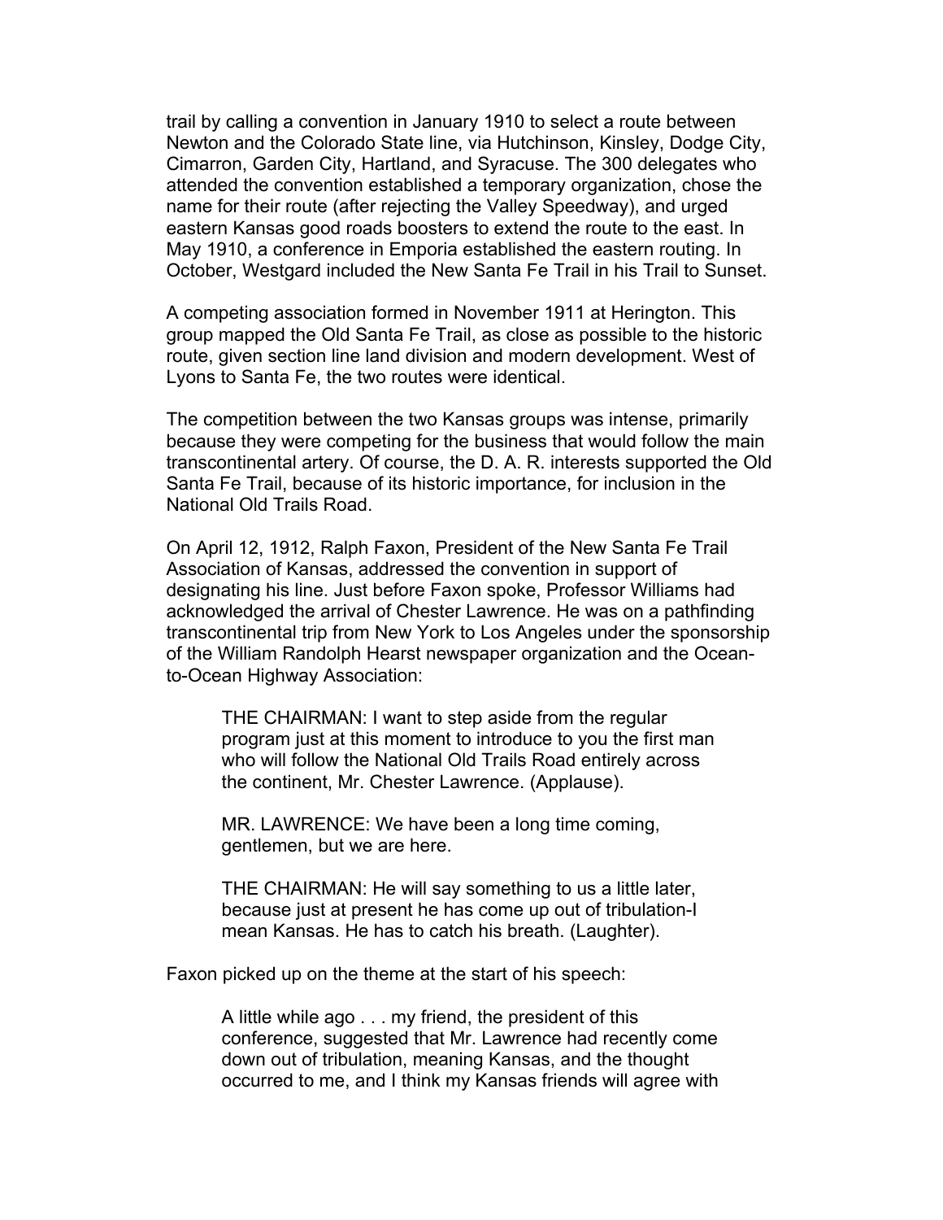trail by calling a convention in January 1910 to select a route between Newton and the Colorado State line, via Hutchinson, Kinsley, Dodge City, Cimarron, Garden City, Hartland, and Syracuse. The 300 delegates who attended the convention established a temporary organization, chose the name for their route (after rejecting the Valley Speedway), and urged eastern Kansas good roads boosters to extend the route to the east. In May 1910, a conference in Emporia established the eastern routing. In October, Westgard included the New Santa Fe Trail in his Trail to Sunset.

A competing association formed in November 1911 at Herington. This group mapped the Old Santa Fe Trail, as close as possible to the historic route, given section line land division and modern development. West of Lyons to Santa Fe, the two routes were identical.

The competition between the two Kansas groups was intense, primarily because they were competing for the business that would follow the main transcontinental artery. Of course, the D. A. R. interests supported the Old Santa Fe Trail, because of its historic importance, for inclusion in the National Old Trails Road.

On April 12, 1912, Ralph Faxon, President of the New Santa Fe Trail Association of Kansas, addressed the convention in support of designating his line. Just before Faxon spoke, Professor Williams had acknowledged the arrival of Chester Lawrence. He was on a pathfinding transcontinental trip from New York to Los Angeles under the sponsorship of the William Randolph Hearst newspaper organization and the Ocean-to-Ocean Highway Association:

> THE CHAIRMAN: I want to step aside from the regular program just at this moment to introduce to you the first man who will follow the National Old Trails Road entirely across the continent, Mr. Chester Lawrence. (Applause).
>
> MR. LAWRENCE: We have been a long time coming, gentlemen, but we are here.
>
> THE CHAIRMAN: He will say something to us a little later, because just at present he has come up out of tribulation-I mean Kansas. He has to catch his breath. (Laughter).

Faxon picked up on the theme at the start of his speech:

> A little while ago . . . my friend, the president of this conference, suggested that Mr. Lawrence had recently come down out of tribulation, meaning Kansas, and the thought occurred to me, and I think my Kansas friends will agree with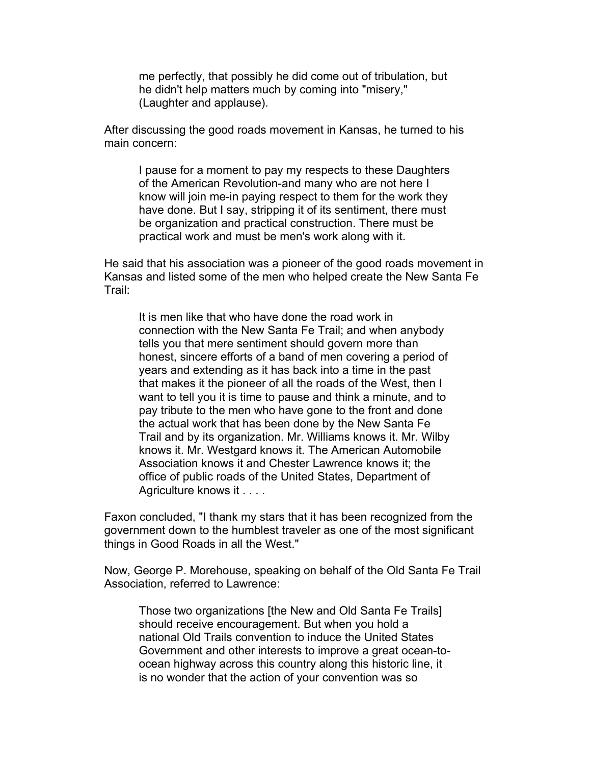> me perfectly, that possibly he did come out of tribulation, but he didn't help matters much by coming into "misery," (Laughter and applause).

After discussing the good roads movement in Kansas, he turned to his main concern:

> I pause for a moment to pay my respects to these Daughters of the American Revolution-and many who are not here I know will join me-in paying respect to them for the work they have done. But I say, stripping it of its sentiment, there must be organization and practical construction. There must be practical work and must be men's work along with it.

He said that his association was a pioneer of the good roads movement in Kansas and listed some of the men who helped create the New Santa Fe Trail:

> It is men like that who have done the road work in connection with the New Santa Fe Trail; and when anybody tells you that mere sentiment should govern more than honest, sincere efforts of a band of men covering a period of years and extending as it has back into a time in the past that makes it the pioneer of all the roads of the West, then I want to tell you it is time to pause and think a minute, and to pay tribute to the men who have gone to the front and done the actual work that has been done by the New Santa Fe Trail and by its organization. Mr. Williams knows it. Mr. Wilby knows it. Mr. Westgard knows it. The American Automobile Association knows it and Chester Lawrence knows it; the office of public roads of the United States, Department of Agriculture knows it . . . .

Faxon concluded, "I thank my stars that it has been recognized from the government down to the humblest traveler as one of the most significant things in Good Roads in all the West."

Now, George P. Morehouse, speaking on behalf of the Old Santa Fe Trail Association, referred to Lawrence:

> Those two organizations [the New and Old Santa Fe Trails] should receive encouragement. But when you hold a national Old Trails convention to induce the United States Government and other interests to improve a great ocean-to-ocean highway across this country along this historic line, it is no wonder that the action of your convention was so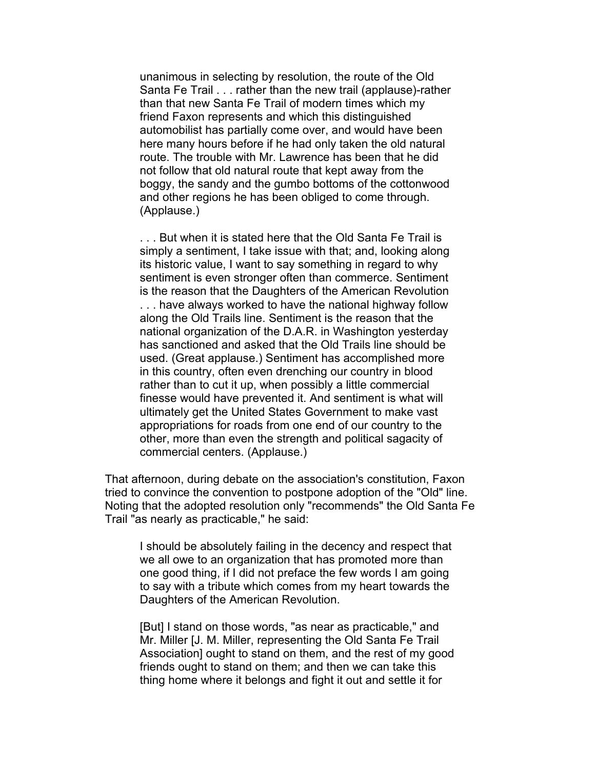> unanimous in selecting by resolution, the route of the Old Santa Fe Trail . . . rather than the new trail (applause)-rather than that new Santa Fe Trail of modern times which my friend Faxon represents and which this distinguished automobilist has partially come over, and would have been here many hours before if he had only taken the old natural route. The trouble with Mr. Lawrence has been that he did not follow that old natural route that kept away from the boggy, the sandy and the gumbo bottoms of the cottonwood and other regions he has been obliged to come through. (Applause.)
>
> . . . But when it is stated here that the Old Santa Fe Trail is simply a sentiment, I take issue with that; and, looking along its historic value, I want to say something in regard to why sentiment is even stronger often than commerce. Sentiment is the reason that the Daughters of the American Revolution . . . have always worked to have the national highway follow along the Old Trails line. Sentiment is the reason that the national organization of the D.A.R. in Washington yesterday has sanctioned and asked that the Old Trails line should be used. (Great applause.) Sentiment has accomplished more in this country, often even drenching our country in blood rather than to cut it up, when possibly a little commercial finesse would have prevented it. And sentiment is what will ultimately get the United States Government to make vast appropriations for roads from one end of our country to the other, more than even the strength and political sagacity of commercial centers. (Applause.)

That afternoon, during debate on the association's constitution, Faxon tried to convince the convention to postpone adoption of the "Old" line. Noting that the adopted resolution only "recommends" the Old Santa Fe Trail "as nearly as practicable," he said:

> I should be absolutely failing in the decency and respect that we all owe to an organization that has promoted more than one good thing, if I did not preface the few words I am going to say with a tribute which comes from my heart towards the Daughters of the American Revolution.
>
> [But] I stand on those words, "as near as practicable," and Mr. Miller [J. M. Miller, representing the Old Santa Fe Trail Association] ought to stand on them, and the rest of my good friends ought to stand on them; and then we can take this thing home where it belongs and fight it out and settle it for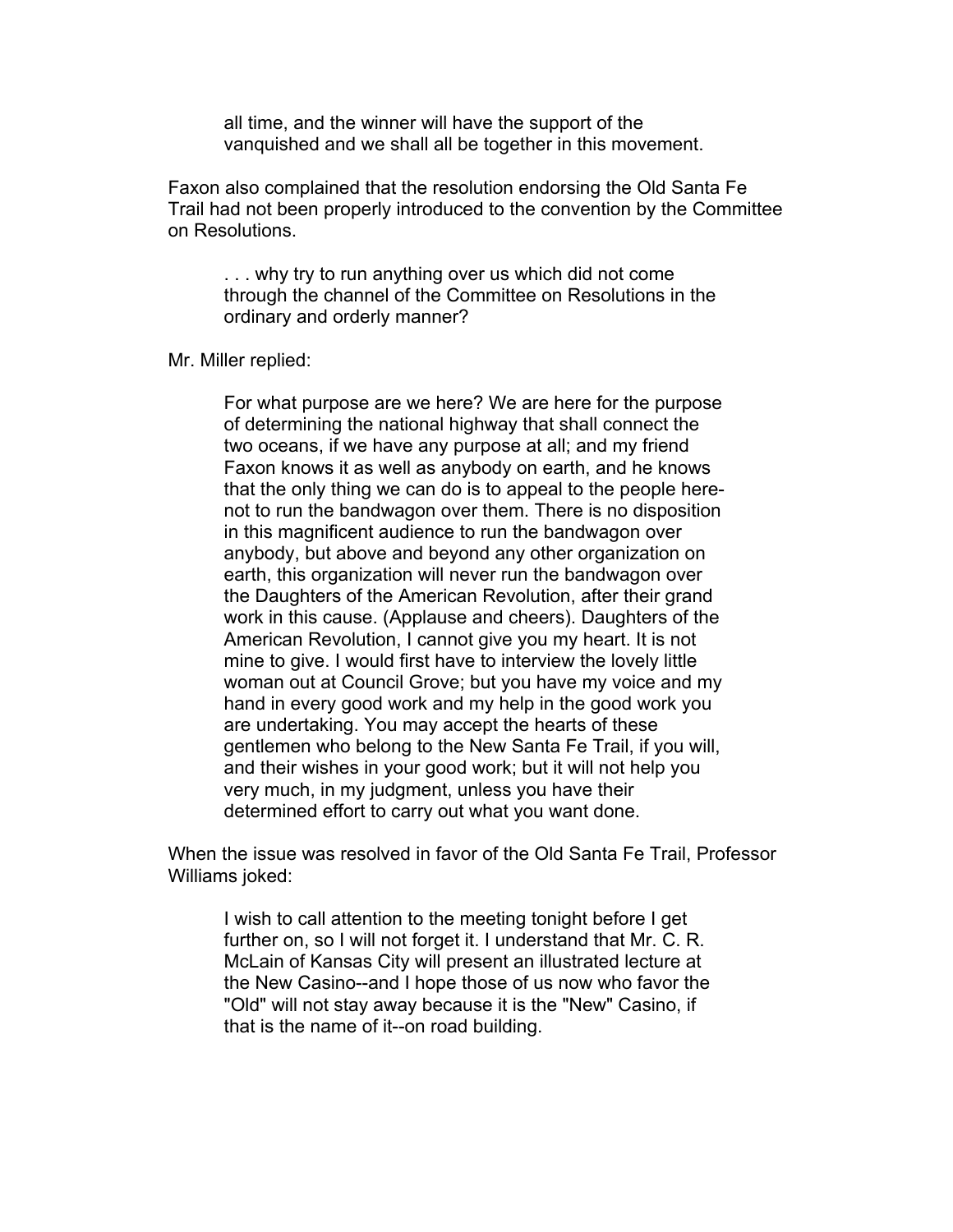> all time, and the winner will have the support of the vanquished and we shall all be together in this movement.

Faxon also complained that the resolution endorsing the Old Santa Fe Trail had not been properly introduced to the convention by the Committee on Resolutions.

> . . . why try to run anything over us which did not come through the channel of the Committee on Resolutions in the ordinary and orderly manner?

Mr. Miller replied:

> For what purpose are we here? We are here for the purpose of determining the national highway that shall connect the two oceans, if we have any purpose at all; and my friend Faxon knows it as well as anybody on earth, and he knows that the only thing we can do is to appeal to the people here-not to run the bandwagon over them. There is no disposition in this magnificent audience to run the bandwagon over anybody, but above and beyond any other organization on earth, this organization will never run the bandwagon over the Daughters of the American Revolution, after their grand work in this cause. (Applause and cheers). Daughters of the American Revolution, I cannot give you my heart. It is not mine to give. I would first have to interview the lovely little woman out at Council Grove; but you have my voice and my hand in every good work and my help in the good work you are undertaking. You may accept the hearts of these gentlemen who belong to the New Santa Fe Trail, if you will, and their wishes in your good work; but it will not help you very much, in my judgment, unless you have their determined effort to carry out what you want done.

When the issue was resolved in favor of the Old Santa Fe Trail, Professor Williams joked:

> I wish to call attention to the meeting tonight before I get further on, so I will not forget it. I understand that Mr. C. R. McLain of Kansas City will present an illustrated lecture at the New Casino--and I hope those of us now who favor the "Old" will not stay away because it is the "New" Casino, if that is the name of it--on road building.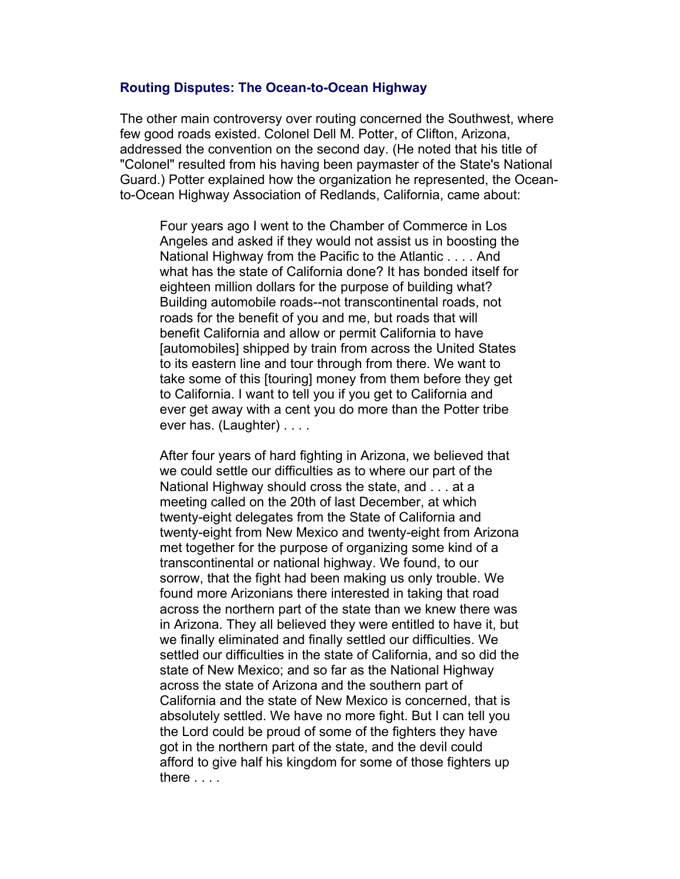### Routing Disputes: The Ocean-to-Ocean Highway

The other main controversy over routing concerned the Southwest, where few good roads existed. Colonel Dell M. Potter, of Clifton, Arizona, addressed the convention on the second day. (He noted that his title of "Colonel" resulted from his having been paymaster of the State's National Guard.) Potter explained how the organization he represented, the Ocean-to-Ocean Highway Association of Redlands, California, came about:

> Four years ago I went to the Chamber of Commerce in Los Angeles and asked if they would not assist us in boosting the National Highway from the Pacific to the Atlantic . . . . And what has the state of California done? It has bonded itself for eighteen million dollars for the purpose of building what? Building automobile roads--not transcontinental roads, not roads for the benefit of you and me, but roads that will benefit California and allow or permit California to have [automobiles] shipped by train from across the United States to its eastern line and tour through from there. We want to take some of this [touring] money from them before they get to California. I want to tell you if you get to California and ever get away with a cent you do more than the Potter tribe ever has. (Laughter) . . . .
>
> After four years of hard fighting in Arizona, we believed that we could settle our difficulties as to where our part of the National Highway should cross the state, and . . . at a meeting called on the 20th of last December, at which twenty-eight delegates from the State of California and twenty-eight from New Mexico and twenty-eight from Arizona met together for the purpose of organizing some kind of a transcontinental or national highway. We found, to our sorrow, that the fight had been making us only trouble. We found more Arizonians there interested in taking that road across the northern part of the state than we knew there was in Arizona. They all believed they were entitled to have it, but we finally eliminated and finally settled our difficulties. We settled our difficulties in the state of California, and so did the state of New Mexico; and so far as the National Highway across the state of Arizona and the southern part of California and the state of New Mexico is concerned, that is absolutely settled. We have no more fight. But I can tell you the Lord could be proud of some of the fighters they have got in the northern part of the state, and the devil could afford to give half his kingdom for some of those fighters up there . . . .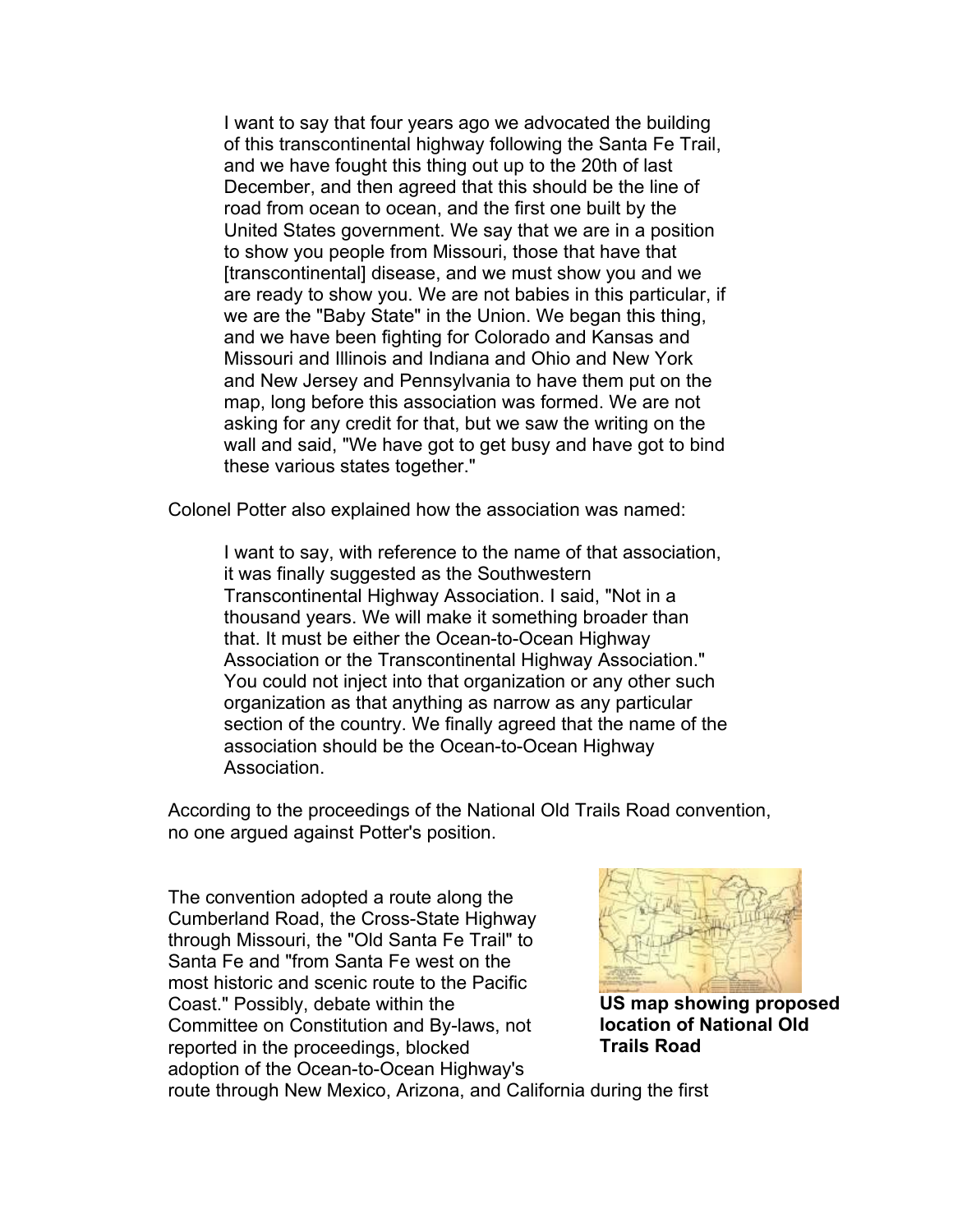> I want to say that four years ago we advocated the building of this transcontinental highway following the Santa Fe Trail, and we have fought this thing out up to the 20th of last December, and then agreed that this should be the line of road from ocean to ocean, and the first one built by the United States government. We say that we are in a position to show you people from Missouri, those that have that [transcontinental] disease, and we must show you and we are ready to show you. We are not babies in this particular, if we are the "Baby State" in the Union. We began this thing, and we have been fighting for Colorado and Kansas and Missouri and Illinois and Indiana and Ohio and New York and New Jersey and Pennsylvania to have them put on the map, long before this association was formed. We are not asking for any credit for that, but we saw the writing on the wall and said, "We have got to get busy and have got to bind these various states together."

Colonel Potter also explained how the association was named:

> I want to say, with reference to the name of that association, it was finally suggested as the Southwestern Transcontinental Highway Association. I said, "Not in a thousand years. We will make it something broader than that. It must be either the Ocean-to-Ocean Highway Association or the Transcontinental Highway Association." You could not inject into that organization or any other such organization as that anything as narrow as any particular section of the country. We finally agreed that the name of the association should be the Ocean-to-Ocean Highway Association.

According to the proceedings of the National Old Trails Road convention, no one argued against Potter's position.

**US map showing proposed location of National Old Trails Road**

The convention adopted a route along the Cumberland Road, the Cross-State Highway through Missouri, the "Old Santa Fe Trail" to Santa Fe and "from Santa Fe west on the most historic and scenic route to the Pacific Coast." Possibly, debate within the Committee on Constitution and By-laws, not reported in the proceedings, blocked adoption of the Ocean-to-Ocean Highway's route through New Mexico, Arizona, and California during the first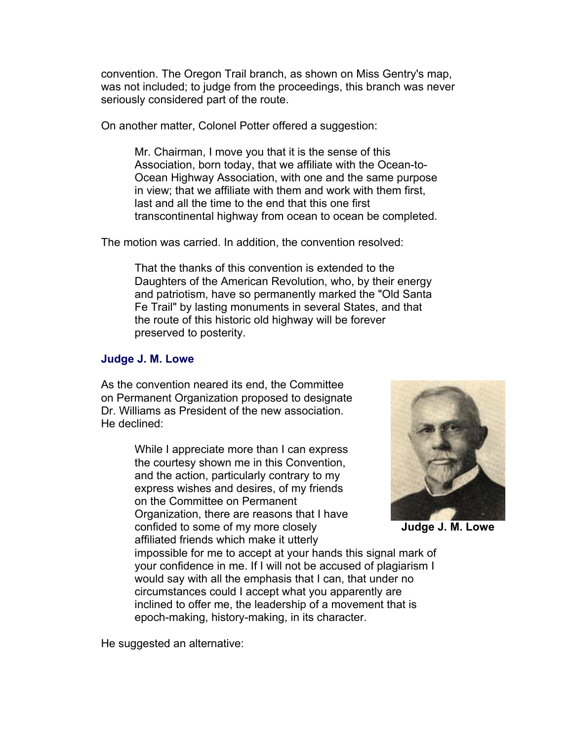convention. The Oregon Trail branch, as shown on Miss Gentry's map, was not included; to judge from the proceedings, this branch was never seriously considered part of the route.

On another matter, Colonel Potter offered a suggestion:

> Mr. Chairman, I move you that it is the sense of this Association, born today, that we affiliate with the Ocean-to-Ocean Highway Association, with one and the same purpose in view; that we affiliate with them and work with them first, last and all the time to the end that this one first transcontinental highway from ocean to ocean be completed.

The motion was carried. In addition, the convention resolved:

> That the thanks of this convention is extended to the Daughters of the American Revolution, who, by their energy and patriotism, have so permanently marked the "Old Santa Fe Trail" by lasting monuments in several States, and that the route of this historic old highway will be forever preserved to posterity.

### Judge J. M. Lowe

As the convention neared its end, the Committee on Permanent Organization proposed to designate Dr. Williams as President of the new association. He declined:

**Judge J. M. Lowe**

> While I appreciate more than I can express the courtesy shown me in this Convention, and the action, particularly contrary to my express wishes and desires, of my friends on the Committee on Permanent Organization, there are reasons that I have confided to some of my more closely affiliated friends which make it utterly impossible for me to accept at your hands this signal mark of your confidence in me. If I will not be accused of plagiarism I would say with all the emphasis that I can, that under no circumstances could I accept what you apparently are inclined to offer me, the leadership of a movement that is epoch-making, history-making, in its character.

He suggested an alternative: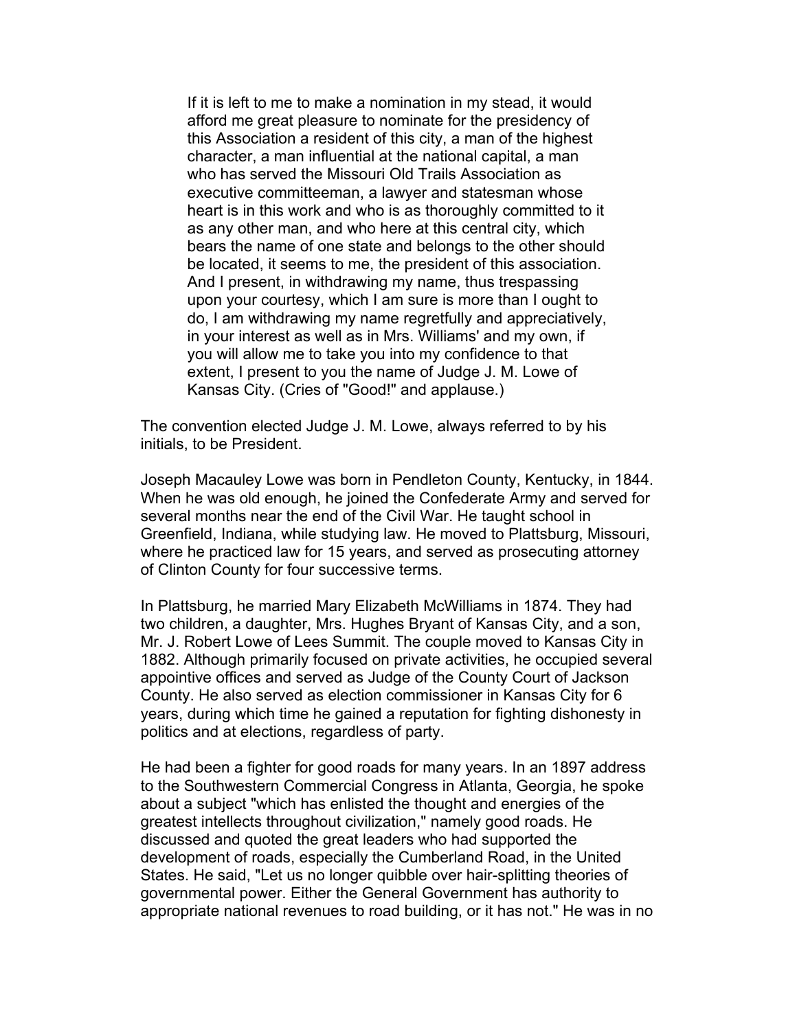> If it is left to me to make a nomination in my stead, it would afford me great pleasure to nominate for the presidency of this Association a resident of this city, a man of the highest character, a man influential at the national capital, a man who has served the Missouri Old Trails Association as executive committeeman, a lawyer and statesman whose heart is in this work and who is as thoroughly committed to it as any other man, and who here at this central city, which bears the name of one state and belongs to the other should be located, it seems to me, the president of this association. And I present, in withdrawing my name, thus trespassing upon your courtesy, which I am sure is more than I ought to do, I am withdrawing my name regretfully and appreciatively, in your interest as well as in Mrs. Williams' and my own, if you will allow me to take you into my confidence to that extent, I present to you the name of Judge J. M. Lowe of Kansas City. (Cries of "Good!" and applause.)

The convention elected Judge J. M. Lowe, always referred to by his initials, to be President.

Joseph Macauley Lowe was born in Pendleton County, Kentucky, in 1844. When he was old enough, he joined the Confederate Army and served for several months near the end of the Civil War. He taught school in Greenfield, Indiana, while studying law. He moved to Plattsburg, Missouri, where he practiced law for 15 years, and served as prosecuting attorney of Clinton County for four successive terms.

In Plattsburg, he married Mary Elizabeth McWilliams in 1874. They had two children, a daughter, Mrs. Hughes Bryant of Kansas City, and a son, Mr. J. Robert Lowe of Lees Summit. The couple moved to Kansas City in 1882. Although primarily focused on private activities, he occupied several appointive offices and served as Judge of the County Court of Jackson County. He also served as election commissioner in Kansas City for 6 years, during which time he gained a reputation for fighting dishonesty in politics and at elections, regardless of party.

He had been a fighter for good roads for many years. In an 1897 address to the Southwestern Commercial Congress in Atlanta, Georgia, he spoke about a subject "which has enlisted the thought and energies of the greatest intellects throughout civilization," namely good roads. He discussed and quoted the great leaders who had supported the development of roads, especially the Cumberland Road, in the United States. He said, "Let us no longer quibble over hair-splitting theories of governmental power. Either the General Government has authority to appropriate national revenues to road building, or it has not." He was in no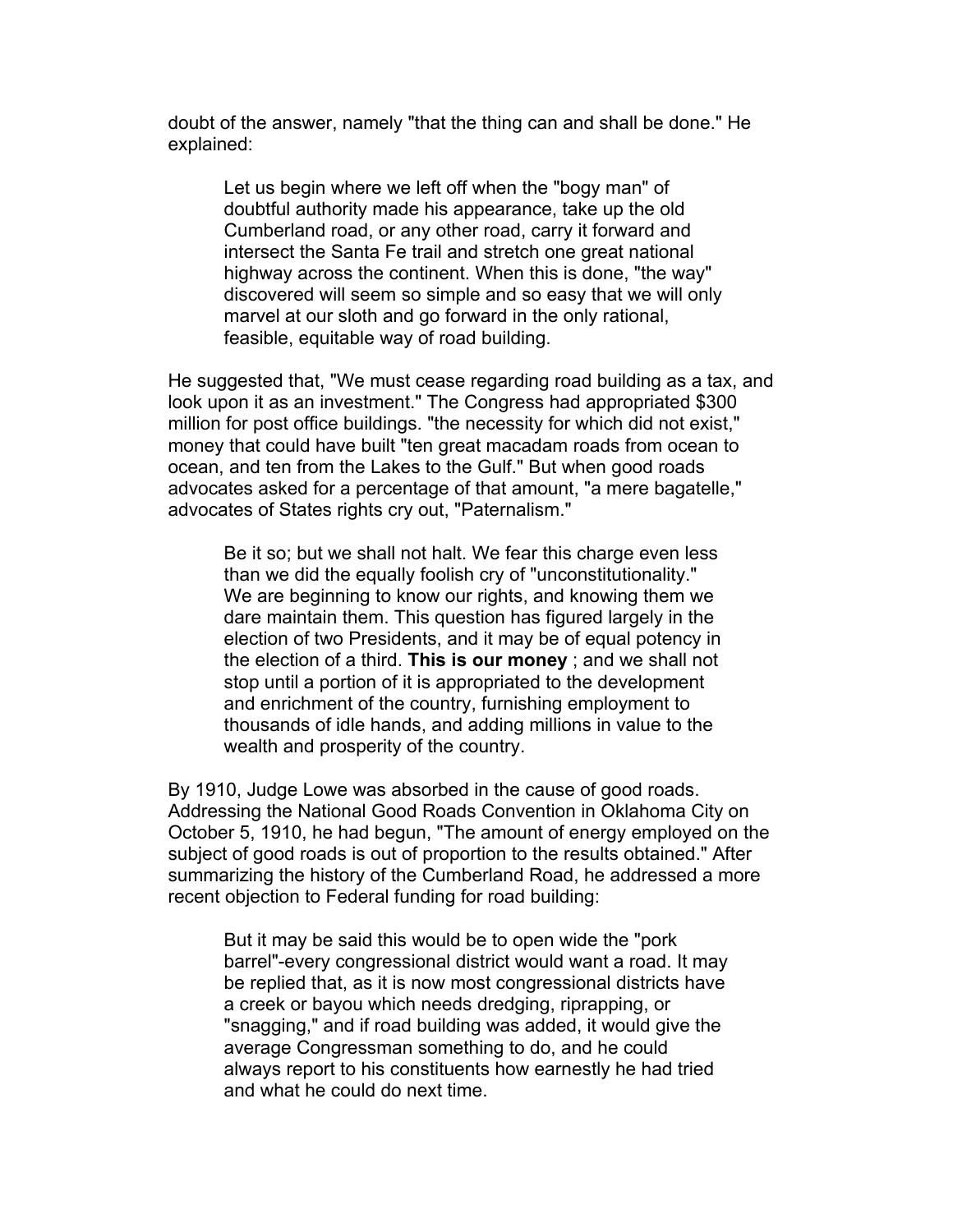doubt of the answer, namely "that the thing can and shall be done." He explained:

> Let us begin where we left off when the "bogy man" of doubtful authority made his appearance, take up the old Cumberland road, or any other road, carry it forward and intersect the Santa Fe trail and stretch one great national highway across the continent. When this is done, "the way" discovered will seem so simple and so easy that we will only marvel at our sloth and go forward in the only rational, feasible, equitable way of road building.

He suggested that, "We must cease regarding road building as a tax, and look upon it as an investment." The Congress had appropriated $300 million for post office buildings. "the necessity for which did not exist," money that could have built "ten great macadam roads from ocean to ocean, and ten from the Lakes to the Gulf." But when good roads advocates asked for a percentage of that amount, "a mere bagatelle," advocates of States rights cry out, "Paternalism."

> Be it so; but we shall not halt. We fear this charge even less than we did the equally foolish cry of "unconstitutionality." We are beginning to know our rights, and knowing them we dare maintain them. This question has figured largely in the election of two Presidents, and it may be of equal potency in the election of a third. **This is our money** ; and we shall not stop until a portion of it is appropriated to the development and enrichment of the country, furnishing employment to thousands of idle hands, and adding millions in value to the wealth and prosperity of the country.

By 1910, Judge Lowe was absorbed in the cause of good roads. Addressing the National Good Roads Convention in Oklahoma City on October 5, 1910, he had begun, "The amount of energy employed on the subject of good roads is out of proportion to the results obtained." After summarizing the history of the Cumberland Road, he addressed a more recent objection to Federal funding for road building:

> But it may be said this would be to open wide the "pork barrel"-every congressional district would want a road. It may be replied that, as it is now most congressional districts have a creek or bayou which needs dredging, riprapping, or "snagging," and if road building was added, it would give the average Congressman something to do, and he could always report to his constituents how earnestly he had tried and what he could do next time.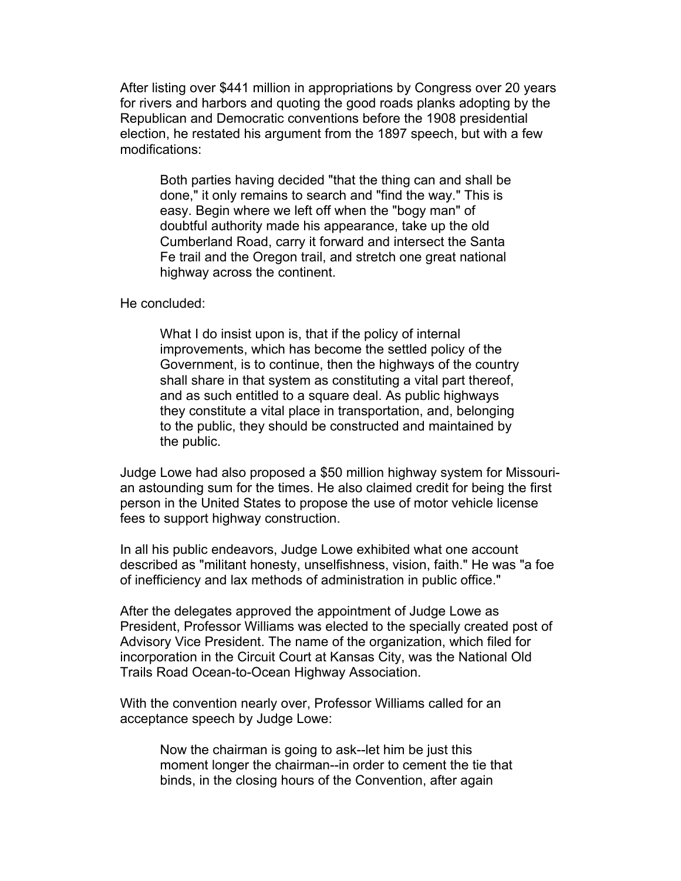After listing over $441 million in appropriations by Congress over 20 years for rivers and harbors and quoting the good roads planks adopting by the Republican and Democratic conventions before the 1908 presidential election, he restated his argument from the 1897 speech, but with a few modifications:

> Both parties having decided "that the thing can and shall be done," it only remains to search and "find the way." This is easy. Begin where we left off when the "bogy man" of doubtful authority made his appearance, take up the old Cumberland Road, carry it forward and intersect the Santa Fe trail and the Oregon trail, and stretch one great national highway across the continent.

He concluded:

> What I do insist upon is, that if the policy of internal improvements, which has become the settled policy of the Government, is to continue, then the highways of the country shall share in that system as constituting a vital part thereof, and as such entitled to a square deal. As public highways they constitute a vital place in transportation, and, belonging to the public, they should be constructed and maintained by the public.

Judge Lowe had also proposed a $50 million highway system for Missouri-an astounding sum for the times. He also claimed credit for being the first person in the United States to propose the use of motor vehicle license fees to support highway construction.

In all his public endeavors, Judge Lowe exhibited what one account described as "militant honesty, unselfishness, vision, faith." He was "a foe of inefficiency and lax methods of administration in public office."

After the delegates approved the appointment of Judge Lowe as President, Professor Williams was elected to the specially created post of Advisory Vice President. The name of the organization, which filed for incorporation in the Circuit Court at Kansas City, was the National Old Trails Road Ocean-to-Ocean Highway Association.

With the convention nearly over, Professor Williams called for an acceptance speech by Judge Lowe:

> Now the chairman is going to ask--let him be just this moment longer the chairman--in order to cement the tie that binds, in the closing hours of the Convention, after again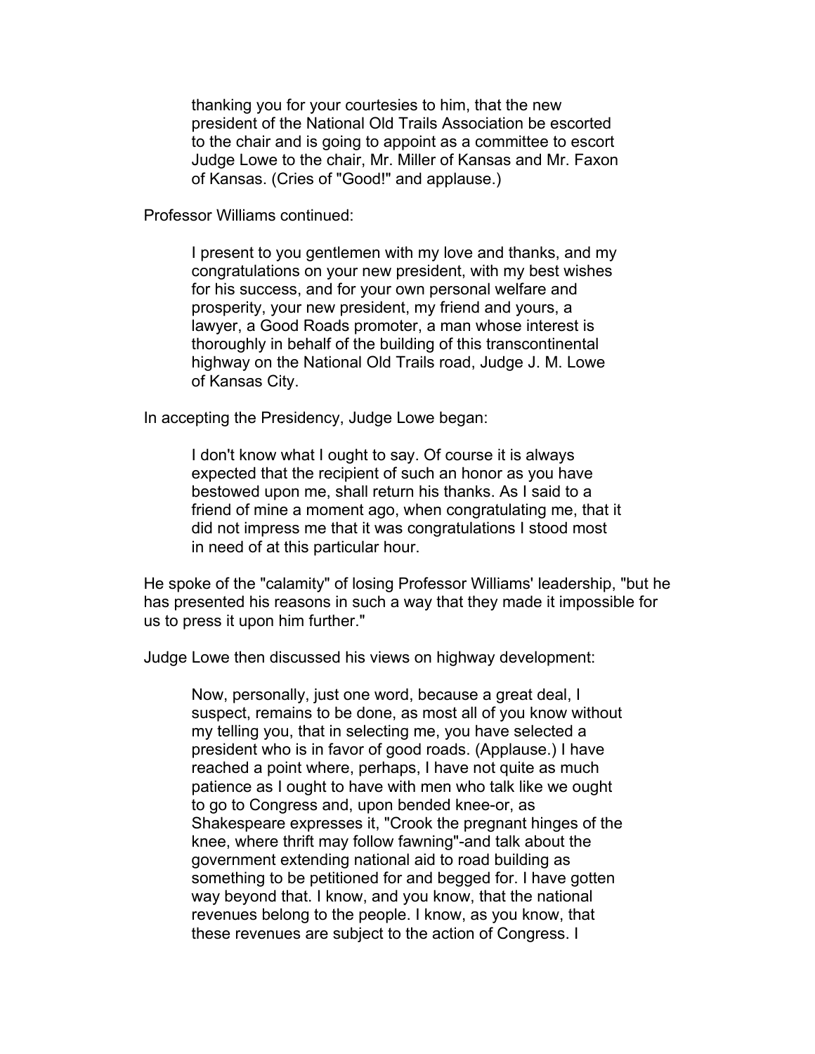> thanking you for your courtesies to him, that the new president of the National Old Trails Association be escorted to the chair and is going to appoint as a committee to escort Judge Lowe to the chair, Mr. Miller of Kansas and Mr. Faxon of Kansas. (Cries of "Good!" and applause.)

Professor Williams continued:

> I present to you gentlemen with my love and thanks, and my congratulations on your new president, with my best wishes for his success, and for your own personal welfare and prosperity, your new president, my friend and yours, a lawyer, a Good Roads promoter, a man whose interest is thoroughly in behalf of the building of this transcontinental highway on the National Old Trails road, Judge J. M. Lowe of Kansas City.

In accepting the Presidency, Judge Lowe began:

> I don't know what I ought to say. Of course it is always expected that the recipient of such an honor as you have bestowed upon me, shall return his thanks. As I said to a friend of mine a moment ago, when congratulating me, that it did not impress me that it was congratulations I stood most in need of at this particular hour.

He spoke of the "calamity" of losing Professor Williams' leadership, "but he has presented his reasons in such a way that they made it impossible for us to press it upon him further."

Judge Lowe then discussed his views on highway development:

> Now, personally, just one word, because a great deal, I suspect, remains to be done, as most all of you know without my telling you, that in selecting me, you have selected a president who is in favor of good roads. (Applause.) I have reached a point where, perhaps, I have not quite as much patience as I ought to have with men who talk like we ought to go to Congress and, upon bended knee-or, as Shakespeare expresses it, "Crook the pregnant hinges of the knee, where thrift may follow fawning"-and talk about the government extending national aid to road building as something to be petitioned for and begged for. I have gotten way beyond that. I know, and you know, that the national revenues belong to the people. I know, as you know, that these revenues are subject to the action of Congress. I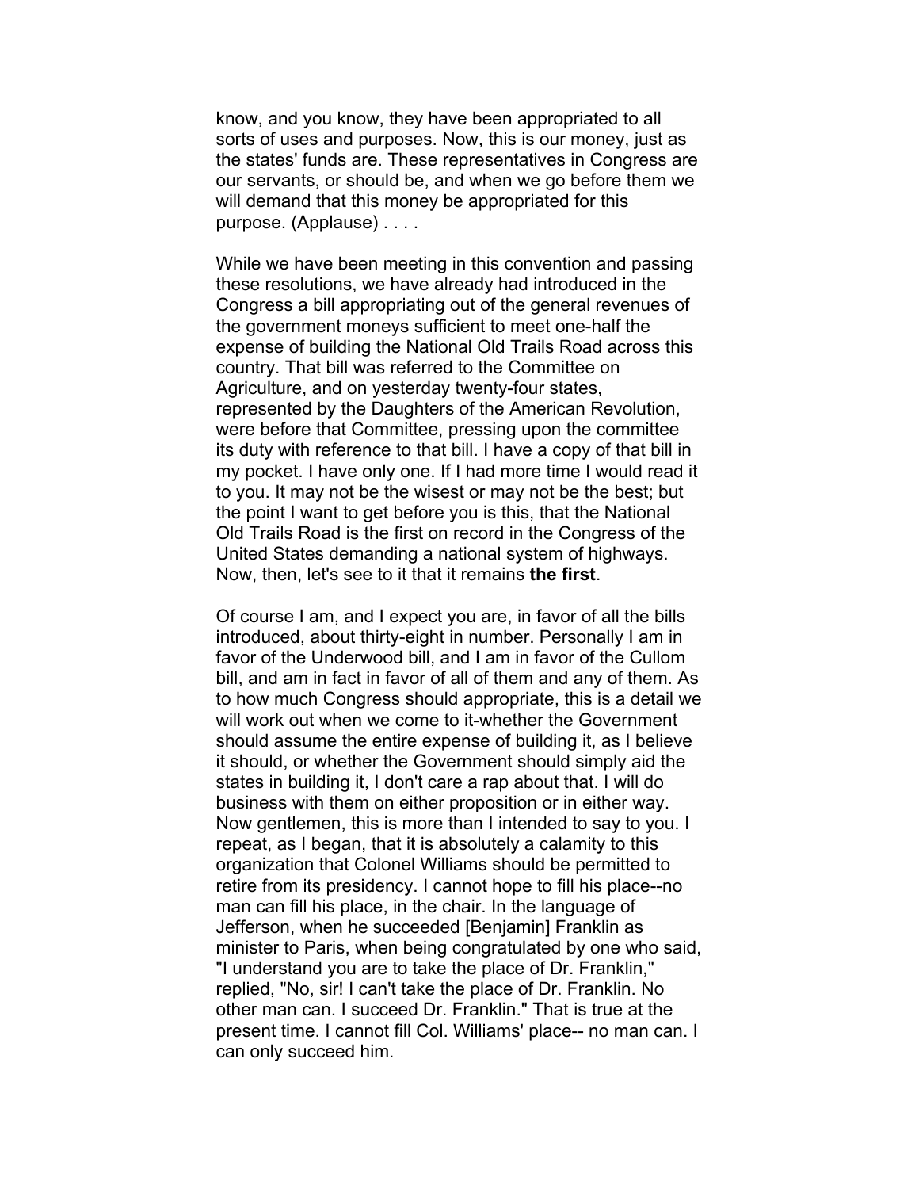know, and you know, they have been appropriated to all sorts of uses and purposes. Now, this is our money, just as the states' funds are. These representatives in Congress are our servants, or should be, and when we go before them we will demand that this money be appropriated for this purpose. (Applause) . . . .

While we have been meeting in this convention and passing these resolutions, we have already had introduced in the Congress a bill appropriating out of the general revenues of the government moneys sufficient to meet one-half the expense of building the National Old Trails Road across this country. That bill was referred to the Committee on Agriculture, and on yesterday twenty-four states, represented by the Daughters of the American Revolution, were before that Committee, pressing upon the committee its duty with reference to that bill. I have a copy of that bill in my pocket. I have only one. If I had more time I would read it to you. It may not be the wisest or may not be the best; but the point I want to get before you is this, that the National Old Trails Road is the first on record in the Congress of the United States demanding a national system of highways. Now, then, let's see to it that it remains **the first**.

Of course I am, and I expect you are, in favor of all the bills introduced, about thirty-eight in number. Personally I am in favor of the Underwood bill, and I am in favor of the Cullom bill, and am in fact in favor of all of them and any of them. As to how much Congress should appropriate, this is a detail we will work out when we come to it-whether the Government should assume the entire expense of building it, as I believe it should, or whether the Government should simply aid the states in building it, I don't care a rap about that. I will do business with them on either proposition or in either way. Now gentlemen, this is more than I intended to say to you. I repeat, as I began, that it is absolutely a calamity to this organization that Colonel Williams should be permitted to retire from its presidency. I cannot hope to fill his place--no man can fill his place, in the chair. In the language of Jefferson, when he succeeded [Benjamin] Franklin as minister to Paris, when being congratulated by one who said, "I understand you are to take the place of Dr. Franklin," replied, "No, sir! I can't take the place of Dr. Franklin. No other man can. I succeed Dr. Franklin." That is true at the present time. I cannot fill Col. Williams' place-- no man can. I can only succeed him.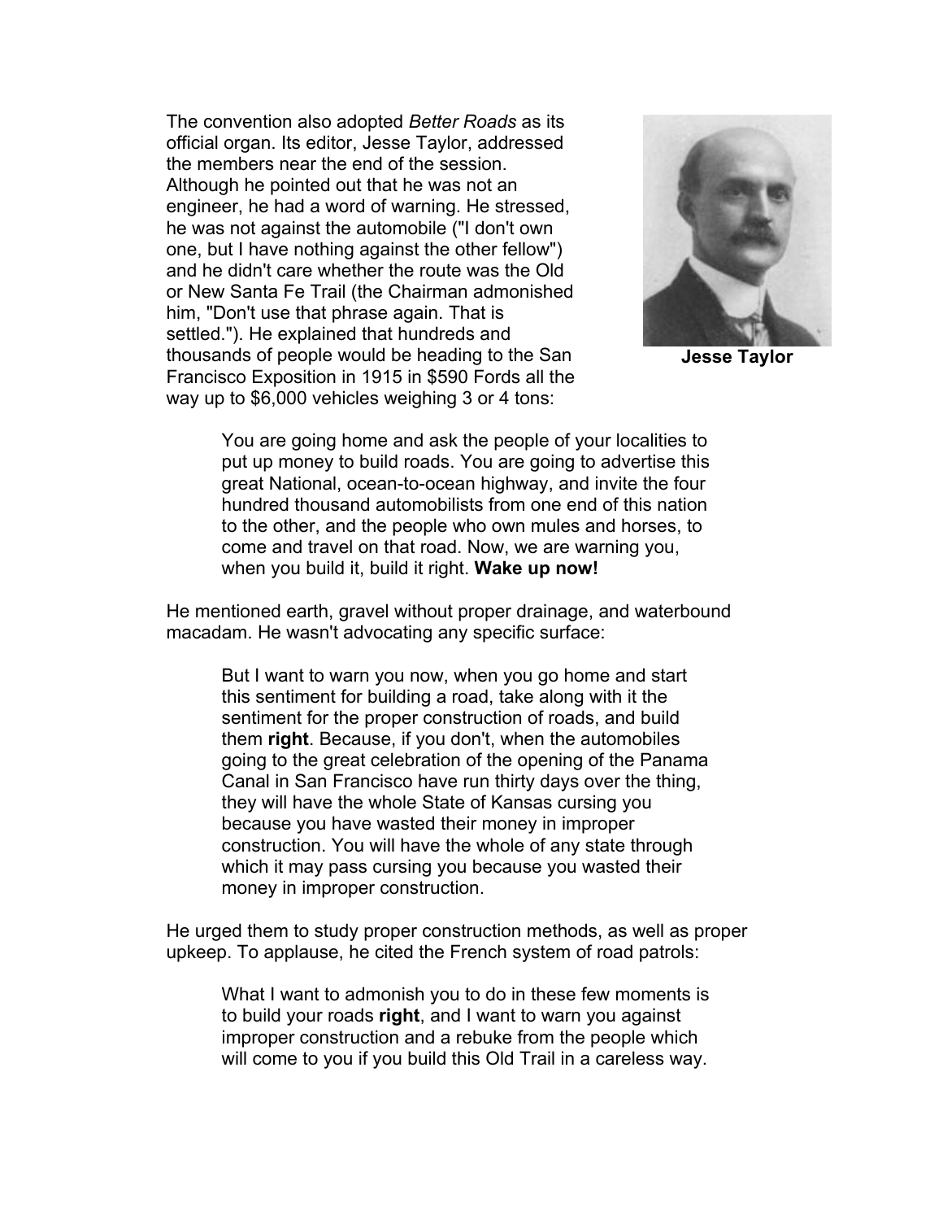The convention also adopted *Better Roads* as its official organ. Its editor, Jesse Taylor, addressed the members near the end of the session. Although he pointed out that he was not an engineer, he had a word of warning. He stressed, he was not against the automobile ("I don't own one, but I have nothing against the other fellow") and he didn't care whether the route was the Old or New Santa Fe Trail (the Chairman admonished him, "Don't use that phrase again. That is settled."). He explained that hundreds and thousands of people would be heading to the San Francisco Exposition in 1915 in $590 Fords all the way up to $6,000 vehicles weighing 3 or 4 tons:

**Jesse Taylor**

> You are going home and ask the people of your localities to put up money to build roads. You are going to advertise this great National, ocean-to-ocean highway, and invite the four hundred thousand automobilists from one end of this nation to the other, and the people who own mules and horses, to come and travel on that road. Now, we are warning you, when you build it, build it right. **Wake up now!**

He mentioned earth, gravel without proper drainage, and waterbound macadam. He wasn't advocating any specific surface:

> But I want to warn you now, when you go home and start this sentiment for building a road, take along with it the sentiment for the proper construction of roads, and build them **right**. Because, if you don't, when the automobiles going to the great celebration of the opening of the Panama Canal in San Francisco have run thirty days over the thing, they will have the whole State of Kansas cursing you because you have wasted their money in improper construction. You will have the whole of any state through which it may pass cursing you because you wasted their money in improper construction.

He urged them to study proper construction methods, as well as proper upkeep. To applause, he cited the French system of road patrols:

> What I want to admonish you to do in these few moments is to build your roads **right**, and I want to warn you against improper construction and a rebuke from the people which will come to you if you build this Old Trail in a careless way.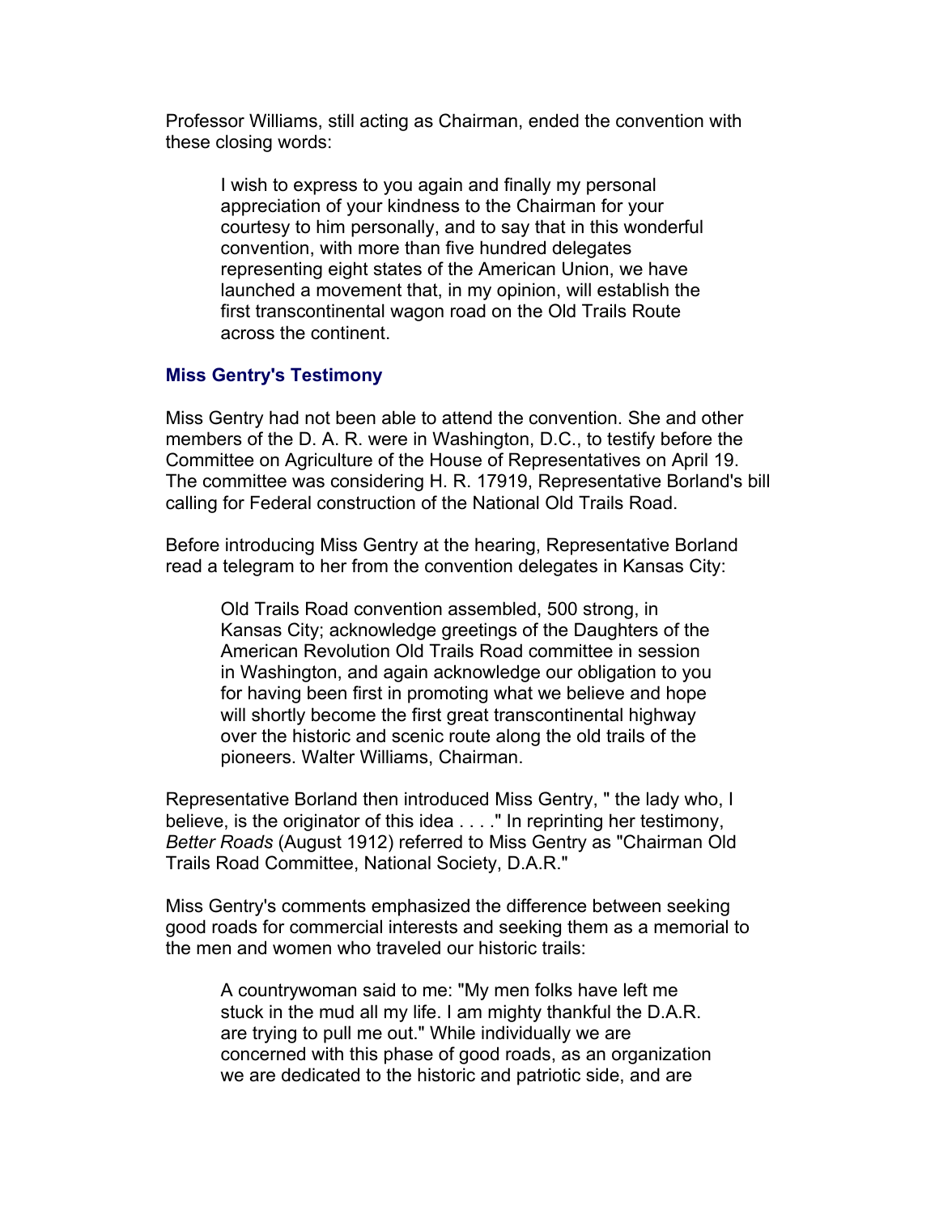Professor Williams, still acting as Chairman, ended the convention with these closing words:

> I wish to express to you again and finally my personal appreciation of your kindness to the Chairman for your courtesy to him personally, and to say that in this wonderful convention, with more than five hundred delegates representing eight states of the American Union, we have launched a movement that, in my opinion, will establish the first transcontinental wagon road on the Old Trails Route across the continent.

### Miss Gentry's Testimony

Miss Gentry had not been able to attend the convention. She and other members of the D. A. R. were in Washington, D.C., to testify before the Committee on Agriculture of the House of Representatives on April 19. The committee was considering H. R. 17919, Representative Borland's bill calling for Federal construction of the National Old Trails Road.

Before introducing Miss Gentry at the hearing, Representative Borland read a telegram to her from the convention delegates in Kansas City:

> Old Trails Road convention assembled, 500 strong, in Kansas City; acknowledge greetings of the Daughters of the American Revolution Old Trails Road committee in session in Washington, and again acknowledge our obligation to you for having been first in promoting what we believe and hope will shortly become the first great transcontinental highway over the historic and scenic route along the old trails of the pioneers. Walter Williams, Chairman.

Representative Borland then introduced Miss Gentry, " the lady who, I believe, is the originator of this idea . . . ." In reprinting her testimony, *Better Roads* (August 1912) referred to Miss Gentry as "Chairman Old Trails Road Committee, National Society, D.A.R."

Miss Gentry's comments emphasized the difference between seeking good roads for commercial interests and seeking them as a memorial to the men and women who traveled our historic trails:

> A countrywoman said to me: "My men folks have left me stuck in the mud all my life. I am mighty thankful the D.A.R. are trying to pull me out." While individually we are concerned with this phase of good roads, as an organization we are dedicated to the historic and patriotic side, and are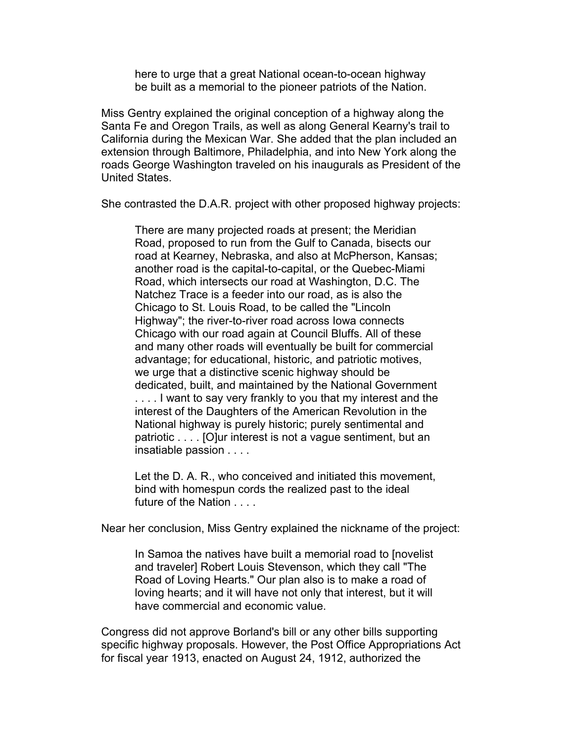> here to urge that a great National ocean-to-ocean highway be built as a memorial to the pioneer patriots of the Nation.

Miss Gentry explained the original conception of a highway along the Santa Fe and Oregon Trails, as well as along General Kearny's trail to California during the Mexican War. She added that the plan included an extension through Baltimore, Philadelphia, and into New York along the roads George Washington traveled on his inaugurals as President of the United States.

She contrasted the D.A.R. project with other proposed highway projects:

> There are many projected roads at present; the Meridian Road, proposed to run from the Gulf to Canada, bisects our road at Kearney, Nebraska, and also at McPherson, Kansas; another road is the capital-to-capital, or the Quebec-Miami Road, which intersects our road at Washington, D.C. The Natchez Trace is a feeder into our road, as is also the Chicago to St. Louis Road, to be called the "Lincoln Highway"; the river-to-river road across Iowa connects Chicago with our road again at Council Bluffs. All of these and many other roads will eventually be built for commercial advantage; for educational, historic, and patriotic motives, we urge that a distinctive scenic highway should be dedicated, built, and maintained by the National Government . . . . I want to say very frankly to you that my interest and the interest of the Daughters of the American Revolution in the National highway is purely historic; purely sentimental and patriotic . . . . [O]ur interest is not a vague sentiment, but an insatiable passion . . . .
>
> Let the D. A. R., who conceived and initiated this movement, bind with homespun cords the realized past to the ideal future of the Nation . . . .

Near her conclusion, Miss Gentry explained the nickname of the project:

> In Samoa the natives have built a memorial road to [novelist and traveler] Robert Louis Stevenson, which they call "The Road of Loving Hearts." Our plan also is to make a road of loving hearts; and it will have not only that interest, but it will have commercial and economic value.

Congress did not approve Borland's bill or any other bills supporting specific highway proposals. However, the Post Office Appropriations Act for fiscal year 1913, enacted on August 24, 1912, authorized the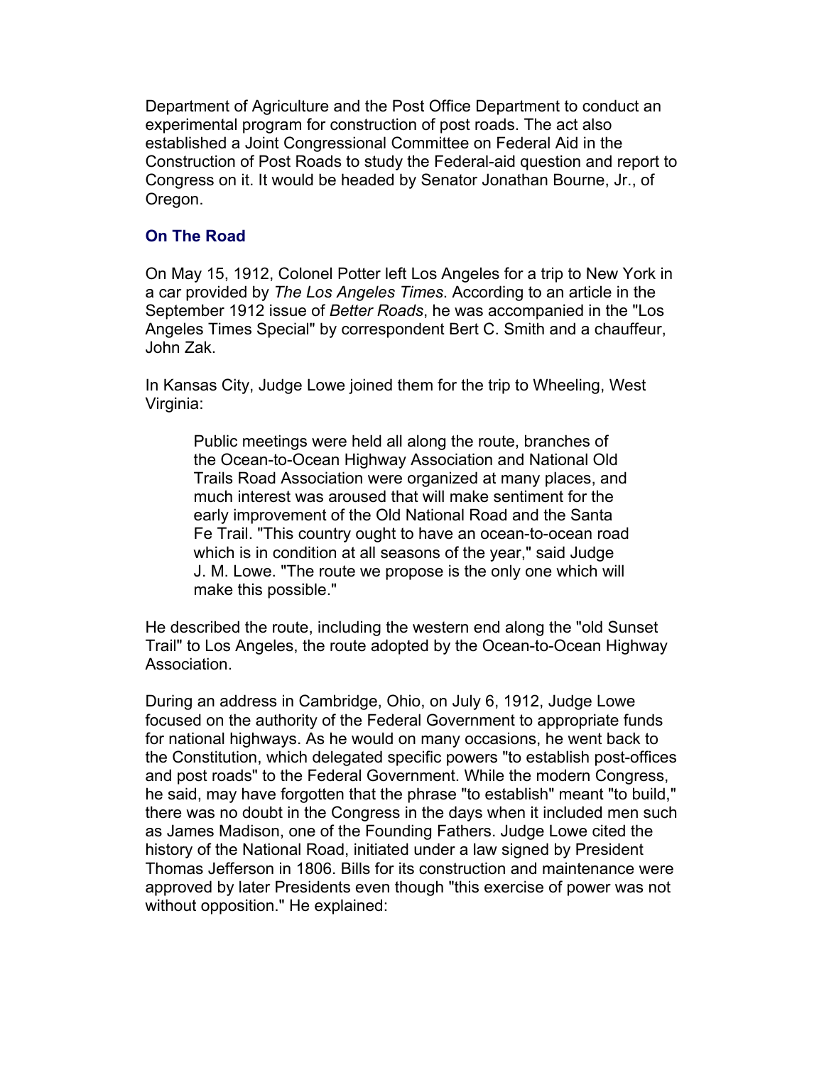Department of Agriculture and the Post Office Department to conduct an experimental program for construction of post roads. The act also established a Joint Congressional Committee on Federal Aid in the Construction of Post Roads to study the Federal-aid question and report to Congress on it. It would be headed by Senator Jonathan Bourne, Jr., of Oregon.

### On The Road

On May 15, 1912, Colonel Potter left Los Angeles for a trip to New York in a car provided by *The Los Angeles Times*. According to an article in the September 1912 issue of *Better Roads*, he was accompanied in the "Los Angeles Times Special" by correspondent Bert C. Smith and a chauffeur, John Zak.

In Kansas City, Judge Lowe joined them for the trip to Wheeling, West Virginia:

> Public meetings were held all along the route, branches of the Ocean-to-Ocean Highway Association and National Old Trails Road Association were organized at many places, and much interest was aroused that will make sentiment for the early improvement of the Old National Road and the Santa Fe Trail. "This country ought to have an ocean-to-ocean road which is in condition at all seasons of the year," said Judge J. M. Lowe. "The route we propose is the only one which will make this possible."

He described the route, including the western end along the "old Sunset Trail" to Los Angeles, the route adopted by the Ocean-to-Ocean Highway Association.

During an address in Cambridge, Ohio, on July 6, 1912, Judge Lowe focused on the authority of the Federal Government to appropriate funds for national highways. As he would on many occasions, he went back to the Constitution, which delegated specific powers "to establish post-offices and post roads" to the Federal Government. While the modern Congress, he said, may have forgotten that the phrase "to establish" meant "to build," there was no doubt in the Congress in the days when it included men such as James Madison, one of the Founding Fathers. Judge Lowe cited the history of the National Road, initiated under a law signed by President Thomas Jefferson in 1806. Bills for its construction and maintenance were approved by later Presidents even though "this exercise of power was not without opposition." He explained: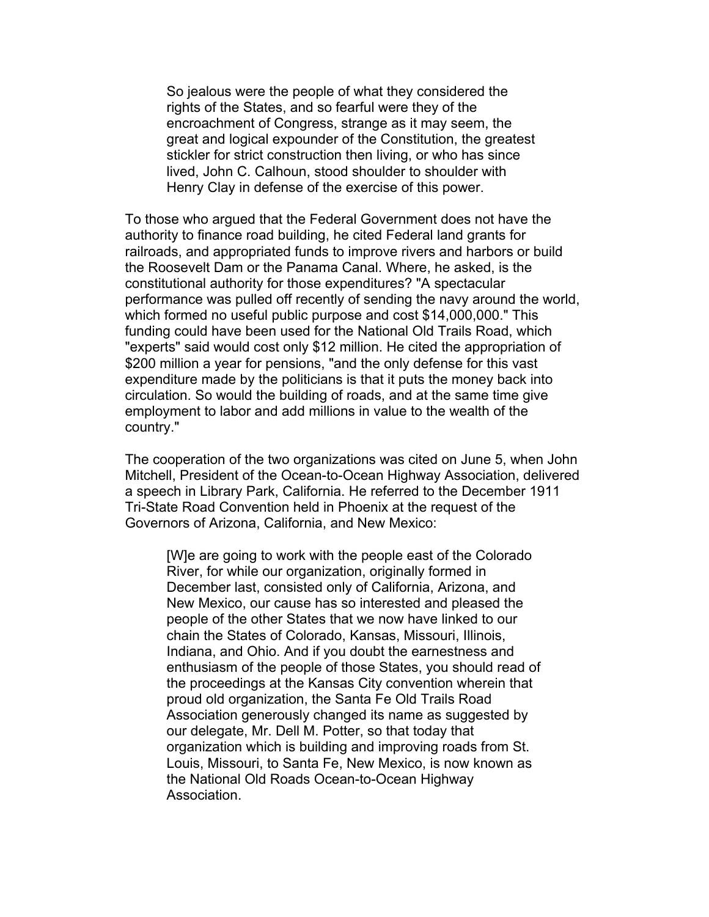> So jealous were the people of what they considered the rights of the States, and so fearful were they of the encroachment of Congress, strange as it may seem, the great and logical expounder of the Constitution, the greatest stickler for strict construction then living, or who has since lived, John C. Calhoun, stood shoulder to shoulder with Henry Clay in defense of the exercise of this power.

To those who argued that the Federal Government does not have the authority to finance road building, he cited Federal land grants for railroads, and appropriated funds to improve rivers and harbors or build the Roosevelt Dam or the Panama Canal. Where, he asked, is the constitutional authority for those expenditures? "A spectacular performance was pulled off recently of sending the navy around the world, which formed no useful public purpose and cost $14,000,000." This funding could have been used for the National Old Trails Road, which "experts" said would cost only $12 million. He cited the appropriation of $200 million a year for pensions, "and the only defense for this vast expenditure made by the politicians is that it puts the money back into circulation. So would the building of roads, and at the same time give employment to labor and add millions in value to the wealth of the country."

The cooperation of the two organizations was cited on June 5, when John Mitchell, President of the Ocean-to-Ocean Highway Association, delivered a speech in Library Park, California. He referred to the December 1911 Tri-State Road Convention held in Phoenix at the request of the Governors of Arizona, California, and New Mexico:

> [W]e are going to work with the people east of the Colorado River, for while our organization, originally formed in December last, consisted only of California, Arizona, and New Mexico, our cause has so interested and pleased the people of the other States that we now have linked to our chain the States of Colorado, Kansas, Missouri, Illinois, Indiana, and Ohio. And if you doubt the earnestness and enthusiasm of the people of those States, you should read of the proceedings at the Kansas City convention wherein that proud old organization, the Santa Fe Old Trails Road Association generously changed its name as suggested by our delegate, Mr. Dell M. Potter, so that today that organization which is building and improving roads from St. Louis, Missouri, to Santa Fe, New Mexico, is now known as the National Old Roads Ocean-to-Ocean Highway Association.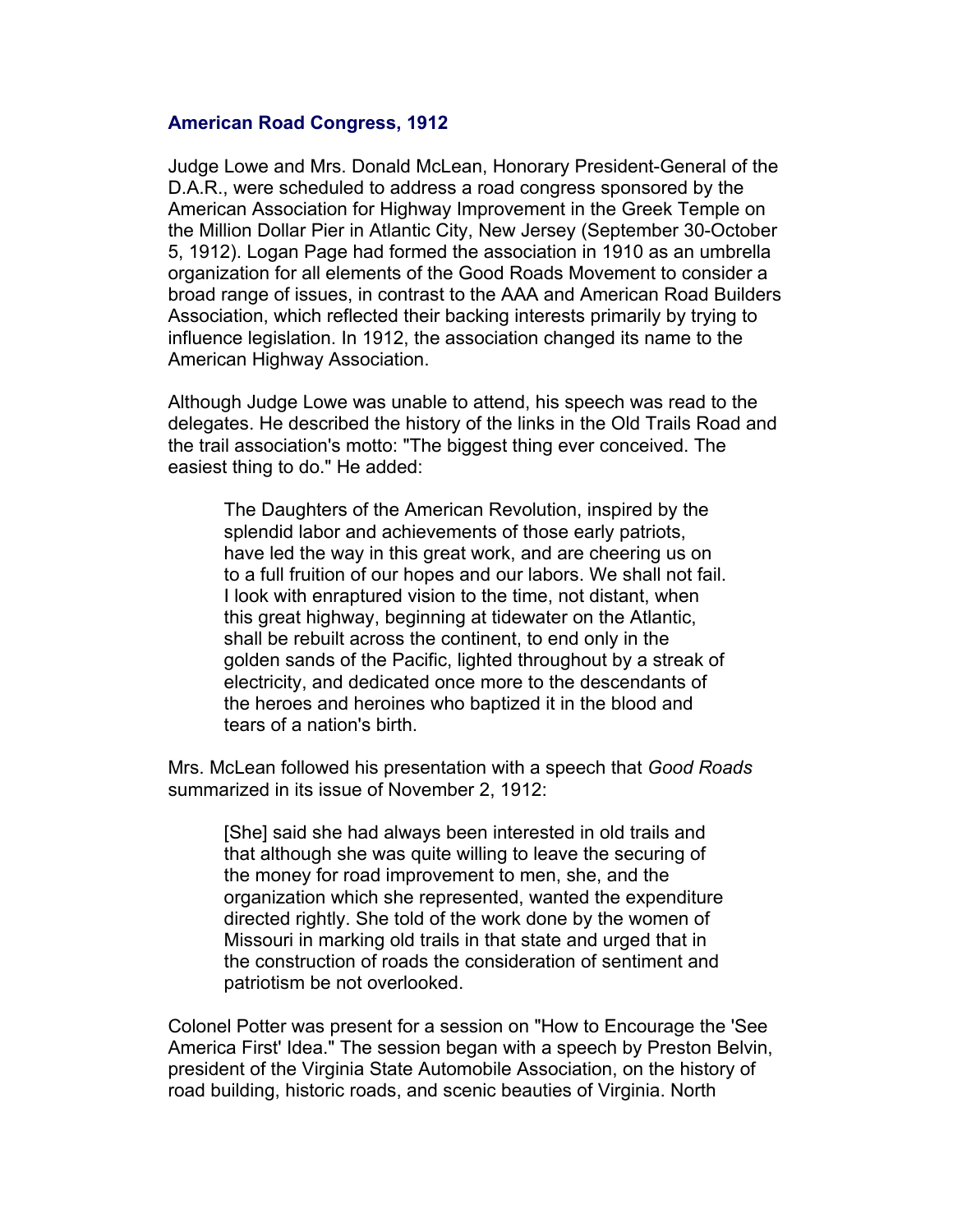### American Road Congress, 1912

Judge Lowe and Mrs. Donald McLean, Honorary President-General of the D.A.R., were scheduled to address a road congress sponsored by the American Association for Highway Improvement in the Greek Temple on the Million Dollar Pier in Atlantic City, New Jersey (September 30-October 5, 1912). Logan Page had formed the association in 1910 as an umbrella organization for all elements of the Good Roads Movement to consider a broad range of issues, in contrast to the AAA and American Road Builders Association, which reflected their backing interests primarily by trying to influence legislation. In 1912, the association changed its name to the American Highway Association.

Although Judge Lowe was unable to attend, his speech was read to the delegates. He described the history of the links in the Old Trails Road and the trail association's motto: "The biggest thing ever conceived. The easiest thing to do." He added:

> The Daughters of the American Revolution, inspired by the splendid labor and achievements of those early patriots, have led the way in this great work, and are cheering us on to a full fruition of our hopes and our labors. We shall not fail. I look with enraptured vision to the time, not distant, when this great highway, beginning at tidewater on the Atlantic, shall be rebuilt across the continent, to end only in the golden sands of the Pacific, lighted throughout by a streak of electricity, and dedicated once more to the descendants of the heroes and heroines who baptized it in the blood and tears of a nation's birth.

Mrs. McLean followed his presentation with a speech that *Good Roads* summarized in its issue of November 2, 1912:

> [She] said she had always been interested in old trails and that although she was quite willing to leave the securing of the money for road improvement to men, she, and the organization which she represented, wanted the expenditure directed rightly. She told of the work done by the women of Missouri in marking old trails in that state and urged that in the construction of roads the consideration of sentiment and patriotism be not overlooked.

Colonel Potter was present for a session on "How to Encourage the 'See America First' Idea." The session began with a speech by Preston Belvin, president of the Virginia State Automobile Association, on the history of road building, historic roads, and scenic beauties of Virginia. North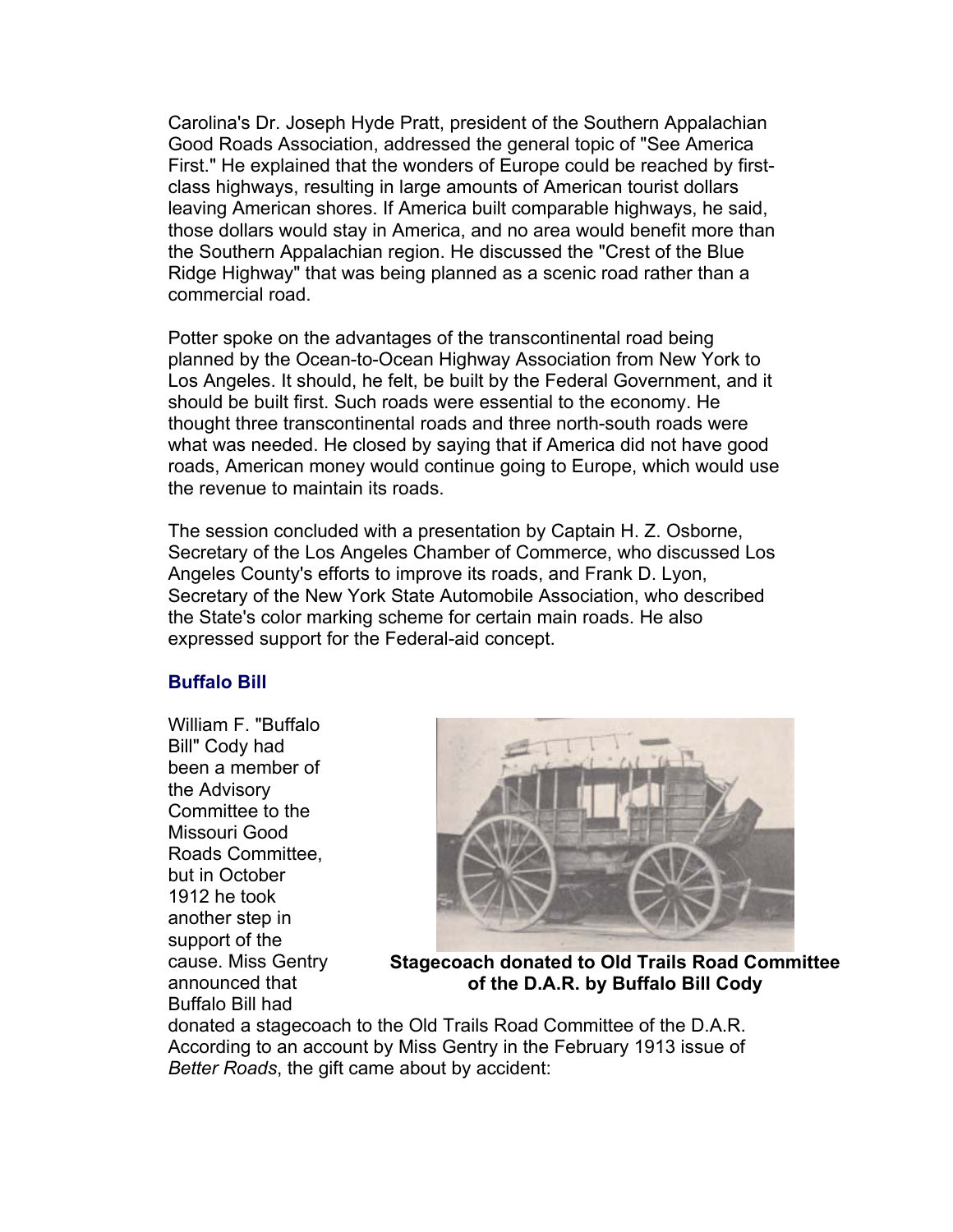Carolina's Dr. Joseph Hyde Pratt, president of the Southern Appalachian Good Roads Association, addressed the general topic of "See America First." He explained that the wonders of Europe could be reached by first-class highways, resulting in large amounts of American tourist dollars leaving American shores. If America built comparable highways, he said, those dollars would stay in America, and no area would benefit more than the Southern Appalachian region. He discussed the "Crest of the Blue Ridge Highway" that was being planned as a scenic road rather than a commercial road.

Potter spoke on the advantages of the transcontinental road being planned by the Ocean-to-Ocean Highway Association from New York to Los Angeles. It should, he felt, be built by the Federal Government, and it should be built first. Such roads were essential to the economy. He thought three transcontinental roads and three north-south roads were what was needed. He closed by saying that if America did not have good roads, American money would continue going to Europe, which would use the revenue to maintain its roads.

The session concluded with a presentation by Captain H. Z. Osborne, Secretary of the Los Angeles Chamber of Commerce, who discussed Los Angeles County's efforts to improve its roads, and Frank D. Lyon, Secretary of the New York State Automobile Association, who described the State's color marking scheme for certain main roads. He also expressed support for the Federal-aid concept.

### Buffalo Bill

William F. "Buffalo Bill" Cody had been a member of the Advisory Committee to the Missouri Good Roads Committee, but in October 1912 he took another step in support of the cause. Miss Gentry announced that Buffalo Bill had donated a stagecoach to the Old Trails Road Committee of the D.A.R. According to an account by Miss Gentry in the February 1913 issue of *Better Roads*, the gift came about by accident:

**Stagecoach donated to Old Trails Road Committee of the D.A.R. by Buffalo Bill Cody**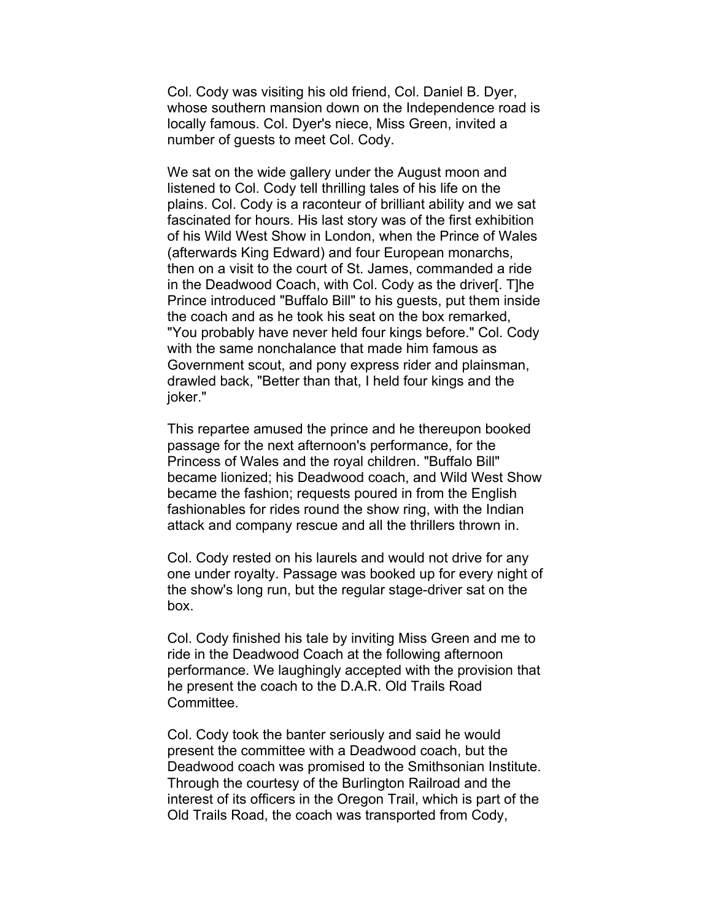Col. Cody was visiting his old friend, Col. Daniel B. Dyer, whose southern mansion down on the Independence road is locally famous. Col. Dyer's niece, Miss Green, invited a number of guests to meet Col. Cody.

We sat on the wide gallery under the August moon and listened to Col. Cody tell thrilling tales of his life on the plains. Col. Cody is a raconteur of brilliant ability and we sat fascinated for hours. His last story was of the first exhibition of his Wild West Show in London, when the Prince of Wales (afterwards King Edward) and four European monarchs, then on a visit to the court of St. James, commanded a ride in the Deadwood Coach, with Col. Cody as the driver[. T]he Prince introduced "Buffalo Bill" to his guests, put them inside the coach and as he took his seat on the box remarked, "You probably have never held four kings before." Col. Cody with the same nonchalance that made him famous as Government scout, and pony express rider and plainsman, drawled back, "Better than that, I held four kings and the joker."

This repartee amused the prince and he thereupon booked passage for the next afternoon's performance, for the Princess of Wales and the royal children. "Buffalo Bill" became lionized; his Deadwood coach, and Wild West Show became the fashion; requests poured in from the English fashionables for rides round the show ring, with the Indian attack and company rescue and all the thrillers thrown in.

Col. Cody rested on his laurels and would not drive for any one under royalty. Passage was booked up for every night of the show's long run, but the regular stage-driver sat on the box.

Col. Cody finished his tale by inviting Miss Green and me to ride in the Deadwood Coach at the following afternoon performance. We laughingly accepted with the provision that he present the coach to the D.A.R. Old Trails Road Committee.

Col. Cody took the banter seriously and said he would present the committee with a Deadwood coach, but the Deadwood coach was promised to the Smithsonian Institute. Through the courtesy of the Burlington Railroad and the interest of its officers in the Oregon Trail, which is part of the Old Trails Road, the coach was transported from Cody,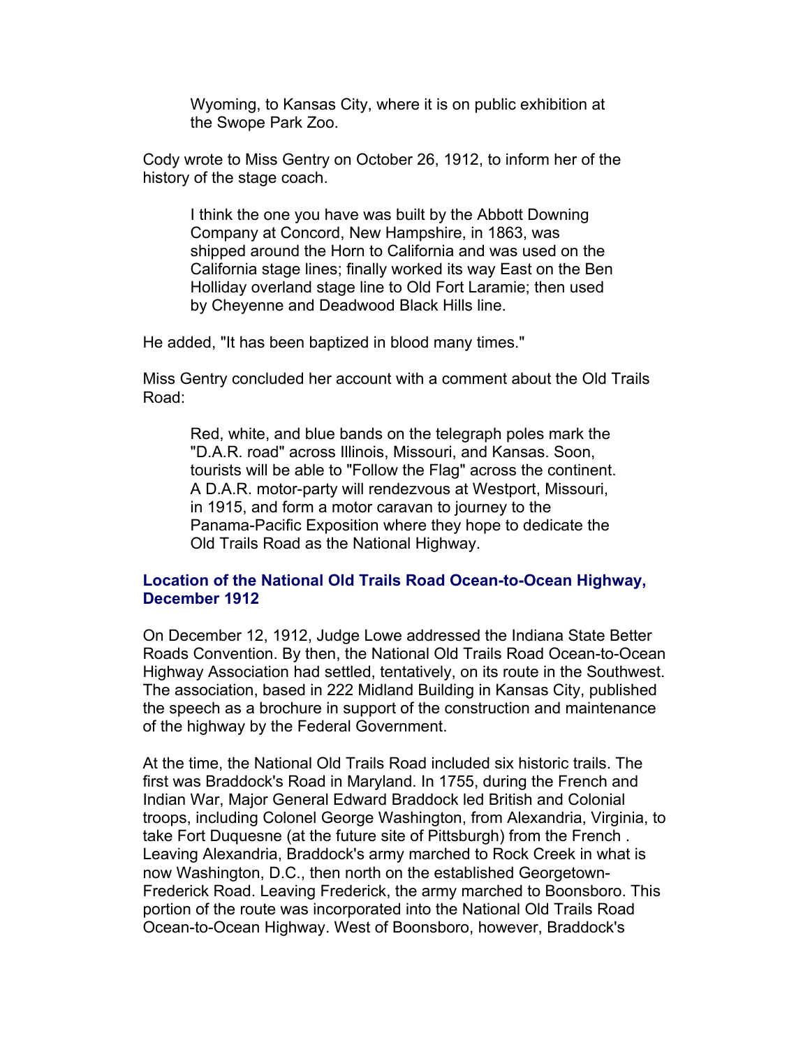> Wyoming, to Kansas City, where it is on public exhibition at the Swope Park Zoo.

Cody wrote to Miss Gentry on October 26, 1912, to inform her of the history of the stage coach.

> I think the one you have was built by the Abbott Downing Company at Concord, New Hampshire, in 1863, was shipped around the Horn to California and was used on the California stage lines; finally worked its way East on the Ben Holliday overland stage line to Old Fort Laramie; then used by Cheyenne and Deadwood Black Hills line.

He added, "It has been baptized in blood many times."

Miss Gentry concluded her account with a comment about the Old Trails Road:

> Red, white, and blue bands on the telegraph poles mark the "D.A.R. road" across Illinois, Missouri, and Kansas. Soon, tourists will be able to "Follow the Flag" across the continent. A D.A.R. motor-party will rendezvous at Westport, Missouri, in 1915, and form a motor caravan to journey to the Panama-Pacific Exposition where they hope to dedicate the Old Trails Road as the National Highway.

### Location of the National Old Trails Road Ocean-to-Ocean Highway, December 1912

On December 12, 1912, Judge Lowe addressed the Indiana State Better Roads Convention. By then, the National Old Trails Road Ocean-to-Ocean Highway Association had settled, tentatively, on its route in the Southwest. The association, based in 222 Midland Building in Kansas City, published the speech as a brochure in support of the construction and maintenance of the highway by the Federal Government.

At the time, the National Old Trails Road included six historic trails. The first was Braddock's Road in Maryland. In 1755, during the French and Indian War, Major General Edward Braddock led British and Colonial troops, including Colonel George Washington, from Alexandria, Virginia, to take Fort Duquesne (at the future site of Pittsburgh) from the French . Leaving Alexandria, Braddock's army marched to Rock Creek in what is now Washington, D.C., then north on the established Georgetown-Frederick Road. Leaving Frederick, the army marched to Boonsboro. This portion of the route was incorporated into the National Old Trails Road Ocean-to-Ocean Highway. West of Boonsboro, however, Braddock's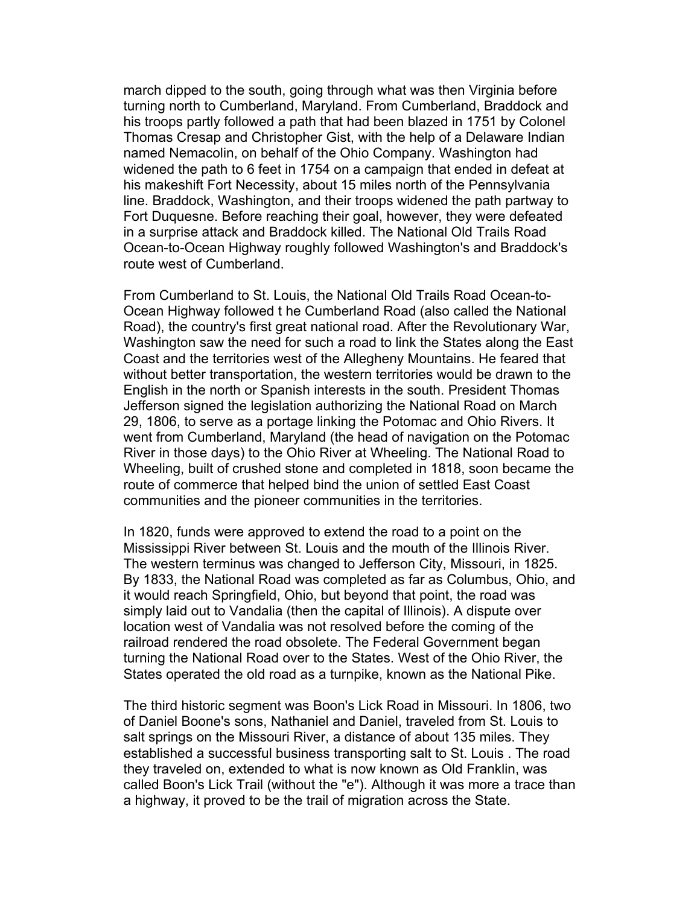march dipped to the south, going through what was then Virginia before turning north to Cumberland, Maryland. From Cumberland, Braddock and his troops partly followed a path that had been blazed in 1751 by Colonel Thomas Cresap and Christopher Gist, with the help of a Delaware Indian named Nemacolin, on behalf of the Ohio Company. Washington had widened the path to 6 feet in 1754 on a campaign that ended in defeat at his makeshift Fort Necessity, about 15 miles north of the Pennsylvania line. Braddock, Washington, and their troops widened the path partway to Fort Duquesne. Before reaching their goal, however, they were defeated in a surprise attack and Braddock killed. The National Old Trails Road Ocean-to-Ocean Highway roughly followed Washington's and Braddock's route west of Cumberland.

From Cumberland to St. Louis, the National Old Trails Road Ocean-to-Ocean Highway followed t he Cumberland Road (also called the National Road), the country's first great national road. After the Revolutionary War, Washington saw the need for such a road to link the States along the East Coast and the territories west of the Allegheny Mountains. He feared that without better transportation, the western territories would be drawn to the English in the north or Spanish interests in the south. President Thomas Jefferson signed the legislation authorizing the National Road on March 29, 1806, to serve as a portage linking the Potomac and Ohio Rivers. It went from Cumberland, Maryland (the head of navigation on the Potomac River in those days) to the Ohio River at Wheeling. The National Road to Wheeling, built of crushed stone and completed in 1818, soon became the route of commerce that helped bind the union of settled East Coast communities and the pioneer communities in the territories.

In 1820, funds were approved to extend the road to a point on the Mississippi River between St. Louis and the mouth of the Illinois River. The western terminus was changed to Jefferson City, Missouri, in 1825. By 1833, the National Road was completed as far as Columbus, Ohio, and it would reach Springfield, Ohio, but beyond that point, the road was simply laid out to Vandalia (then the capital of Illinois). A dispute over location west of Vandalia was not resolved before the coming of the railroad rendered the road obsolete. The Federal Government began turning the National Road over to the States. West of the Ohio River, the States operated the old road as a turnpike, known as the National Pike.

The third historic segment was Boon's Lick Road in Missouri. In 1806, two of Daniel Boone's sons, Nathaniel and Daniel, traveled from St. Louis to salt springs on the Missouri River, a distance of about 135 miles. They established a successful business transporting salt to St. Louis . The road they traveled on, extended to what is now known as Old Franklin, was called Boon's Lick Trail (without the "e"). Although it was more a trace than a highway, it proved to be the trail of migration across the State.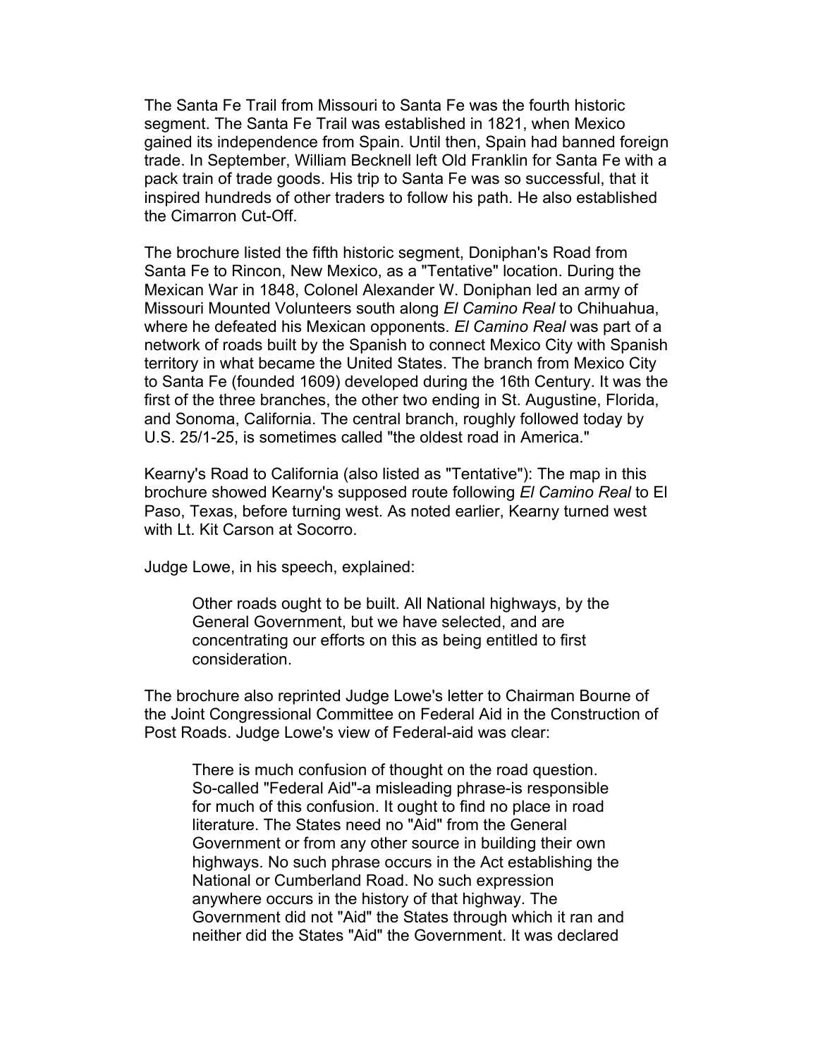The Santa Fe Trail from Missouri to Santa Fe was the fourth historic segment. The Santa Fe Trail was established in 1821, when Mexico gained its independence from Spain. Until then, Spain had banned foreign trade. In September, William Becknell left Old Franklin for Santa Fe with a pack train of trade goods. His trip to Santa Fe was so successful, that it inspired hundreds of other traders to follow his path. He also established the Cimarron Cut-Off.

The brochure listed the fifth historic segment, Doniphan's Road from Santa Fe to Rincon, New Mexico, as a "Tentative" location. During the Mexican War in 1848, Colonel Alexander W. Doniphan led an army of Missouri Mounted Volunteers south along *El Camino Real* to Chihuahua, where he defeated his Mexican opponents. *El Camino Real* was part of a network of roads built by the Spanish to connect Mexico City with Spanish territory in what became the United States. The branch from Mexico City to Santa Fe (founded 1609) developed during the 16th Century. It was the first of the three branches, the other two ending in St. Augustine, Florida, and Sonoma, California. The central branch, roughly followed today by U.S. 25/1-25, is sometimes called "the oldest road in America."

Kearny's Road to California (also listed as "Tentative"): The map in this brochure showed Kearny's supposed route following *El Camino Real* to El Paso, Texas, before turning west. As noted earlier, Kearny turned west with Lt. Kit Carson at Socorro.

Judge Lowe, in his speech, explained:

> Other roads ought to be built. All National highways, by the General Government, but we have selected, and are concentrating our efforts on this as being entitled to first consideration.

The brochure also reprinted Judge Lowe's letter to Chairman Bourne of the Joint Congressional Committee on Federal Aid in the Construction of Post Roads. Judge Lowe's view of Federal-aid was clear:

> There is much confusion of thought on the road question. So-called "Federal Aid"-a misleading phrase-is responsible for much of this confusion. It ought to find no place in road literature. The States need no "Aid" from the General Government or from any other source in building their own highways. No such phrase occurs in the Act establishing the National or Cumberland Road. No such expression anywhere occurs in the history of that highway. The Government did not "Aid" the States through which it ran and neither did the States "Aid" the Government. It was declared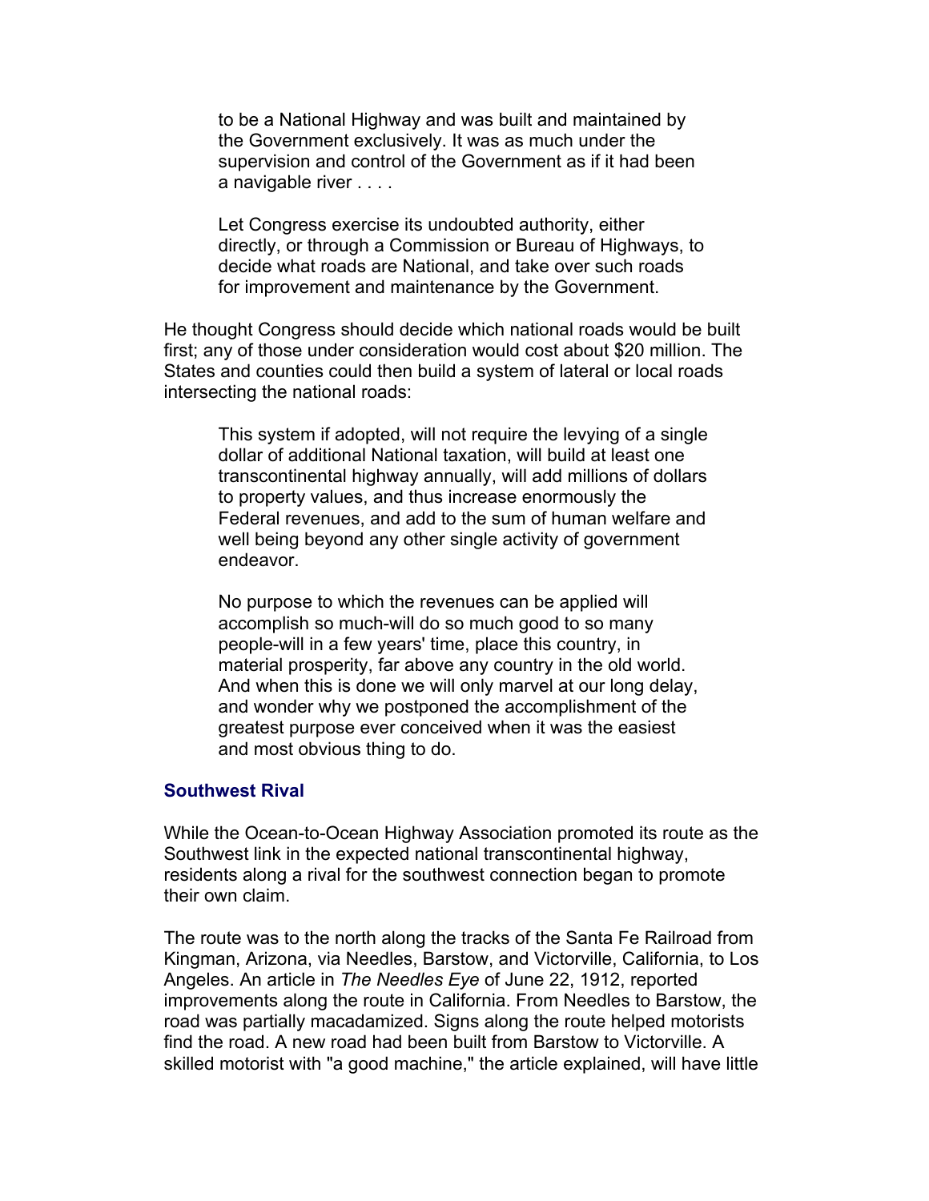> to be a National Highway and was built and maintained by the Government exclusively. It was as much under the supervision and control of the Government as if it had been a navigable river . . . .
>
> Let Congress exercise its undoubted authority, either directly, or through a Commission or Bureau of Highways, to decide what roads are National, and take over such roads for improvement and maintenance by the Government.

He thought Congress should decide which national roads would be built first; any of those under consideration would cost about $20 million. The States and counties could then build a system of lateral or local roads intersecting the national roads:

> This system if adopted, will not require the levying of a single dollar of additional National taxation, will build at least one transcontinental highway annually, will add millions of dollars to property values, and thus increase enormously the Federal revenues, and add to the sum of human welfare and well being beyond any other single activity of government endeavor.
>
> No purpose to which the revenues can be applied will accomplish so much-will do so much good to so many people-will in a few years' time, place this country, in material prosperity, far above any country in the old world. And when this is done we will only marvel at our long delay, and wonder why we postponed the accomplishment of the greatest purpose ever conceived when it was the easiest and most obvious thing to do.

### Southwest Rival

While the Ocean-to-Ocean Highway Association promoted its route as the Southwest link in the expected national transcontinental highway, residents along a rival for the southwest connection began to promote their own claim.

The route was to the north along the tracks of the Santa Fe Railroad from Kingman, Arizona, via Needles, Barstow, and Victorville, California, to Los Angeles. An article in *The Needles Eye* of June 22, 1912, reported improvements along the route in California. From Needles to Barstow, the road was partially macadamized. Signs along the route helped motorists find the road. A new road had been built from Barstow to Victorville. A skilled motorist with "a good machine," the article explained, will have little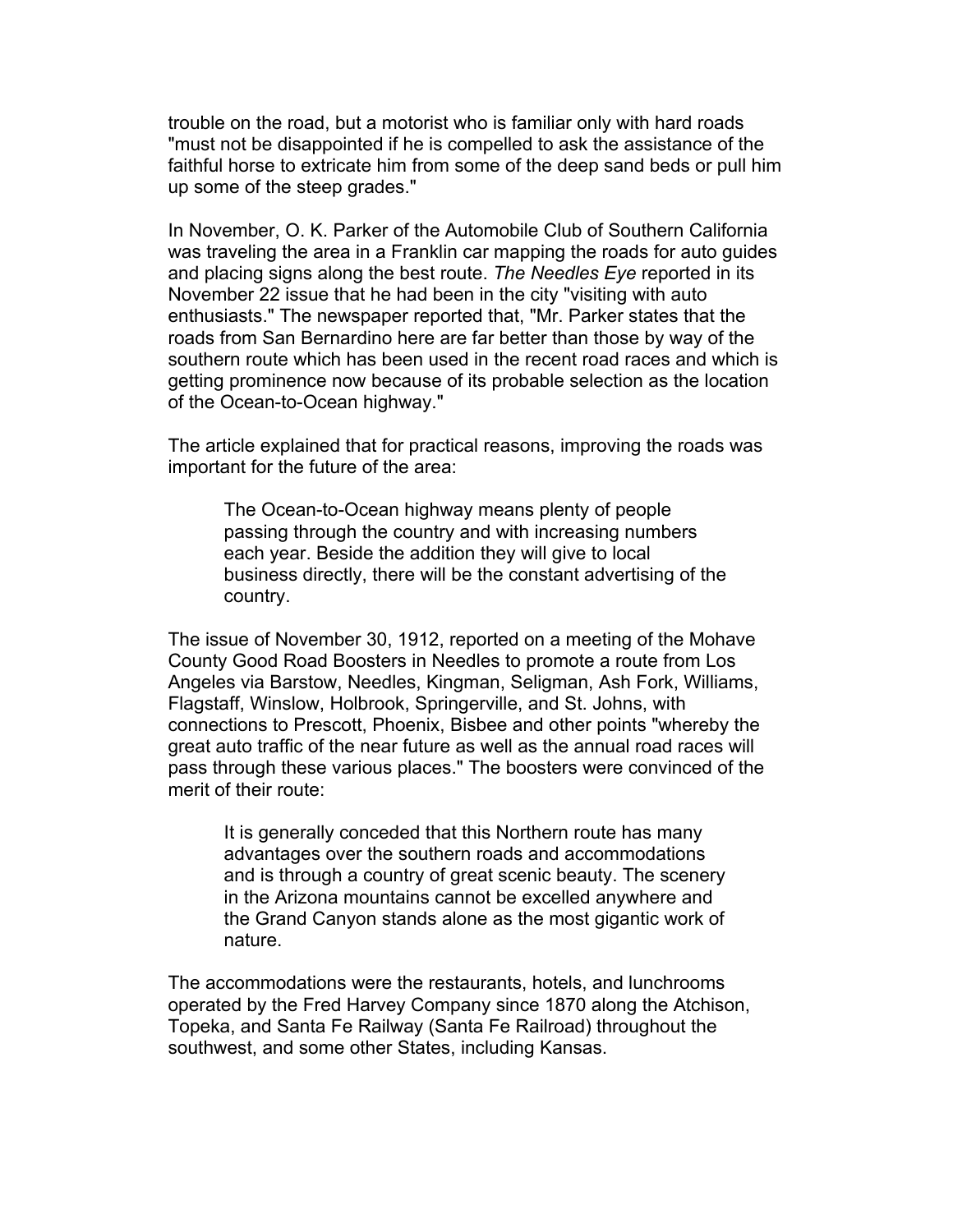trouble on the road, but a motorist who is familiar only with hard roads "must not be disappointed if he is compelled to ask the assistance of the faithful horse to extricate him from some of the deep sand beds or pull him up some of the steep grades."

In November, O. K. Parker of the Automobile Club of Southern California was traveling the area in a Franklin car mapping the roads for auto guides and placing signs along the best route. *The Needles Eye* reported in its November 22 issue that he had been in the city "visiting with auto enthusiasts." The newspaper reported that, "Mr. Parker states that the roads from San Bernardino here are far better than those by way of the southern route which has been used in the recent road races and which is getting prominence now because of its probable selection as the location of the Ocean-to-Ocean highway."

The article explained that for practical reasons, improving the roads was important for the future of the area:

> The Ocean-to-Ocean highway means plenty of people passing through the country and with increasing numbers each year. Beside the addition they will give to local business directly, there will be the constant advertising of the country.

The issue of November 30, 1912, reported on a meeting of the Mohave County Good Road Boosters in Needles to promote a route from Los Angeles via Barstow, Needles, Kingman, Seligman, Ash Fork, Williams, Flagstaff, Winslow, Holbrook, Springerville, and St. Johns, with connections to Prescott, Phoenix, Bisbee and other points "whereby the great auto traffic of the near future as well as the annual road races will pass through these various places." The boosters were convinced of the merit of their route:

> It is generally conceded that this Northern route has many advantages over the southern roads and accommodations and is through a country of great scenic beauty. The scenery in the Arizona mountains cannot be excelled anywhere and the Grand Canyon stands alone as the most gigantic work of nature.

The accommodations were the restaurants, hotels, and lunchrooms operated by the Fred Harvey Company since 1870 along the Atchison, Topeka, and Santa Fe Railway (Santa Fe Railroad) throughout the southwest, and some other States, including Kansas.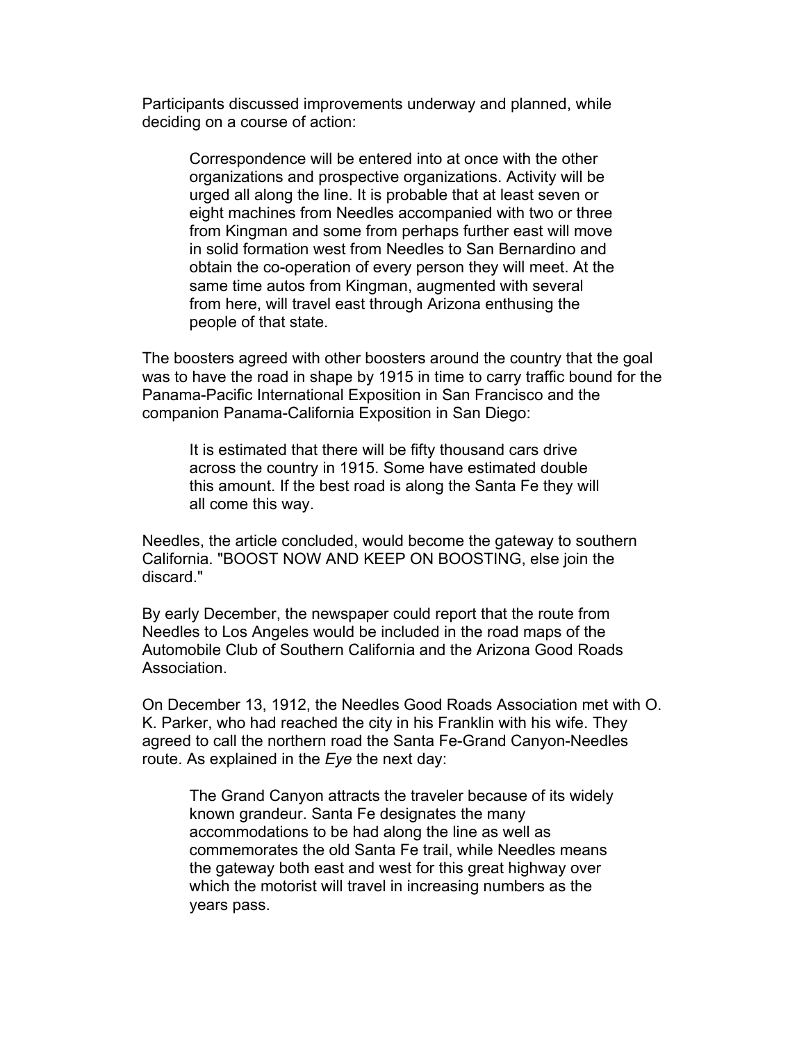Participants discussed improvements underway and planned, while deciding on a course of action:

> Correspondence will be entered into at once with the other organizations and prospective organizations. Activity will be urged all along the line. It is probable that at least seven or eight machines from Needles accompanied with two or three from Kingman and some from perhaps further east will move in solid formation west from Needles to San Bernardino and obtain the co-operation of every person they will meet. At the same time autos from Kingman, augmented with several from here, will travel east through Arizona enthusing the people of that state.

The boosters agreed with other boosters around the country that the goal was to have the road in shape by 1915 in time to carry traffic bound for the Panama-Pacific International Exposition in San Francisco and the companion Panama-California Exposition in San Diego:

> It is estimated that there will be fifty thousand cars drive across the country in 1915. Some have estimated double this amount. If the best road is along the Santa Fe they will all come this way.

Needles, the article concluded, would become the gateway to southern California. "BOOST NOW AND KEEP ON BOOSTING, else join the discard."

By early December, the newspaper could report that the route from Needles to Los Angeles would be included in the road maps of the Automobile Club of Southern California and the Arizona Good Roads Association.

On December 13, 1912, the Needles Good Roads Association met with O. K. Parker, who had reached the city in his Franklin with his wife. They agreed to call the northern road the Santa Fe-Grand Canyon-Needles route. As explained in the *Eye* the next day:

> The Grand Canyon attracts the traveler because of its widely known grandeur. Santa Fe designates the many accommodations to be had along the line as well as commemorates the old Santa Fe trail, while Needles means the gateway both east and west for this great highway over which the motorist will travel in increasing numbers as the years pass.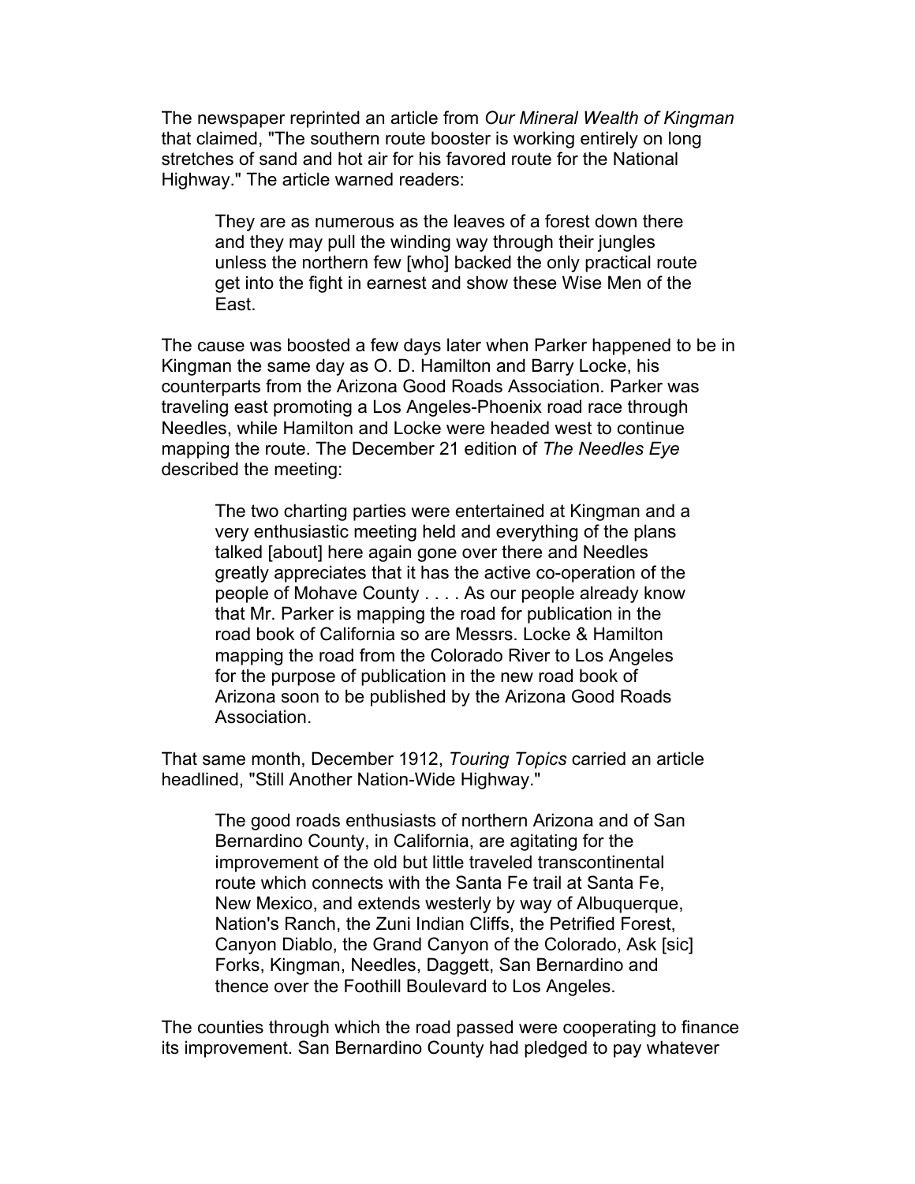The newspaper reprinted an article from *Our Mineral Wealth of Kingman* that claimed, "The southern route booster is working entirely on long stretches of sand and hot air for his favored route for the National Highway." The article warned readers:

> They are as numerous as the leaves of a forest down there and they may pull the winding way through their jungles unless the northern few [who] backed the only practical route get into the fight in earnest and show these Wise Men of the East.

The cause was boosted a few days later when Parker happened to be in Kingman the same day as O. D. Hamilton and Barry Locke, his counterparts from the Arizona Good Roads Association. Parker was traveling east promoting a Los Angeles-Phoenix road race through Needles, while Hamilton and Locke were headed west to continue mapping the route. The December 21 edition of *The Needles Eye* described the meeting:

> The two charting parties were entertained at Kingman and a very enthusiastic meeting held and everything of the plans talked [about] here again gone over there and Needles greatly appreciates that it has the active co-operation of the people of Mohave County . . . . As our people already know that Mr. Parker is mapping the road for publication in the road book of California so are Messrs. Locke & Hamilton mapping the road from the Colorado River to Los Angeles for the purpose of publication in the new road book of Arizona soon to be published by the Arizona Good Roads Association.

That same month, December 1912, *Touring Topics* carried an article headlined, "Still Another Nation-Wide Highway."

> The good roads enthusiasts of northern Arizona and of San Bernardino County, in California, are agitating for the improvement of the old but little traveled transcontinental route which connects with the Santa Fe trail at Santa Fe, New Mexico, and extends westerly by way of Albuquerque, Nation's Ranch, the Zuni Indian Cliffs, the Petrified Forest, Canyon Diablo, the Grand Canyon of the Colorado, Ask [sic] Forks, Kingman, Needles, Daggett, San Bernardino and thence over the Foothill Boulevard to Los Angeles.

The counties through which the road passed were cooperating to finance its improvement. San Bernardino County had pledged to pay whatever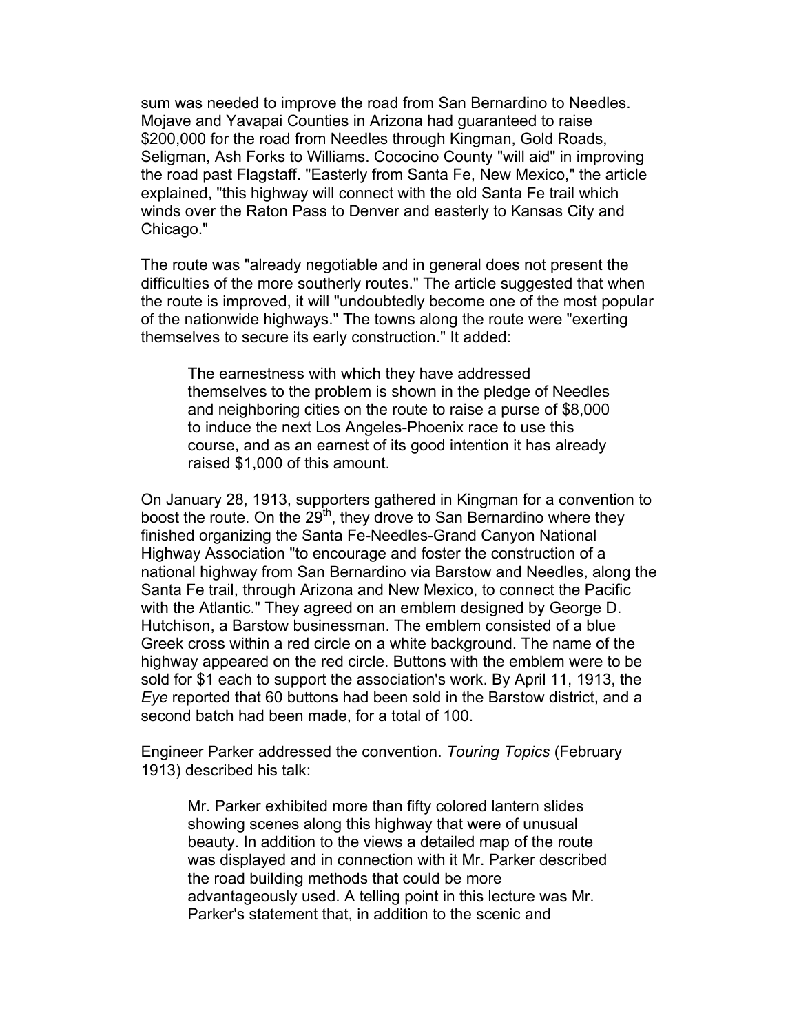sum was needed to improve the road from San Bernardino to Needles. Mojave and Yavapai Counties in Arizona had guaranteed to raise $200,000 for the road from Needles through Kingman, Gold Roads, Seligman, Ash Forks to Williams. Cococino County "will aid" in improving the road past Flagstaff. "Easterly from Santa Fe, New Mexico," the article explained, "this highway will connect with the old Santa Fe trail which winds over the Raton Pass to Denver and easterly to Kansas City and Chicago."

The route was "already negotiable and in general does not present the difficulties of the more southerly routes." The article suggested that when the route is improved, it will "undoubtedly become one of the most popular of the nationwide highways." The towns along the route were "exerting themselves to secure its early construction." It added:

> The earnestness with which they have addressed themselves to the problem is shown in the pledge of Needles and neighboring cities on the route to raise a purse of $8,000 to induce the next Los Angeles-Phoenix race to use this course, and as an earnest of its good intention it has already raised $1,000 of this amount.

On January 28, 1913, supporters gathered in Kingman for a convention to boost the route. On the 29th, they drove to San Bernardino where they finished organizing the Santa Fe-Needles-Grand Canyon National Highway Association "to encourage and foster the construction of a national highway from San Bernardino via Barstow and Needles, along the Santa Fe trail, through Arizona and New Mexico, to connect the Pacific with the Atlantic." They agreed on an emblem designed by George D. Hutchison, a Barstow businessman. The emblem consisted of a blue Greek cross within a red circle on a white background. The name of the highway appeared on the red circle. Buttons with the emblem were to be sold for $1 each to support the association's work. By April 11, 1913, the *Eye* reported that 60 buttons had been sold in the Barstow district, and a second batch had been made, for a total of 100.

Engineer Parker addressed the convention. *Touring Topics* (February 1913) described his talk:

> Mr. Parker exhibited more than fifty colored lantern slides showing scenes along this highway that were of unusual beauty. In addition to the views a detailed map of the route was displayed and in connection with it Mr. Parker described the road building methods that could be more advantageously used. A telling point in this lecture was Mr. Parker's statement that, in addition to the scenic and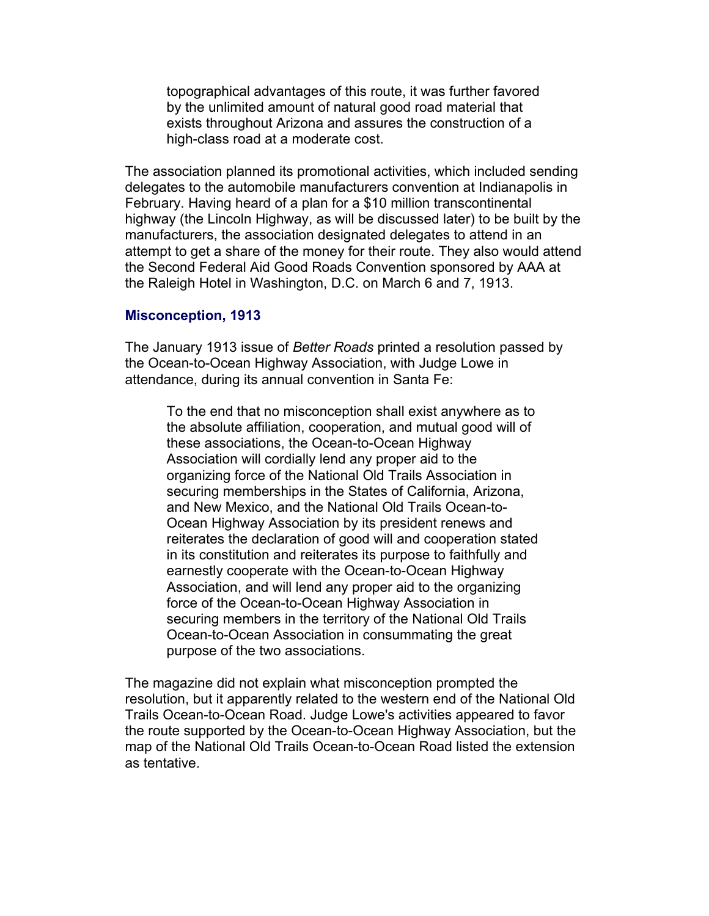> topographical advantages of this route, it was further favored by the unlimited amount of natural good road material that exists throughout Arizona and assures the construction of a high-class road at a moderate cost.

The association planned its promotional activities, which included sending delegates to the automobile manufacturers convention at Indianapolis in February. Having heard of a plan for a $10 million transcontinental highway (the Lincoln Highway, as will be discussed later) to be built by the manufacturers, the association designated delegates to attend in an attempt to get a share of the money for their route. They also would attend the Second Federal Aid Good Roads Convention sponsored by AAA at the Raleigh Hotel in Washington, D.C. on March 6 and 7, 1913.

### Misconception, 1913

The January 1913 issue of *Better Roads* printed a resolution passed by the Ocean-to-Ocean Highway Association, with Judge Lowe in attendance, during its annual convention in Santa Fe:

> To the end that no misconception shall exist anywhere as to the absolute affiliation, cooperation, and mutual good will of these associations, the Ocean-to-Ocean Highway Association will cordially lend any proper aid to the organizing force of the National Old Trails Association in securing memberships in the States of California, Arizona, and New Mexico, and the National Old Trails Ocean-to-Ocean Highway Association by its president renews and reiterates the declaration of good will and cooperation stated in its constitution and reiterates its purpose to faithfully and earnestly cooperate with the Ocean-to-Ocean Highway Association, and will lend any proper aid to the organizing force of the Ocean-to-Ocean Highway Association in securing members in the territory of the National Old Trails Ocean-to-Ocean Association in consummating the great purpose of the two associations.

The magazine did not explain what misconception prompted the resolution, but it apparently related to the western end of the National Old Trails Ocean-to-Ocean Road. Judge Lowe's activities appeared to favor the route supported by the Ocean-to-Ocean Highway Association, but the map of the National Old Trails Ocean-to-Ocean Road listed the extension as tentative.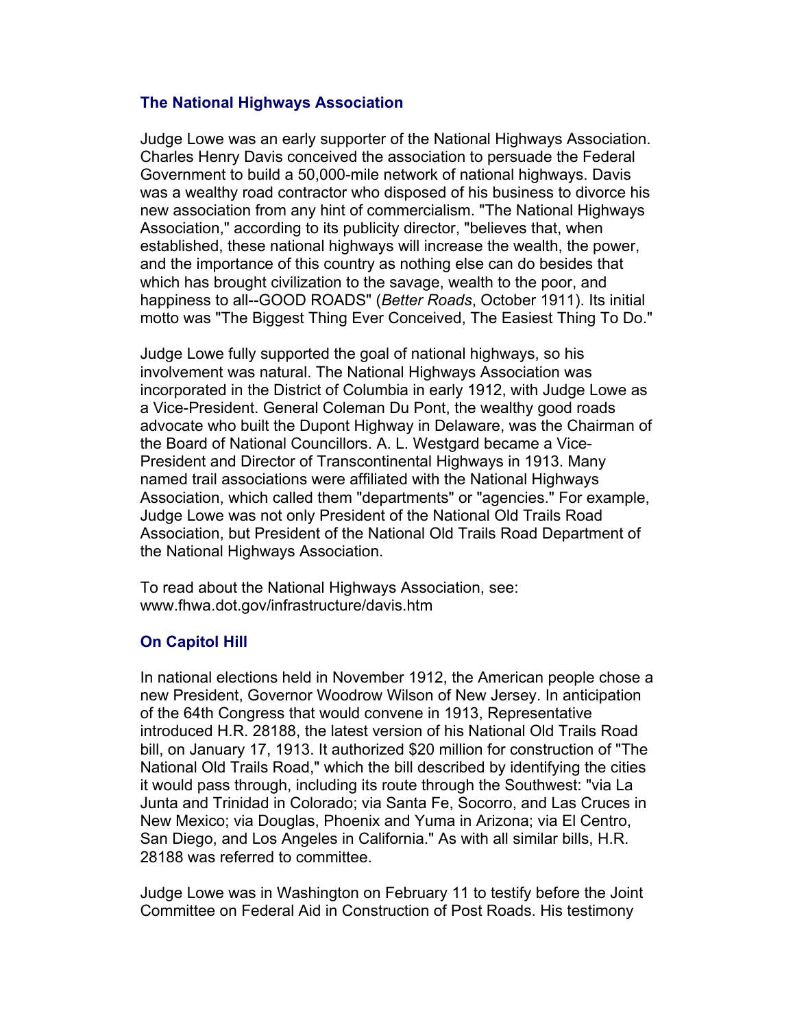### The National Highways Association

Judge Lowe was an early supporter of the National Highways Association. Charles Henry Davis conceived the association to persuade the Federal Government to build a 50,000-mile network of national highways. Davis was a wealthy road contractor who disposed of his business to divorce his new association from any hint of commercialism. "The National Highways Association," according to its publicity director, "believes that, when established, these national highways will increase the wealth, the power, and the importance of this country as nothing else can do besides that which has brought civilization to the savage, wealth to the poor, and happiness to all--GOOD ROADS" (*Better Roads*, October 1911). Its initial motto was "The Biggest Thing Ever Conceived, The Easiest Thing To Do."

Judge Lowe fully supported the goal of national highways, so his involvement was natural. The National Highways Association was incorporated in the District of Columbia in early 1912, with Judge Lowe as a Vice-President. General Coleman Du Pont, the wealthy good roads advocate who built the Dupont Highway in Delaware, was the Chairman of the Board of National Councillors. A. L. Westgard became a Vice-President and Director of Transcontinental Highways in 1913. Many named trail associations were affiliated with the National Highways Association, which called them "departments" or "agencies." For example, Judge Lowe was not only President of the National Old Trails Road Association, but President of the National Old Trails Road Department of the National Highways Association.

To read about the National Highways Association, see: www.fhwa.dot.gov/infrastructure/davis.htm

### On Capitol Hill

In national elections held in November 1912, the American people chose a new President, Governor Woodrow Wilson of New Jersey. In anticipation of the 64th Congress that would convene in 1913, Representative introduced H.R. 28188, the latest version of his National Old Trails Road bill, on January 17, 1913. It authorized $20 million for construction of "The National Old Trails Road," which the bill described by identifying the cities it would pass through, including its route through the Southwest: "via La Junta and Trinidad in Colorado; via Santa Fe, Socorro, and Las Cruces in New Mexico; via Douglas, Phoenix and Yuma in Arizona; via El Centro, San Diego, and Los Angeles in California." As with all similar bills, H.R. 28188 was referred to committee.

Judge Lowe was in Washington on February 11 to testify before the Joint Committee on Federal Aid in Construction of Post Roads. His testimony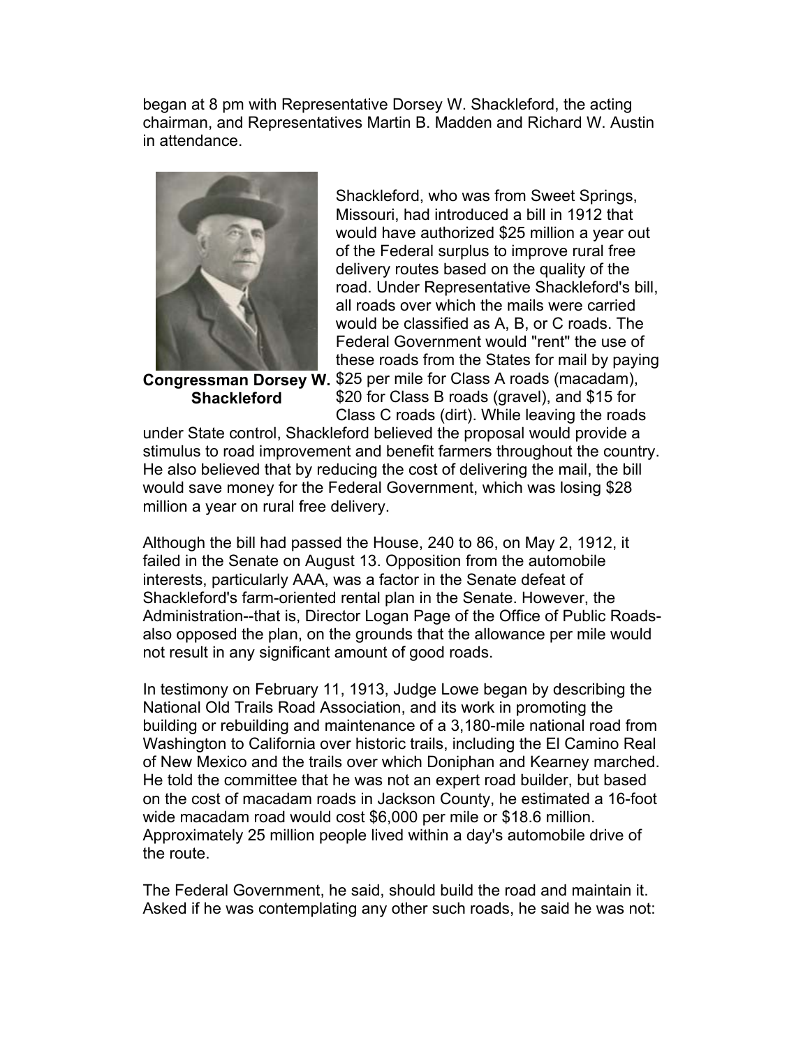began at 8 pm with Representative Dorsey W. Shackleford, the acting chairman, and Representatives Martin B. Madden and Richard W. Austin in attendance.

**Congressman Dorsey W. Shackleford**

Shackleford, who was from Sweet Springs, Missouri, had introduced a bill in 1912 that would have authorized $25 million a year out of the Federal surplus to improve rural free delivery routes based on the quality of the road. Under Representative Shackleford's bill, all roads over which the mails were carried would be classified as A, B, or C roads. The Federal Government would "rent" the use of these roads from the States for mail by paying $25 per mile for Class A roads (macadam), $20 for Class B roads (gravel), and $15 for Class C roads (dirt). While leaving the roads under State control, Shackleford believed the proposal would provide a stimulus to road improvement and benefit farmers throughout the country. He also believed that by reducing the cost of delivering the mail, the bill would save money for the Federal Government, which was losing $28 million a year on rural free delivery.

Although the bill had passed the House, 240 to 86, on May 2, 1912, it failed in the Senate on August 13. Opposition from the automobile interests, particularly AAA, was a factor in the Senate defeat of Shackleford's farm-oriented rental plan in the Senate. However, the Administration--that is, Director Logan Page of the Office of Public Roads-also opposed the plan, on the grounds that the allowance per mile would not result in any significant amount of good roads.

In testimony on February 11, 1913, Judge Lowe began by describing the National Old Trails Road Association, and its work in promoting the building or rebuilding and maintenance of a 3,180-mile national road from Washington to California over historic trails, including the El Camino Real of New Mexico and the trails over which Doniphan and Kearney marched. He told the committee that he was not an expert road builder, but based on the cost of macadam roads in Jackson County, he estimated a 16-foot wide macadam road would cost $6,000 per mile or $18.6 million. Approximately 25 million people lived within a day's automobile drive of the route.

The Federal Government, he said, should build the road and maintain it. Asked if he was contemplating any other such roads, he said he was not: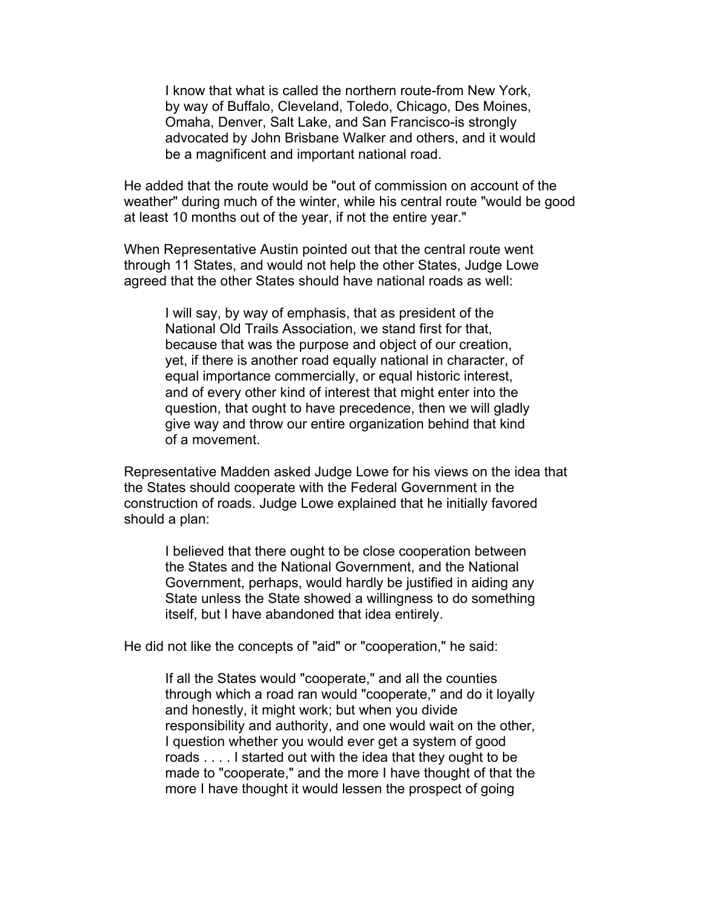> I know that what is called the northern route-from New York, by way of Buffalo, Cleveland, Toledo, Chicago, Des Moines, Omaha, Denver, Salt Lake, and San Francisco-is strongly advocated by John Brisbane Walker and others, and it would be a magnificent and important national road.

He added that the route would be "out of commission on account of the weather" during much of the winter, while his central route "would be good at least 10 months out of the year, if not the entire year."

When Representative Austin pointed out that the central route went through 11 States, and would not help the other States, Judge Lowe agreed that the other States should have national roads as well:

> I will say, by way of emphasis, that as president of the National Old Trails Association, we stand first for that, because that was the purpose and object of our creation, yet, if there is another road equally national in character, of equal importance commercially, or equal historic interest, and of every other kind of interest that might enter into the question, that ought to have precedence, then we will gladly give way and throw our entire organization behind that kind of a movement.

Representative Madden asked Judge Lowe for his views on the idea that the States should cooperate with the Federal Government in the construction of roads. Judge Lowe explained that he initially favored should a plan:

> I believed that there ought to be close cooperation between the States and the National Government, and the National Government, perhaps, would hardly be justified in aiding any State unless the State showed a willingness to do something itself, but I have abandoned that idea entirely.

He did not like the concepts of "aid" or "cooperation," he said:

> If all the States would "cooperate," and all the counties through which a road ran would "cooperate," and do it loyally and honestly, it might work; but when you divide responsibility and authority, and one would wait on the other, I question whether you would ever get a system of good roads . . . . I started out with the idea that they ought to be made to "cooperate," and the more I have thought of that the more I have thought it would lessen the prospect of going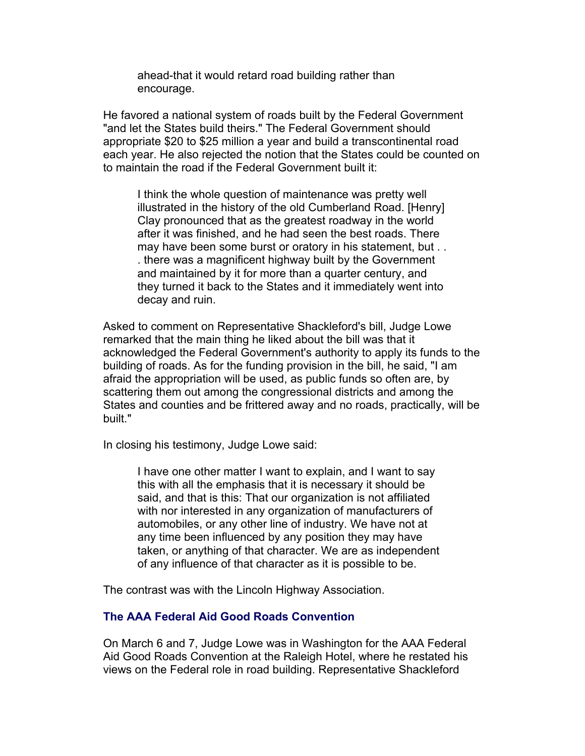> ahead-that it would retard road building rather than encourage.

He favored a national system of roads built by the Federal Government "and let the States build theirs." The Federal Government should appropriate $20 to $25 million a year and build a transcontinental road each year. He also rejected the notion that the States could be counted on to maintain the road if the Federal Government built it:

> I think the whole question of maintenance was pretty well illustrated in the history of the old Cumberland Road. [Henry] Clay pronounced that as the greatest roadway in the world after it was finished, and he had seen the best roads. There may have been some burst or oratory in his statement, but . . . there was a magnificent highway built by the Government and maintained by it for more than a quarter century, and they turned it back to the States and it immediately went into decay and ruin.

Asked to comment on Representative Shackleford's bill, Judge Lowe remarked that the main thing he liked about the bill was that it acknowledged the Federal Government's authority to apply its funds to the building of roads. As for the funding provision in the bill, he said, "I am afraid the appropriation will be used, as public funds so often are, by scattering them out among the congressional districts and among the States and counties and be frittered away and no roads, practically, will be built."

In closing his testimony, Judge Lowe said:

> I have one other matter I want to explain, and I want to say this with all the emphasis that it is necessary it should be said, and that is this: That our organization is not affiliated with nor interested in any organization of manufacturers of automobiles, or any other line of industry. We have not at any time been influenced by any position they may have taken, or anything of that character. We are as independent of any influence of that character as it is possible to be.

The contrast was with the Lincoln Highway Association.

### The AAA Federal Aid Good Roads Convention

On March 6 and 7, Judge Lowe was in Washington for the AAA Federal Aid Good Roads Convention at the Raleigh Hotel, where he restated his views on the Federal role in road building. Representative Shackleford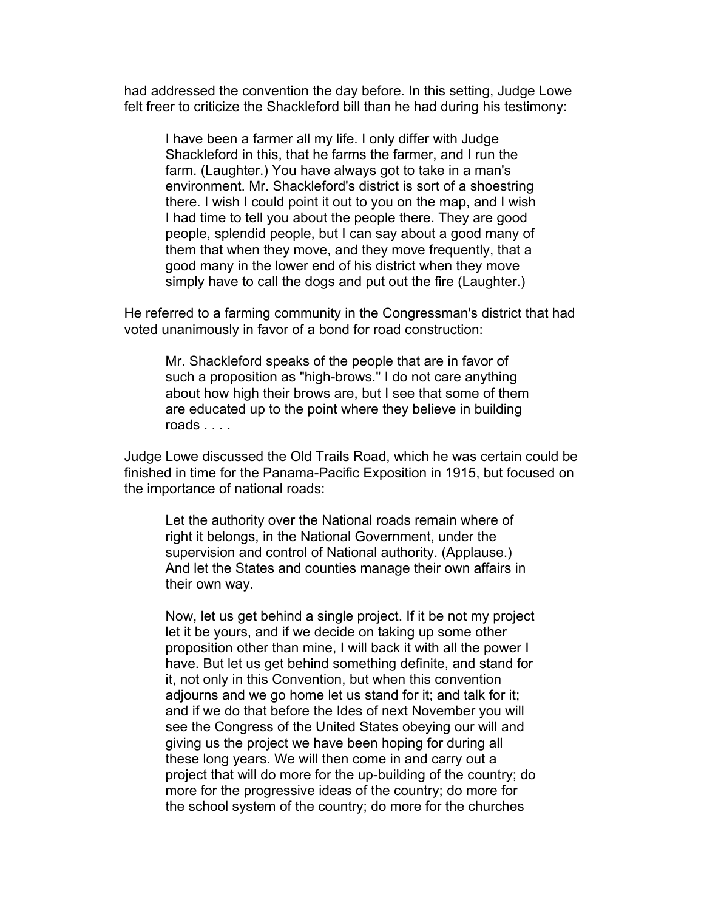had addressed the convention the day before. In this setting, Judge Lowe felt freer to criticize the Shackleford bill than he had during his testimony:

> I have been a farmer all my life. I only differ with Judge Shackleford in this, that he farms the farmer, and I run the farm. (Laughter.) You have always got to take in a man's environment. Mr. Shackleford's district is sort of a shoestring there. I wish I could point it out to you on the map, and I wish I had time to tell you about the people there. They are good people, splendid people, but I can say about a good many of them that when they move, and they move frequently, that a good many in the lower end of his district when they move simply have to call the dogs and put out the fire (Laughter.)

He referred to a farming community in the Congressman's district that had voted unanimously in favor of a bond for road construction:

> Mr. Shackleford speaks of the people that are in favor of such a proposition as "high-brows." I do not care anything about how high their brows are, but I see that some of them are educated up to the point where they believe in building roads . . . .

Judge Lowe discussed the Old Trails Road, which he was certain could be finished in time for the Panama-Pacific Exposition in 1915, but focused on the importance of national roads:

> Let the authority over the National roads remain where of right it belongs, in the National Government, under the supervision and control of National authority. (Applause.) And let the States and counties manage their own affairs in their own way.
>
> Now, let us get behind a single project. If it be not my project let it be yours, and if we decide on taking up some other proposition other than mine, I will back it with all the power I have. But let us get behind something definite, and stand for it, not only in this Convention, but when this convention adjourns and we go home let us stand for it; and talk for it; and if we do that before the Ides of next November you will see the Congress of the United States obeying our will and giving us the project we have been hoping for during all these long years. We will then come in and carry out a project that will do more for the up-building of the country; do more for the progressive ideas of the country; do more for the school system of the country; do more for the churches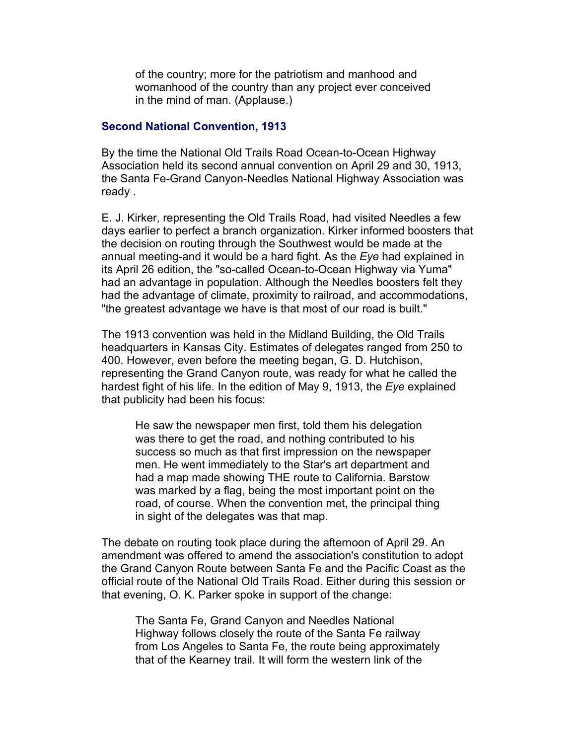> of the country; more for the patriotism and manhood and womanhood of the country than any project ever conceived in the mind of man. (Applause.)

### Second National Convention, 1913

By the time the National Old Trails Road Ocean-to-Ocean Highway Association held its second annual convention on April 29 and 30, 1913, the Santa Fe-Grand Canyon-Needles National Highway Association was ready .

E. J. Kirker, representing the Old Trails Road, had visited Needles a few days earlier to perfect a branch organization. Kirker informed boosters that the decision on routing through the Southwest would be made at the annual meeting-and it would be a hard fight. As the *Eye* had explained in its April 26 edition, the "so-called Ocean-to-Ocean Highway via Yuma" had an advantage in population. Although the Needles boosters felt they had the advantage of climate, proximity to railroad, and accommodations, "the greatest advantage we have is that most of our road is built."

The 1913 convention was held in the Midland Building, the Old Trails headquarters in Kansas City. Estimates of delegates ranged from 250 to 400. However, even before the meeting began, G. D. Hutchison, representing the Grand Canyon route, was ready for what he called the hardest fight of his life. In the edition of May 9, 1913, the *Eye* explained that publicity had been his focus:

> He saw the newspaper men first, told them his delegation was there to get the road, and nothing contributed to his success so much as that first impression on the newspaper men. He went immediately to the Star's art department and had a map made showing THE route to California. Barstow was marked by a flag, being the most important point on the road, of course. When the convention met, the principal thing in sight of the delegates was that map.

The debate on routing took place during the afternoon of April 29. An amendment was offered to amend the association's constitution to adopt the Grand Canyon Route between Santa Fe and the Pacific Coast as the official route of the National Old Trails Road. Either during this session or that evening, O. K. Parker spoke in support of the change:

> The Santa Fe, Grand Canyon and Needles National Highway follows closely the route of the Santa Fe railway from Los Angeles to Santa Fe, the route being approximately that of the Kearney trail. It will form the western link of the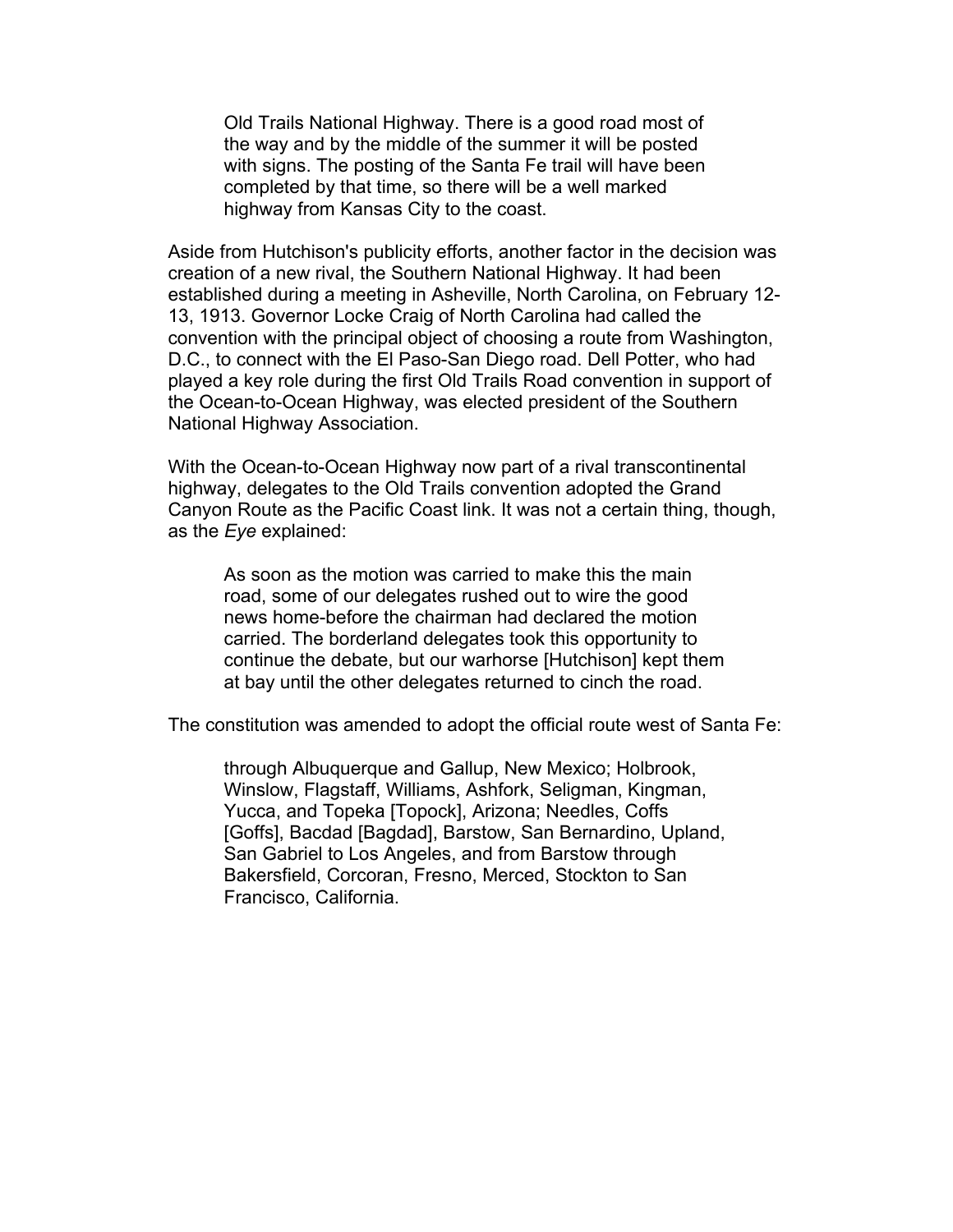> Old Trails National Highway. There is a good road most of the way and by the middle of the summer it will be posted with signs. The posting of the Santa Fe trail will have been completed by that time, so there will be a well marked highway from Kansas City to the coast.

Aside from Hutchison's publicity efforts, another factor in the decision was creation of a new rival, the Southern National Highway. It had been established during a meeting in Asheville, North Carolina, on February 12-13, 1913. Governor Locke Craig of North Carolina had called the convention with the principal object of choosing a route from Washington, D.C., to connect with the El Paso-San Diego road. Dell Potter, who had played a key role during the first Old Trails Road convention in support of the Ocean-to-Ocean Highway, was elected president of the Southern National Highway Association.

With the Ocean-to-Ocean Highway now part of a rival transcontinental highway, delegates to the Old Trails convention adopted the Grand Canyon Route as the Pacific Coast link. It was not a certain thing, though, as the *Eye* explained:

> As soon as the motion was carried to make this the main road, some of our delegates rushed out to wire the good news home-before the chairman had declared the motion carried. The borderland delegates took this opportunity to continue the debate, but our warhorse [Hutchison] kept them at bay until the other delegates returned to cinch the road.

The constitution was amended to adopt the official route west of Santa Fe:

> through Albuquerque and Gallup, New Mexico; Holbrook, Winslow, Flagstaff, Williams, Ashfork, Seligman, Kingman, Yucca, and Topeka [Topock], Arizona; Needles, Coffs [Goffs], Bacdad [Bagdad], Barstow, San Bernardino, Upland, San Gabriel to Los Angeles, and from Barstow through Bakersfield, Corcoran, Fresno, Merced, Stockton to San Francisco, California.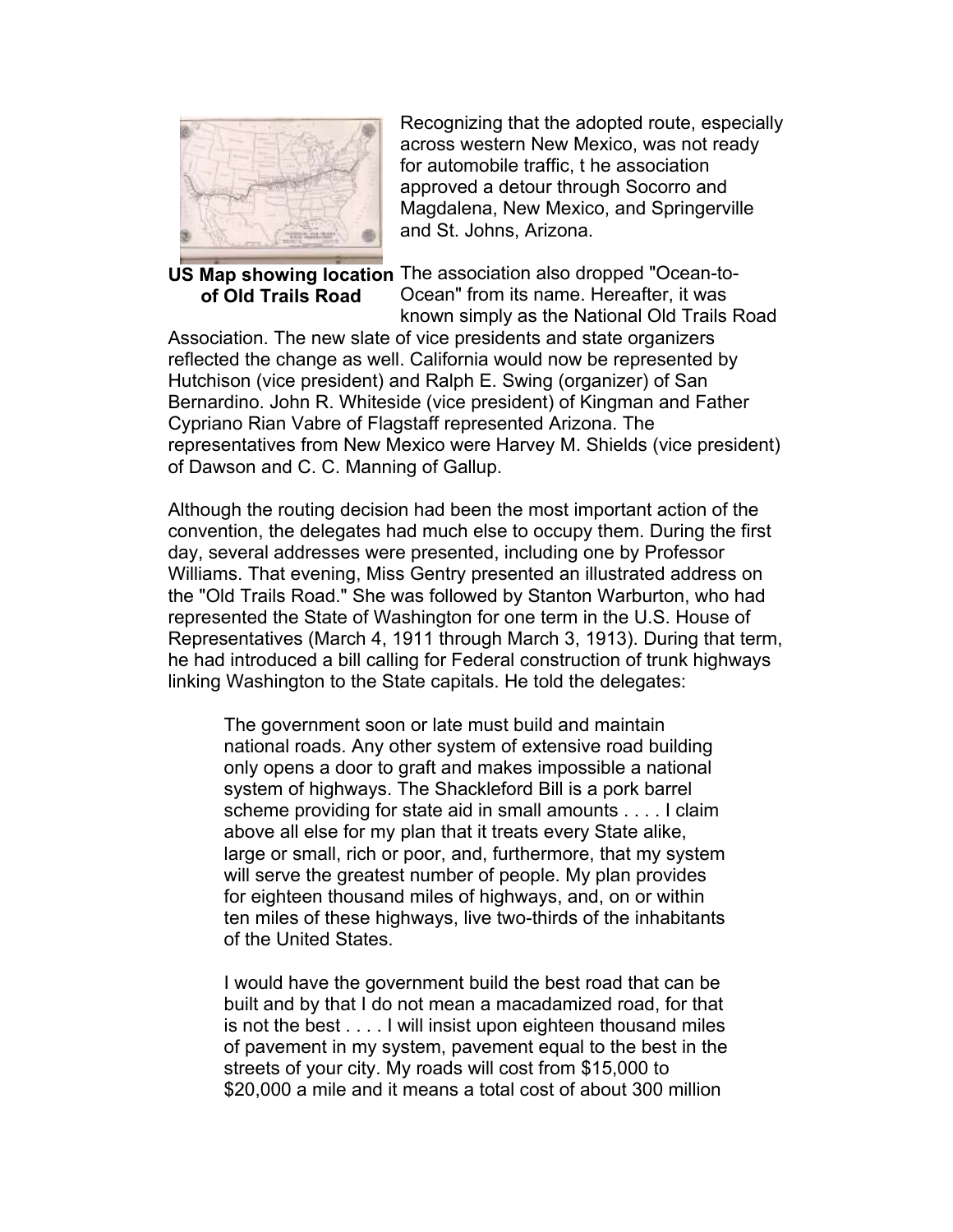US Map showing location of Old Trails Road

Recognizing that the adopted route, especially across western New Mexico, was not ready for automobile traffic, t he association approved a detour through Socorro and Magdalena, New Mexico, and Springerville and St. Johns, Arizona.

The association also dropped "Ocean-to-Ocean" from its name. Hereafter, it was known simply as the National Old Trails Road Association. The new slate of vice presidents and state organizers reflected the change as well. California would now be represented by Hutchison (vice president) and Ralph E. Swing (organizer) of San Bernardino. John R. Whiteside (vice president) of Kingman and Father Cypriano Rian Vabre of Flagstaff represented Arizona. The representatives from New Mexico were Harvey M. Shields (vice president) of Dawson and C. C. Manning of Gallup.

Although the routing decision had been the most important action of the convention, the delegates had much else to occupy them. During the first day, several addresses were presented, including one by Professor Williams. That evening, Miss Gentry presented an illustrated address on the "Old Trails Road." She was followed by Stanton Warburton, who had represented the State of Washington for one term in the U.S. House of Representatives (March 4, 1911 through March 3, 1913). During that term, he had introduced a bill calling for Federal construction of trunk highways linking Washington to the State capitals. He told the delegates:

> The government soon or late must build and maintain national roads. Any other system of extensive road building only opens a door to graft and makes impossible a national system of highways. The Shackleford Bill is a pork barrel scheme providing for state aid in small amounts . . . . I claim above all else for my plan that it treats every State alike, large or small, rich or poor, and, furthermore, that my system will serve the greatest number of people. My plan provides for eighteen thousand miles of highways, and, on or within ten miles of these highways, live two-thirds of the inhabitants of the United States.
>
> I would have the government build the best road that can be built and by that I do not mean a macadamized road, for that is not the best . . . . I will insist upon eighteen thousand miles of pavement in my system, pavement equal to the best in the streets of your city. My roads will cost from $15,000 to $20,000 a mile and it means a total cost of about 300 million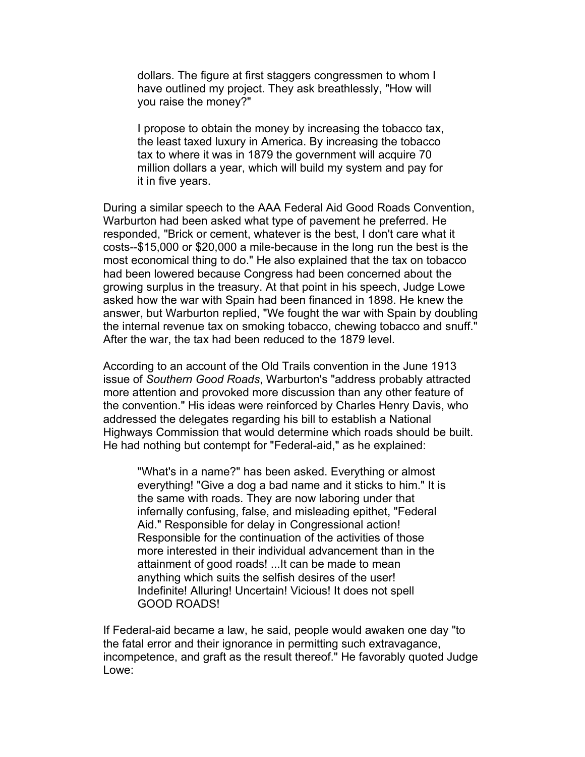> dollars. The figure at first staggers congressmen to whom I have outlined my project. They ask breathlessly, "How will you raise the money?"
>
> I propose to obtain the money by increasing the tobacco tax, the least taxed luxury in America. By increasing the tobacco tax to where it was in 1879 the government will acquire 70 million dollars a year, which will build my system and pay for it in five years.

During a similar speech to the AAA Federal Aid Good Roads Convention, Warburton had been asked what type of pavement he preferred. He responded, "Brick or cement, whatever is the best, I don't care what it costs--$15,000 or $20,000 a mile-because in the long run the best is the most economical thing to do." He also explained that the tax on tobacco had been lowered because Congress had been concerned about the growing surplus in the treasury. At that point in his speech, Judge Lowe asked how the war with Spain had been financed in 1898. He knew the answer, but Warburton replied, "We fought the war with Spain by doubling the internal revenue tax on smoking tobacco, chewing tobacco and snuff." After the war, the tax had been reduced to the 1879 level.

According to an account of the Old Trails convention in the June 1913 issue of *Southern Good Roads*, Warburton's "address probably attracted more attention and provoked more discussion than any other feature of the convention." His ideas were reinforced by Charles Henry Davis, who addressed the delegates regarding his bill to establish a National Highways Commission that would determine which roads should be built. He had nothing but contempt for "Federal-aid," as he explained:

> "What's in a name?" has been asked. Everything or almost everything! "Give a dog a bad name and it sticks to him." It is the same with roads. They are now laboring under that infernally confusing, false, and misleading epithet, "Federal Aid." Responsible for delay in Congressional action! Responsible for the continuation of the activities of those more interested in their individual advancement than in the attainment of good roads! ...It can be made to mean anything which suits the selfish desires of the user! Indefinite! Alluring! Uncertain! Vicious! It does not spell GOOD ROADS!

If Federal-aid became a law, he said, people would awaken one day "to the fatal error and their ignorance in permitting such extravagance, incompetence, and graft as the result thereof." He favorably quoted Judge Lowe: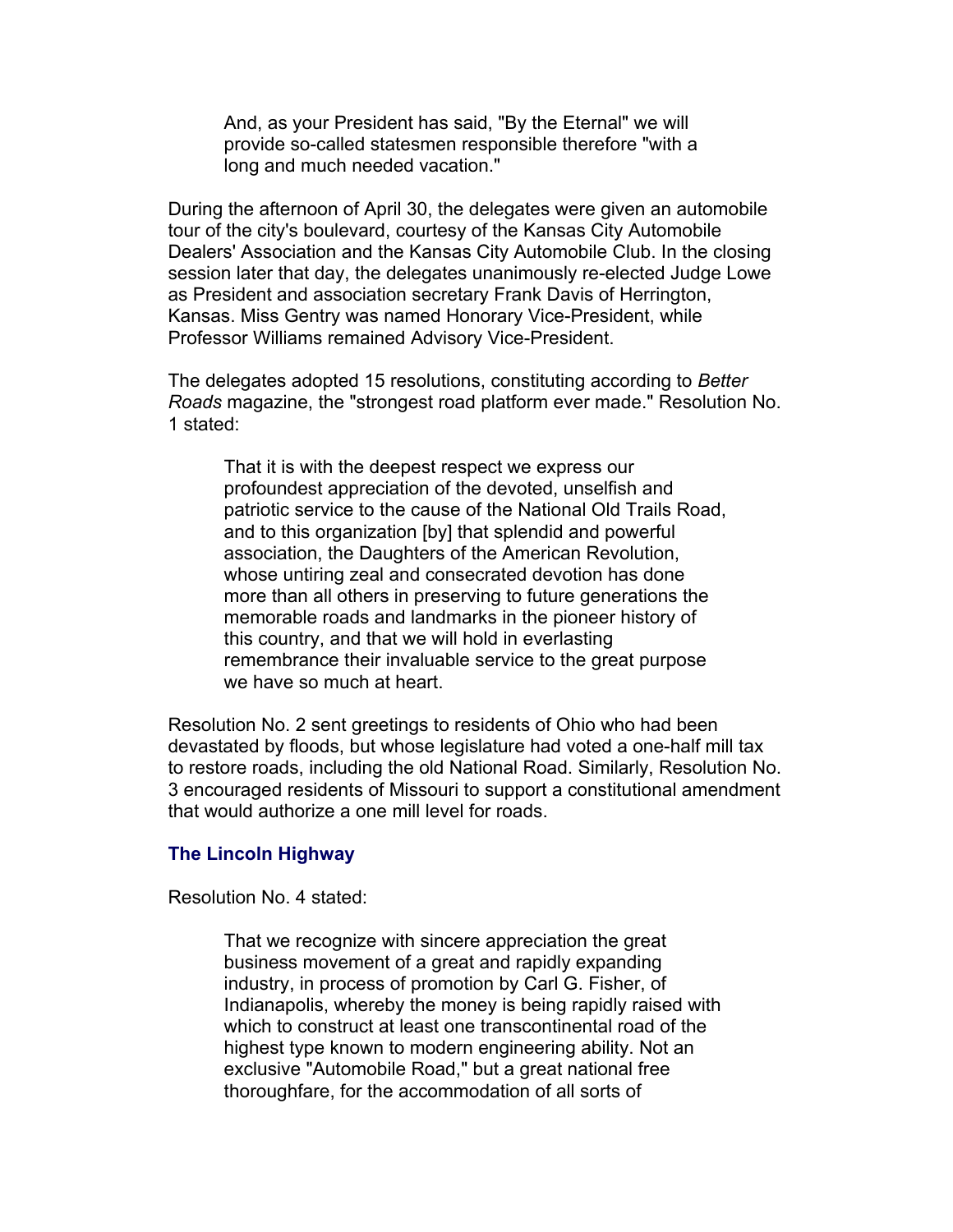> And, as your President has said, "By the Eternal" we will provide so-called statesmen responsible therefore "with a long and much needed vacation."

During the afternoon of April 30, the delegates were given an automobile tour of the city's boulevard, courtesy of the Kansas City Automobile Dealers' Association and the Kansas City Automobile Club. In the closing session later that day, the delegates unanimously re-elected Judge Lowe as President and association secretary Frank Davis of Herrington, Kansas. Miss Gentry was named Honorary Vice-President, while Professor Williams remained Advisory Vice-President.

The delegates adopted 15 resolutions, constituting according to *Better Roads* magazine, the "strongest road platform ever made." Resolution No. 1 stated:

> That it is with the deepest respect we express our profoundest appreciation of the devoted, unselfish and patriotic service to the cause of the National Old Trails Road, and to this organization [by] that splendid and powerful association, the Daughters of the American Revolution, whose untiring zeal and consecrated devotion has done more than all others in preserving to future generations the memorable roads and landmarks in the pioneer history of this country, and that we will hold in everlasting remembrance their invaluable service to the great purpose we have so much at heart.

Resolution No. 2 sent greetings to residents of Ohio who had been devastated by floods, but whose legislature had voted a one-half mill tax to restore roads, including the old National Road. Similarly, Resolution No. 3 encouraged residents of Missouri to support a constitutional amendment that would authorize a one mill level for roads.

### The Lincoln Highway

Resolution No. 4 stated:

> That we recognize with sincere appreciation the great business movement of a great and rapidly expanding industry, in process of promotion by Carl G. Fisher, of Indianapolis, whereby the money is being rapidly raised with which to construct at least one transcontinental road of the highest type known to modern engineering ability. Not an exclusive "Automobile Road," but a great national free thoroughfare, for the accommodation of all sorts of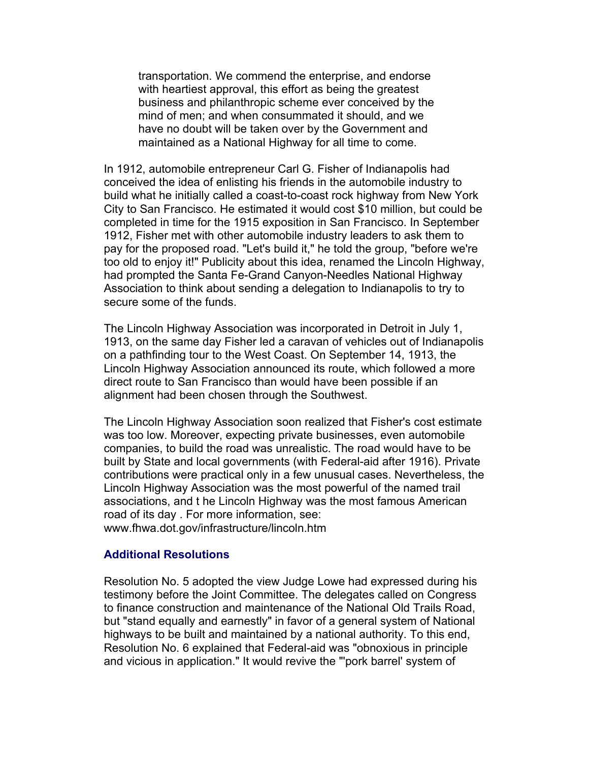> transportation. We commend the enterprise, and endorse with heartiest approval, this effort as being the greatest business and philanthropic scheme ever conceived by the mind of men; and when consummated it should, and we have no doubt will be taken over by the Government and maintained as a National Highway for all time to come.

In 1912, automobile entrepreneur Carl G. Fisher of Indianapolis had conceived the idea of enlisting his friends in the automobile industry to build what he initially called a coast-to-coast rock highway from New York City to San Francisco. He estimated it would cost $10 million, but could be completed in time for the 1915 exposition in San Francisco. In September 1912, Fisher met with other automobile industry leaders to ask them to pay for the proposed road. "Let's build it," he told the group, "before we're too old to enjoy it!" Publicity about this idea, renamed the Lincoln Highway, had prompted the Santa Fe-Grand Canyon-Needles National Highway Association to think about sending a delegation to Indianapolis to try to secure some of the funds.

The Lincoln Highway Association was incorporated in Detroit in July 1, 1913, on the same day Fisher led a caravan of vehicles out of Indianapolis on a pathfinding tour to the West Coast. On September 14, 1913, the Lincoln Highway Association announced its route, which followed a more direct route to San Francisco than would have been possible if an alignment had been chosen through the Southwest.

The Lincoln Highway Association soon realized that Fisher's cost estimate was too low. Moreover, expecting private businesses, even automobile companies, to build the road was unrealistic. The road would have to be built by State and local governments (with Federal-aid after 1916). Private contributions were practical only in a few unusual cases. Nevertheless, the Lincoln Highway Association was the most powerful of the named trail associations, and t he Lincoln Highway was the most famous American road of its day . For more information, see: www.fhwa.dot.gov/infrastructure/lincoln.htm

### Additional Resolutions

Resolution No. 5 adopted the view Judge Lowe had expressed during his testimony before the Joint Committee. The delegates called on Congress to finance construction and maintenance of the National Old Trails Road, but "stand equally and earnestly" in favor of a general system of National highways to be built and maintained by a national authority. To this end, Resolution No. 6 explained that Federal-aid was "obnoxious in principle and vicious in application." It would revive the "'pork barrel' system of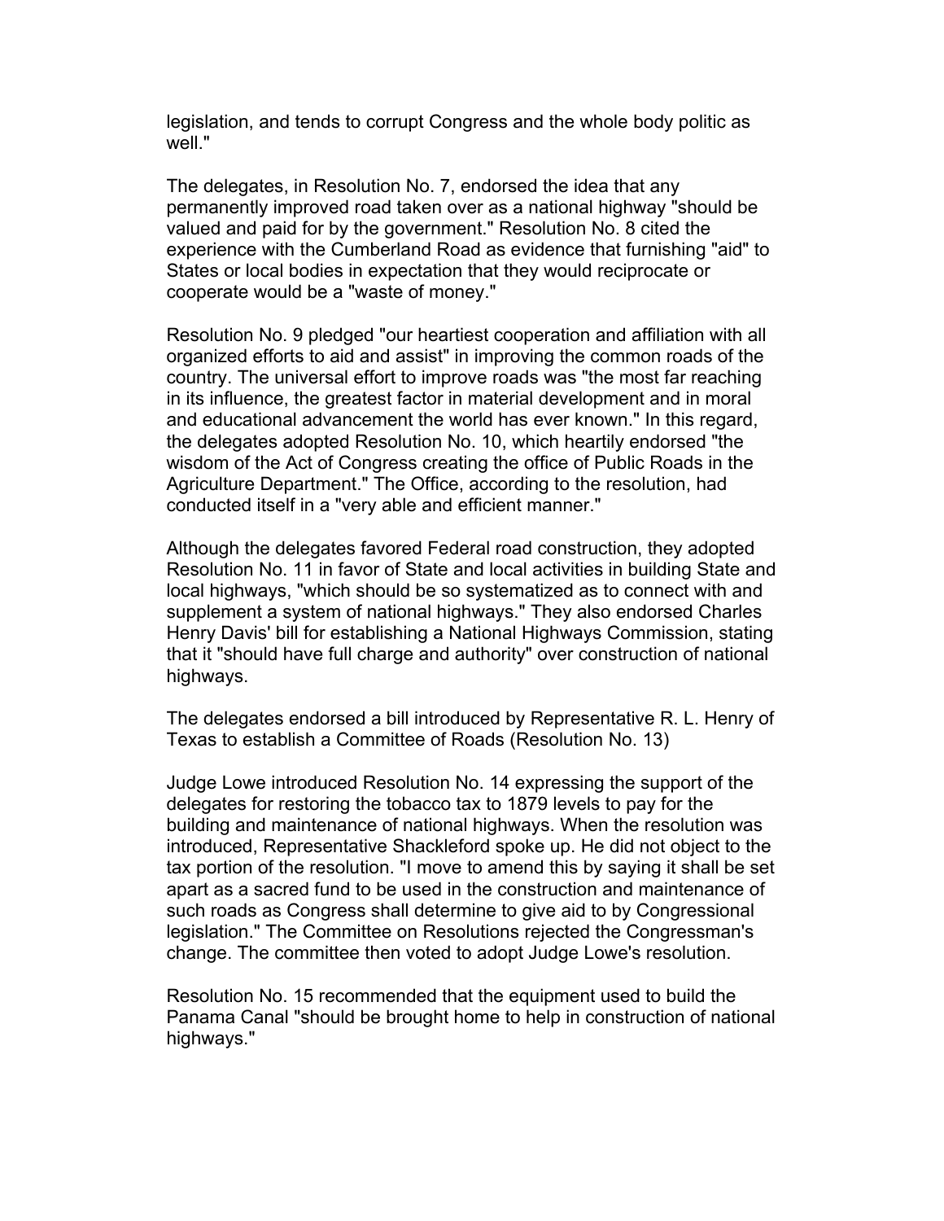legislation, and tends to corrupt Congress and the whole body politic as well."

The delegates, in Resolution No. 7, endorsed the idea that any permanently improved road taken over as a national highway "should be valued and paid for by the government." Resolution No. 8 cited the experience with the Cumberland Road as evidence that furnishing "aid" to States or local bodies in expectation that they would reciprocate or cooperate would be a "waste of money."

Resolution No. 9 pledged "our heartiest cooperation and affiliation with all organized efforts to aid and assist" in improving the common roads of the country. The universal effort to improve roads was "the most far reaching in its influence, the greatest factor in material development and in moral and educational advancement the world has ever known." In this regard, the delegates adopted Resolution No. 10, which heartily endorsed "the wisdom of the Act of Congress creating the office of Public Roads in the Agriculture Department." The Office, according to the resolution, had conducted itself in a "very able and efficient manner."

Although the delegates favored Federal road construction, they adopted Resolution No. 11 in favor of State and local activities in building State and local highways, "which should be so systematized as to connect with and supplement a system of national highways." They also endorsed Charles Henry Davis' bill for establishing a National Highways Commission, stating that it "should have full charge and authority" over construction of national highways.

The delegates endorsed a bill introduced by Representative R. L. Henry of Texas to establish a Committee of Roads (Resolution No. 13)

Judge Lowe introduced Resolution No. 14 expressing the support of the delegates for restoring the tobacco tax to 1879 levels to pay for the building and maintenance of national highways. When the resolution was introduced, Representative Shackleford spoke up. He did not object to the tax portion of the resolution. "I move to amend this by saying it shall be set apart as a sacred fund to be used in the construction and maintenance of such roads as Congress shall determine to give aid to by Congressional legislation." The Committee on Resolutions rejected the Congressman's change. The committee then voted to adopt Judge Lowe's resolution.

Resolution No. 15 recommended that the equipment used to build the Panama Canal "should be brought home to help in construction of national highways."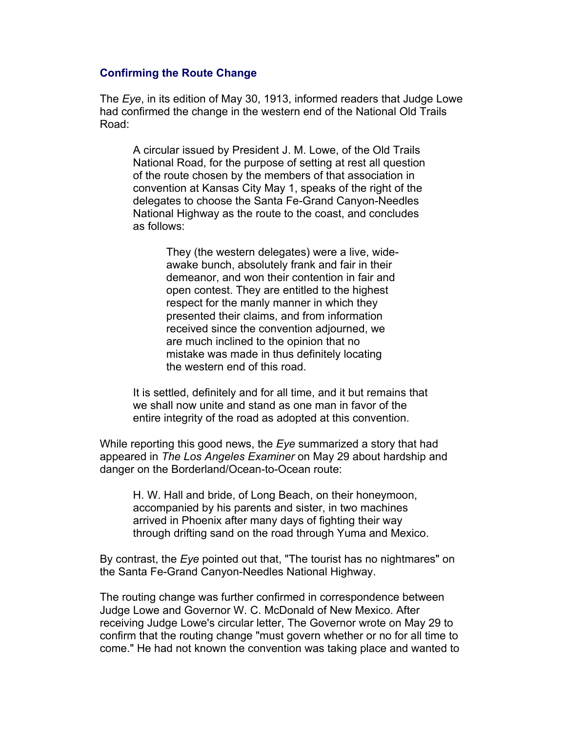### Confirming the Route Change

The *Eye*, in its edition of May 30, 1913, informed readers that Judge Lowe had confirmed the change in the western end of the National Old Trails Road:

> A circular issued by President J. M. Lowe, of the Old Trails National Road, for the purpose of setting at rest all question of the route chosen by the members of that association in convention at Kansas City May 1, speaks of the right of the delegates to choose the Santa Fe-Grand Canyon-Needles National Highway as the route to the coast, and concludes as follows:
>
>> They (the western delegates) were a live, wide-awake bunch, absolutely frank and fair in their demeanor, and won their contention in fair and open contest. They are entitled to the highest respect for the manly manner in which they presented their claims, and from information received since the convention adjourned, we are much inclined to the opinion that no mistake was made in thus definitely locating the western end of this road.
>
> It is settled, definitely and for all time, and it but remains that we shall now unite and stand as one man in favor of the entire integrity of the road as adopted at this convention.

While reporting this good news, the *Eye* summarized a story that had appeared in *The Los Angeles Examiner* on May 29 about hardship and danger on the Borderland/Ocean-to-Ocean route:

> H. W. Hall and bride, of Long Beach, on their honeymoon, accompanied by his parents and sister, in two machines arrived in Phoenix after many days of fighting their way through drifting sand on the road through Yuma and Mexico.

By contrast, the *Eye* pointed out that, "The tourist has no nightmares" on the Santa Fe-Grand Canyon-Needles National Highway.

The routing change was further confirmed in correspondence between Judge Lowe and Governor W. C. McDonald of New Mexico. After receiving Judge Lowe's circular letter, The Governor wrote on May 29 to confirm that the routing change "must govern whether or no for all time to come." He had not known the convention was taking place and wanted to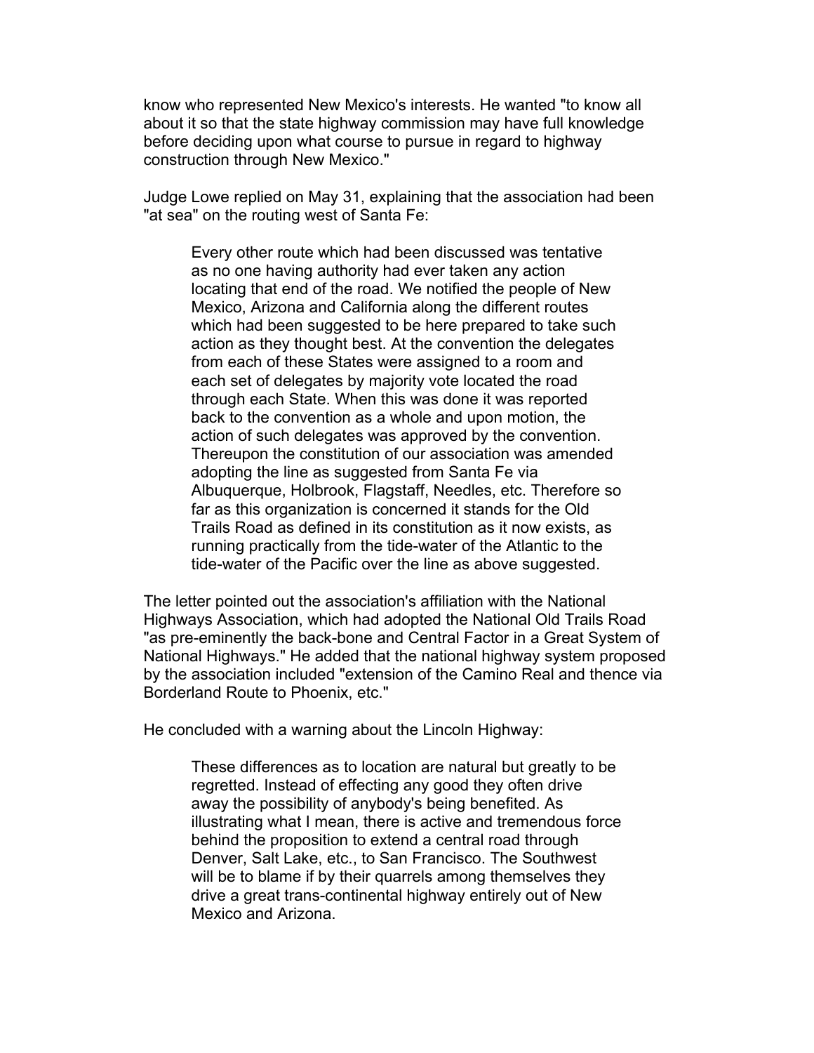know who represented New Mexico's interests. He wanted "to know all about it so that the state highway commission may have full knowledge before deciding upon what course to pursue in regard to highway construction through New Mexico."

Judge Lowe replied on May 31, explaining that the association had been "at sea" on the routing west of Santa Fe:

> Every other route which had been discussed was tentative as no one having authority had ever taken any action locating that end of the road. We notified the people of New Mexico, Arizona and California along the different routes which had been suggested to be here prepared to take such action as they thought best. At the convention the delegates from each of these States were assigned to a room and each set of delegates by majority vote located the road through each State. When this was done it was reported back to the convention as a whole and upon motion, the action of such delegates was approved by the convention. Thereupon the constitution of our association was amended adopting the line as suggested from Santa Fe via Albuquerque, Holbrook, Flagstaff, Needles, etc. Therefore so far as this organization is concerned it stands for the Old Trails Road as defined in its constitution as it now exists, as running practically from the tide-water of the Atlantic to the tide-water of the Pacific over the line as above suggested.

The letter pointed out the association's affiliation with the National Highways Association, which had adopted the National Old Trails Road "as pre-eminently the back-bone and Central Factor in a Great System of National Highways." He added that the national highway system proposed by the association included "extension of the Camino Real and thence via Borderland Route to Phoenix, etc."

He concluded with a warning about the Lincoln Highway:

> These differences as to location are natural but greatly to be regretted. Instead of effecting any good they often drive away the possibility of anybody's being benefited. As illustrating what I mean, there is active and tremendous force behind the proposition to extend a central road through Denver, Salt Lake, etc., to San Francisco. The Southwest will be to blame if by their quarrels among themselves they drive a great trans-continental highway entirely out of New Mexico and Arizona.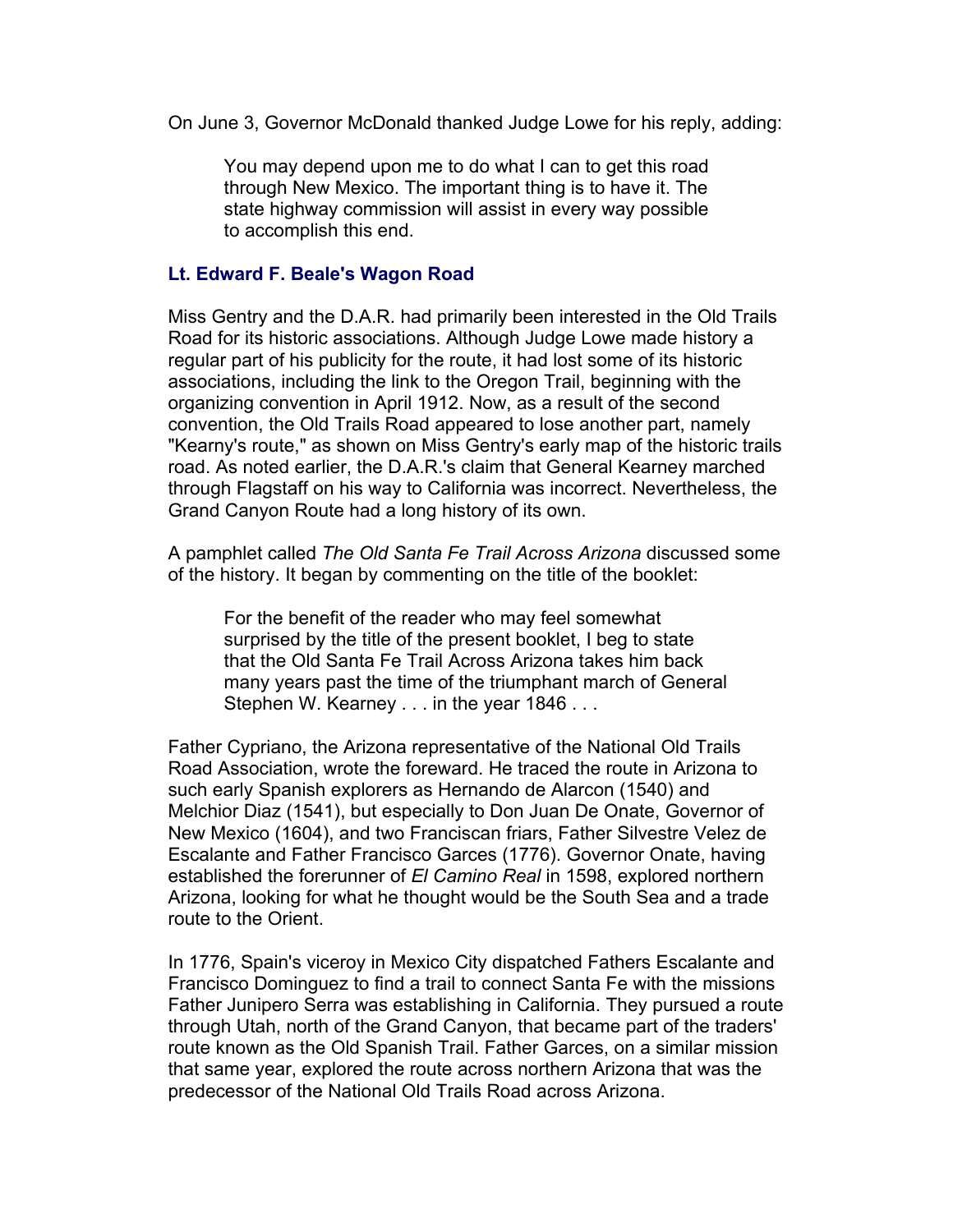On June 3, Governor McDonald thanked Judge Lowe for his reply, adding:

> You may depend upon me to do what I can to get this road through New Mexico. The important thing is to have it. The state highway commission will assist in every way possible to accomplish this end.

### Lt. Edward F. Beale's Wagon Road

Miss Gentry and the D.A.R. had primarily been interested in the Old Trails Road for its historic associations. Although Judge Lowe made history a regular part of his publicity for the route, it had lost some of its historic associations, including the link to the Oregon Trail, beginning with the organizing convention in April 1912. Now, as a result of the second convention, the Old Trails Road appeared to lose another part, namely "Kearny's route," as shown on Miss Gentry's early map of the historic trails road. As noted earlier, the D.A.R.'s claim that General Kearney marched through Flagstaff on his way to California was incorrect. Nevertheless, the Grand Canyon Route had a long history of its own.

A pamphlet called *The Old Santa Fe Trail Across Arizona* discussed some of the history. It began by commenting on the title of the booklet:

> For the benefit of the reader who may feel somewhat surprised by the title of the present booklet, I beg to state that the Old Santa Fe Trail Across Arizona takes him back many years past the time of the triumphant march of General Stephen W. Kearney . . . in the year 1846 . . .

Father Cypriano, the Arizona representative of the National Old Trails Road Association, wrote the foreward. He traced the route in Arizona to such early Spanish explorers as Hernando de Alarcon (1540) and Melchior Diaz (1541), but especially to Don Juan De Onate, Governor of New Mexico (1604), and two Franciscan friars, Father Silvestre Velez de Escalante and Father Francisco Garces (1776). Governor Onate, having established the forerunner of *El Camino Real* in 1598, explored northern Arizona, looking for what he thought would be the South Sea and a trade route to the Orient.

In 1776, Spain's viceroy in Mexico City dispatched Fathers Escalante and Francisco Dominguez to find a trail to connect Santa Fe with the missions Father Junipero Serra was establishing in California. They pursued a route through Utah, north of the Grand Canyon, that became part of the traders' route known as the Old Spanish Trail. Father Garces, on a similar mission that same year, explored the route across northern Arizona that was the predecessor of the National Old Trails Road across Arizona.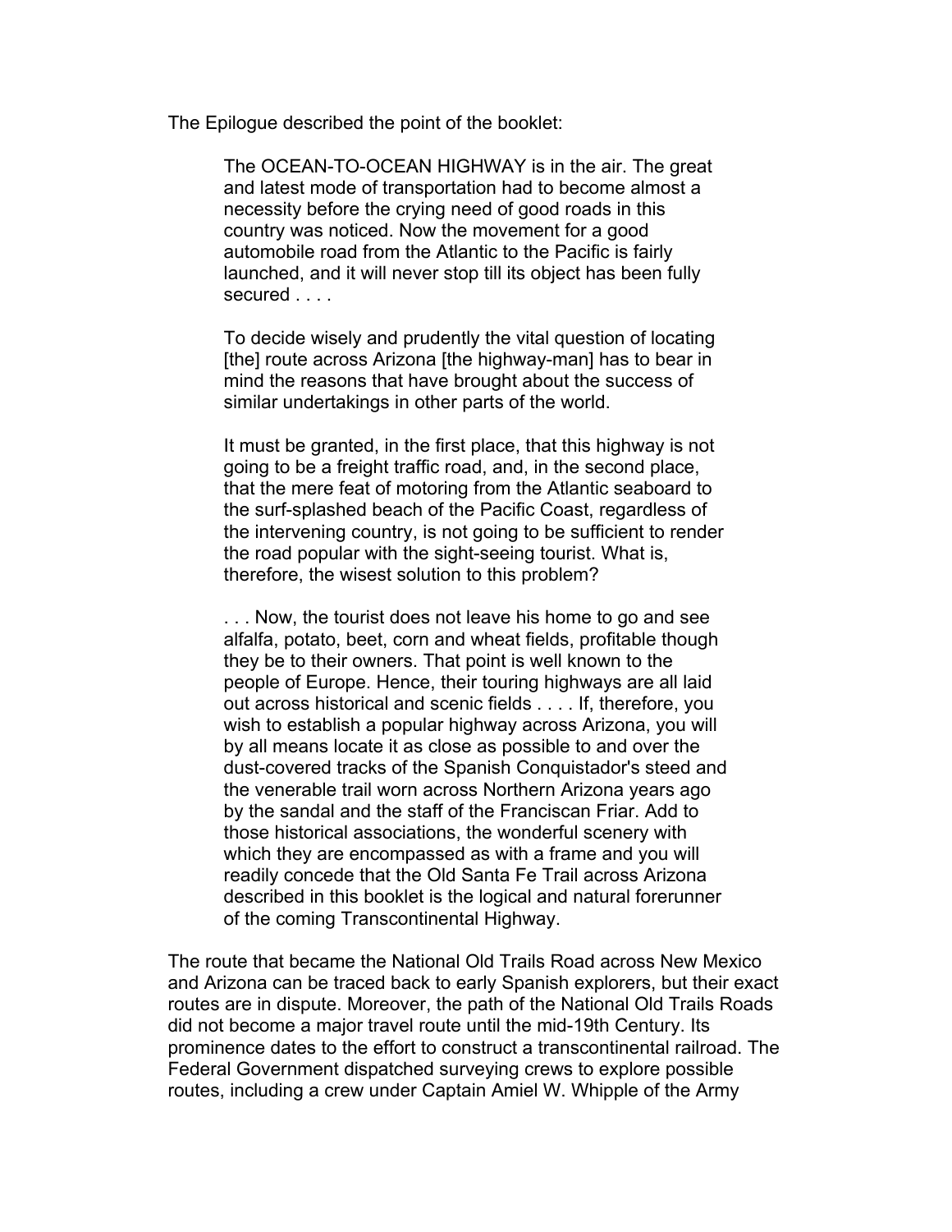The Epilogue described the point of the booklet:

> The OCEAN-TO-OCEAN HIGHWAY is in the air. The great and latest mode of transportation had to become almost a necessity before the crying need of good roads in this country was noticed. Now the movement for a good automobile road from the Atlantic to the Pacific is fairly launched, and it will never stop till its object has been fully secured . . . .
>
> To decide wisely and prudently the vital question of locating [the] route across Arizona [the highway-man] has to bear in mind the reasons that have brought about the success of similar undertakings in other parts of the world.
>
> It must be granted, in the first place, that this highway is not going to be a freight traffic road, and, in the second place, that the mere feat of motoring from the Atlantic seaboard to the surf-splashed beach of the Pacific Coast, regardless of the intervening country, is not going to be sufficient to render the road popular with the sight-seeing tourist. What is, therefore, the wisest solution to this problem?
>
> . . . Now, the tourist does not leave his home to go and see alfalfa, potato, beet, corn and wheat fields, profitable though they be to their owners. That point is well known to the people of Europe. Hence, their touring highways are all laid out across historical and scenic fields . . . . If, therefore, you wish to establish a popular highway across Arizona, you will by all means locate it as close as possible to and over the dust-covered tracks of the Spanish Conquistador's steed and the venerable trail worn across Northern Arizona years ago by the sandal and the staff of the Franciscan Friar. Add to those historical associations, the wonderful scenery with which they are encompassed as with a frame and you will readily concede that the Old Santa Fe Trail across Arizona described in this booklet is the logical and natural forerunner of the coming Transcontinental Highway.

The route that became the National Old Trails Road across New Mexico and Arizona can be traced back to early Spanish explorers, but their exact routes are in dispute. Moreover, the path of the National Old Trails Roads did not become a major travel route until the mid-19th Century. Its prominence dates to the effort to construct a transcontinental railroad. The Federal Government dispatched surveying crews to explore possible routes, including a crew under Captain Amiel W. Whipple of the Army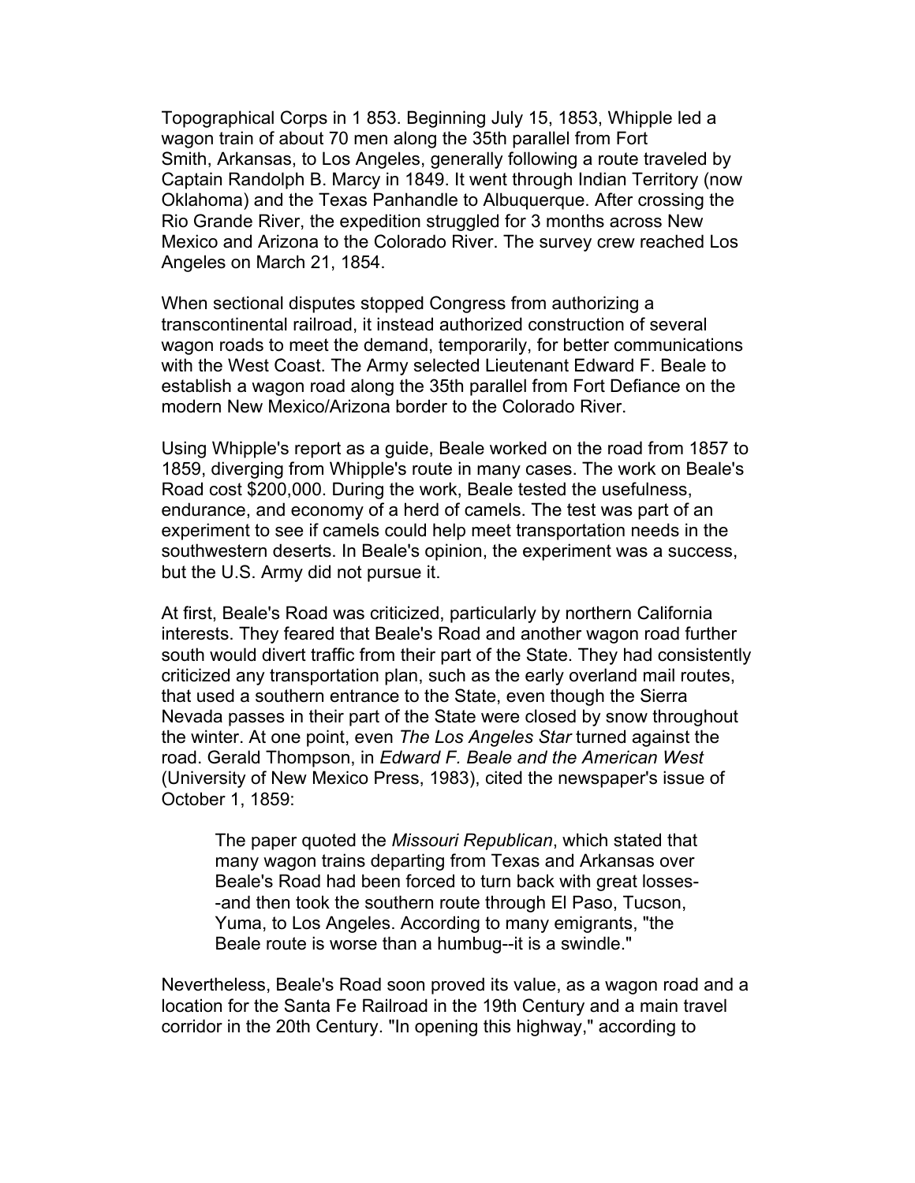Topographical Corps in 1 853. Beginning July 15, 1853, Whipple led a wagon train of about 70 men along the 35th parallel from Fort Smith, Arkansas, to Los Angeles, generally following a route traveled by Captain Randolph B. Marcy in 1849. It went through Indian Territory (now Oklahoma) and the Texas Panhandle to Albuquerque. After crossing the Rio Grande River, the expedition struggled for 3 months across New Mexico and Arizona to the Colorado River. The survey crew reached Los Angeles on March 21, 1854.

When sectional disputes stopped Congress from authorizing a transcontinental railroad, it instead authorized construction of several wagon roads to meet the demand, temporarily, for better communications with the West Coast. The Army selected Lieutenant Edward F. Beale to establish a wagon road along the 35th parallel from Fort Defiance on the modern New Mexico/Arizona border to the Colorado River.

Using Whipple's report as a guide, Beale worked on the road from 1857 to 1859, diverging from Whipple's route in many cases. The work on Beale's Road cost $200,000. During the work, Beale tested the usefulness, endurance, and economy of a herd of camels. The test was part of an experiment to see if camels could help meet transportation needs in the southwestern deserts. In Beale's opinion, the experiment was a success, but the U.S. Army did not pursue it.

At first, Beale's Road was criticized, particularly by northern California interests. They feared that Beale's Road and another wagon road further south would divert traffic from their part of the State. They had consistently criticized any transportation plan, such as the early overland mail routes, that used a southern entrance to the State, even though the Sierra Nevada passes in their part of the State were closed by snow throughout the winter. At one point, even *The Los Angeles Star* turned against the road. Gerald Thompson, in *Edward F. Beale and the American West* (University of New Mexico Press, 1983), cited the newspaper's issue of October 1, 1859:

> The paper quoted the *Missouri Republican*, which stated that many wagon trains departing from Texas and Arkansas over Beale's Road had been forced to turn back with great losses--and then took the southern route through El Paso, Tucson, Yuma, to Los Angeles. According to many emigrants, "the Beale route is worse than a humbug--it is a swindle."

Nevertheless, Beale's Road soon proved its value, as a wagon road and a location for the Santa Fe Railroad in the 19th Century and a main travel corridor in the 20th Century. "In opening this highway," according to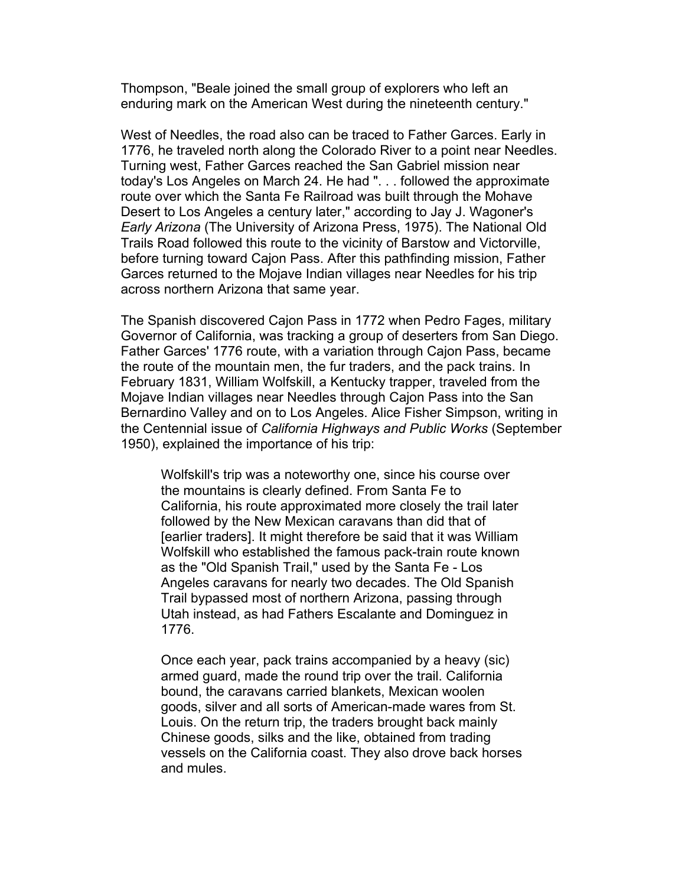Thompson, "Beale joined the small group of explorers who left an enduring mark on the American West during the nineteenth century."

West of Needles, the road also can be traced to Father Garces. Early in 1776, he traveled north along the Colorado River to a point near Needles. Turning west, Father Garces reached the San Gabriel mission near today's Los Angeles on March 24. He had ". . . followed the approximate route over which the Santa Fe Railroad was built through the Mohave Desert to Los Angeles a century later," according to Jay J. Wagoner's *Early Arizona* (The University of Arizona Press, 1975). The National Old Trails Road followed this route to the vicinity of Barstow and Victorville, before turning toward Cajon Pass. After this pathfinding mission, Father Garces returned to the Mojave Indian villages near Needles for his trip across northern Arizona that same year.

The Spanish discovered Cajon Pass in 1772 when Pedro Fages, military Governor of California, was tracking a group of deserters from San Diego. Father Garces' 1776 route, with a variation through Cajon Pass, became the route of the mountain men, the fur traders, and the pack trains. In February 1831, William Wolfskill, a Kentucky trapper, traveled from the Mojave Indian villages near Needles through Cajon Pass into the San Bernardino Valley and on to Los Angeles. Alice Fisher Simpson, writing in the Centennial issue of *California Highways and Public Works* (September 1950), explained the importance of his trip:

> Wolfskill's trip was a noteworthy one, since his course over the mountains is clearly defined. From Santa Fe to California, his route approximated more closely the trail later followed by the New Mexican caravans than did that of [earlier traders]. It might therefore be said that it was William Wolfskill who established the famous pack-train route known as the "Old Spanish Trail," used by the Santa Fe - Los Angeles caravans for nearly two decades. The Old Spanish Trail bypassed most of northern Arizona, passing through Utah instead, as had Fathers Escalante and Dominguez in 1776.
>
> Once each year, pack trains accompanied by a heavy (sic) armed guard, made the round trip over the trail. California bound, the caravans carried blankets, Mexican woolen goods, silver and all sorts of American-made wares from St. Louis. On the return trip, the traders brought back mainly Chinese goods, silks and the like, obtained from trading vessels on the California coast. They also drove back horses and mules.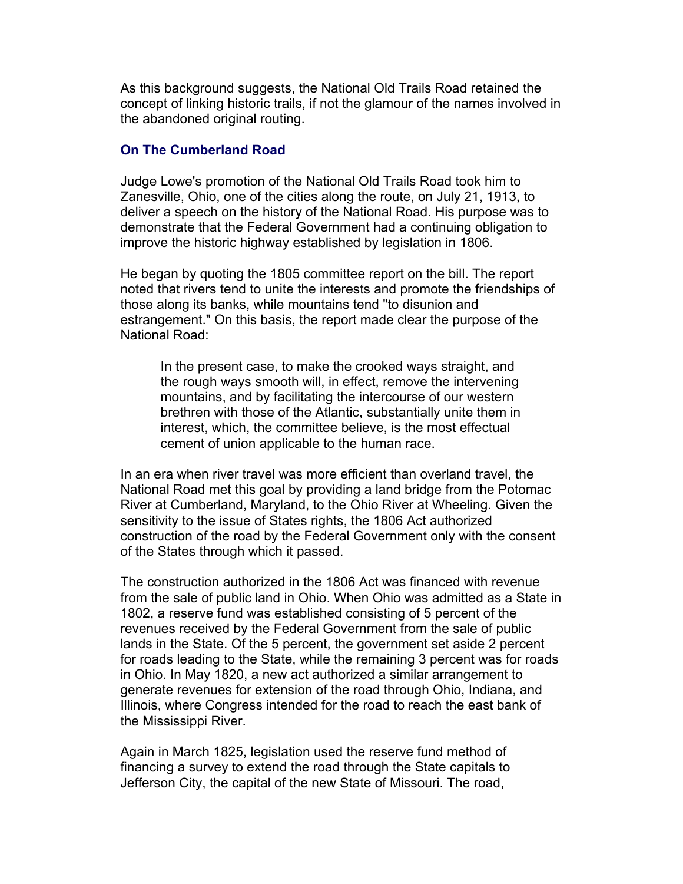As this background suggests, the National Old Trails Road retained the concept of linking historic trails, if not the glamour of the names involved in the abandoned original routing.

### On The Cumberland Road

Judge Lowe's promotion of the National Old Trails Road took him to Zanesville, Ohio, one of the cities along the route, on July 21, 1913, to deliver a speech on the history of the National Road. His purpose was to demonstrate that the Federal Government had a continuing obligation to improve the historic highway established by legislation in 1806.

He began by quoting the 1805 committee report on the bill. The report noted that rivers tend to unite the interests and promote the friendships of those along its banks, while mountains tend "to disunion and estrangement." On this basis, the report made clear the purpose of the National Road:

> In the present case, to make the crooked ways straight, and the rough ways smooth will, in effect, remove the intervening mountains, and by facilitating the intercourse of our western brethren with those of the Atlantic, substantially unite them in interest, which, the committee believe, is the most effectual cement of union applicable to the human race.

In an era when river travel was more efficient than overland travel, the National Road met this goal by providing a land bridge from the Potomac River at Cumberland, Maryland, to the Ohio River at Wheeling. Given the sensitivity to the issue of States rights, the 1806 Act authorized construction of the road by the Federal Government only with the consent of the States through which it passed.

The construction authorized in the 1806 Act was financed with revenue from the sale of public land in Ohio. When Ohio was admitted as a State in 1802, a reserve fund was established consisting of 5 percent of the revenues received by the Federal Government from the sale of public lands in the State. Of the 5 percent, the government set aside 2 percent for roads leading to the State, while the remaining 3 percent was for roads in Ohio. In May 1820, a new act authorized a similar arrangement to generate revenues for extension of the road through Ohio, Indiana, and Illinois, where Congress intended for the road to reach the east bank of the Mississippi River.

Again in March 1825, legislation used the reserve fund method of financing a survey to extend the road through the State capitals to Jefferson City, the capital of the new State of Missouri. The road,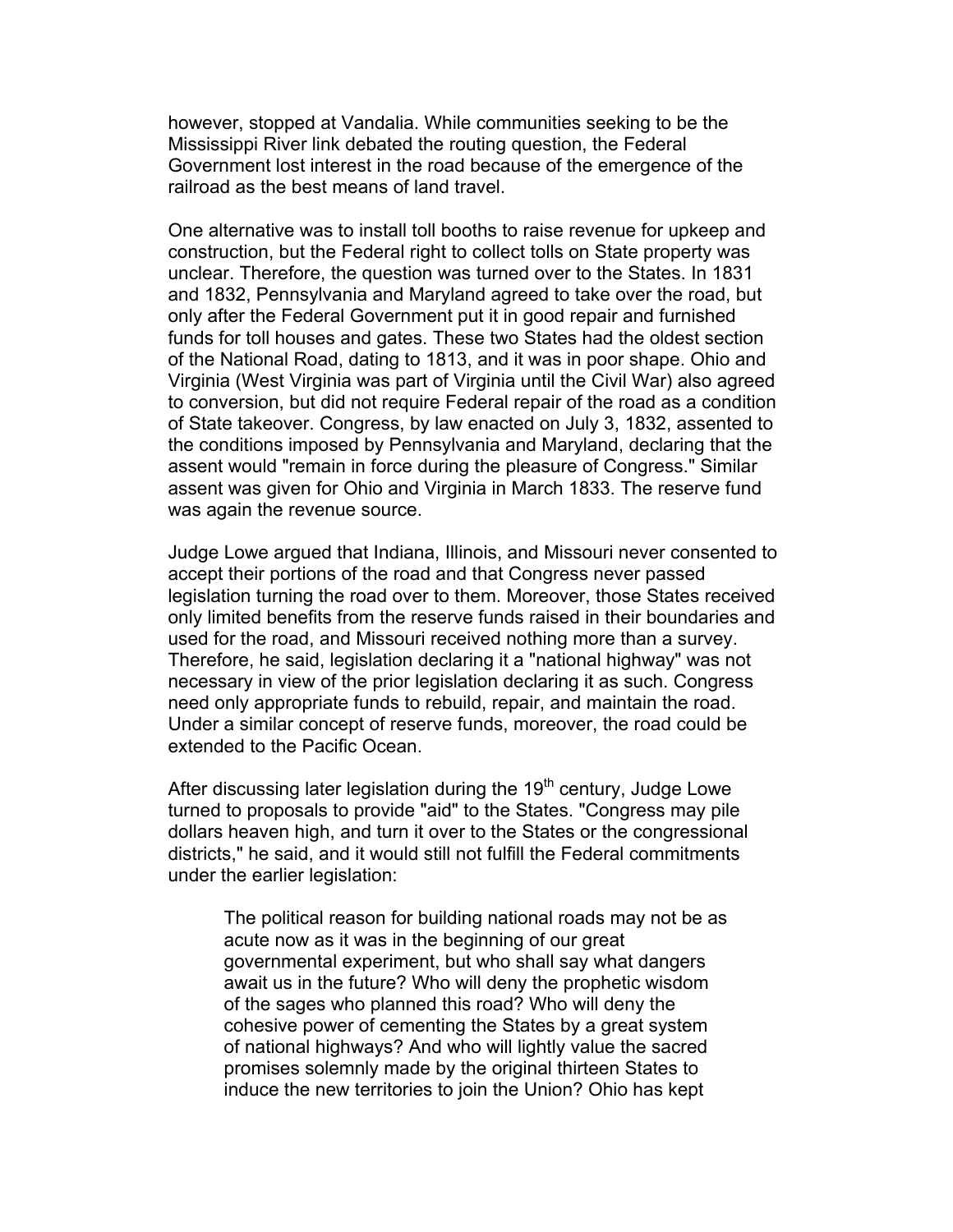however, stopped at Vandalia. While communities seeking to be the Mississippi River link debated the routing question, the Federal Government lost interest in the road because of the emergence of the railroad as the best means of land travel.

One alternative was to install toll booths to raise revenue for upkeep and construction, but the Federal right to collect tolls on State property was unclear. Therefore, the question was turned over to the States. In 1831 and 1832, Pennsylvania and Maryland agreed to take over the road, but only after the Federal Government put it in good repair and furnished funds for toll houses and gates. These two States had the oldest section of the National Road, dating to 1813, and it was in poor shape. Ohio and Virginia (West Virginia was part of Virginia until the Civil War) also agreed to conversion, but did not require Federal repair of the road as a condition of State takeover. Congress, by law enacted on July 3, 1832, assented to the conditions imposed by Pennsylvania and Maryland, declaring that the assent would "remain in force during the pleasure of Congress." Similar assent was given for Ohio and Virginia in March 1833. The reserve fund was again the revenue source.

Judge Lowe argued that Indiana, Illinois, and Missouri never consented to accept their portions of the road and that Congress never passed legislation turning the road over to them. Moreover, those States received only limited benefits from the reserve funds raised in their boundaries and used for the road, and Missouri received nothing more than a survey. Therefore, he said, legislation declaring it a "national highway" was not necessary in view of the prior legislation declaring it as such. Congress need only appropriate funds to rebuild, repair, and maintain the road. Under a similar concept of reserve funds, moreover, the road could be extended to the Pacific Ocean.

After discussing later legislation during the 19th century, Judge Lowe turned to proposals to provide "aid" to the States. "Congress may pile dollars heaven high, and turn it over to the States or the congressional districts," he said, and it would still not fulfill the Federal commitments under the earlier legislation:

> The political reason for building national roads may not be as acute now as it was in the beginning of our great governmental experiment, but who shall say what dangers await us in the future? Who will deny the prophetic wisdom of the sages who planned this road? Who will deny the cohesive power of cementing the States by a great system of national highways? And who will lightly value the sacred promises solemnly made by the original thirteen States to induce the new territories to join the Union? Ohio has kept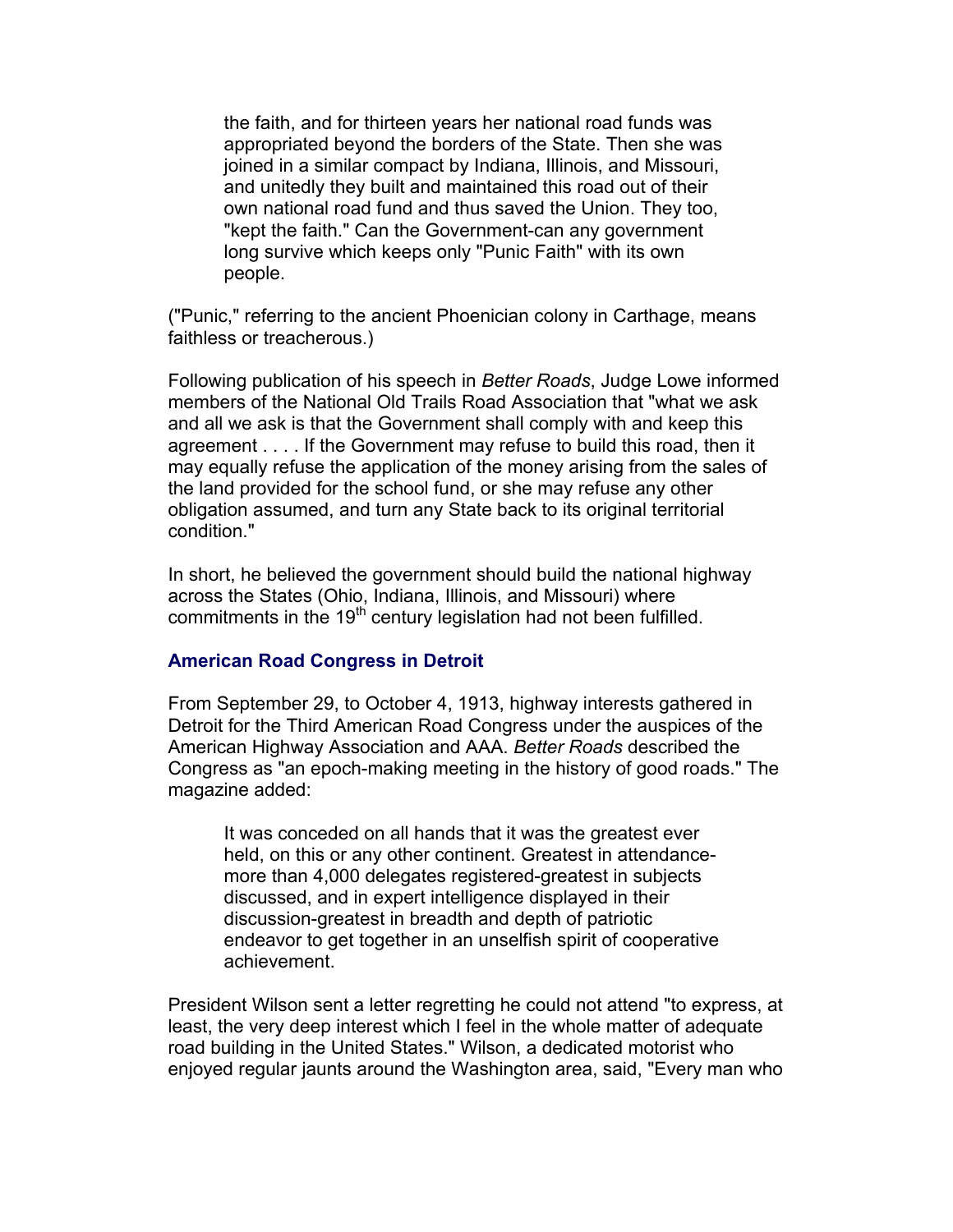> the faith, and for thirteen years her national road funds was appropriated beyond the borders of the State. Then she was joined in a similar compact by Indiana, Illinois, and Missouri, and unitedly they built and maintained this road out of their own national road fund and thus saved the Union. They too, "kept the faith." Can the Government-can any government long survive which keeps only "Punic Faith" with its own people.

("Punic," referring to the ancient Phoenician colony in Carthage, means faithless or treacherous.)

Following publication of his speech in *Better Roads*, Judge Lowe informed members of the National Old Trails Road Association that "what we ask and all we ask is that the Government shall comply with and keep this agreement . . . . If the Government may refuse to build this road, then it may equally refuse the application of the money arising from the sales of the land provided for the school fund, or she may refuse any other obligation assumed, and turn any State back to its original territorial condition."

In short, he believed the government should build the national highway across the States (Ohio, Indiana, Illinois, and Missouri) where commitments in the 19th century legislation had not been fulfilled.

### American Road Congress in Detroit

From September 29, to October 4, 1913, highway interests gathered in Detroit for the Third American Road Congress under the auspices of the American Highway Association and AAA. *Better Roads* described the Congress as "an epoch-making meeting in the history of good roads." The magazine added:

> It was conceded on all hands that it was the greatest ever held, on this or any other continent. Greatest in attendance-more than 4,000 delegates registered-greatest in subjects discussed, and in expert intelligence displayed in their discussion-greatest in breadth and depth of patriotic endeavor to get together in an unselfish spirit of cooperative achievement.

President Wilson sent a letter regretting he could not attend "to express, at least, the very deep interest which I feel in the whole matter of adequate road building in the United States." Wilson, a dedicated motorist who enjoyed regular jaunts around the Washington area, said, "Every man who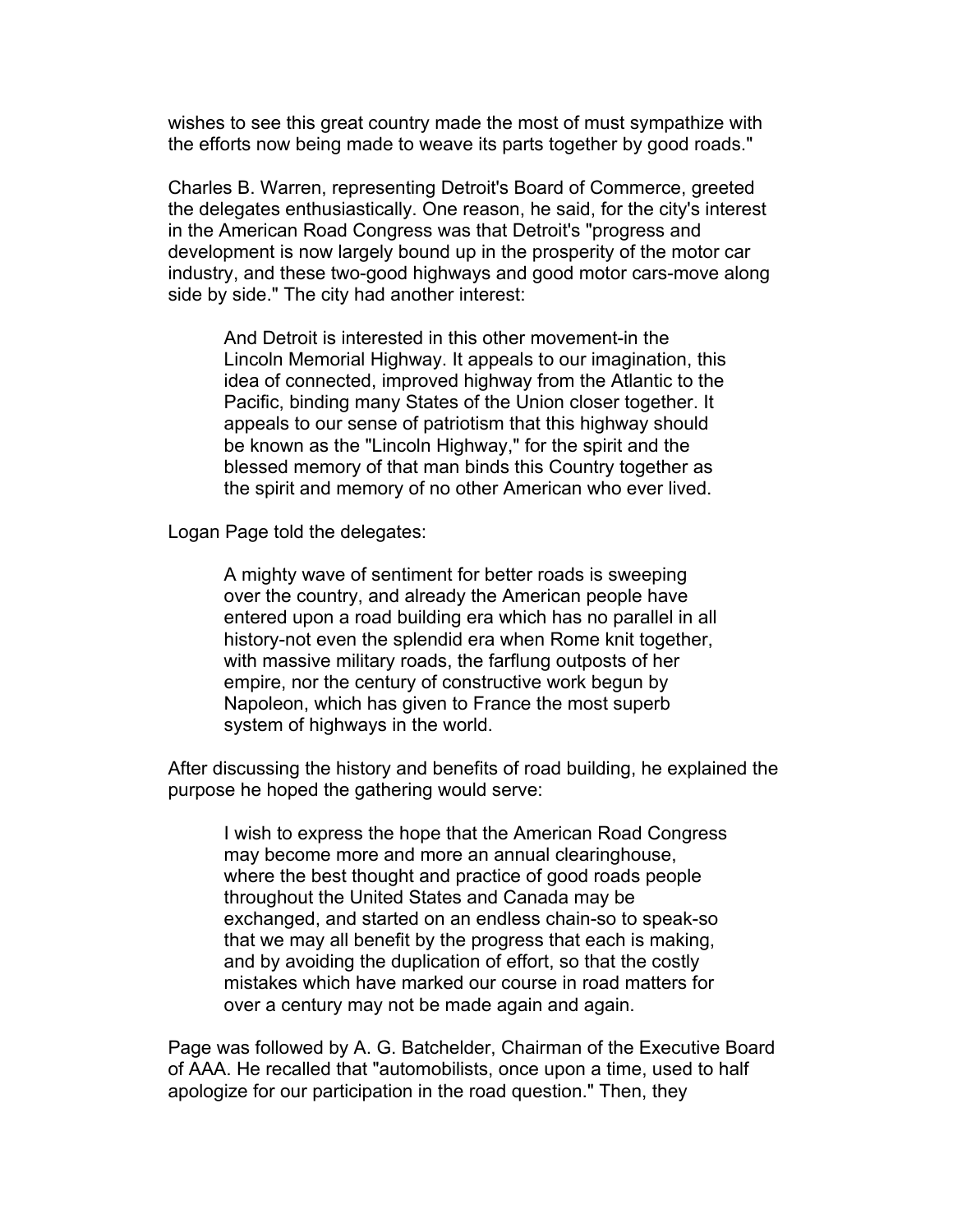wishes to see this great country made the most of must sympathize with the efforts now being made to weave its parts together by good roads."

Charles B. Warren, representing Detroit's Board of Commerce, greeted the delegates enthusiastically. One reason, he said, for the city's interest in the American Road Congress was that Detroit's "progress and development is now largely bound up in the prosperity of the motor car industry, and these two-good highways and good motor cars-move along side by side." The city had another interest:

> And Detroit is interested in this other movement-in the Lincoln Memorial Highway. It appeals to our imagination, this idea of connected, improved highway from the Atlantic to the Pacific, binding many States of the Union closer together. It appeals to our sense of patriotism that this highway should be known as the "Lincoln Highway," for the spirit and the blessed memory of that man binds this Country together as the spirit and memory of no other American who ever lived.

Logan Page told the delegates:

> A mighty wave of sentiment for better roads is sweeping over the country, and already the American people have entered upon a road building era which has no parallel in all history-not even the splendid era when Rome knit together, with massive military roads, the farflung outposts of her empire, nor the century of constructive work begun by Napoleon, which has given to France the most superb system of highways in the world.

After discussing the history and benefits of road building, he explained the purpose he hoped the gathering would serve:

> I wish to express the hope that the American Road Congress may become more and more an annual clearinghouse, where the best thought and practice of good roads people throughout the United States and Canada may be exchanged, and started on an endless chain-so to speak-so that we may all benefit by the progress that each is making, and by avoiding the duplication of effort, so that the costly mistakes which have marked our course in road matters for over a century may not be made again and again.

Page was followed by A. G. Batchelder, Chairman of the Executive Board of AAA. He recalled that "automobilists, once upon a time, used to half apologize for our participation in the road question." Then, they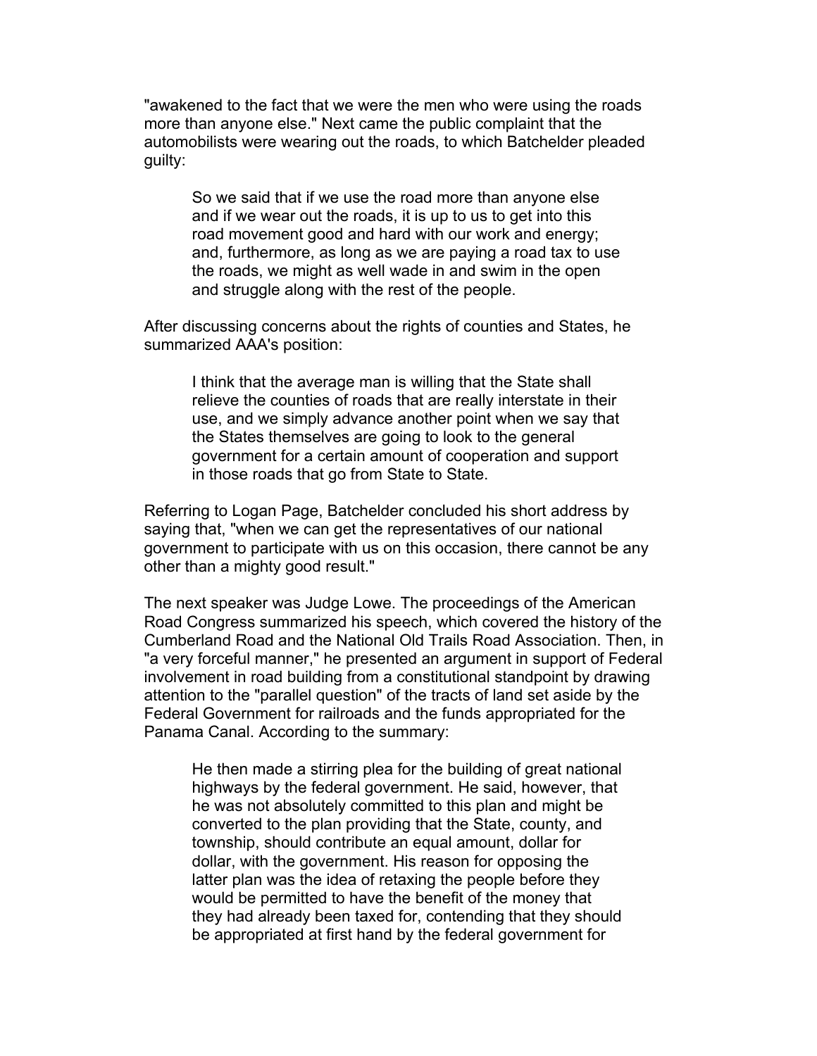"awakened to the fact that we were the men who were using the roads more than anyone else." Next came the public complaint that the automobilists were wearing out the roads, to which Batchelder pleaded guilty:

> So we said that if we use the road more than anyone else and if we wear out the roads, it is up to us to get into this road movement good and hard with our work and energy; and, furthermore, as long as we are paying a road tax to use the roads, we might as well wade in and swim in the open and struggle along with the rest of the people.

After discussing concerns about the rights of counties and States, he summarized AAA's position:

> I think that the average man is willing that the State shall relieve the counties of roads that are really interstate in their use, and we simply advance another point when we say that the States themselves are going to look to the general government for a certain amount of cooperation and support in those roads that go from State to State.

Referring to Logan Page, Batchelder concluded his short address by saying that, "when we can get the representatives of our national government to participate with us on this occasion, there cannot be any other than a mighty good result."

The next speaker was Judge Lowe. The proceedings of the American Road Congress summarized his speech, which covered the history of the Cumberland Road and the National Old Trails Road Association. Then, in "a very forceful manner," he presented an argument in support of Federal involvement in road building from a constitutional standpoint by drawing attention to the "parallel question" of the tracts of land set aside by the Federal Government for railroads and the funds appropriated for the Panama Canal. According to the summary:

> He then made a stirring plea for the building of great national highways by the federal government. He said, however, that he was not absolutely committed to this plan and might be converted to the plan providing that the State, county, and township, should contribute an equal amount, dollar for dollar, with the government. His reason for opposing the latter plan was the idea of retaxing the people before they would be permitted to have the benefit of the money that they had already been taxed for, contending that they should be appropriated at first hand by the federal government for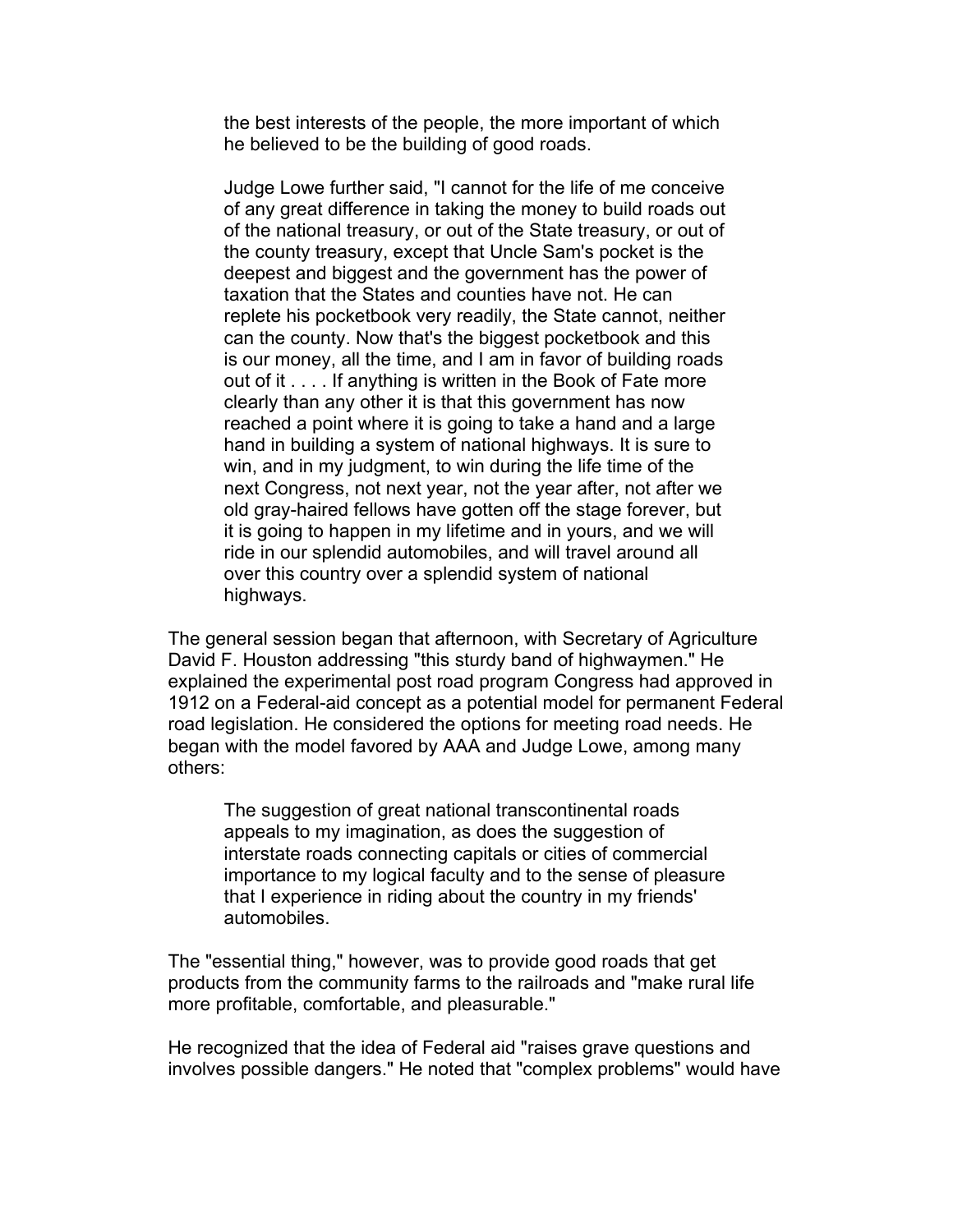> the best interests of the people, the more important of which he believed to be the building of good roads.
>
> Judge Lowe further said, "I cannot for the life of me conceive of any great difference in taking the money to build roads out of the national treasury, or out of the State treasury, or out of the county treasury, except that Uncle Sam's pocket is the deepest and biggest and the government has the power of taxation that the States and counties have not. He can replete his pocketbook very readily, the State cannot, neither can the county. Now that's the biggest pocketbook and this is our money, all the time, and I am in favor of building roads out of it . . . . If anything is written in the Book of Fate more clearly than any other it is that this government has now reached a point where it is going to take a hand and a large hand in building a system of national highways. It is sure to win, and in my judgment, to win during the life time of the next Congress, not next year, not the year after, not after we old gray-haired fellows have gotten off the stage forever, but it is going to happen in my lifetime and in yours, and we will ride in our splendid automobiles, and will travel around all over this country over a splendid system of national highways.

The general session began that afternoon, with Secretary of Agriculture David F. Houston addressing "this sturdy band of highwaymen." He explained the experimental post road program Congress had approved in 1912 on a Federal-aid concept as a potential model for permanent Federal road legislation. He considered the options for meeting road needs. He began with the model favored by AAA and Judge Lowe, among many others:

> The suggestion of great national transcontinental roads appeals to my imagination, as does the suggestion of interstate roads connecting capitals or cities of commercial importance to my logical faculty and to the sense of pleasure that I experience in riding about the country in my friends' automobiles.

The "essential thing," however, was to provide good roads that get products from the community farms to the railroads and "make rural life more profitable, comfortable, and pleasurable."

He recognized that the idea of Federal aid "raises grave questions and involves possible dangers." He noted that "complex problems" would have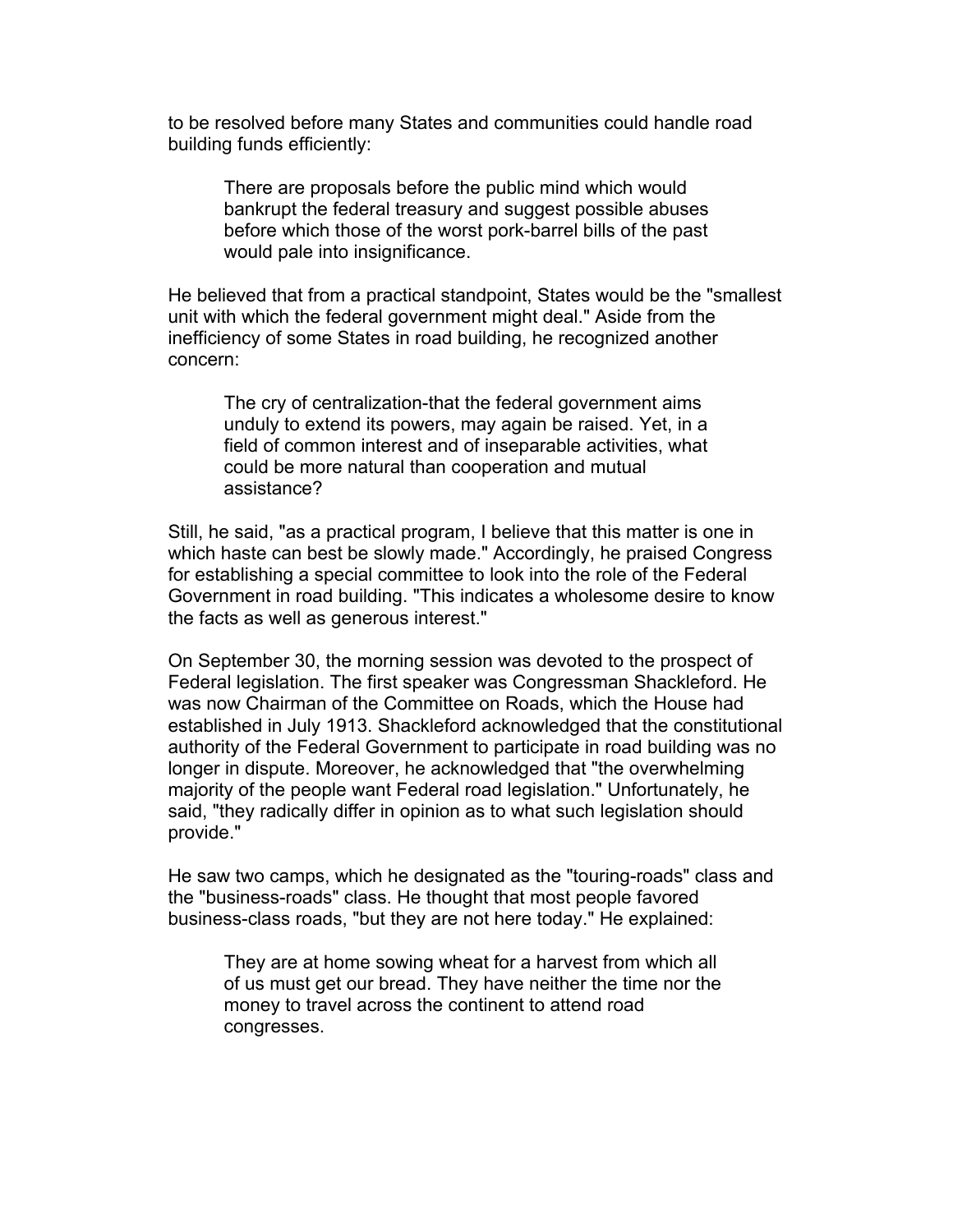to be resolved before many States and communities could handle road building funds efficiently:

> There are proposals before the public mind which would bankrupt the federal treasury and suggest possible abuses before which those of the worst pork-barrel bills of the past would pale into insignificance.

He believed that from a practical standpoint, States would be the "smallest unit with which the federal government might deal." Aside from the inefficiency of some States in road building, he recognized another concern:

> The cry of centralization-that the federal government aims unduly to extend its powers, may again be raised. Yet, in a field of common interest and of inseparable activities, what could be more natural than cooperation and mutual assistance?

Still, he said, "as a practical program, I believe that this matter is one in which haste can best be slowly made." Accordingly, he praised Congress for establishing a special committee to look into the role of the Federal Government in road building. "This indicates a wholesome desire to know the facts as well as generous interest."

On September 30, the morning session was devoted to the prospect of Federal legislation. The first speaker was Congressman Shackleford. He was now Chairman of the Committee on Roads, which the House had established in July 1913. Shackleford acknowledged that the constitutional authority of the Federal Government to participate in road building was no longer in dispute. Moreover, he acknowledged that "the overwhelming majority of the people want Federal road legislation." Unfortunately, he said, "they radically differ in opinion as to what such legislation should provide."

He saw two camps, which he designated as the "touring-roads" class and the "business-roads" class. He thought that most people favored business-class roads, "but they are not here today." He explained:

> They are at home sowing wheat for a harvest from which all of us must get our bread. They have neither the time nor the money to travel across the continent to attend road congresses.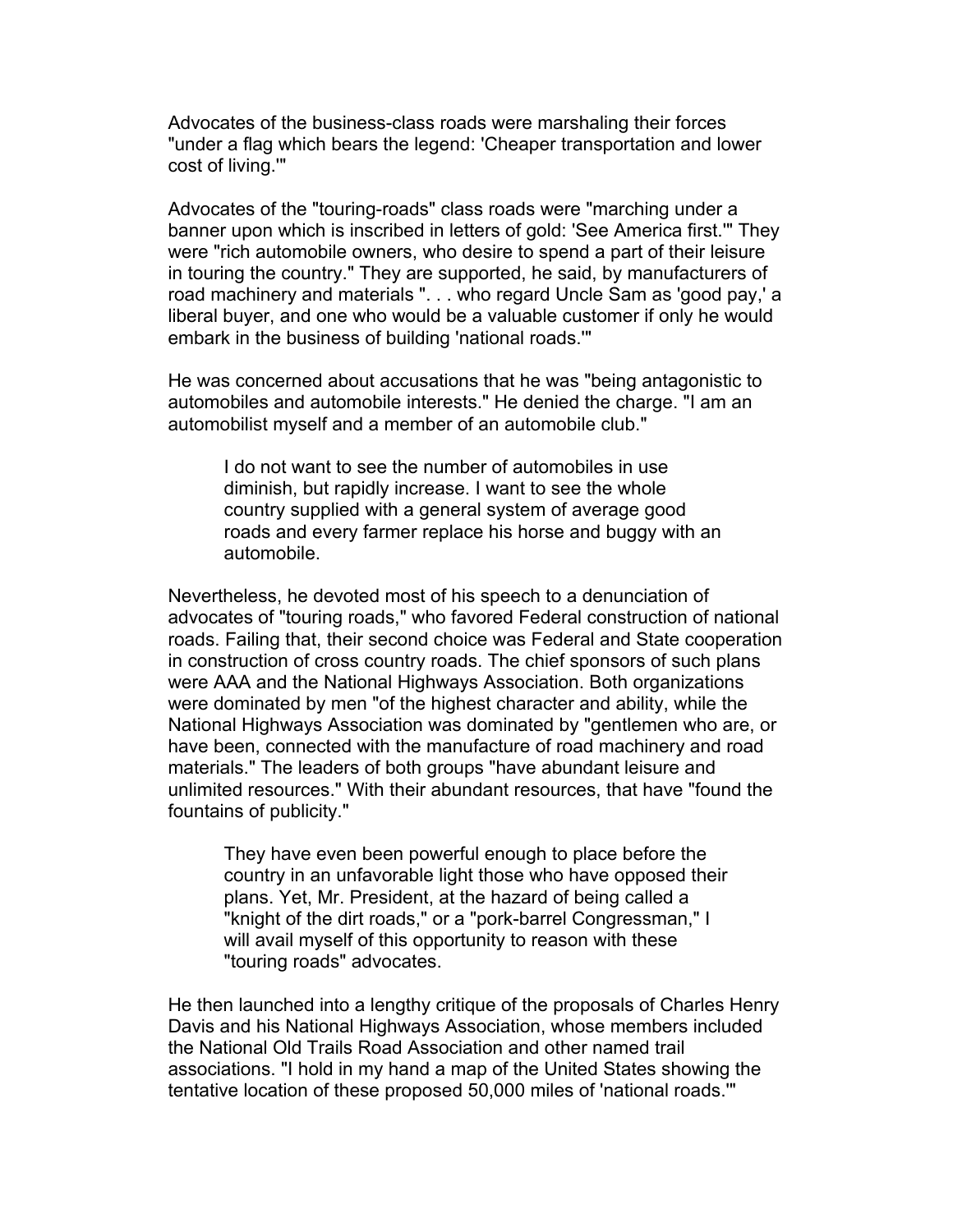Advocates of the business-class roads were marshaling their forces "under a flag which bears the legend: 'Cheaper transportation and lower cost of living.'"

Advocates of the "touring-roads" class roads were "marching under a banner upon which is inscribed in letters of gold: 'See America first.'" They were "rich automobile owners, who desire to spend a part of their leisure in touring the country." They are supported, he said, by manufacturers of road machinery and materials ". . . who regard Uncle Sam as 'good pay,' a liberal buyer, and one who would be a valuable customer if only he would embark in the business of building 'national roads.'"

He was concerned about accusations that he was "being antagonistic to automobiles and automobile interests." He denied the charge. "I am an automobilist myself and a member of an automobile club."

> I do not want to see the number of automobiles in use diminish, but rapidly increase. I want to see the whole country supplied with a general system of average good roads and every farmer replace his horse and buggy with an automobile.

Nevertheless, he devoted most of his speech to a denunciation of advocates of "touring roads," who favored Federal construction of national roads. Failing that, their second choice was Federal and State cooperation in construction of cross country roads. The chief sponsors of such plans were AAA and the National Highways Association. Both organizations were dominated by men "of the highest character and ability, while the National Highways Association was dominated by "gentlemen who are, or have been, connected with the manufacture of road machinery and road materials." The leaders of both groups "have abundant leisure and unlimited resources." With their abundant resources, that have "found the fountains of publicity."

> They have even been powerful enough to place before the country in an unfavorable light those who have opposed their plans. Yet, Mr. President, at the hazard of being called a "knight of the dirt roads," or a "pork-barrel Congressman," I will avail myself of this opportunity to reason with these "touring roads" advocates.

He then launched into a lengthy critique of the proposals of Charles Henry Davis and his National Highways Association, whose members included the National Old Trails Road Association and other named trail associations. "I hold in my hand a map of the United States showing the tentative location of these proposed 50,000 miles of 'national roads.'"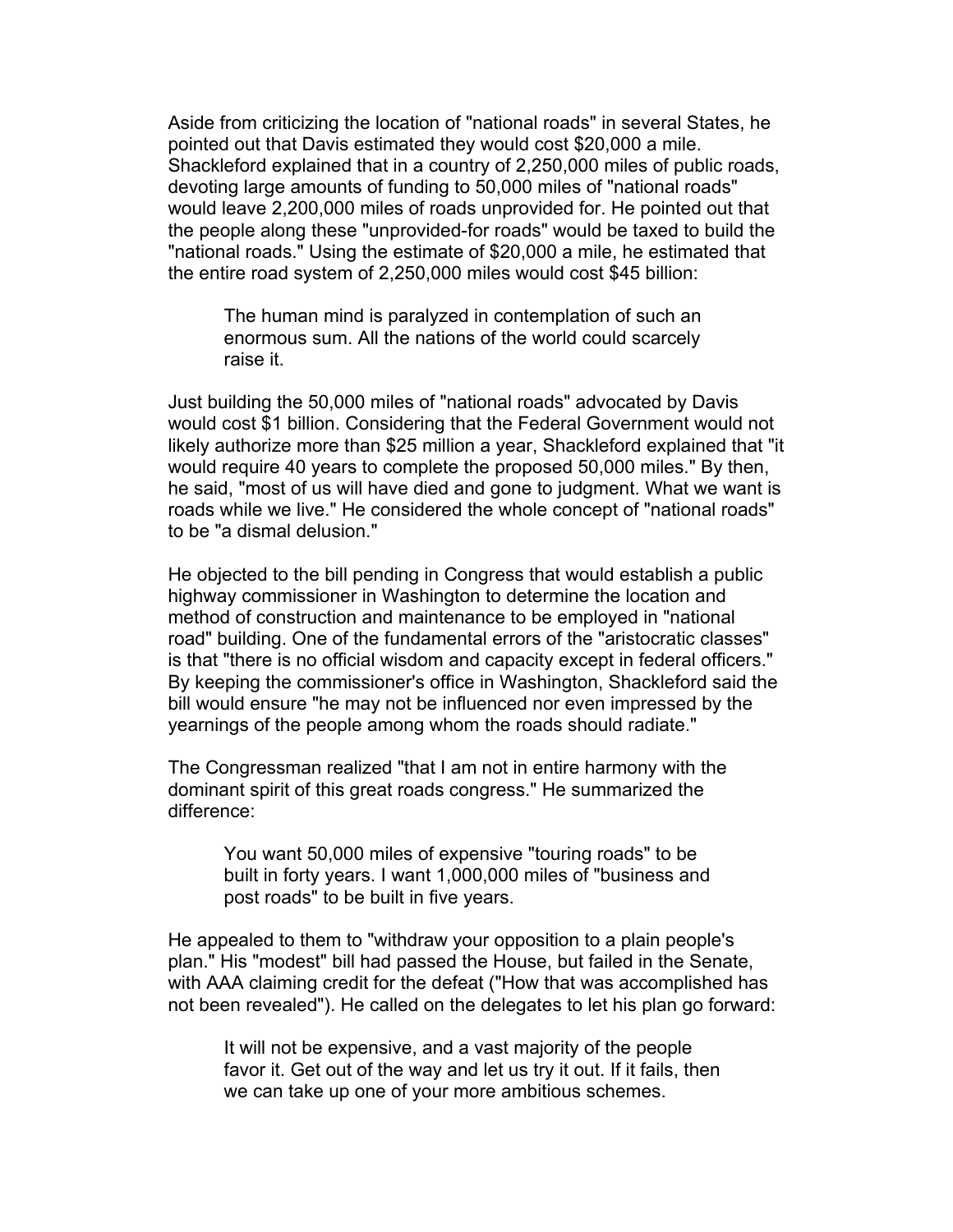Aside from criticizing the location of "national roads" in several States, he pointed out that Davis estimated they would cost $20,000 a mile. Shackleford explained that in a country of 2,250,000 miles of public roads, devoting large amounts of funding to 50,000 miles of "national roads" would leave 2,200,000 miles of roads unprovided for. He pointed out that the people along these "unprovided-for roads" would be taxed to build the "national roads." Using the estimate of $20,000 a mile, he estimated that the entire road system of 2,250,000 miles would cost $45 billion:

> The human mind is paralyzed in contemplation of such an enormous sum. All the nations of the world could scarcely raise it.

Just building the 50,000 miles of "national roads" advocated by Davis would cost $1 billion. Considering that the Federal Government would not likely authorize more than $25 million a year, Shackleford explained that "it would require 40 years to complete the proposed 50,000 miles." By then, he said, "most of us will have died and gone to judgment. What we want is roads while we live." He considered the whole concept of "national roads" to be "a dismal delusion."

He objected to the bill pending in Congress that would establish a public highway commissioner in Washington to determine the location and method of construction and maintenance to be employed in "national road" building. One of the fundamental errors of the "aristocratic classes" is that "there is no official wisdom and capacity except in federal officers." By keeping the commissioner's office in Washington, Shackleford said the bill would ensure "he may not be influenced nor even impressed by the yearnings of the people among whom the roads should radiate."

The Congressman realized "that I am not in entire harmony with the dominant spirit of this great roads congress." He summarized the difference:

> You want 50,000 miles of expensive "touring roads" to be built in forty years. I want 1,000,000 miles of "business and post roads" to be built in five years.

He appealed to them to "withdraw your opposition to a plain people's plan." His "modest" bill had passed the House, but failed in the Senate, with AAA claiming credit for the defeat ("How that was accomplished has not been revealed"). He called on the delegates to let his plan go forward:

> It will not be expensive, and a vast majority of the people favor it. Get out of the way and let us try it out. If it fails, then we can take up one of your more ambitious schemes.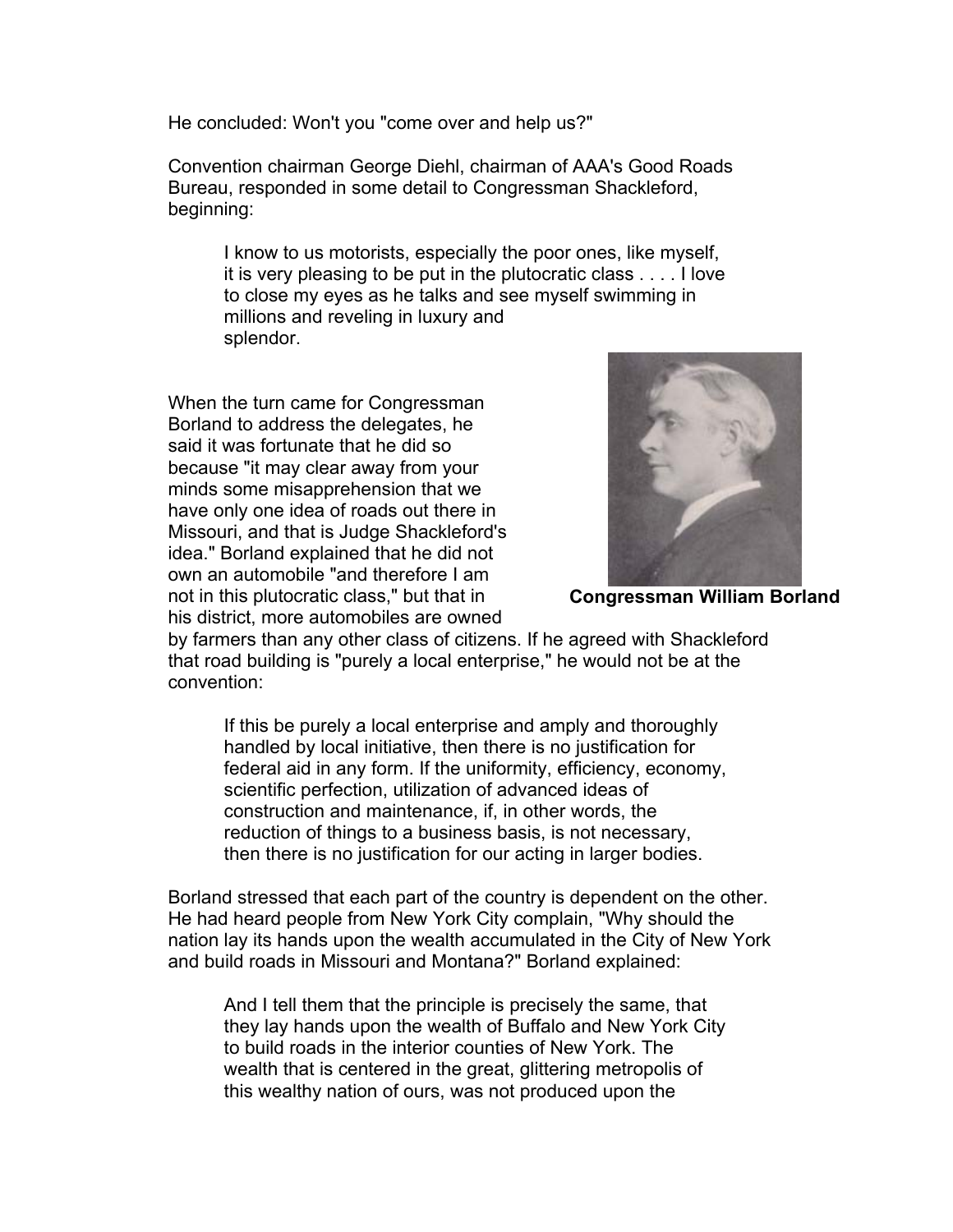He concluded: Won't you "come over and help us?"

Convention chairman George Diehl, chairman of AAA's Good Roads Bureau, responded in some detail to Congressman Shackleford, beginning:

> I know to us motorists, especially the poor ones, like myself, it is very pleasing to be put in the plutocratic class . . . . I love to close my eyes as he talks and see myself swimming in millions and reveling in luxury and splendor.

When the turn came for Congressman Borland to address the delegates, he said it was fortunate that he did so because "it may clear away from your minds some misapprehension that we have only one idea of roads out there in Missouri, and that is Judge Shackleford's idea." Borland explained that he did not own an automobile "and therefore I am not in this plutocratic class," but that in his district, more automobiles are owned by farmers than any other class of citizens. If he agreed with Shackleford that road building is "purely a local enterprise," he would not be at the convention:

**Congressman William Borland**

> If this be purely a local enterprise and amply and thoroughly handled by local initiative, then there is no justification for federal aid in any form. If the uniformity, efficiency, economy, scientific perfection, utilization of advanced ideas of construction and maintenance, if, in other words, the reduction of things to a business basis, is not necessary, then there is no justification for our acting in larger bodies.

Borland stressed that each part of the country is dependent on the other. He had heard people from New York City complain, "Why should the nation lay its hands upon the wealth accumulated in the City of New York and build roads in Missouri and Montana?" Borland explained:

> And I tell them that the principle is precisely the same, that they lay hands upon the wealth of Buffalo and New York City to build roads in the interior counties of New York. The wealth that is centered in the great, glittering metropolis of this wealthy nation of ours, was not produced upon the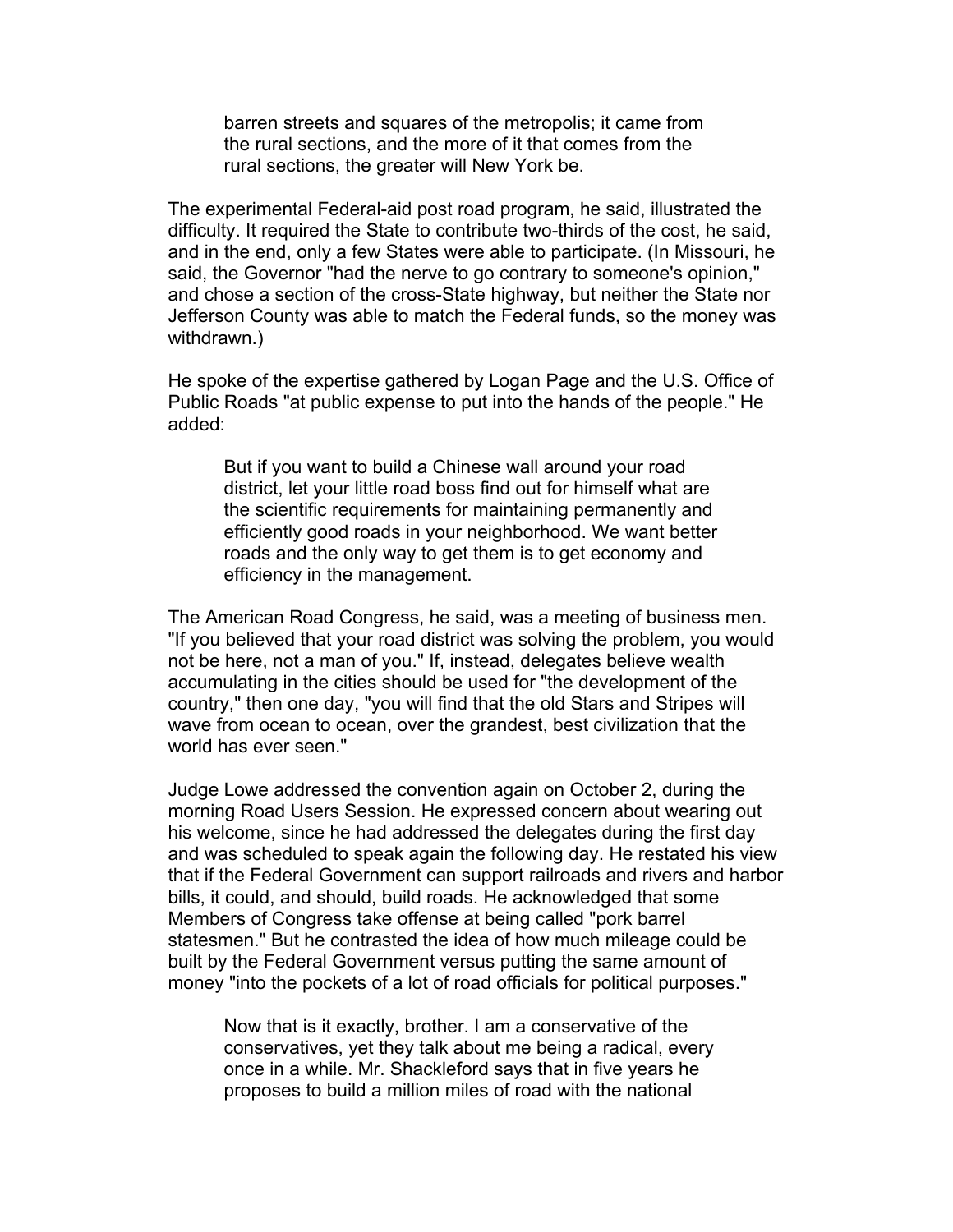> barren streets and squares of the metropolis; it came from the rural sections, and the more of it that comes from the rural sections, the greater will New York be.

The experimental Federal-aid post road program, he said, illustrated the difficulty. It required the State to contribute two-thirds of the cost, he said, and in the end, only a few States were able to participate. (In Missouri, he said, the Governor "had the nerve to go contrary to someone's opinion," and chose a section of the cross-State highway, but neither the State nor Jefferson County was able to match the Federal funds, so the money was withdrawn.)

He spoke of the expertise gathered by Logan Page and the U.S. Office of Public Roads "at public expense to put into the hands of the people." He added:

> But if you want to build a Chinese wall around your road district, let your little road boss find out for himself what are the scientific requirements for maintaining permanently and efficiently good roads in your neighborhood. We want better roads and the only way to get them is to get economy and efficiency in the management.

The American Road Congress, he said, was a meeting of business men. "If you believed that your road district was solving the problem, you would not be here, not a man of you." If, instead, delegates believe wealth accumulating in the cities should be used for "the development of the country," then one day, "you will find that the old Stars and Stripes will wave from ocean to ocean, over the grandest, best civilization that the world has ever seen."

Judge Lowe addressed the convention again on October 2, during the morning Road Users Session. He expressed concern about wearing out his welcome, since he had addressed the delegates during the first day and was scheduled to speak again the following day. He restated his view that if the Federal Government can support railroads and rivers and harbor bills, it could, and should, build roads. He acknowledged that some Members of Congress take offense at being called "pork barrel statesmen." But he contrasted the idea of how much mileage could be built by the Federal Government versus putting the same amount of money "into the pockets of a lot of road officials for political purposes."

> Now that is it exactly, brother. I am a conservative of the conservatives, yet they talk about me being a radical, every once in a while. Mr. Shackleford says that in five years he proposes to build a million miles of road with the national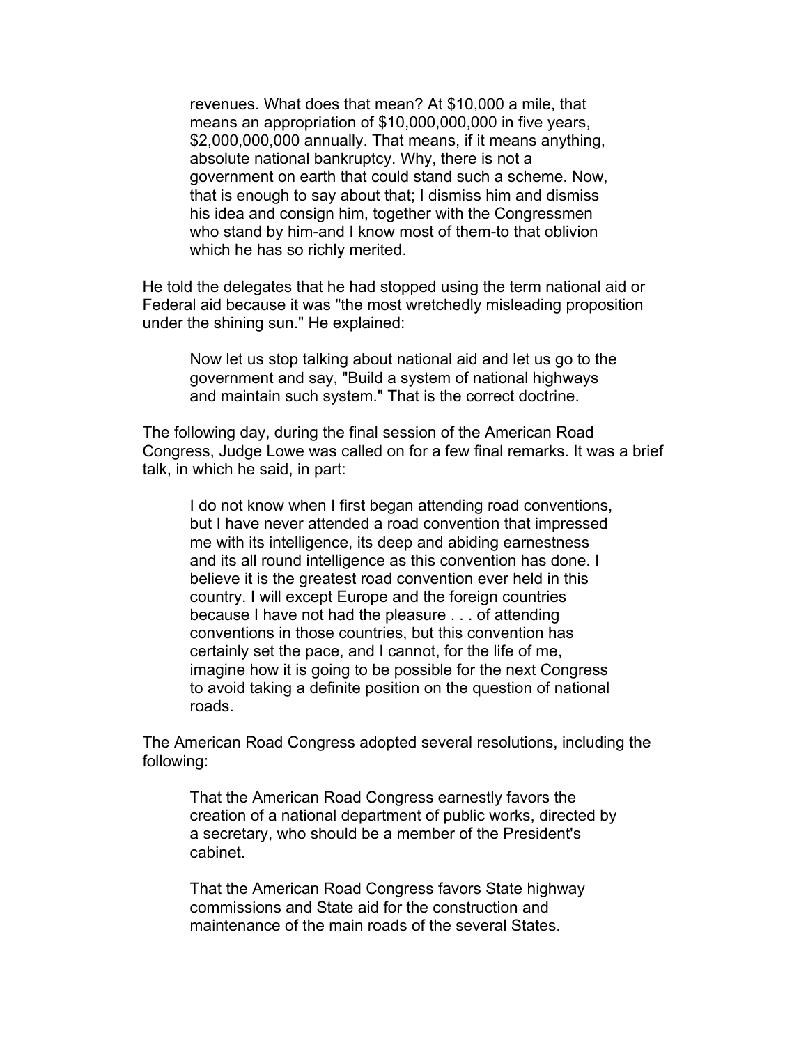> revenues. What does that mean? At $10,000 a mile, that means an appropriation of $10,000,000,000 in five years, $2,000,000,000 annually. That means, if it means anything, absolute national bankruptcy. Why, there is not a government on earth that could stand such a scheme. Now, that is enough to say about that; I dismiss him and dismiss his idea and consign him, together with the Congressmen who stand by him-and I know most of them-to that oblivion which he has so richly merited.

He told the delegates that he had stopped using the term national aid or Federal aid because it was "the most wretchedly misleading proposition under the shining sun." He explained:

> Now let us stop talking about national aid and let us go to the government and say, "Build a system of national highways and maintain such system." That is the correct doctrine.

The following day, during the final session of the American Road Congress, Judge Lowe was called on for a few final remarks. It was a brief talk, in which he said, in part:

> I do not know when I first began attending road conventions, but I have never attended a road convention that impressed me with its intelligence, its deep and abiding earnestness and its all round intelligence as this convention has done. I believe it is the greatest road convention ever held in this country. I will except Europe and the foreign countries because I have not had the pleasure . . . of attending conventions in those countries, but this convention has certainly set the pace, and I cannot, for the life of me, imagine how it is going to be possible for the next Congress to avoid taking a definite position on the question of national roads.

The American Road Congress adopted several resolutions, including the following:

> That the American Road Congress earnestly favors the creation of a national department of public works, directed by a secretary, who should be a member of the President's cabinet.
>
> That the American Road Congress favors State highway commissions and State aid for the construction and maintenance of the main roads of the several States.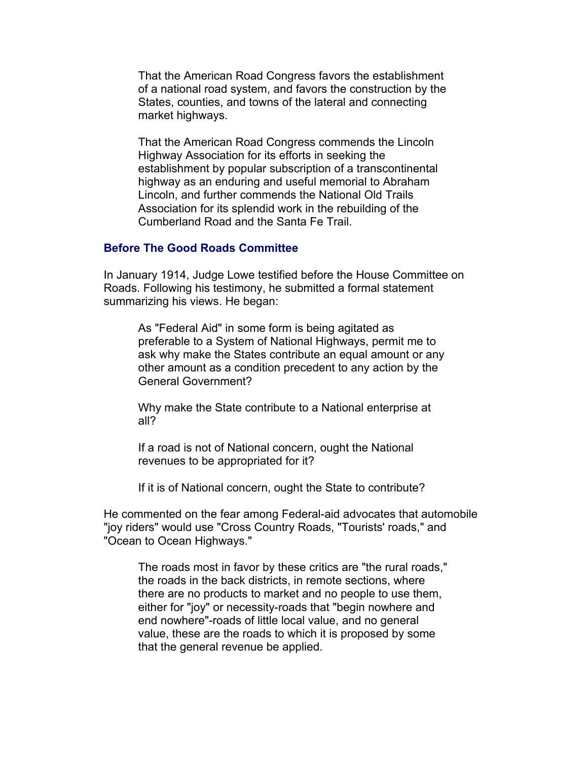> That the American Road Congress favors the establishment of a national road system, and favors the construction by the States, counties, and towns of the lateral and connecting market highways.
>
> That the American Road Congress commends the Lincoln Highway Association for its efforts in seeking the establishment by popular subscription of a transcontinental highway as an enduring and useful memorial to Abraham Lincoln, and further commends the National Old Trails Association for its splendid work in the rebuilding of the Cumberland Road and the Santa Fe Trail.

### Before The Good Roads Committee

In January 1914, Judge Lowe testified before the House Committee on Roads. Following his testimony, he submitted a formal statement summarizing his views. He began:

> As "Federal Aid" in some form is being agitated as preferable to a System of National Highways, permit me to ask why make the States contribute an equal amount or any other amount as a condition precedent to any action by the General Government?
>
> Why make the State contribute to a National enterprise at all?
>
> If a road is not of National concern, ought the National revenues to be appropriated for it?
>
> If it is of National concern, ought the State to contribute?

He commented on the fear among Federal-aid advocates that automobile "joy riders" would use "Cross Country Roads, "Tourists' roads," and "Ocean to Ocean Highways."

> The roads most in favor by these critics are "the rural roads," the roads in the back districts, in remote sections, where there are no products to market and no people to use them, either for "joy" or necessity-roads that "begin nowhere and end nowhere"-roads of little local value, and no general value, these are the roads to which it is proposed by some that the general revenue be applied.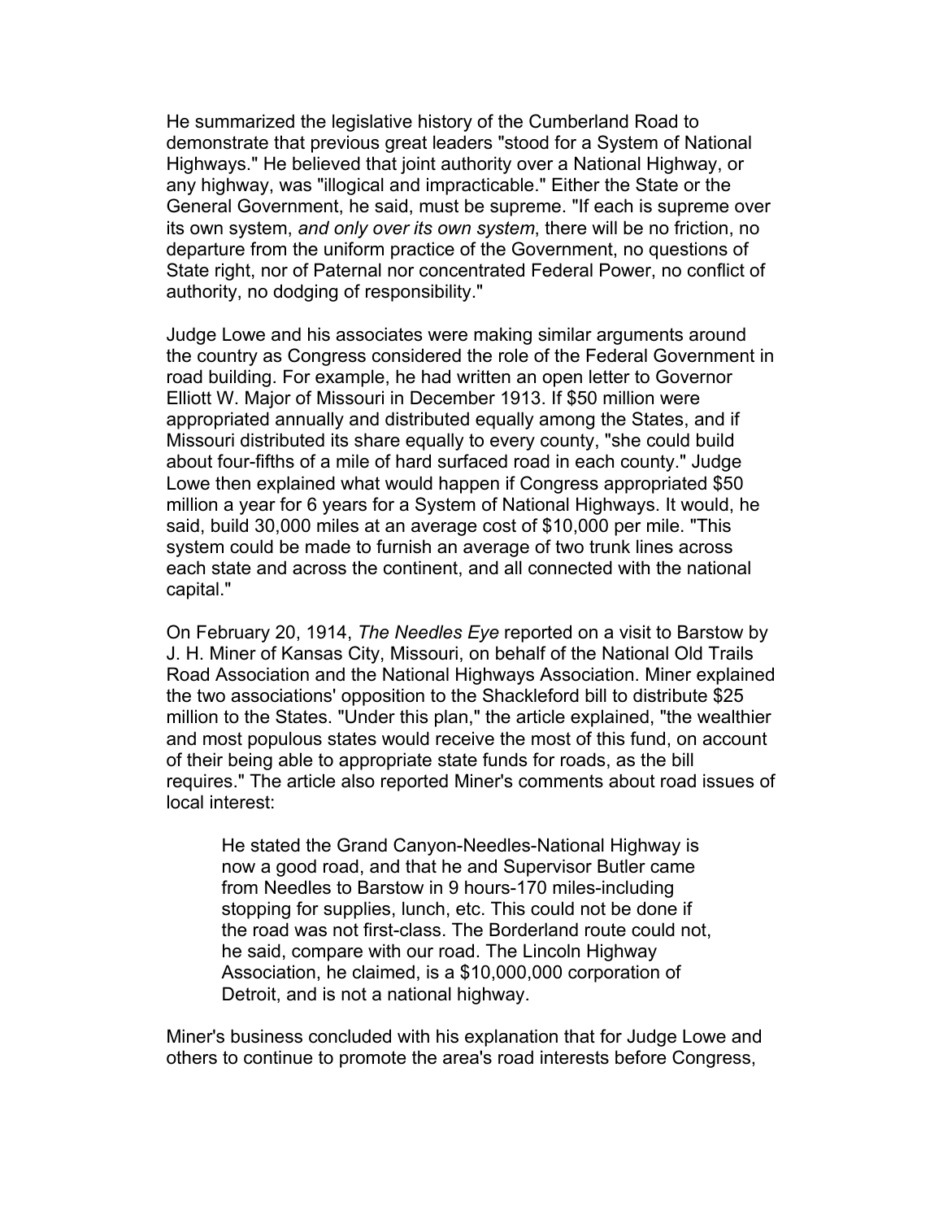He summarized the legislative history of the Cumberland Road to demonstrate that previous great leaders "stood for a System of National Highways." He believed that joint authority over a National Highway, or any highway, was "illogical and impracticable." Either the State or the General Government, he said, must be supreme. "If each is supreme over its own system, *and only over its own system*, there will be no friction, no departure from the uniform practice of the Government, no questions of State right, nor of Paternal nor concentrated Federal Power, no conflict of authority, no dodging of responsibility."

Judge Lowe and his associates were making similar arguments around the country as Congress considered the role of the Federal Government in road building. For example, he had written an open letter to Governor Elliott W. Major of Missouri in December 1913. If $50 million were appropriated annually and distributed equally among the States, and if Missouri distributed its share equally to every county, "she could build about four-fifths of a mile of hard surfaced road in each county." Judge Lowe then explained what would happen if Congress appropriated $50 million a year for 6 years for a System of National Highways. It would, he said, build 30,000 miles at an average cost of $10,000 per mile. "This system could be made to furnish an average of two trunk lines across each state and across the continent, and all connected with the national capital."

On February 20, 1914, *The Needles Eye* reported on a visit to Barstow by J. H. Miner of Kansas City, Missouri, on behalf of the National Old Trails Road Association and the National Highways Association. Miner explained the two associations' opposition to the Shackleford bill to distribute $25 million to the States. "Under this plan," the article explained, "the wealthier and most populous states would receive the most of this fund, on account of their being able to appropriate state funds for roads, as the bill requires." The article also reported Miner's comments about road issues of local interest:

> He stated the Grand Canyon-Needles-National Highway is now a good road, and that he and Supervisor Butler came from Needles to Barstow in 9 hours-170 miles-including stopping for supplies, lunch, etc. This could not be done if the road was not first-class. The Borderland route could not, he said, compare with our road. The Lincoln Highway Association, he claimed, is a $10,000,000 corporation of Detroit, and is not a national highway.

Miner's business concluded with his explanation that for Judge Lowe and others to continue to promote the area's road interests before Congress,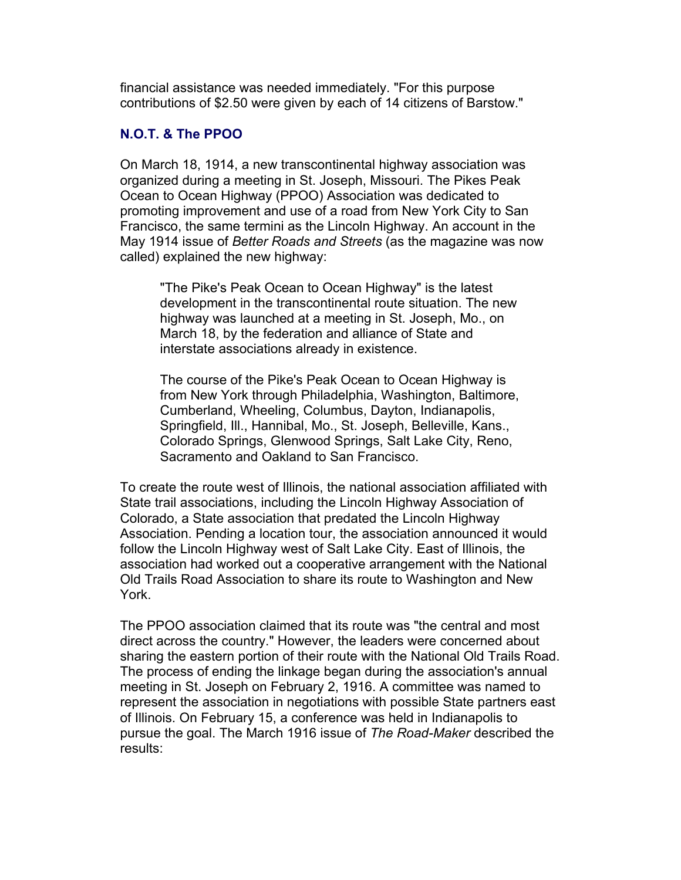financial assistance was needed immediately. "For this purpose contributions of $2.50 were given by each of 14 citizens of Barstow."

### N.O.T. & The PPOO

On March 18, 1914, a new transcontinental highway association was organized during a meeting in St. Joseph, Missouri. The Pikes Peak Ocean to Ocean Highway (PPOO) Association was dedicated to promoting improvement and use of a road from New York City to San Francisco, the same termini as the Lincoln Highway. An account in the May 1914 issue of *Better Roads and Streets* (as the magazine was now called) explained the new highway:

> "The Pike's Peak Ocean to Ocean Highway" is the latest development in the transcontinental route situation. The new highway was launched at a meeting in St. Joseph, Mo., on March 18, by the federation and alliance of State and interstate associations already in existence.
>
> The course of the Pike's Peak Ocean to Ocean Highway is from New York through Philadelphia, Washington, Baltimore, Cumberland, Wheeling, Columbus, Dayton, Indianapolis, Springfield, Ill., Hannibal, Mo., St. Joseph, Belleville, Kans., Colorado Springs, Glenwood Springs, Salt Lake City, Reno, Sacramento and Oakland to San Francisco.

To create the route west of Illinois, the national association affiliated with State trail associations, including the Lincoln Highway Association of Colorado, a State association that predated the Lincoln Highway Association. Pending a location tour, the association announced it would follow the Lincoln Highway west of Salt Lake City. East of Illinois, the association had worked out a cooperative arrangement with the National Old Trails Road Association to share its route to Washington and New York.

The PPOO association claimed that its route was "the central and most direct across the country." However, the leaders were concerned about sharing the eastern portion of their route with the National Old Trails Road. The process of ending the linkage began during the association's annual meeting in St. Joseph on February 2, 1916. A committee was named to represent the association in negotiations with possible State partners east of Illinois. On February 15, a conference was held in Indianapolis to pursue the goal. The March 1916 issue of *The Road-Maker* described the results: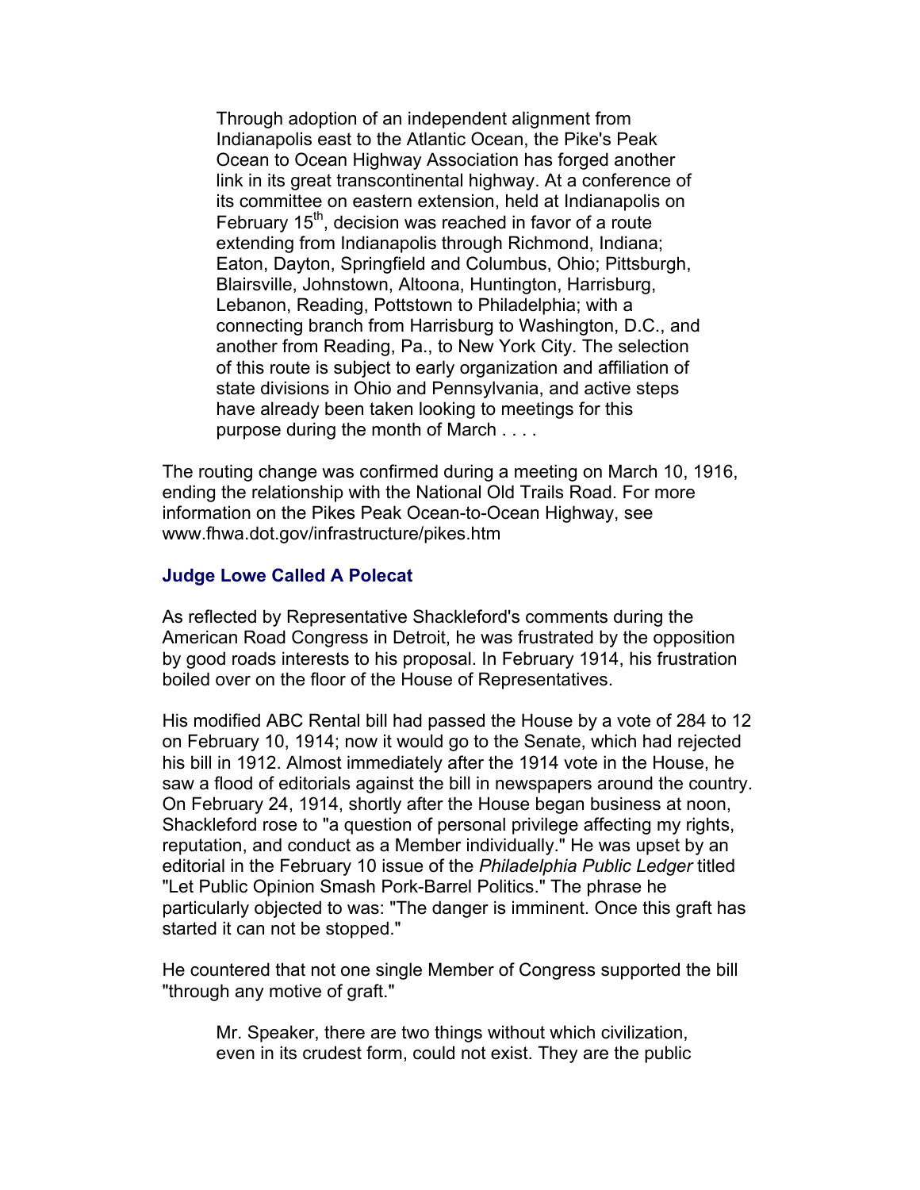> Through adoption of an independent alignment from Indianapolis east to the Atlantic Ocean, the Pike's Peak Ocean to Ocean Highway Association has forged another link in its great transcontinental highway. At a conference of its committee on eastern extension, held at Indianapolis on February 15th, decision was reached in favor of a route extending from Indianapolis through Richmond, Indiana; Eaton, Dayton, Springfield and Columbus, Ohio; Pittsburgh, Blairsville, Johnstown, Altoona, Huntington, Harrisburg, Lebanon, Reading, Pottstown to Philadelphia; with a connecting branch from Harrisburg to Washington, D.C., and another from Reading, Pa., to New York City. The selection of this route is subject to early organization and affiliation of state divisions in Ohio and Pennsylvania, and active steps have already been taken looking to meetings for this purpose during the month of March . . . .

The routing change was confirmed during a meeting on March 10, 1916, ending the relationship with the National Old Trails Road. For more information on the Pikes Peak Ocean-to-Ocean Highway, see www.fhwa.dot.gov/infrastructure/pikes.htm

### Judge Lowe Called A Polecat

As reflected by Representative Shackleford's comments during the American Road Congress in Detroit, he was frustrated by the opposition by good roads interests to his proposal. In February 1914, his frustration boiled over on the floor of the House of Representatives.

His modified ABC Rental bill had passed the House by a vote of 284 to 12 on February 10, 1914; now it would go to the Senate, which had rejected his bill in 1912. Almost immediately after the 1914 vote in the House, he saw a flood of editorials against the bill in newspapers around the country. On February 24, 1914, shortly after the House began business at noon, Shackleford rose to "a question of personal privilege affecting my rights, reputation, and conduct as a Member individually." He was upset by an editorial in the February 10 issue of the *Philadelphia Public Ledger* titled "Let Public Opinion Smash Pork-Barrel Politics." The phrase he particularly objected to was: "The danger is imminent. Once this graft has started it can not be stopped."

He countered that not one single Member of Congress supported the bill "through any motive of graft."

> Mr. Speaker, there are two things without which civilization, even in its crudest form, could not exist. They are the public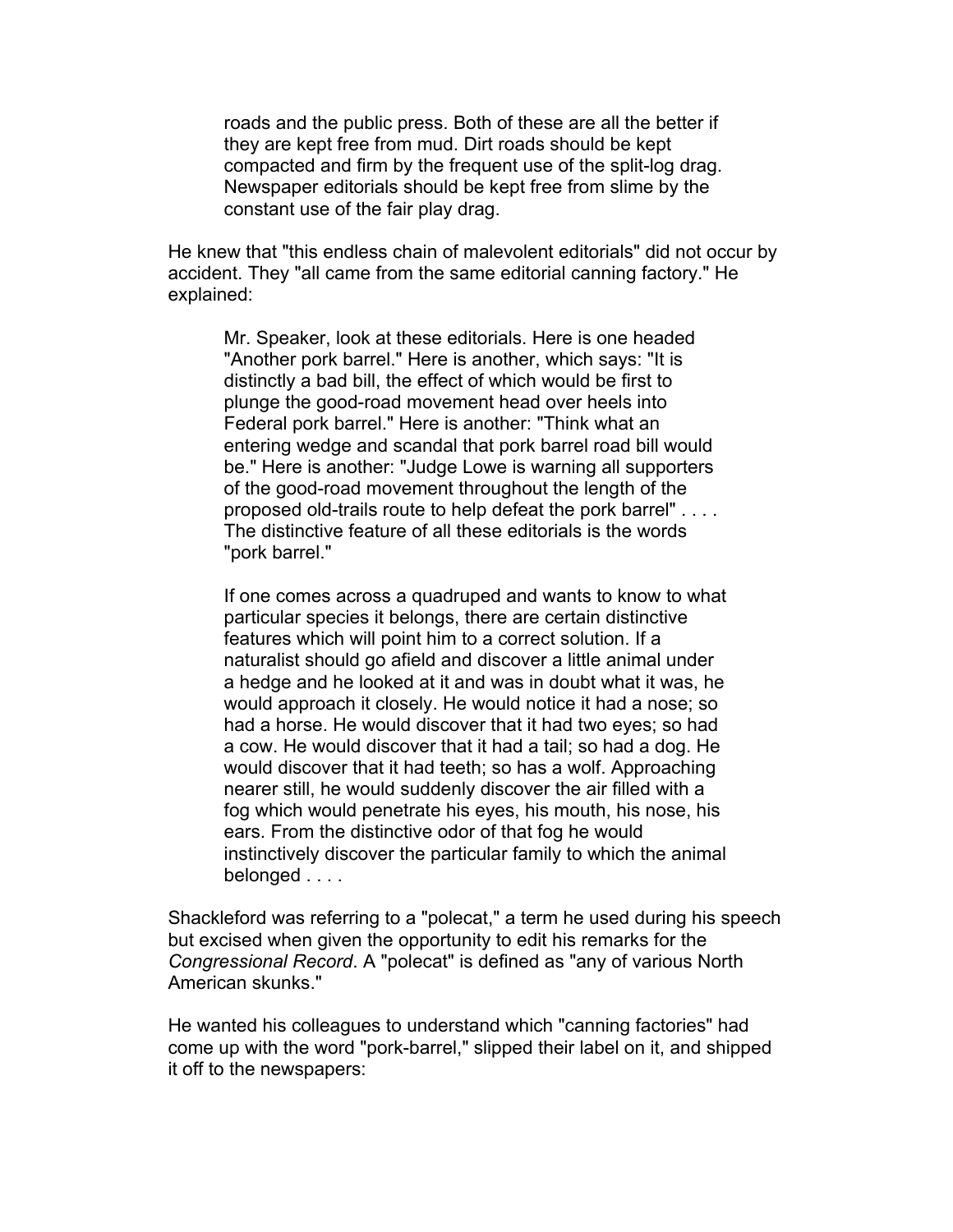> roads and the public press. Both of these are all the better if they are kept free from mud. Dirt roads should be kept compacted and firm by the frequent use of the split-log drag. Newspaper editorials should be kept free from slime by the constant use of the fair play drag.

He knew that "this endless chain of malevolent editorials" did not occur by accident. They "all came from the same editorial canning factory." He explained:

> Mr. Speaker, look at these editorials. Here is one headed "Another pork barrel." Here is another, which says: "It is distinctly a bad bill, the effect of which would be first to plunge the good-road movement head over heels into Federal pork barrel." Here is another: "Think what an entering wedge and scandal that pork barrel road bill would be." Here is another: "Judge Lowe is warning all supporters of the good-road movement throughout the length of the proposed old-trails route to help defeat the pork barrel" . . . . The distinctive feature of all these editorials is the words "pork barrel."
>
> If one comes across a quadruped and wants to know to what particular species it belongs, there are certain distinctive features which will point him to a correct solution. If a naturalist should go afield and discover a little animal under a hedge and he looked at it and was in doubt what it was, he would approach it closely. He would notice it had a nose; so had a horse. He would discover that it had two eyes; so had a cow. He would discover that it had a tail; so had a dog. He would discover that it had teeth; so has a wolf. Approaching nearer still, he would suddenly discover the air filled with a fog which would penetrate his eyes, his mouth, his nose, his ears. From the distinctive odor of that fog he would instinctively discover the particular family to which the animal belonged . . . .

Shackleford was referring to a "polecat," a term he used during his speech but excised when given the opportunity to edit his remarks for the *Congressional Record*. A "polecat" is defined as "any of various North American skunks."

He wanted his colleagues to understand which "canning factories" had come up with the word "pork-barrel," slipped their label on it, and shipped it off to the newspapers: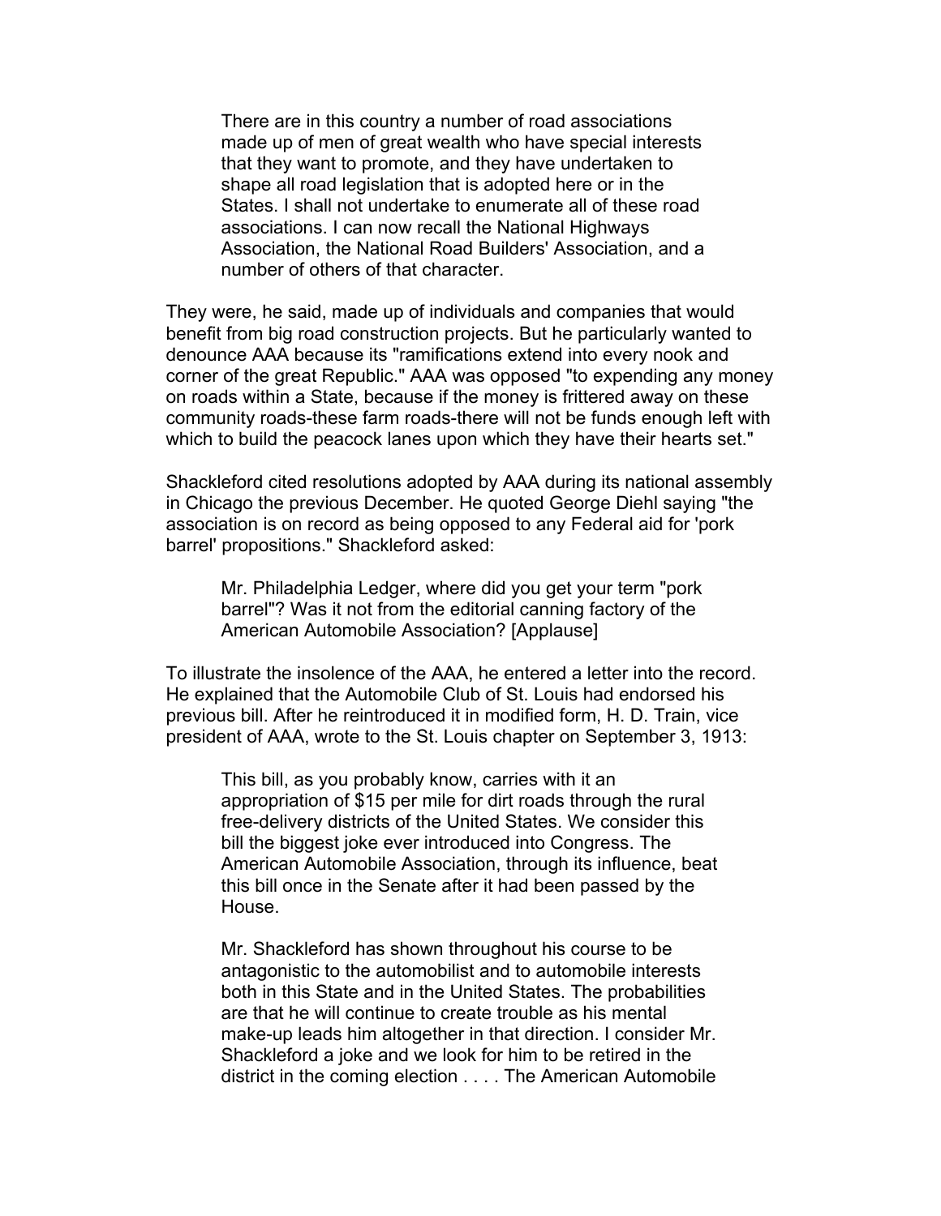> There are in this country a number of road associations made up of men of great wealth who have special interests that they want to promote, and they have undertaken to shape all road legislation that is adopted here or in the States. I shall not undertake to enumerate all of these road associations. I can now recall the National Highways Association, the National Road Builders' Association, and a number of others of that character.

They were, he said, made up of individuals and companies that would benefit from big road construction projects. But he particularly wanted to denounce AAA because its "ramifications extend into every nook and corner of the great Republic." AAA was opposed "to expending any money on roads within a State, because if the money is frittered away on these community roads-these farm roads-there will not be funds enough left with which to build the peacock lanes upon which they have their hearts set."

Shackleford cited resolutions adopted by AAA during its national assembly in Chicago the previous December. He quoted George Diehl saying "the association is on record as being opposed to any Federal aid for 'pork barrel' propositions." Shackleford asked:

> Mr. Philadelphia Ledger, where did you get your term "pork barrel"? Was it not from the editorial canning factory of the American Automobile Association? [Applause]

To illustrate the insolence of the AAA, he entered a letter into the record. He explained that the Automobile Club of St. Louis had endorsed his previous bill. After he reintroduced it in modified form, H. D. Train, vice president of AAA, wrote to the St. Louis chapter on September 3, 1913:

> This bill, as you probably know, carries with it an appropriation of $15 per mile for dirt roads through the rural free-delivery districts of the United States. We consider this bill the biggest joke ever introduced into Congress. The American Automobile Association, through its influence, beat this bill once in the Senate after it had been passed by the House.
>
> Mr. Shackleford has shown throughout his course to be antagonistic to the automobilist and to automobile interests both in this State and in the United States. The probabilities are that he will continue to create trouble as his mental make-up leads him altogether in that direction. I consider Mr. Shackleford a joke and we look for him to be retired in the district in the coming election . . . . The American Automobile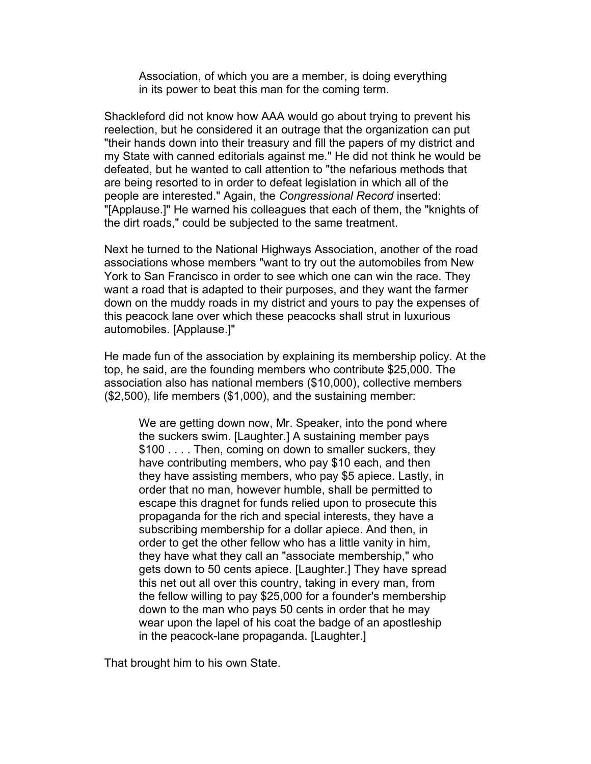> Association, of which you are a member, is doing everything in its power to beat this man for the coming term.

Shackleford did not know how AAA would go about trying to prevent his reelection, but he considered it an outrage that the organization can put "their hands down into their treasury and fill the papers of my district and my State with canned editorials against me." He did not think he would be defeated, but he wanted to call attention to "the nefarious methods that are being resorted to in order to defeat legislation in which all of the people are interested." Again, the *Congressional Record* inserted: "[Applause.]" He warned his colleagues that each of them, the "knights of the dirt roads," could be subjected to the same treatment.

Next he turned to the National Highways Association, another of the road associations whose members "want to try out the automobiles from New York to San Francisco in order to see which one can win the race. They want a road that is adapted to their purposes, and they want the farmer down on the muddy roads in my district and yours to pay the expenses of this peacock lane over which these peacocks shall strut in luxurious automobiles. [Applause.]"

He made fun of the association by explaining its membership policy. At the top, he said, are the founding members who contribute $25,000. The association also has national members ($10,000), collective members ($2,500), life members ($1,000), and the sustaining member:

> We are getting down now, Mr. Speaker, into the pond where the suckers swim. [Laughter.] A sustaining member pays $100 . . . . Then, coming on down to smaller suckers, they have contributing members, who pay $10 each, and then they have assisting members, who pay $5 apiece. Lastly, in order that no man, however humble, shall be permitted to escape this dragnet for funds relied upon to prosecute this propaganda for the rich and special interests, they have a subscribing membership for a dollar apiece. And then, in order to get the other fellow who has a little vanity in him, they have what they call an "associate membership," who gets down to 50 cents apiece. [Laughter.] They have spread this net out all over this country, taking in every man, from the fellow willing to pay $25,000 for a founder's membership down to the man who pays 50 cents in order that he may wear upon the lapel of his coat the badge of an apostleship in the peacock-lane propaganda. [Laughter.]

That brought him to his own State.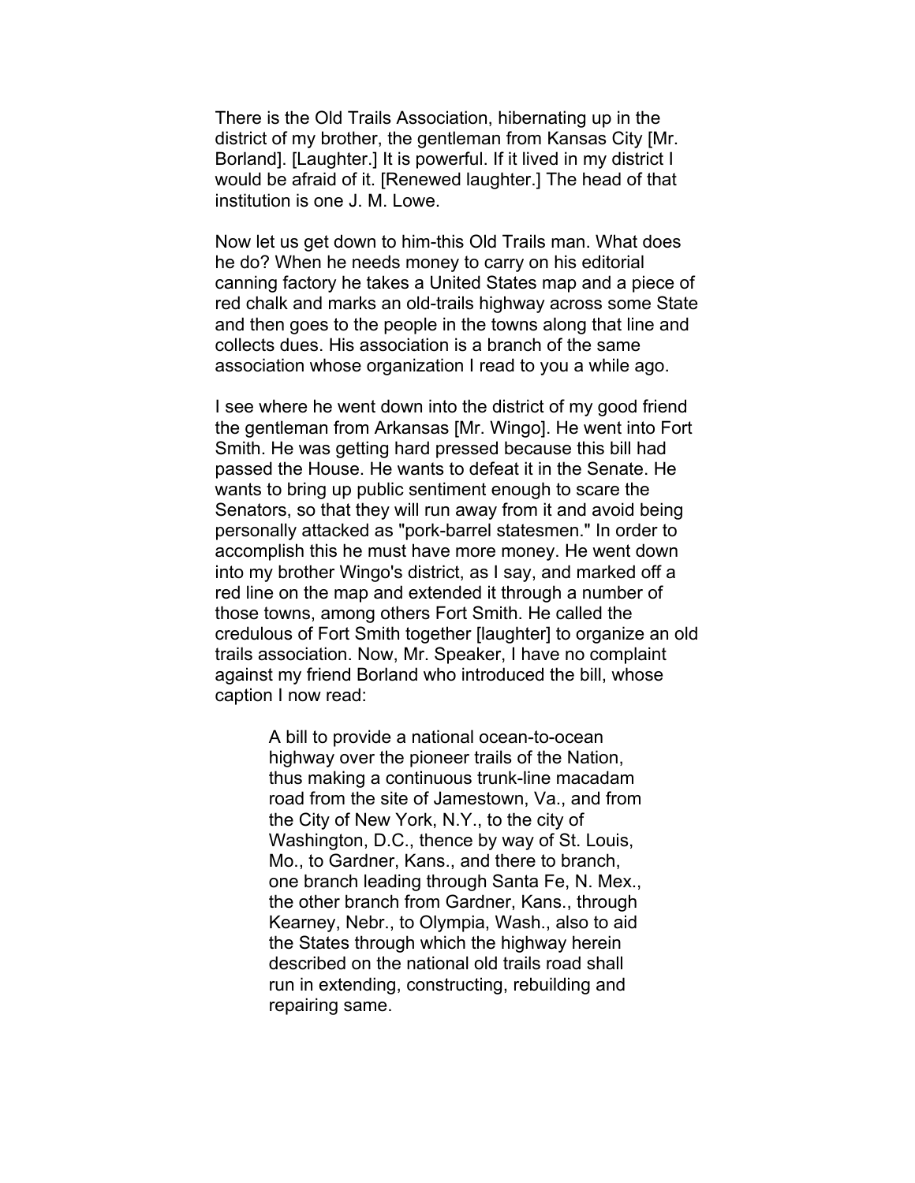There is the Old Trails Association, hibernating up in the district of my brother, the gentleman from Kansas City [Mr. Borland]. [Laughter.] It is powerful. If it lived in my district I would be afraid of it. [Renewed laughter.] The head of that institution is one J. M. Lowe.

Now let us get down to him-this Old Trails man. What does he do? When he needs money to carry on his editorial canning factory he takes a United States map and a piece of red chalk and marks an old-trails highway across some State and then goes to the people in the towns along that line and collects dues. His association is a branch of the same association whose organization I read to you a while ago.

I see where he went down into the district of my good friend the gentleman from Arkansas [Mr. Wingo]. He went into Fort Smith. He was getting hard pressed because this bill had passed the House. He wants to defeat it in the Senate. He wants to bring up public sentiment enough to scare the Senators, so that they will run away from it and avoid being personally attacked as "pork-barrel statesmen." In order to accomplish this he must have more money. He went down into my brother Wingo's district, as I say, and marked off a red line on the map and extended it through a number of those towns, among others Fort Smith. He called the credulous of Fort Smith together [laughter] to organize an old trails association. Now, Mr. Speaker, I have no complaint against my friend Borland who introduced the bill, whose caption I now read:

> A bill to provide a national ocean-to-ocean highway over the pioneer trails of the Nation, thus making a continuous trunk-line macadam road from the site of Jamestown, Va., and from the City of New York, N.Y., to the city of Washington, D.C., thence by way of St. Louis, Mo., to Gardner, Kans., and there to branch, one branch leading through Santa Fe, N. Mex., the other branch from Gardner, Kans., through Kearney, Nebr., to Olympia, Wash., also to aid the States through which the highway herein described on the national old trails road shall run in extending, constructing, rebuilding and repairing same.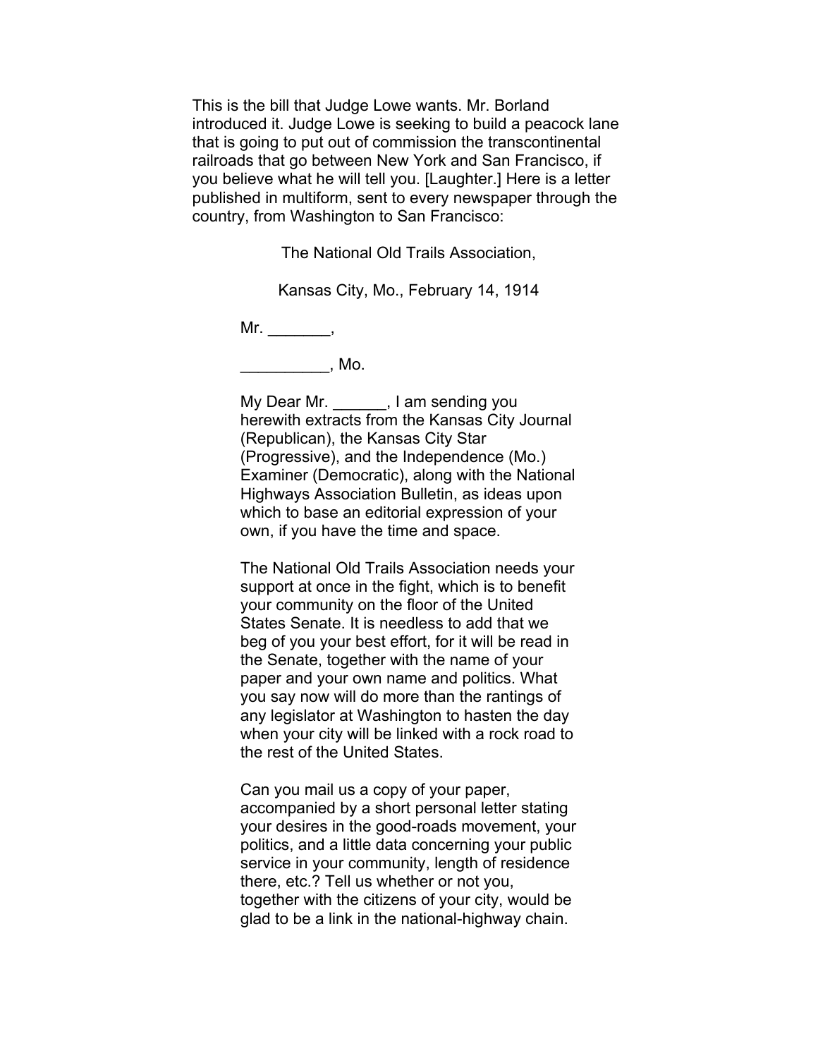This is the bill that Judge Lowe wants. Mr. Borland introduced it. Judge Lowe is seeking to build a peacock lane that is going to put out of commission the transcontinental railroads that go between New York and San Francisco, if you believe what he will tell you. [Laughter.] Here is a letter published in multiform, sent to every newspaper through the country, from Washington to San Francisco:

> The National Old Trails Association,
>
> Kansas City, Mo., February 14, 1914
>
> Mr. _______,
>
> __________, Mo.
>
> My Dear Mr. ______, I am sending you herewith extracts from the Kansas City Journal (Republican), the Kansas City Star (Progressive), and the Independence (Mo.) Examiner (Democratic), along with the National Highways Association Bulletin, as ideas upon which to base an editorial expression of your own, if you have the time and space.
>
> The National Old Trails Association needs your support at once in the fight, which is to benefit your community on the floor of the United States Senate. It is needless to add that we beg of you your best effort, for it will be read in the Senate, together with the name of your paper and your own name and politics. What you say now will do more than the rantings of any legislator at Washington to hasten the day when your city will be linked with a rock road to the rest of the United States.
>
> Can you mail us a copy of your paper, accompanied by a short personal letter stating your desires in the good-roads movement, your politics, and a little data concerning your public service in your community, length of residence there, etc.? Tell us whether or not you, together with the citizens of your city, would be glad to be a link in the national-highway chain.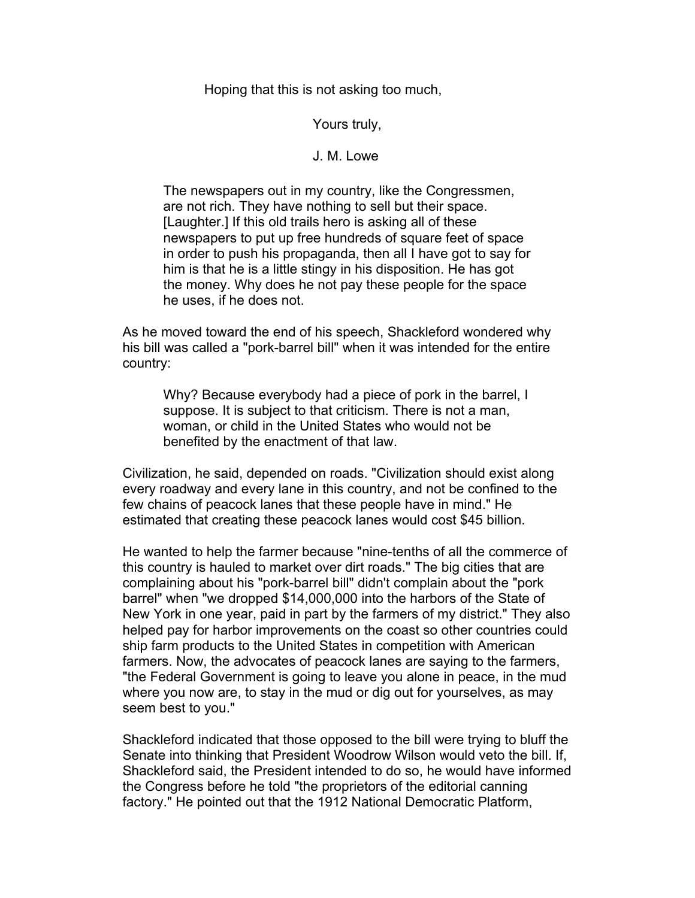Hoping that this is not asking too much,

Yours truly,

J. M. Lowe

> The newspapers out in my country, like the Congressmen, are not rich. They have nothing to sell but their space. [Laughter.] If this old trails hero is asking all of these newspapers to put up free hundreds of square feet of space in order to push his propaganda, then all I have got to say for him is that he is a little stingy in his disposition. He has got the money. Why does he not pay these people for the space he uses, if he does not.

As he moved toward the end of his speech, Shackleford wondered why his bill was called a "pork-barrel bill" when it was intended for the entire country:

> Why? Because everybody had a piece of pork in the barrel, I suppose. It is subject to that criticism. There is not a man, woman, or child in the United States who would not be benefited by the enactment of that law.

Civilization, he said, depended on roads. "Civilization should exist along every roadway and every lane in this country, and not be confined to the few chains of peacock lanes that these people have in mind." He estimated that creating these peacock lanes would cost $45 billion.

He wanted to help the farmer because "nine-tenths of all the commerce of this country is hauled to market over dirt roads." The big cities that are complaining about his "pork-barrel bill" didn't complain about the "pork barrel" when "we dropped $14,000,000 into the harbors of the State of New York in one year, paid in part by the farmers of my district." They also helped pay for harbor improvements on the coast so other countries could ship farm products to the United States in competition with American farmers. Now, the advocates of peacock lanes are saying to the farmers, "the Federal Government is going to leave you alone in peace, in the mud where you now are, to stay in the mud or dig out for yourselves, as may seem best to you."

Shackleford indicated that those opposed to the bill were trying to bluff the Senate into thinking that President Woodrow Wilson would veto the bill. If, Shackleford said, the President intended to do so, he would have informed the Congress before he told "the proprietors of the editorial canning factory." He pointed out that the 1912 National Democratic Platform,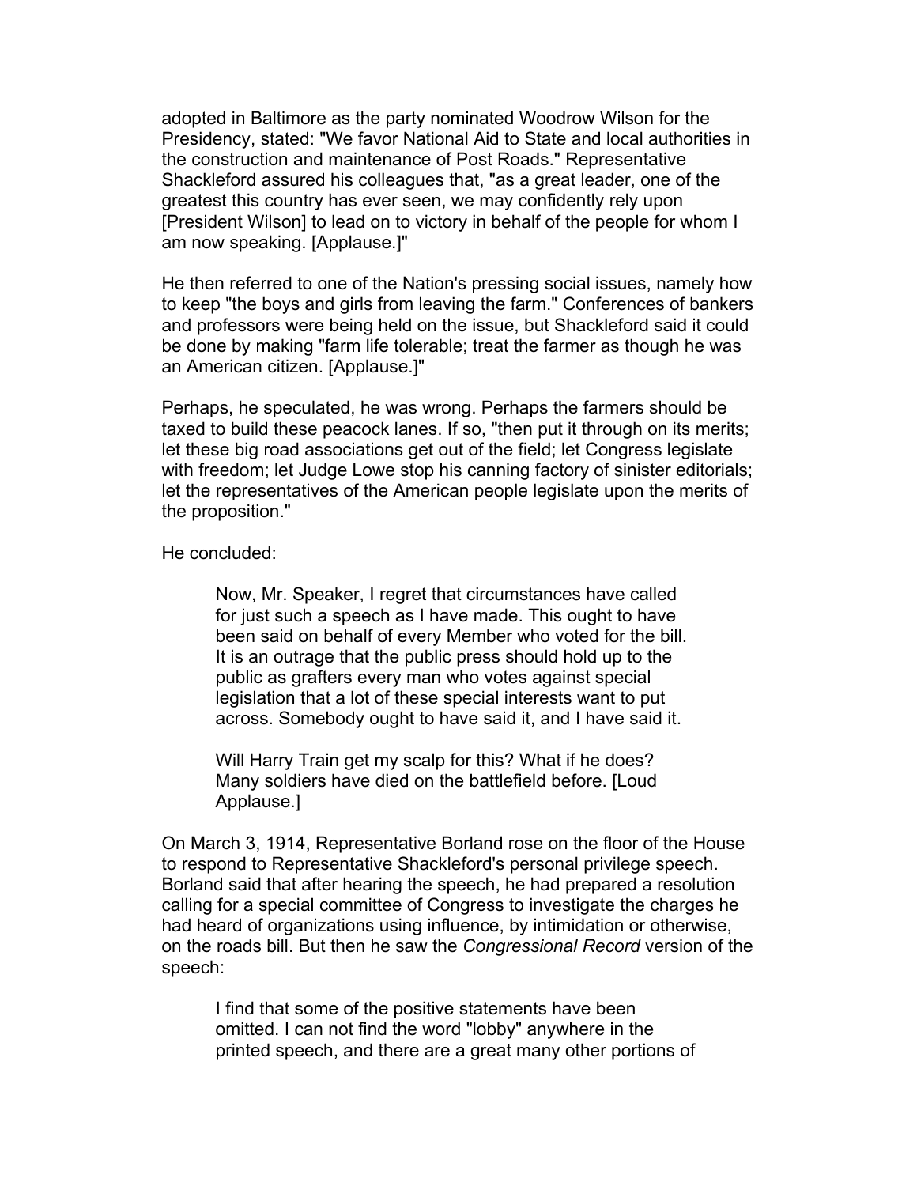adopted in Baltimore as the party nominated Woodrow Wilson for the Presidency, stated: "We favor National Aid to State and local authorities in the construction and maintenance of Post Roads." Representative Shackleford assured his colleagues that, "as a great leader, one of the greatest this country has ever seen, we may confidently rely upon [President Wilson] to lead on to victory in behalf of the people for whom I am now speaking. [Applause.]"

He then referred to one of the Nation's pressing social issues, namely how to keep "the boys and girls from leaving the farm." Conferences of bankers and professors were being held on the issue, but Shackleford said it could be done by making "farm life tolerable; treat the farmer as though he was an American citizen. [Applause.]"

Perhaps, he speculated, he was wrong. Perhaps the farmers should be taxed to build these peacock lanes. If so, "then put it through on its merits; let these big road associations get out of the field; let Congress legislate with freedom; let Judge Lowe stop his canning factory of sinister editorials; let the representatives of the American people legislate upon the merits of the proposition."

He concluded:

> Now, Mr. Speaker, I regret that circumstances have called for just such a speech as I have made. This ought to have been said on behalf of every Member who voted for the bill. It is an outrage that the public press should hold up to the public as grafters every man who votes against special legislation that a lot of these special interests want to put across. Somebody ought to have said it, and I have said it.
>
> Will Harry Train get my scalp for this? What if he does? Many soldiers have died on the battlefield before. [Loud Applause.]

On March 3, 1914, Representative Borland rose on the floor of the House to respond to Representative Shackleford's personal privilege speech. Borland said that after hearing the speech, he had prepared a resolution calling for a special committee of Congress to investigate the charges he had heard of organizations using influence, by intimidation or otherwise, on the roads bill. But then he saw the *Congressional Record* version of the speech:

> I find that some of the positive statements have been omitted. I can not find the word "lobby" anywhere in the printed speech, and there are a great many other portions of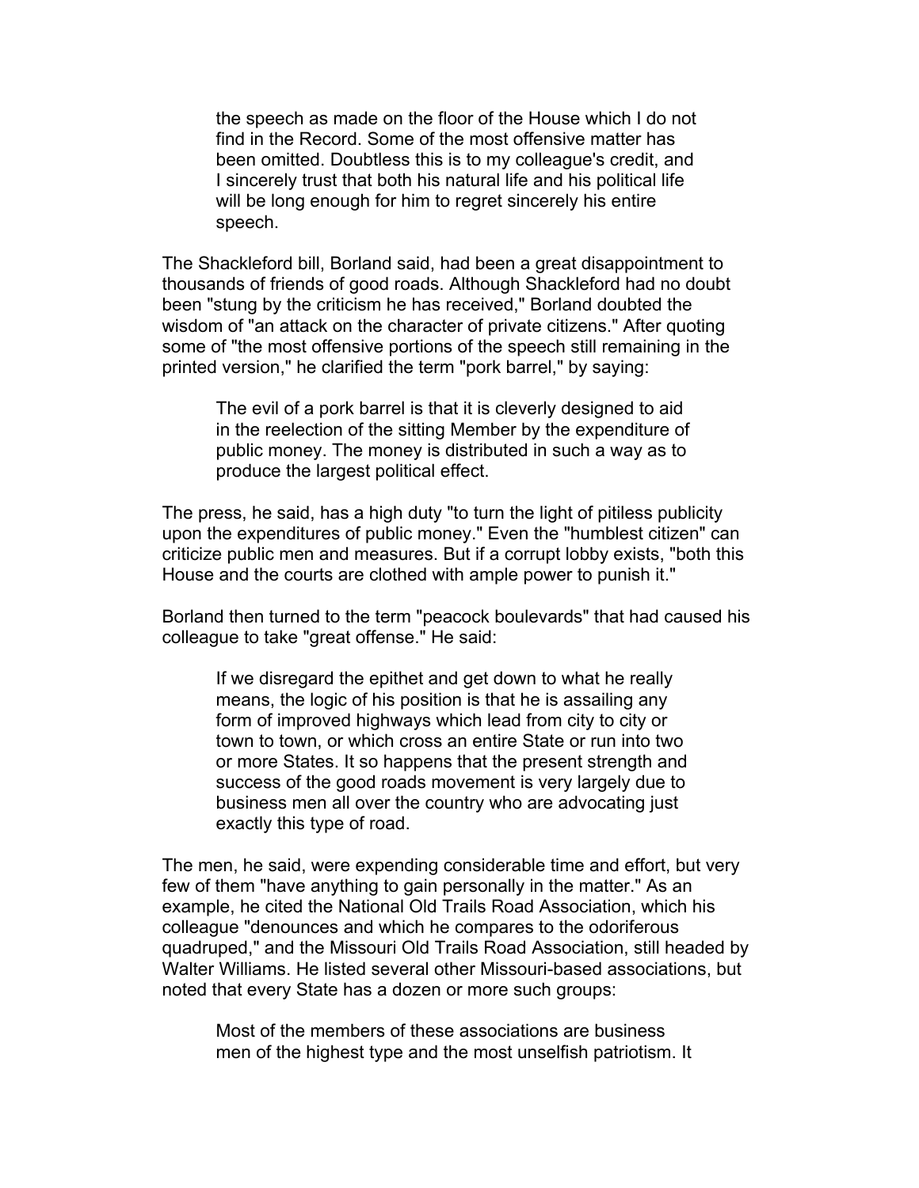> the speech as made on the floor of the House which I do not find in the Record. Some of the most offensive matter has been omitted. Doubtless this is to my colleague's credit, and I sincerely trust that both his natural life and his political life will be long enough for him to regret sincerely his entire speech.

The Shackleford bill, Borland said, had been a great disappointment to thousands of friends of good roads. Although Shackleford had no doubt been "stung by the criticism he has received," Borland doubted the wisdom of "an attack on the character of private citizens." After quoting some of "the most offensive portions of the speech still remaining in the printed version," he clarified the term "pork barrel," by saying:

> The evil of a pork barrel is that it is cleverly designed to aid in the reelection of the sitting Member by the expenditure of public money. The money is distributed in such a way as to produce the largest political effect.

The press, he said, has a high duty "to turn the light of pitiless publicity upon the expenditures of public money." Even the "humblest citizen" can criticize public men and measures. But if a corrupt lobby exists, "both this House and the courts are clothed with ample power to punish it."

Borland then turned to the term "peacock boulevards" that had caused his colleague to take "great offense." He said:

> If we disregard the epithet and get down to what he really means, the logic of his position is that he is assailing any form of improved highways which lead from city to city or town to town, or which cross an entire State or run into two or more States. It so happens that the present strength and success of the good roads movement is very largely due to business men all over the country who are advocating just exactly this type of road.

The men, he said, were expending considerable time and effort, but very few of them "have anything to gain personally in the matter." As an example, he cited the National Old Trails Road Association, which his colleague "denounces and which he compares to the odoriferous quadruped," and the Missouri Old Trails Road Association, still headed by Walter Williams. He listed several other Missouri-based associations, but noted that every State has a dozen or more such groups:

> Most of the members of these associations are business men of the highest type and the most unselfish patriotism. It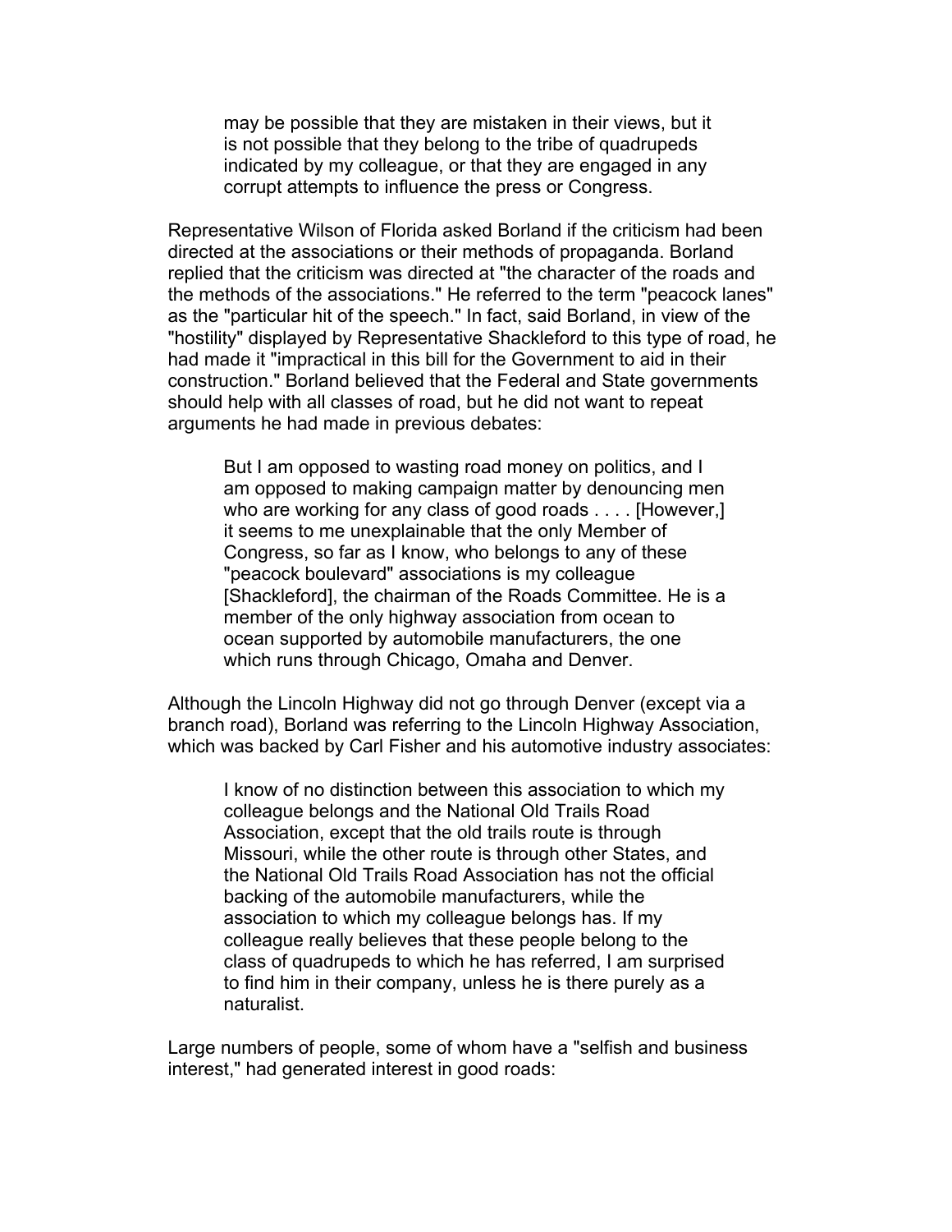> may be possible that they are mistaken in their views, but it is not possible that they belong to the tribe of quadrupeds indicated by my colleague, or that they are engaged in any corrupt attempts to influence the press or Congress.

Representative Wilson of Florida asked Borland if the criticism had been directed at the associations or their methods of propaganda. Borland replied that the criticism was directed at "the character of the roads and the methods of the associations." He referred to the term "peacock lanes" as the "particular hit of the speech." In fact, said Borland, in view of the "hostility" displayed by Representative Shackleford to this type of road, he had made it "impractical in this bill for the Government to aid in their construction." Borland believed that the Federal and State governments should help with all classes of road, but he did not want to repeat arguments he had made in previous debates:

> But I am opposed to wasting road money on politics, and I am opposed to making campaign matter by denouncing men who are working for any class of good roads . . . . [However,] it seems to me unexplainable that the only Member of Congress, so far as I know, who belongs to any of these "peacock boulevard" associations is my colleague [Shackleford], the chairman of the Roads Committee. He is a member of the only highway association from ocean to ocean supported by automobile manufacturers, the one which runs through Chicago, Omaha and Denver.

Although the Lincoln Highway did not go through Denver (except via a branch road), Borland was referring to the Lincoln Highway Association, which was backed by Carl Fisher and his automotive industry associates:

> I know of no distinction between this association to which my colleague belongs and the National Old Trails Road Association, except that the old trails route is through Missouri, while the other route is through other States, and the National Old Trails Road Association has not the official backing of the automobile manufacturers, while the association to which my colleague belongs has. If my colleague really believes that these people belong to the class of quadrupeds to which he has referred, I am surprised to find him in their company, unless he is there purely as a naturalist.

Large numbers of people, some of whom have a "selfish and business interest," had generated interest in good roads: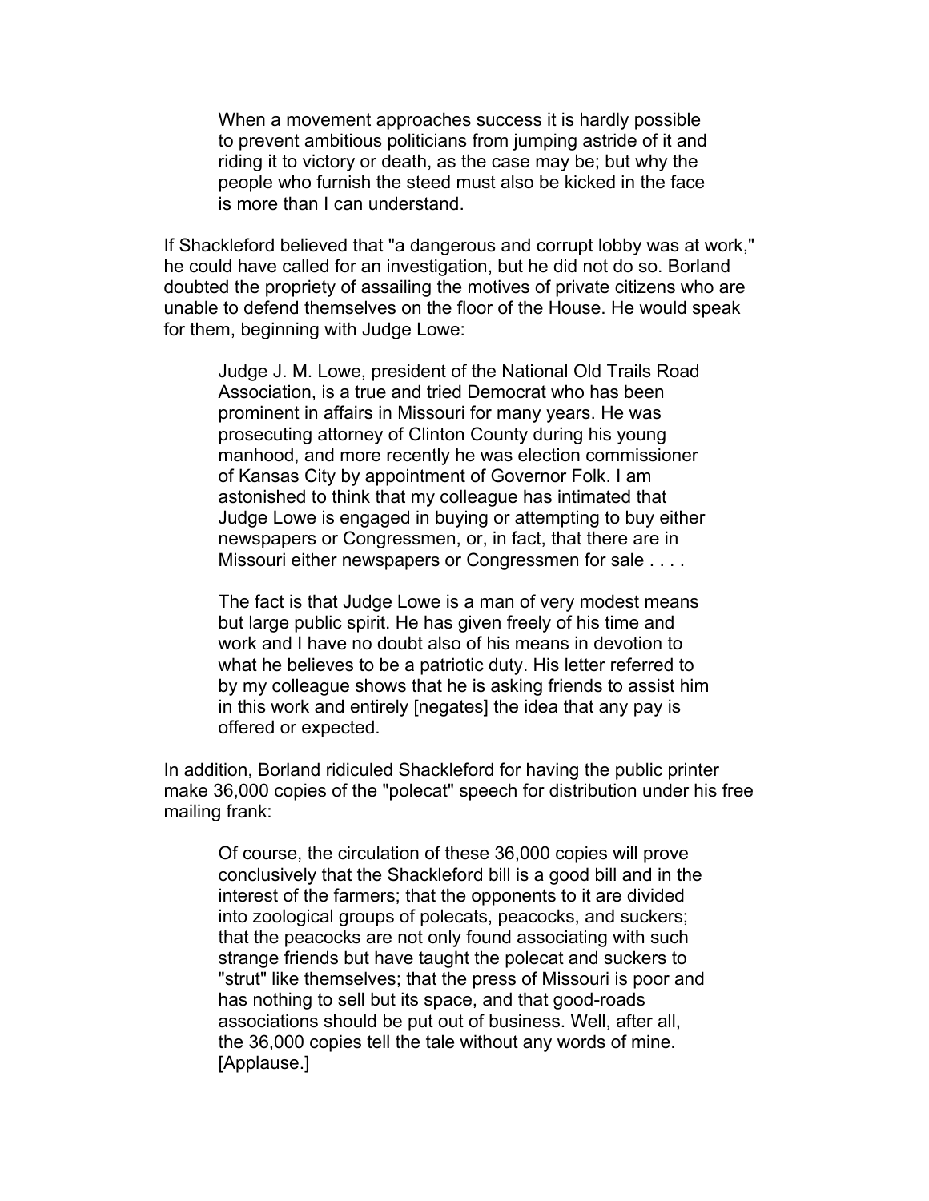> When a movement approaches success it is hardly possible to prevent ambitious politicians from jumping astride of it and riding it to victory or death, as the case may be; but why the people who furnish the steed must also be kicked in the face is more than I can understand.

If Shackleford believed that "a dangerous and corrupt lobby was at work," he could have called for an investigation, but he did not do so. Borland doubted the propriety of assailing the motives of private citizens who are unable to defend themselves on the floor of the House. He would speak for them, beginning with Judge Lowe:

> Judge J. M. Lowe, president of the National Old Trails Road Association, is a true and tried Democrat who has been prominent in affairs in Missouri for many years. He was prosecuting attorney of Clinton County during his young manhood, and more recently he was election commissioner of Kansas City by appointment of Governor Folk. I am astonished to think that my colleague has intimated that Judge Lowe is engaged in buying or attempting to buy either newspapers or Congressmen, or, in fact, that there are in Missouri either newspapers or Congressmen for sale . . . .
>
> The fact is that Judge Lowe is a man of very modest means but large public spirit. He has given freely of his time and work and I have no doubt also of his means in devotion to what he believes to be a patriotic duty. His letter referred to by my colleague shows that he is asking friends to assist him in this work and entirely [negates] the idea that any pay is offered or expected.

In addition, Borland ridiculed Shackleford for having the public printer make 36,000 copies of the "polecat" speech for distribution under his free mailing frank:

> Of course, the circulation of these 36,000 copies will prove conclusively that the Shackleford bill is a good bill and in the interest of the farmers; that the opponents to it are divided into zoological groups of polecats, peacocks, and suckers; that the peacocks are not only found associating with such strange friends but have taught the polecat and suckers to "strut" like themselves; that the press of Missouri is poor and has nothing to sell but its space, and that good-roads associations should be put out of business. Well, after all, the 36,000 copies tell the tale without any words of mine. [Applause.]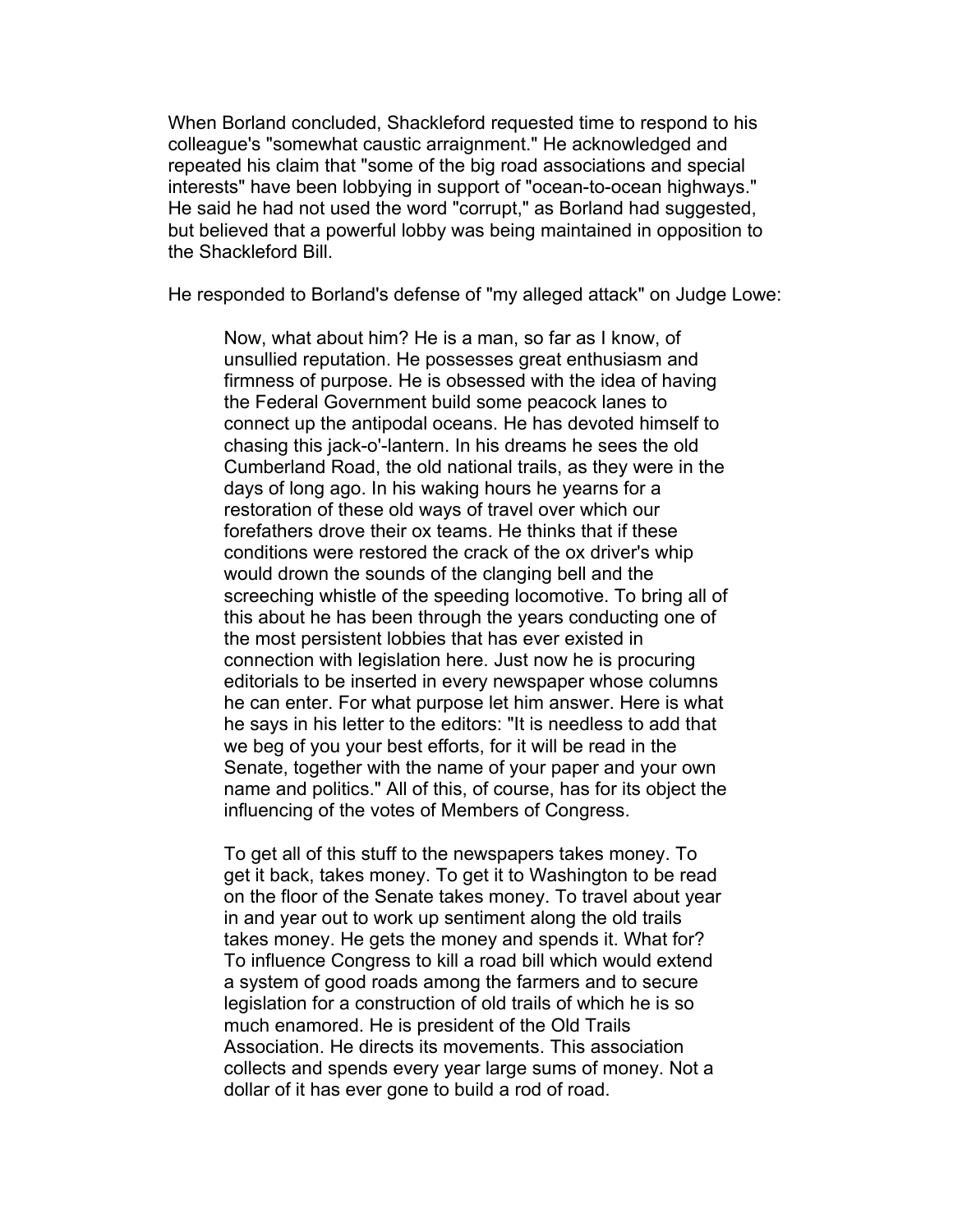When Borland concluded, Shackleford requested time to respond to his colleague's "somewhat caustic arraignment." He acknowledged and repeated his claim that "some of the big road associations and special interests" have been lobbying in support of "ocean-to-ocean highways." He said he had not used the word "corrupt," as Borland had suggested, but believed that a powerful lobby was being maintained in opposition to the Shackleford Bill.

He responded to Borland's defense of "my alleged attack" on Judge Lowe:

> Now, what about him? He is a man, so far as I know, of unsullied reputation. He possesses great enthusiasm and firmness of purpose. He is obsessed with the idea of having the Federal Government build some peacock lanes to connect up the antipodal oceans. He has devoted himself to chasing this jack-o'-lantern. In his dreams he sees the old Cumberland Road, the old national trails, as they were in the days of long ago. In his waking hours he yearns for a restoration of these old ways of travel over which our forefathers drove their ox teams. He thinks that if these conditions were restored the crack of the ox driver's whip would drown the sounds of the clanging bell and the screeching whistle of the speeding locomotive. To bring all of this about he has been through the years conducting one of the most persistent lobbies that has ever existed in connection with legislation here. Just now he is procuring editorials to be inserted in every newspaper whose columns he can enter. For what purpose let him answer. Here is what he says in his letter to the editors: "It is needless to add that we beg of you your best efforts, for it will be read in the Senate, together with the name of your paper and your own name and politics." All of this, of course, has for its object the influencing of the votes of Members of Congress.
>
> To get all of this stuff to the newspapers takes money. To get it back, takes money. To get it to Washington to be read on the floor of the Senate takes money. To travel about year in and year out to work up sentiment along the old trails takes money. He gets the money and spends it. What for? To influence Congress to kill a road bill which would extend a system of good roads among the farmers and to secure legislation for a construction of old trails of which he is so much enamored. He is president of the Old Trails Association. He directs its movements. This association collects and spends every year large sums of money. Not a dollar of it has ever gone to build a rod of road.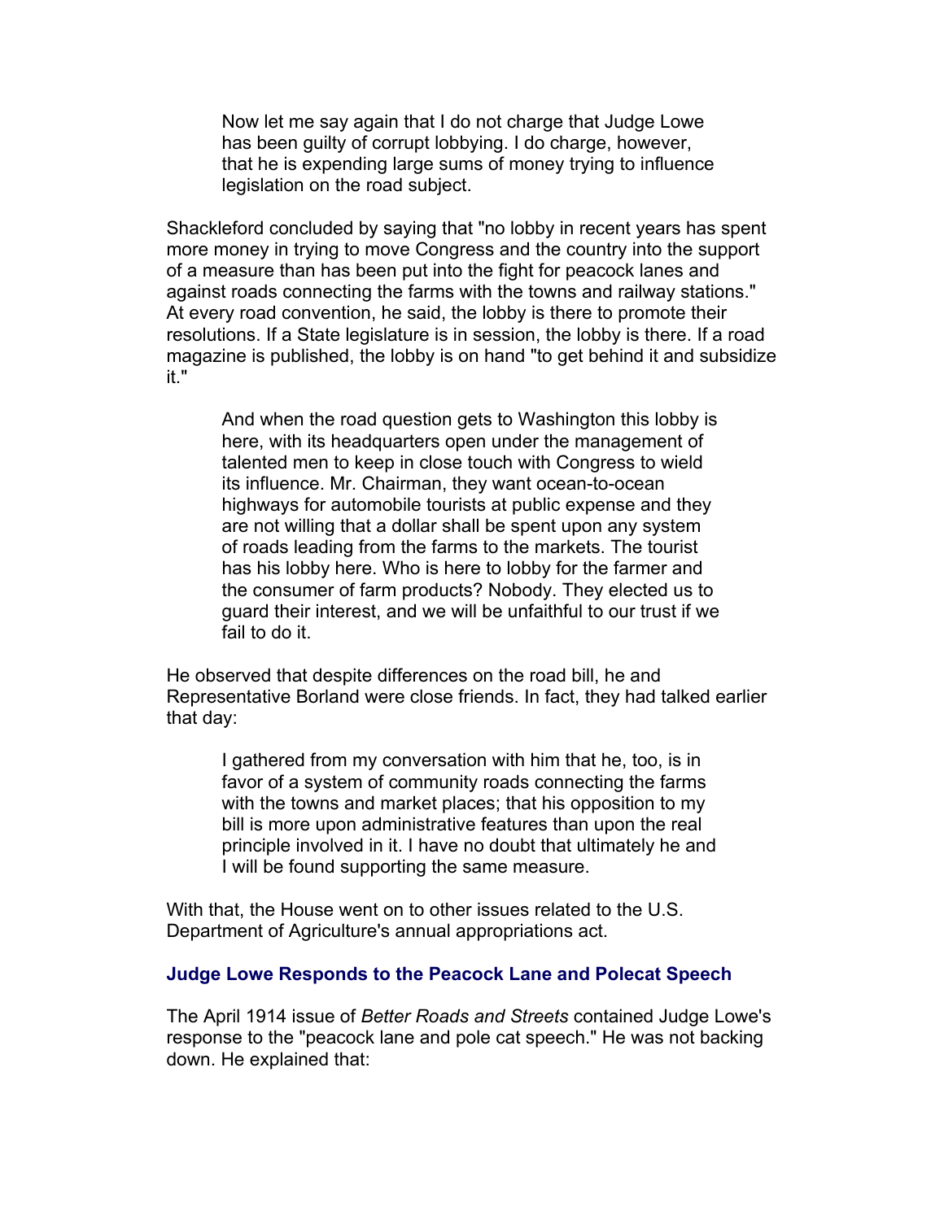> Now let me say again that I do not charge that Judge Lowe has been guilty of corrupt lobbying. I do charge, however, that he is expending large sums of money trying to influence legislation on the road subject.

Shackleford concluded by saying that "no lobby in recent years has spent more money in trying to move Congress and the country into the support of a measure than has been put into the fight for peacock lanes and against roads connecting the farms with the towns and railway stations." At every road convention, he said, the lobby is there to promote their resolutions. If a State legislature is in session, the lobby is there. If a road magazine is published, the lobby is on hand "to get behind it and subsidize it."

> And when the road question gets to Washington this lobby is here, with its headquarters open under the management of talented men to keep in close touch with Congress to wield its influence. Mr. Chairman, they want ocean-to-ocean highways for automobile tourists at public expense and they are not willing that a dollar shall be spent upon any system of roads leading from the farms to the markets. The tourist has his lobby here. Who is here to lobby for the farmer and the consumer of farm products? Nobody. They elected us to guard their interest, and we will be unfaithful to our trust if we fail to do it.

He observed that despite differences on the road bill, he and Representative Borland were close friends. In fact, they had talked earlier that day:

> I gathered from my conversation with him that he, too, is in favor of a system of community roads connecting the farms with the towns and market places; that his opposition to my bill is more upon administrative features than upon the real principle involved in it. I have no doubt that ultimately he and I will be found supporting the same measure.

With that, the House went on to other issues related to the U.S. Department of Agriculture's annual appropriations act.

### Judge Lowe Responds to the Peacock Lane and Polecat Speech

The April 1914 issue of *Better Roads and Streets* contained Judge Lowe's response to the "peacock lane and pole cat speech." He was not backing down. He explained that: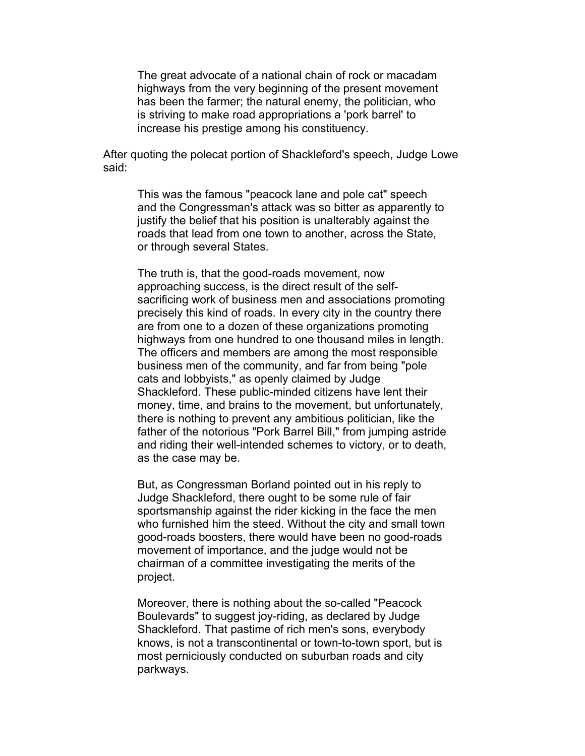> The great advocate of a national chain of rock or macadam highways from the very beginning of the present movement has been the farmer; the natural enemy, the politician, who is striving to make road appropriations a 'pork barrel' to increase his prestige among his constituency.

After quoting the polecat portion of Shackleford's speech, Judge Lowe said:

> This was the famous "peacock lane and pole cat" speech and the Congressman's attack was so bitter as apparently to justify the belief that his position is unalterably against the roads that lead from one town to another, across the State, or through several States.
>
> The truth is, that the good-roads movement, now approaching success, is the direct result of the self-sacrificing work of business men and associations promoting precisely this kind of roads. In every city in the country there are from one to a dozen of these organizations promoting highways from one hundred to one thousand miles in length. The officers and members are among the most responsible business men of the community, and far from being "pole cats and lobbyists," as openly claimed by Judge Shackleford. These public-minded citizens have lent their money, time, and brains to the movement, but unfortunately, there is nothing to prevent any ambitious politician, like the father of the notorious "Pork Barrel Bill," from jumping astride and riding their well-intended schemes to victory, or to death, as the case may be.
>
> But, as Congressman Borland pointed out in his reply to Judge Shackleford, there ought to be some rule of fair sportsmanship against the rider kicking in the face the men who furnished him the steed. Without the city and small town good-roads boosters, there would have been no good-roads movement of importance, and the judge would not be chairman of a committee investigating the merits of the project.
>
> Moreover, there is nothing about the so-called "Peacock Boulevards" to suggest joy-riding, as declared by Judge Shackleford. That pastime of rich men's sons, everybody knows, is not a transcontinental or town-to-town sport, but is most perniciously conducted on suburban roads and city parkways.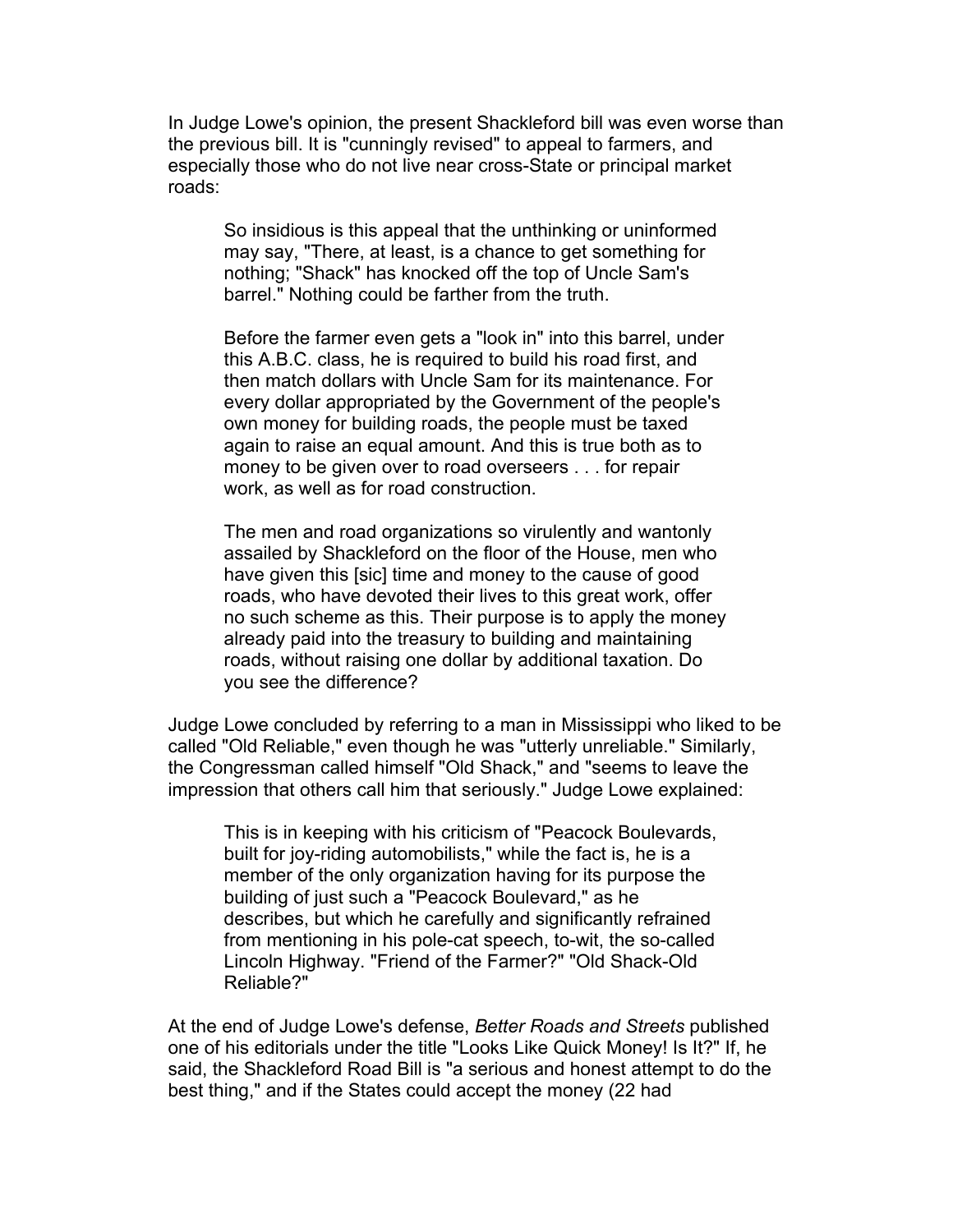In Judge Lowe's opinion, the present Shackleford bill was even worse than the previous bill. It is "cunningly revised" to appeal to farmers, and especially those who do not live near cross-State or principal market roads:

> So insidious is this appeal that the unthinking or uninformed may say, "There, at least, is a chance to get something for nothing; "Shack" has knocked off the top of Uncle Sam's barrel." Nothing could be farther from the truth.
>
> Before the farmer even gets a "look in" into this barrel, under this A.B.C. class, he is required to build his road first, and then match dollars with Uncle Sam for its maintenance. For every dollar appropriated by the Government of the people's own money for building roads, the people must be taxed again to raise an equal amount. And this is true both as to money to be given over to road overseers . . . for repair work, as well as for road construction.
>
> The men and road organizations so virulently and wantonly assailed by Shackleford on the floor of the House, men who have given this [sic] time and money to the cause of good roads, who have devoted their lives to this great work, offer no such scheme as this. Their purpose is to apply the money already paid into the treasury to building and maintaining roads, without raising one dollar by additional taxation. Do you see the difference?

Judge Lowe concluded by referring to a man in Mississippi who liked to be called "Old Reliable," even though he was "utterly unreliable." Similarly, the Congressman called himself "Old Shack," and "seems to leave the impression that others call him that seriously." Judge Lowe explained:

> This is in keeping with his criticism of "Peacock Boulevards, built for joy-riding automobilists," while the fact is, he is a member of the only organization having for its purpose the building of just such a "Peacock Boulevard," as he describes, but which he carefully and significantly refrained from mentioning in his pole-cat speech, to-wit, the so-called Lincoln Highway. "Friend of the Farmer?" "Old Shack-Old Reliable?"

At the end of Judge Lowe's defense, *Better Roads and Streets* published one of his editorials under the title "Looks Like Quick Money! Is It?" If, he said, the Shackleford Road Bill is "a serious and honest attempt to do the best thing," and if the States could accept the money (22 had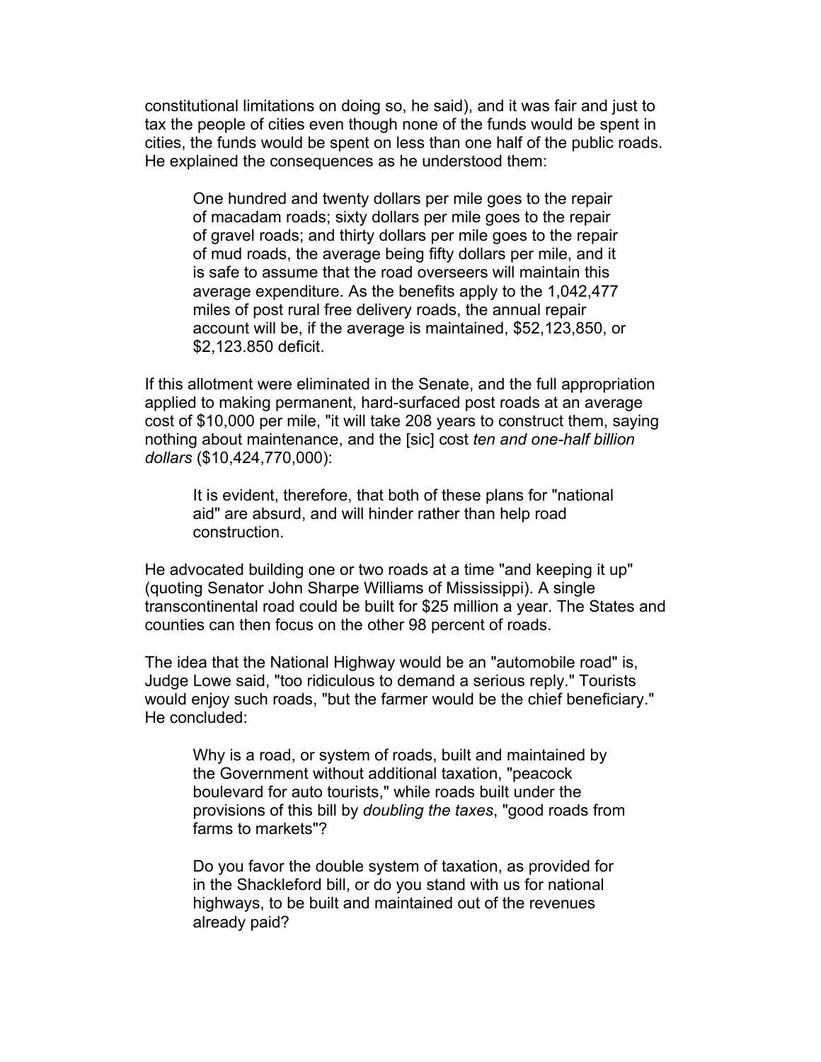constitutional limitations on doing so, he said), and it was fair and just to tax the people of cities even though none of the funds would be spent in cities, the funds would be spent on less than one half of the public roads. He explained the consequences as he understood them:

> One hundred and twenty dollars per mile goes to the repair of macadam roads; sixty dollars per mile goes to the repair of gravel roads; and thirty dollars per mile goes to the repair of mud roads, the average being fifty dollars per mile, and it is safe to assume that the road overseers will maintain this average expenditure. As the benefits apply to the 1,042,477 miles of post rural free delivery roads, the annual repair account will be, if the average is maintained, $52,123,850, or $2,123.850 deficit.

If this allotment were eliminated in the Senate, and the full appropriation applied to making permanent, hard-surfaced post roads at an average cost of $10,000 per mile, "it will take 208 years to construct them, saying nothing about maintenance, and the [sic] cost *ten and one-half billion dollars* ($10,424,770,000):

> It is evident, therefore, that both of these plans for "national aid" are absurd, and will hinder rather than help road construction.

He advocated building one or two roads at a time "and keeping it up" (quoting Senator John Sharpe Williams of Mississippi). A single transcontinental road could be built for $25 million a year. The States and counties can then focus on the other 98 percent of roads.

The idea that the National Highway would be an "automobile road" is, Judge Lowe said, "too ridiculous to demand a serious reply." Tourists would enjoy such roads, "but the farmer would be the chief beneficiary." He concluded:

> Why is a road, or system of roads, built and maintained by the Government without additional taxation, "peacock boulevard for auto tourists," while roads built under the provisions of this bill by *doubling the taxes*, "good roads from farms to markets"?
>
> Do you favor the double system of taxation, as provided for in the Shackleford bill, or do you stand with us for national highways, to be built and maintained out of the revenues already paid?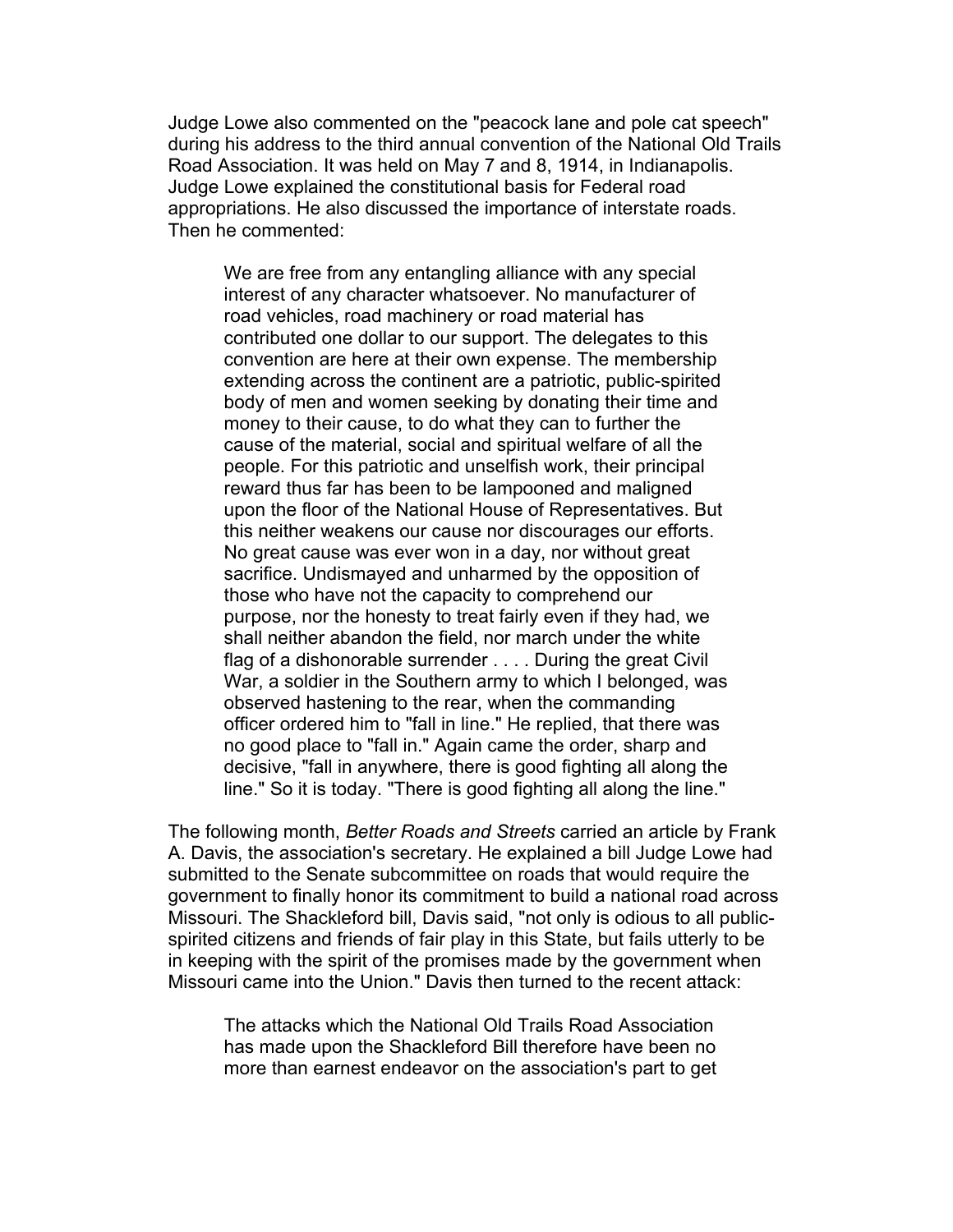Judge Lowe also commented on the "peacock lane and pole cat speech" during his address to the third annual convention of the National Old Trails Road Association. It was held on May 7 and 8, 1914, in Indianapolis. Judge Lowe explained the constitutional basis for Federal road appropriations. He also discussed the importance of interstate roads. Then he commented:

> We are free from any entangling alliance with any special interest of any character whatsoever. No manufacturer of road vehicles, road machinery or road material has contributed one dollar to our support. The delegates to this convention are here at their own expense. The membership extending across the continent are a patriotic, public-spirited body of men and women seeking by donating their time and money to their cause, to do what they can to further the cause of the material, social and spiritual welfare of all the people. For this patriotic and unselfish work, their principal reward thus far has been to be lampooned and maligned upon the floor of the National House of Representatives. But this neither weakens our cause nor discourages our efforts. No great cause was ever won in a day, nor without great sacrifice. Undismayed and unharmed by the opposition of those who have not the capacity to comprehend our purpose, nor the honesty to treat fairly even if they had, we shall neither abandon the field, nor march under the white flag of a dishonorable surrender . . . . During the great Civil War, a soldier in the Southern army to which I belonged, was observed hastening to the rear, when the commanding officer ordered him to "fall in line." He replied, that there was no good place to "fall in." Again came the order, sharp and decisive, "fall in anywhere, there is good fighting all along the line." So it is today. "There is good fighting all along the line."

The following month, *Better Roads and Streets* carried an article by Frank A. Davis, the association's secretary. He explained a bill Judge Lowe had submitted to the Senate subcommittee on roads that would require the government to finally honor its commitment to build a national road across Missouri. The Shackleford bill, Davis said, "not only is odious to all public-spirited citizens and friends of fair play in this State, but fails utterly to be in keeping with the spirit of the promises made by the government when Missouri came into the Union." Davis then turned to the recent attack:

> The attacks which the National Old Trails Road Association has made upon the Shackleford Bill therefore have been no more than earnest endeavor on the association's part to get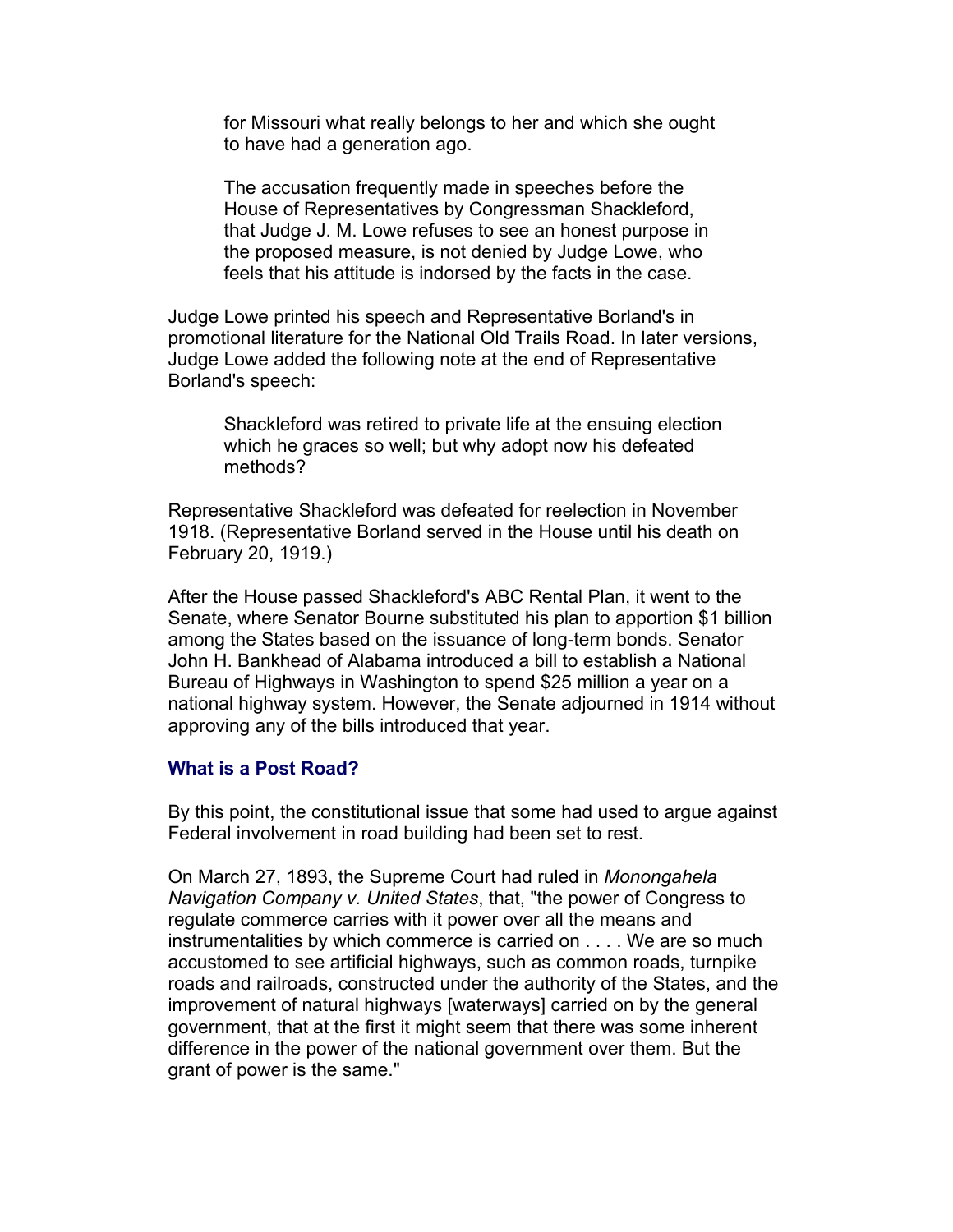> for Missouri what really belongs to her and which she ought to have had a generation ago.
>
> The accusation frequently made in speeches before the House of Representatives by Congressman Shackleford, that Judge J. M. Lowe refuses to see an honest purpose in the proposed measure, is not denied by Judge Lowe, who feels that his attitude is indorsed by the facts in the case.

Judge Lowe printed his speech and Representative Borland's in promotional literature for the National Old Trails Road. In later versions, Judge Lowe added the following note at the end of Representative Borland's speech:

> Shackleford was retired to private life at the ensuing election which he graces so well; but why adopt now his defeated methods?

Representative Shackleford was defeated for reelection in November 1918. (Representative Borland served in the House until his death on February 20, 1919.)

After the House passed Shackleford's ABC Rental Plan, it went to the Senate, where Senator Bourne substituted his plan to apportion $1 billion among the States based on the issuance of long-term bonds. Senator John H. Bankhead of Alabama introduced a bill to establish a National Bureau of Highways in Washington to spend $25 million a year on a national highway system. However, the Senate adjourned in 1914 without approving any of the bills introduced that year.

### What is a Post Road?

By this point, the constitutional issue that some had used to argue against Federal involvement in road building had been set to rest.

On March 27, 1893, the Supreme Court had ruled in *Monongahela Navigation Company v. United States*, that, "the power of Congress to regulate commerce carries with it power over all the means and instrumentalities by which commerce is carried on . . . . We are so much accustomed to see artificial highways, such as common roads, turnpike roads and railroads, constructed under the authority of the States, and the improvement of natural highways [waterways] carried on by the general government, that at the first it might seem that there was some inherent difference in the power of the national government over them. But the grant of power is the same."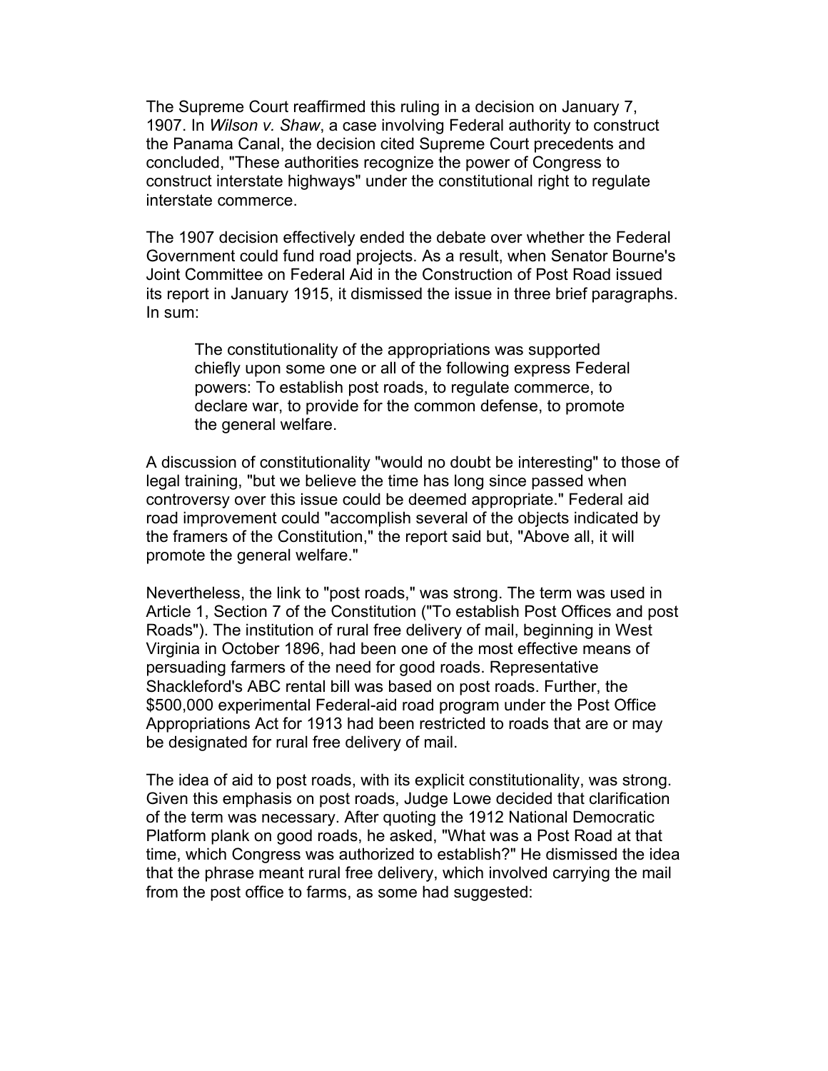The Supreme Court reaffirmed this ruling in a decision on January 7, 1907. In *Wilson v. Shaw*, a case involving Federal authority to construct the Panama Canal, the decision cited Supreme Court precedents and concluded, "These authorities recognize the power of Congress to construct interstate highways" under the constitutional right to regulate interstate commerce.

The 1907 decision effectively ended the debate over whether the Federal Government could fund road projects. As a result, when Senator Bourne's Joint Committee on Federal Aid in the Construction of Post Road issued its report in January 1915, it dismissed the issue in three brief paragraphs. In sum:

> The constitutionality of the appropriations was supported chiefly upon some one or all of the following express Federal powers: To establish post roads, to regulate commerce, to declare war, to provide for the common defense, to promote the general welfare.

A discussion of constitutionality "would no doubt be interesting" to those of legal training, "but we believe the time has long since passed when controversy over this issue could be deemed appropriate." Federal aid road improvement could "accomplish several of the objects indicated by the framers of the Constitution," the report said but, "Above all, it will promote the general welfare."

Nevertheless, the link to "post roads," was strong. The term was used in Article 1, Section 7 of the Constitution ("To establish Post Offices and post Roads"). The institution of rural free delivery of mail, beginning in West Virginia in October 1896, had been one of the most effective means of persuading farmers of the need for good roads. Representative Shackleford's ABC rental bill was based on post roads. Further, the $500,000 experimental Federal-aid road program under the Post Office Appropriations Act for 1913 had been restricted to roads that are or may be designated for rural free delivery of mail.

The idea of aid to post roads, with its explicit constitutionality, was strong. Given this emphasis on post roads, Judge Lowe decided that clarification of the term was necessary. After quoting the 1912 National Democratic Platform plank on good roads, he asked, "What was a Post Road at that time, which Congress was authorized to establish?" He dismissed the idea that the phrase meant rural free delivery, which involved carrying the mail from the post office to farms, as some had suggested: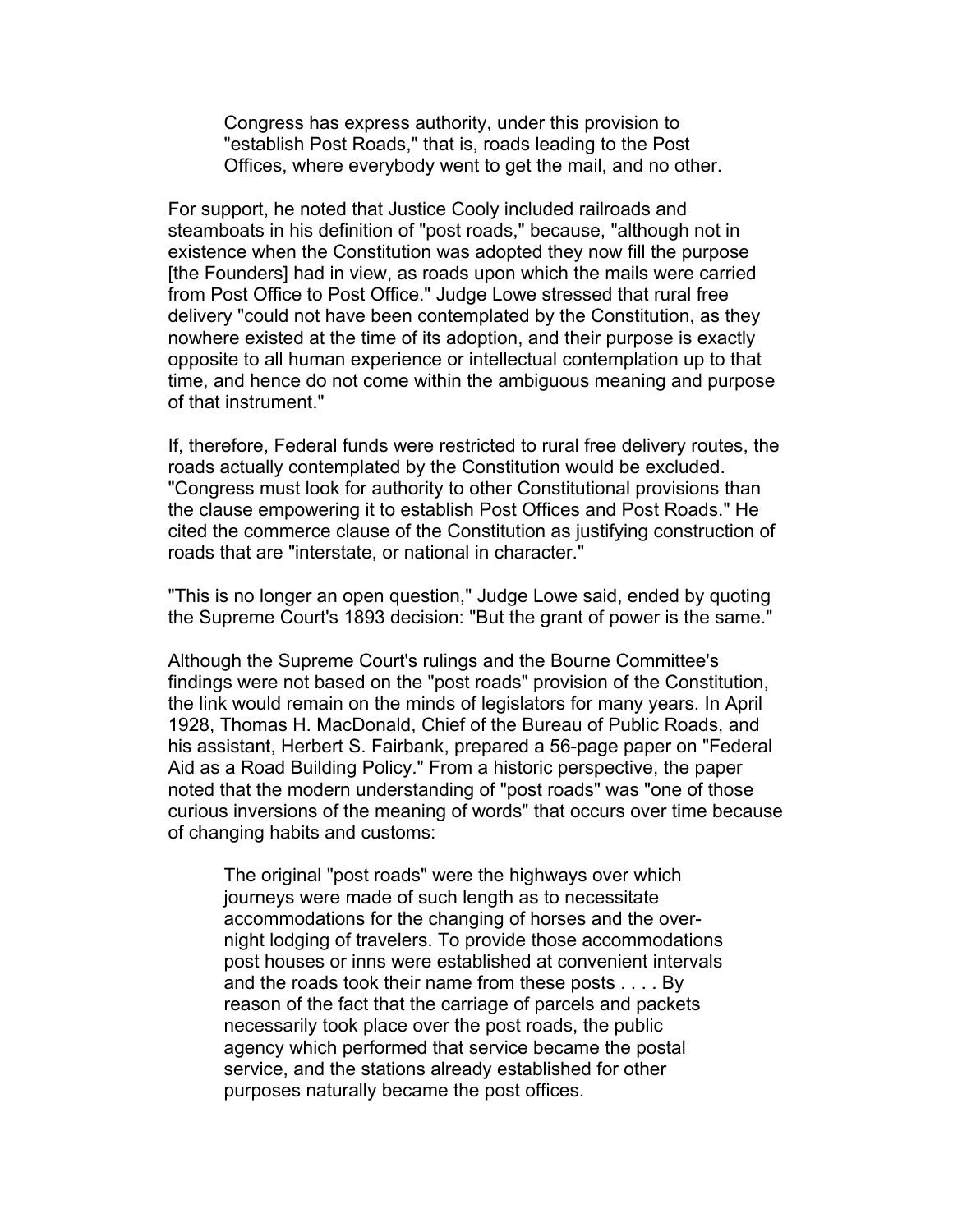> Congress has express authority, under this provision to "establish Post Roads," that is, roads leading to the Post Offices, where everybody went to get the mail, and no other.

For support, he noted that Justice Cooly included railroads and steamboats in his definition of "post roads," because, "although not in existence when the Constitution was adopted they now fill the purpose [the Founders] had in view, as roads upon which the mails were carried from Post Office to Post Office." Judge Lowe stressed that rural free delivery "could not have been contemplated by the Constitution, as they nowhere existed at the time of its adoption, and their purpose is exactly opposite to all human experience or intellectual contemplation up to that time, and hence do not come within the ambiguous meaning and purpose of that instrument."

If, therefore, Federal funds were restricted to rural free delivery routes, the roads actually contemplated by the Constitution would be excluded. "Congress must look for authority to other Constitutional provisions than the clause empowering it to establish Post Offices and Post Roads." He cited the commerce clause of the Constitution as justifying construction of roads that are "interstate, or national in character."

"This is no longer an open question," Judge Lowe said, ended by quoting the Supreme Court's 1893 decision: "But the grant of power is the same."

Although the Supreme Court's rulings and the Bourne Committee's findings were not based on the "post roads" provision of the Constitution, the link would remain on the minds of legislators for many years. In April 1928, Thomas H. MacDonald, Chief of the Bureau of Public Roads, and his assistant, Herbert S. Fairbank, prepared a 56-page paper on "Federal Aid as a Road Building Policy." From a historic perspective, the paper noted that the modern understanding of "post roads" was "one of those curious inversions of the meaning of words" that occurs over time because of changing habits and customs:

> The original "post roads" were the highways over which journeys were made of such length as to necessitate accommodations for the changing of horses and the over-night lodging of travelers. To provide those accommodations post houses or inns were established at convenient intervals and the roads took their name from these posts . . . . By reason of the fact that the carriage of parcels and packets necessarily took place over the post roads, the public agency which performed that service became the postal service, and the stations already established for other purposes naturally became the post offices.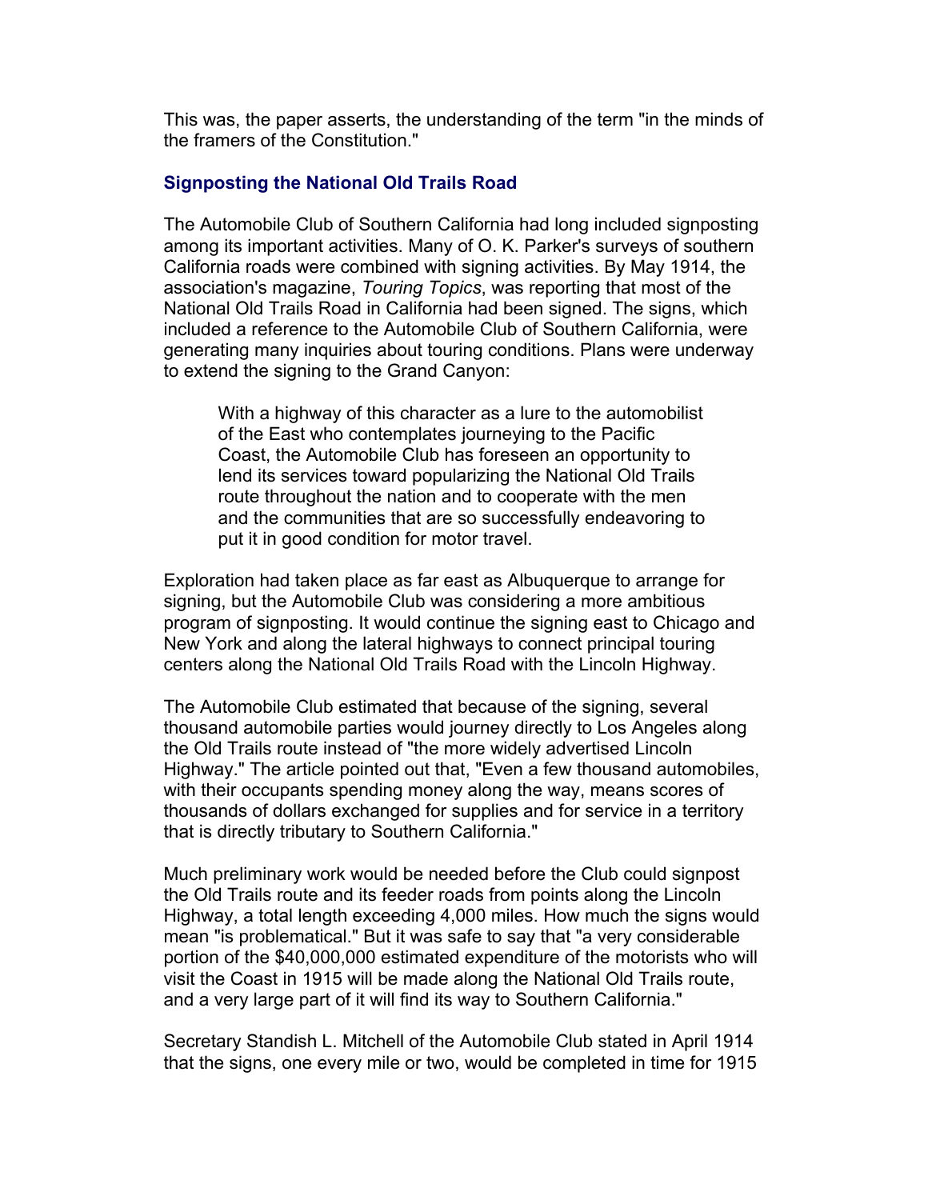This was, the paper asserts, the understanding of the term "in the minds of the framers of the Constitution."

### Signposting the National Old Trails Road

The Automobile Club of Southern California had long included signposting among its important activities. Many of O. K. Parker's surveys of southern California roads were combined with signing activities. By May 1914, the association's magazine, *Touring Topics*, was reporting that most of the National Old Trails Road in California had been signed. The signs, which included a reference to the Automobile Club of Southern California, were generating many inquiries about touring conditions. Plans were underway to extend the signing to the Grand Canyon:

> With a highway of this character as a lure to the automobilist of the East who contemplates journeying to the Pacific Coast, the Automobile Club has foreseen an opportunity to lend its services toward popularizing the National Old Trails route throughout the nation and to cooperate with the men and the communities that are so successfully endeavoring to put it in good condition for motor travel.

Exploration had taken place as far east as Albuquerque to arrange for signing, but the Automobile Club was considering a more ambitious program of signposting. It would continue the signing east to Chicago and New York and along the lateral highways to connect principal touring centers along the National Old Trails Road with the Lincoln Highway.

The Automobile Club estimated that because of the signing, several thousand automobile parties would journey directly to Los Angeles along the Old Trails route instead of "the more widely advertised Lincoln Highway." The article pointed out that, "Even a few thousand automobiles, with their occupants spending money along the way, means scores of thousands of dollars exchanged for supplies and for service in a territory that is directly tributary to Southern California."

Much preliminary work would be needed before the Club could signpost the Old Trails route and its feeder roads from points along the Lincoln Highway, a total length exceeding 4,000 miles. How much the signs would mean "is problematical." But it was safe to say that "a very considerable portion of the $40,000,000 estimated expenditure of the motorists who will visit the Coast in 1915 will be made along the National Old Trails route, and a very large part of it will find its way to Southern California."

Secretary Standish L. Mitchell of the Automobile Club stated in April 1914 that the signs, one every mile or two, would be completed in time for 1915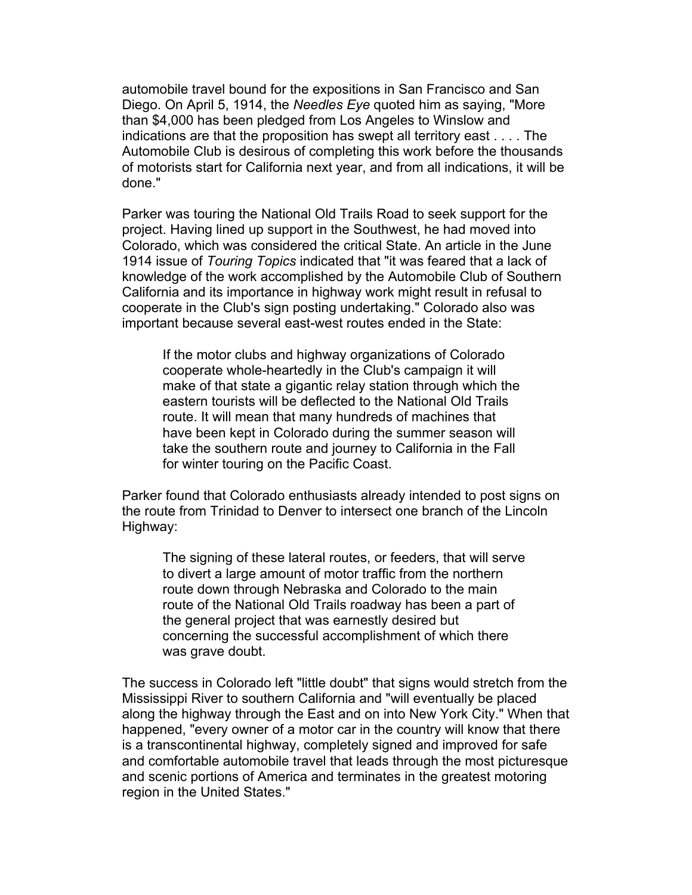automobile travel bound for the expositions in San Francisco and San Diego. On April 5, 1914, the *Needles Eye* quoted him as saying, "More than $4,000 has been pledged from Los Angeles to Winslow and indications are that the proposition has swept all territory east . . . . The Automobile Club is desirous of completing this work before the thousands of motorists start for California next year, and from all indications, it will be done."

Parker was touring the National Old Trails Road to seek support for the project. Having lined up support in the Southwest, he had moved into Colorado, which was considered the critical State. An article in the June 1914 issue of *Touring Topics* indicated that "it was feared that a lack of knowledge of the work accomplished by the Automobile Club of Southern California and its importance in highway work might result in refusal to cooperate in the Club's sign posting undertaking." Colorado also was important because several east-west routes ended in the State:

> If the motor clubs and highway organizations of Colorado cooperate whole-heartedly in the Club's campaign it will make of that state a gigantic relay station through which the eastern tourists will be deflected to the National Old Trails route. It will mean that many hundreds of machines that have been kept in Colorado during the summer season will take the southern route and journey to California in the Fall for winter touring on the Pacific Coast.

Parker found that Colorado enthusiasts already intended to post signs on the route from Trinidad to Denver to intersect one branch of the Lincoln Highway:

> The signing of these lateral routes, or feeders, that will serve to divert a large amount of motor traffic from the northern route down through Nebraska and Colorado to the main route of the National Old Trails roadway has been a part of the general project that was earnestly desired but concerning the successful accomplishment of which there was grave doubt.

The success in Colorado left "little doubt" that signs would stretch from the Mississippi River to southern California and "will eventually be placed along the highway through the East and on into New York City." When that happened, "every owner of a motor car in the country will know that there is a transcontinental highway, completely signed and improved for safe and comfortable automobile travel that leads through the most picturesque and scenic portions of America and terminates in the greatest motoring region in the United States."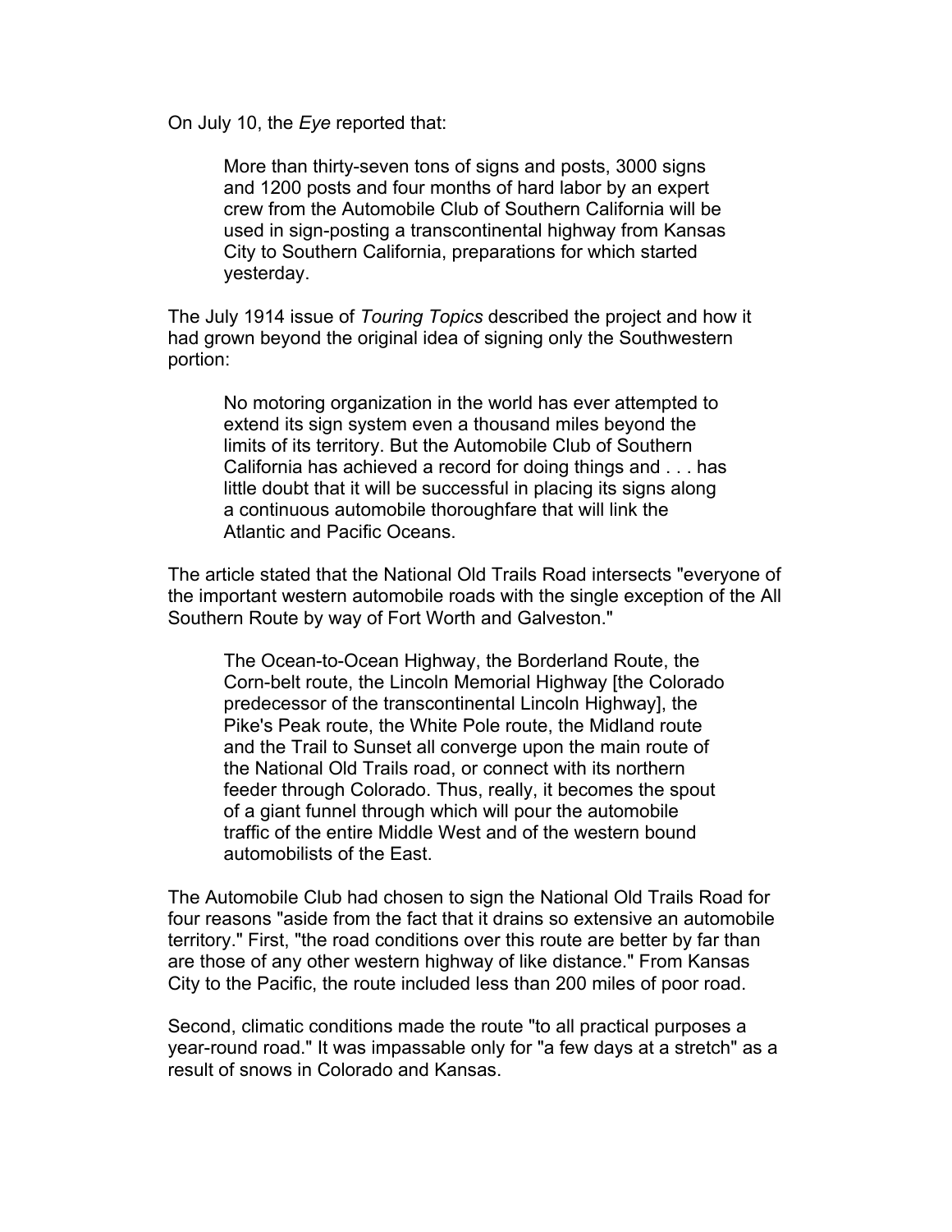On July 10, the *Eye* reported that:

> More than thirty-seven tons of signs and posts, 3000 signs and 1200 posts and four months of hard labor by an expert crew from the Automobile Club of Southern California will be used in sign-posting a transcontinental highway from Kansas City to Southern California, preparations for which started yesterday.

The July 1914 issue of *Touring Topics* described the project and how it had grown beyond the original idea of signing only the Southwestern portion:

> No motoring organization in the world has ever attempted to extend its sign system even a thousand miles beyond the limits of its territory. But the Automobile Club of Southern California has achieved a record for doing things and . . . has little doubt that it will be successful in placing its signs along a continuous automobile thoroughfare that will link the Atlantic and Pacific Oceans.

The article stated that the National Old Trails Road intersects "everyone of the important western automobile roads with the single exception of the All Southern Route by way of Fort Worth and Galveston."

> The Ocean-to-Ocean Highway, the Borderland Route, the Corn-belt route, the Lincoln Memorial Highway [the Colorado predecessor of the transcontinental Lincoln Highway], the Pike's Peak route, the White Pole route, the Midland route and the Trail to Sunset all converge upon the main route of the National Old Trails road, or connect with its northern feeder through Colorado. Thus, really, it becomes the spout of a giant funnel through which will pour the automobile traffic of the entire Middle West and of the western bound automobilists of the East.

The Automobile Club had chosen to sign the National Old Trails Road for four reasons "aside from the fact that it drains so extensive an automobile territory." First, "the road conditions over this route are better by far than are those of any other western highway of like distance." From Kansas City to the Pacific, the route included less than 200 miles of poor road.

Second, climatic conditions made the route "to all practical purposes a year-round road." It was impassable only for "a few days at a stretch" as a result of snows in Colorado and Kansas.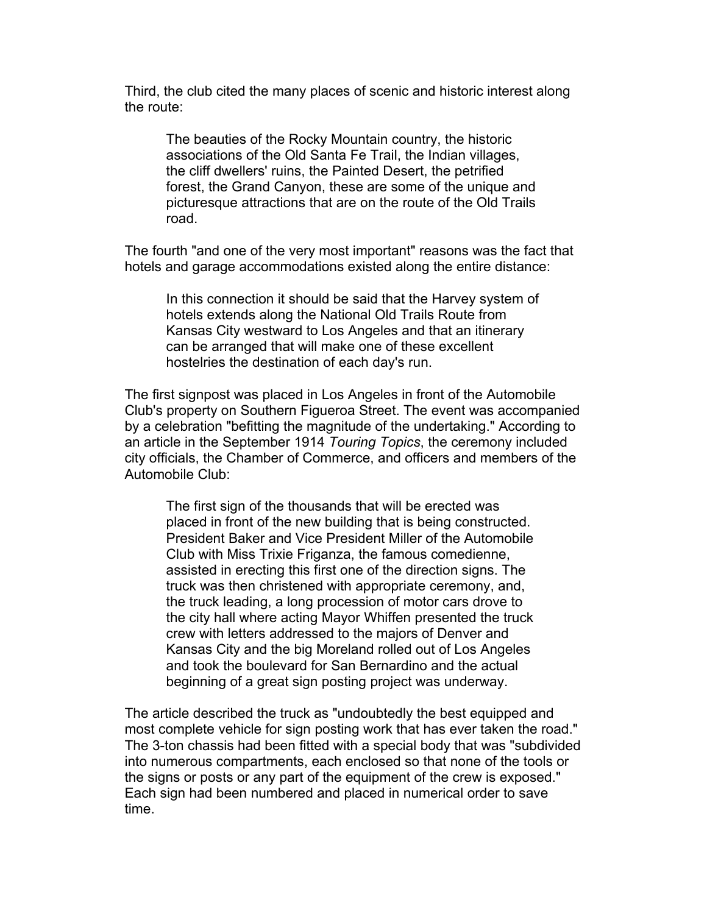Third, the club cited the many places of scenic and historic interest along the route:

> The beauties of the Rocky Mountain country, the historic associations of the Old Santa Fe Trail, the Indian villages, the cliff dwellers' ruins, the Painted Desert, the petrified forest, the Grand Canyon, these are some of the unique and picturesque attractions that are on the route of the Old Trails road.

The fourth "and one of the very most important" reasons was the fact that hotels and garage accommodations existed along the entire distance:

> In this connection it should be said that the Harvey system of hotels extends along the National Old Trails Route from Kansas City westward to Los Angeles and that an itinerary can be arranged that will make one of these excellent hostelries the destination of each day's run.

The first signpost was placed in Los Angeles in front of the Automobile Club's property on Southern Figueroa Street. The event was accompanied by a celebration "befitting the magnitude of the undertaking." According to an article in the September 1914 *Touring Topics*, the ceremony included city officials, the Chamber of Commerce, and officers and members of the Automobile Club:

> The first sign of the thousands that will be erected was placed in front of the new building that is being constructed. President Baker and Vice President Miller of the Automobile Club with Miss Trixie Friganza, the famous comedienne, assisted in erecting this first one of the direction signs. The truck was then christened with appropriate ceremony, and, the truck leading, a long procession of motor cars drove to the city hall where acting Mayor Whiffen presented the truck crew with letters addressed to the majors of Denver and Kansas City and the big Moreland rolled out of Los Angeles and took the boulevard for San Bernardino and the actual beginning of a great sign posting project was underway.

The article described the truck as "undoubtedly the best equipped and most complete vehicle for sign posting work that has ever taken the road." The 3-ton chassis had been fitted with a special body that was "subdivided into numerous compartments, each enclosed so that none of the tools or the signs or posts or any part of the equipment of the crew is exposed." Each sign had been numbered and placed in numerical order to save time.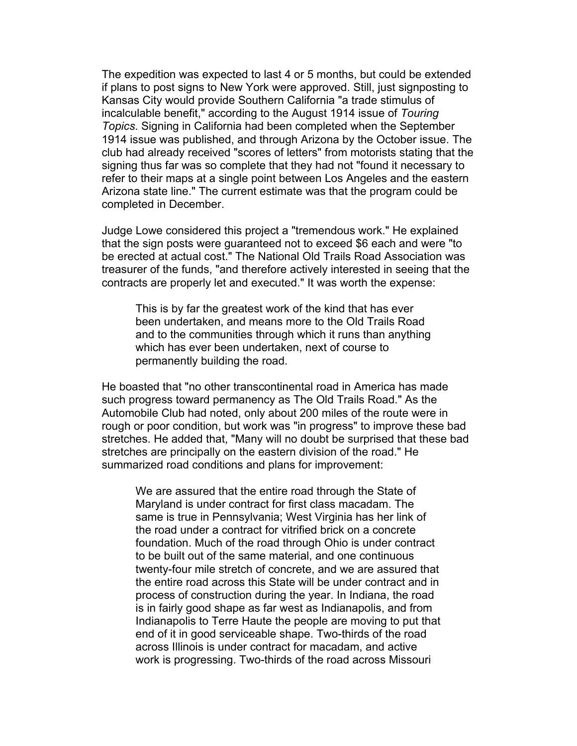The expedition was expected to last 4 or 5 months, but could be extended if plans to post signs to New York were approved. Still, just signposting to Kansas City would provide Southern California "a trade stimulus of incalculable benefit," according to the August 1914 issue of *Touring Topics*. Signing in California had been completed when the September 1914 issue was published, and through Arizona by the October issue. The club had already received "scores of letters" from motorists stating that the signing thus far was so complete that they had not "found it necessary to refer to their maps at a single point between Los Angeles and the eastern Arizona state line." The current estimate was that the program could be completed in December.

Judge Lowe considered this project a "tremendous work." He explained that the sign posts were guaranteed not to exceed $6 each and were "to be erected at actual cost." The National Old Trails Road Association was treasurer of the funds, "and therefore actively interested in seeing that the contracts are properly let and executed." It was worth the expense:

> This is by far the greatest work of the kind that has ever been undertaken, and means more to the Old Trails Road and to the communities through which it runs than anything which has ever been undertaken, next of course to permanently building the road.

He boasted that "no other transcontinental road in America has made such progress toward permanency as The Old Trails Road." As the Automobile Club had noted, only about 200 miles of the route were in rough or poor condition, but work was "in progress" to improve these bad stretches. He added that, "Many will no doubt be surprised that these bad stretches are principally on the eastern division of the road." He summarized road conditions and plans for improvement:

> We are assured that the entire road through the State of Maryland is under contract for first class macadam. The same is true in Pennsylvania; West Virginia has her link of the road under a contract for vitrified brick on a concrete foundation. Much of the road through Ohio is under contract to be built out of the same material, and one continuous twenty-four mile stretch of concrete, and we are assured that the entire road across this State will be under contract and in process of construction during the year. In Indiana, the road is in fairly good shape as far west as Indianapolis, and from Indianapolis to Terre Haute the people are moving to put that end of it in good serviceable shape. Two-thirds of the road across Illinois is under contract for macadam, and active work is progressing. Two-thirds of the road across Missouri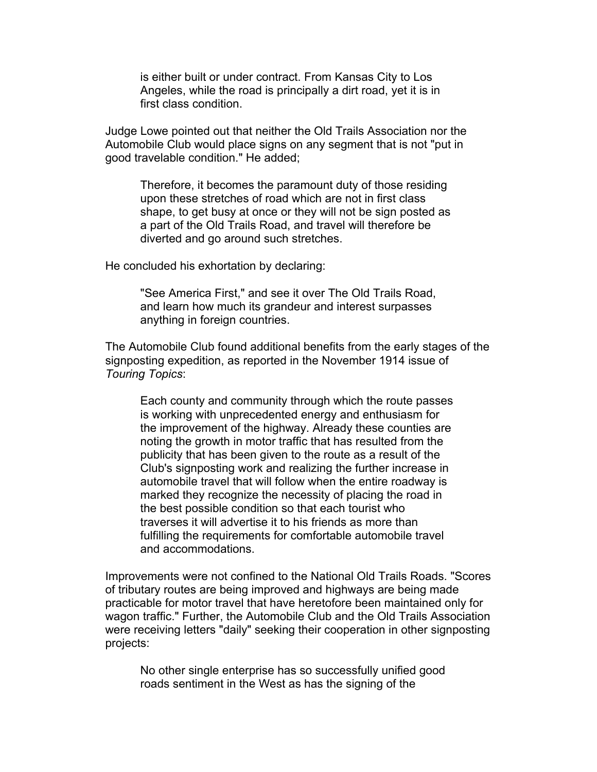> is either built or under contract. From Kansas City to Los Angeles, while the road is principally a dirt road, yet it is in first class condition.

Judge Lowe pointed out that neither the Old Trails Association nor the Automobile Club would place signs on any segment that is not "put in good travelable condition." He added;

> Therefore, it becomes the paramount duty of those residing upon these stretches of road which are not in first class shape, to get busy at once or they will not be sign posted as a part of the Old Trails Road, and travel will therefore be diverted and go around such stretches.

He concluded his exhortation by declaring:

> "See America First," and see it over The Old Trails Road, and learn how much its grandeur and interest surpasses anything in foreign countries.

The Automobile Club found additional benefits from the early stages of the signposting expedition, as reported in the November 1914 issue of *Touring Topics*:

> Each county and community through which the route passes is working with unprecedented energy and enthusiasm for the improvement of the highway. Already these counties are noting the growth in motor traffic that has resulted from the publicity that has been given to the route as a result of the Club's signposting work and realizing the further increase in automobile travel that will follow when the entire roadway is marked they recognize the necessity of placing the road in the best possible condition so that each tourist who traverses it will advertise it to his friends as more than fulfilling the requirements for comfortable automobile travel and accommodations.

Improvements were not confined to the National Old Trails Roads. "Scores of tributary routes are being improved and highways are being made practicable for motor travel that have heretofore been maintained only for wagon traffic." Further, the Automobile Club and the Old Trails Association were receiving letters "daily" seeking their cooperation in other signposting projects:

> No other single enterprise has so successfully unified good roads sentiment in the West as has the signing of the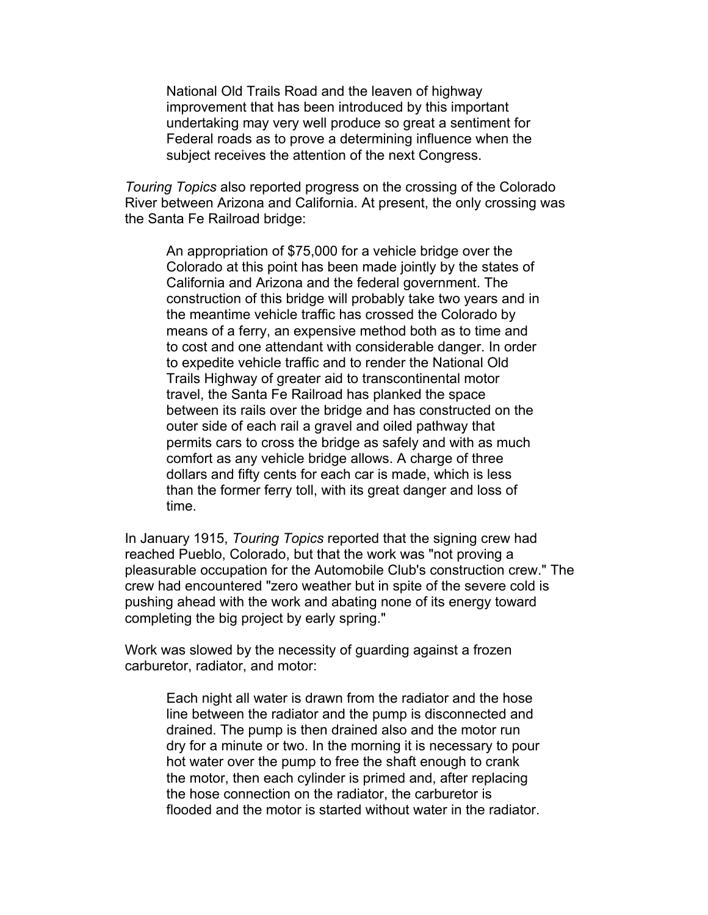> National Old Trails Road and the leaven of highway improvement that has been introduced by this important undertaking may very well produce so great a sentiment for Federal roads as to prove a determining influence when the subject receives the attention of the next Congress.

*Touring Topics* also reported progress on the crossing of the Colorado River between Arizona and California. At present, the only crossing was the Santa Fe Railroad bridge:

> An appropriation of $75,000 for a vehicle bridge over the Colorado at this point has been made jointly by the states of California and Arizona and the federal government. The construction of this bridge will probably take two years and in the meantime vehicle traffic has crossed the Colorado by means of a ferry, an expensive method both as to time and to cost and one attendant with considerable danger. In order to expedite vehicle traffic and to render the National Old Trails Highway of greater aid to transcontinental motor travel, the Santa Fe Railroad has planked the space between its rails over the bridge and has constructed on the outer side of each rail a gravel and oiled pathway that permits cars to cross the bridge as safely and with as much comfort as any vehicle bridge allows. A charge of three dollars and fifty cents for each car is made, which is less than the former ferry toll, with its great danger and loss of time.

In January 1915, *Touring Topics* reported that the signing crew had reached Pueblo, Colorado, but that the work was "not proving a pleasurable occupation for the Automobile Club's construction crew." The crew had encountered "zero weather but in spite of the severe cold is pushing ahead with the work and abating none of its energy toward completing the big project by early spring."

Work was slowed by the necessity of guarding against a frozen carburetor, radiator, and motor:

> Each night all water is drawn from the radiator and the hose line between the radiator and the pump is disconnected and drained. The pump is then drained also and the motor run dry for a minute or two. In the morning it is necessary to pour hot water over the pump to free the shaft enough to crank the motor, then each cylinder is primed and, after replacing the hose connection on the radiator, the carburetor is flooded and the motor is started without water in the radiator.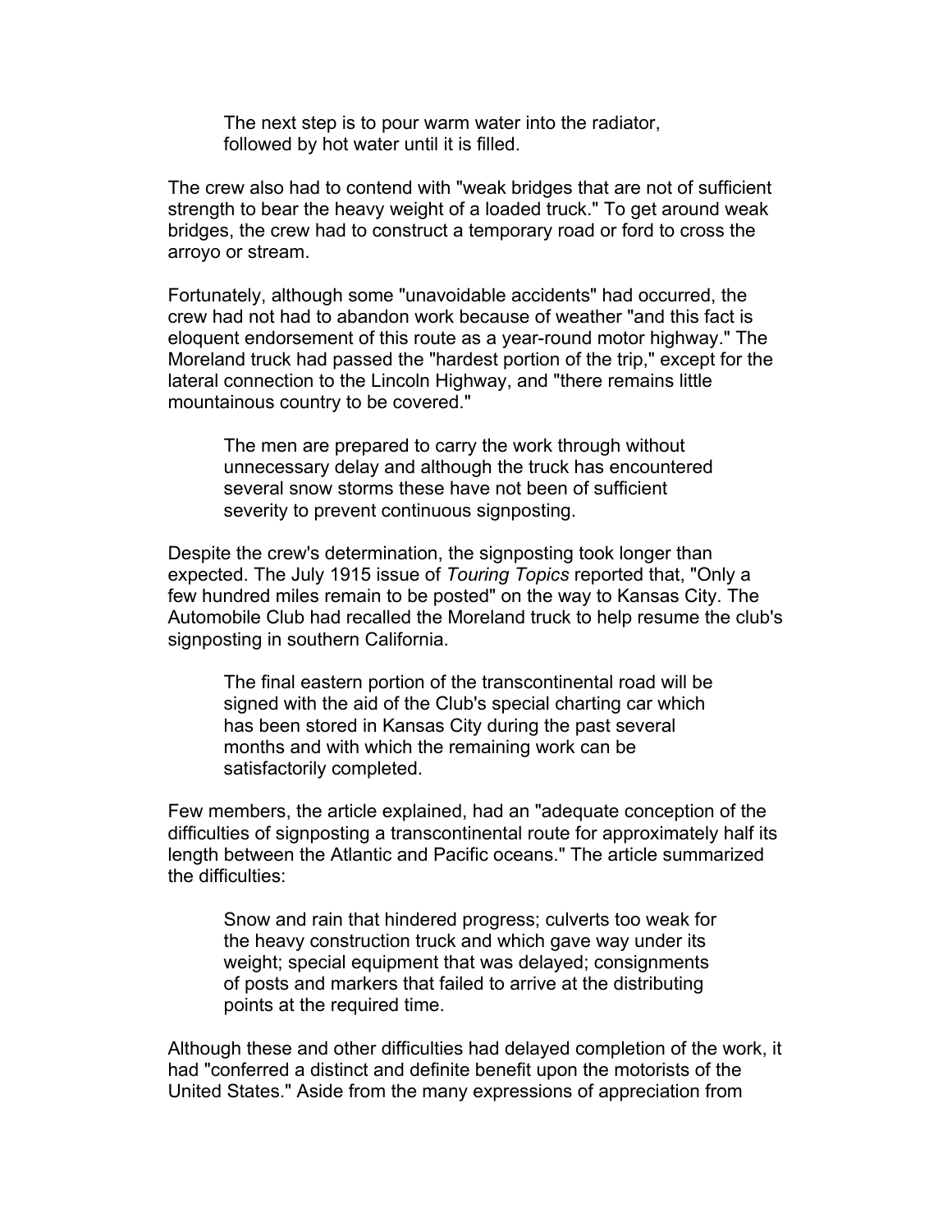> The next step is to pour warm water into the radiator, followed by hot water until it is filled.

The crew also had to contend with "weak bridges that are not of sufficient strength to bear the heavy weight of a loaded truck." To get around weak bridges, the crew had to construct a temporary road or ford to cross the arroyo or stream.

Fortunately, although some "unavoidable accidents" had occurred, the crew had not had to abandon work because of weather "and this fact is eloquent endorsement of this route as a year-round motor highway." The Moreland truck had passed the "hardest portion of the trip," except for the lateral connection to the Lincoln Highway, and "there remains little mountainous country to be covered."

> The men are prepared to carry the work through without unnecessary delay and although the truck has encountered several snow storms these have not been of sufficient severity to prevent continuous signposting.

Despite the crew's determination, the signposting took longer than expected. The July 1915 issue of *Touring Topics* reported that, "Only a few hundred miles remain to be posted" on the way to Kansas City. The Automobile Club had recalled the Moreland truck to help resume the club's signposting in southern California.

> The final eastern portion of the transcontinental road will be signed with the aid of the Club's special charting car which has been stored in Kansas City during the past several months and with which the remaining work can be satisfactorily completed.

Few members, the article explained, had an "adequate conception of the difficulties of signposting a transcontinental route for approximately half its length between the Atlantic and Pacific oceans." The article summarized the difficulties:

> Snow and rain that hindered progress; culverts too weak for the heavy construction truck and which gave way under its weight; special equipment that was delayed; consignments of posts and markers that failed to arrive at the distributing points at the required time.

Although these and other difficulties had delayed completion of the work, it had "conferred a distinct and definite benefit upon the motorists of the United States." Aside from the many expressions of appreciation from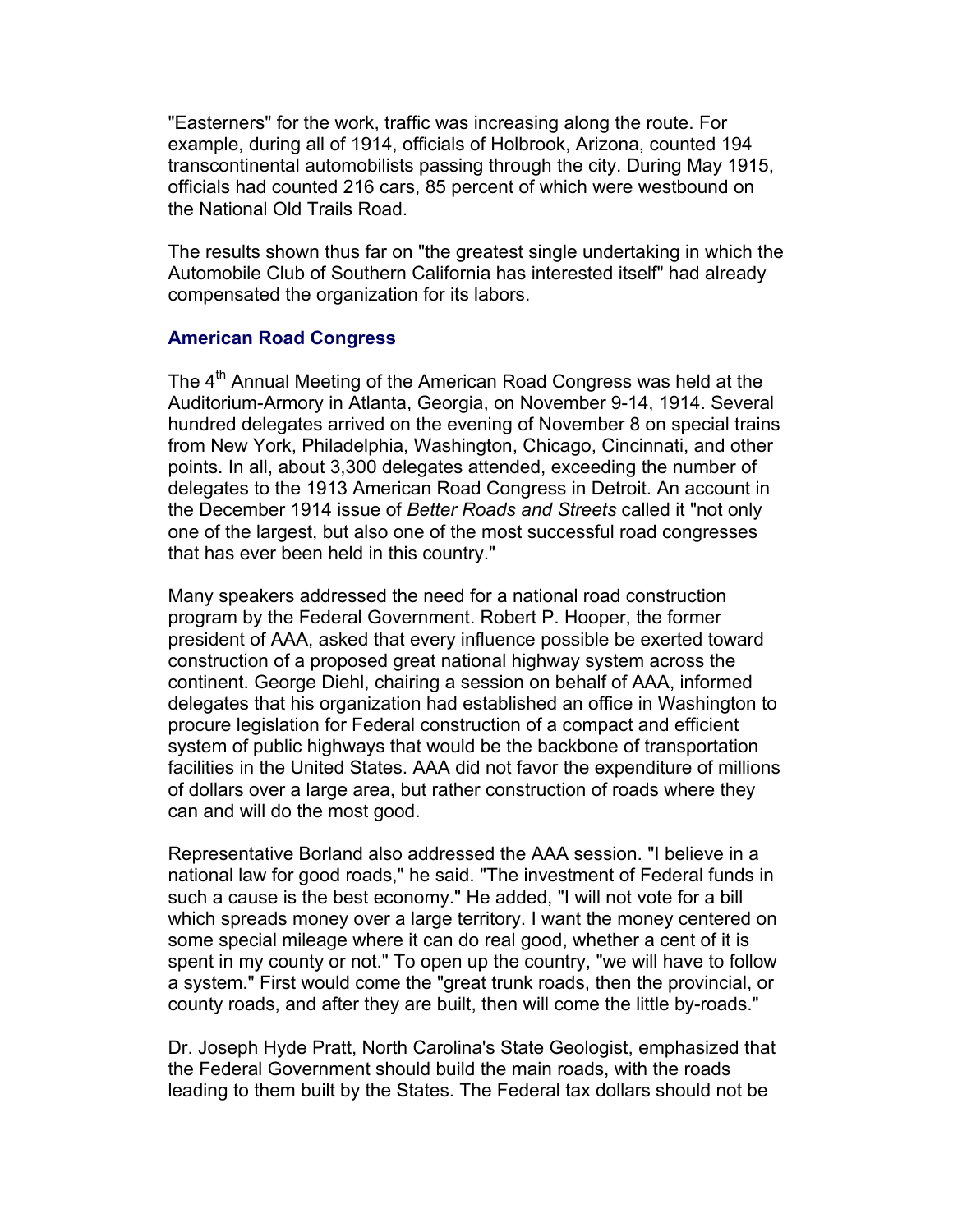"Easterners" for the work, traffic was increasing along the route. For example, during all of 1914, officials of Holbrook, Arizona, counted 194 transcontinental automobilists passing through the city. During May 1915, officials had counted 216 cars, 85 percent of which were westbound on the National Old Trails Road.

The results shown thus far on "the greatest single undertaking in which the Automobile Club of Southern California has interested itself" had already compensated the organization for its labors.

### American Road Congress

The 4th Annual Meeting of the American Road Congress was held at the Auditorium-Armory in Atlanta, Georgia, on November 9-14, 1914. Several hundred delegates arrived on the evening of November 8 on special trains from New York, Philadelphia, Washington, Chicago, Cincinnati, and other points. In all, about 3,300 delegates attended, exceeding the number of delegates to the 1913 American Road Congress in Detroit. An account in the December 1914 issue of *Better Roads and Streets* called it "not only one of the largest, but also one of the most successful road congresses that has ever been held in this country."

Many speakers addressed the need for a national road construction program by the Federal Government. Robert P. Hooper, the former president of AAA, asked that every influence possible be exerted toward construction of a proposed great national highway system across the continent. George Diehl, chairing a session on behalf of AAA, informed delegates that his organization had established an office in Washington to procure legislation for Federal construction of a compact and efficient system of public highways that would be the backbone of transportation facilities in the United States. AAA did not favor the expenditure of millions of dollars over a large area, but rather construction of roads where they can and will do the most good.

Representative Borland also addressed the AAA session. "I believe in a national law for good roads," he said. "The investment of Federal funds in such a cause is the best economy." He added, "I will not vote for a bill which spreads money over a large territory. I want the money centered on some special mileage where it can do real good, whether a cent of it is spent in my county or not." To open up the country, "we will have to follow a system." First would come the "great trunk roads, then the provincial, or county roads, and after they are built, then will come the little by-roads."

Dr. Joseph Hyde Pratt, North Carolina's State Geologist, emphasized that the Federal Government should build the main roads, with the roads leading to them built by the States. The Federal tax dollars should not be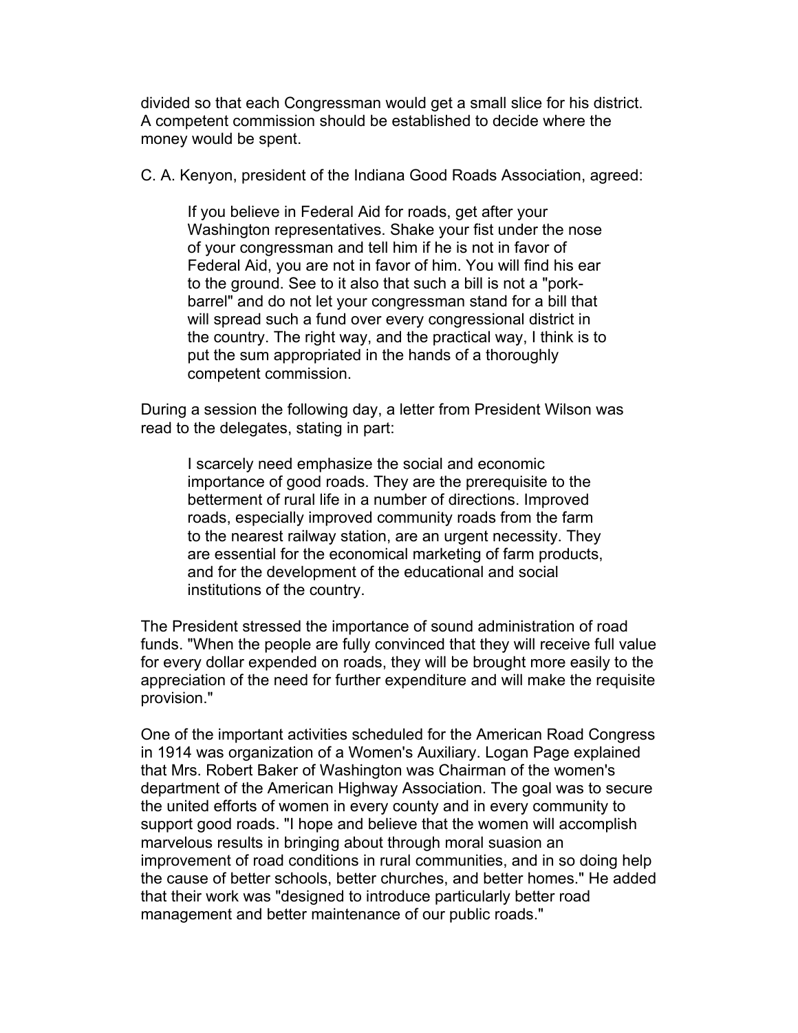divided so that each Congressman would get a small slice for his district. A competent commission should be established to decide where the money would be spent.

C. A. Kenyon, president of the Indiana Good Roads Association, agreed:

> If you believe in Federal Aid for roads, get after your Washington representatives. Shake your fist under the nose of your congressman and tell him if he is not in favor of Federal Aid, you are not in favor of him. You will find his ear to the ground. See to it also that such a bill is not a "pork-barrel" and do not let your congressman stand for a bill that will spread such a fund over every congressional district in the country. The right way, and the practical way, I think is to put the sum appropriated in the hands of a thoroughly competent commission.

During a session the following day, a letter from President Wilson was read to the delegates, stating in part:

> I scarcely need emphasize the social and economic importance of good roads. They are the prerequisite to the betterment of rural life in a number of directions. Improved roads, especially improved community roads from the farm to the nearest railway station, are an urgent necessity. They are essential for the economical marketing of farm products, and for the development of the educational and social institutions of the country.

The President stressed the importance of sound administration of road funds. "When the people are fully convinced that they will receive full value for every dollar expended on roads, they will be brought more easily to the appreciation of the need for further expenditure and will make the requisite provision."

One of the important activities scheduled for the American Road Congress in 1914 was organization of a Women's Auxiliary. Logan Page explained that Mrs. Robert Baker of Washington was Chairman of the women's department of the American Highway Association. The goal was to secure the united efforts of women in every county and in every community to support good roads. "I hope and believe that the women will accomplish marvelous results in bringing about through moral suasion an improvement of road conditions in rural communities, and in so doing help the cause of better schools, better churches, and better homes." He added that their work was "designed to introduce particularly better road management and better maintenance of our public roads."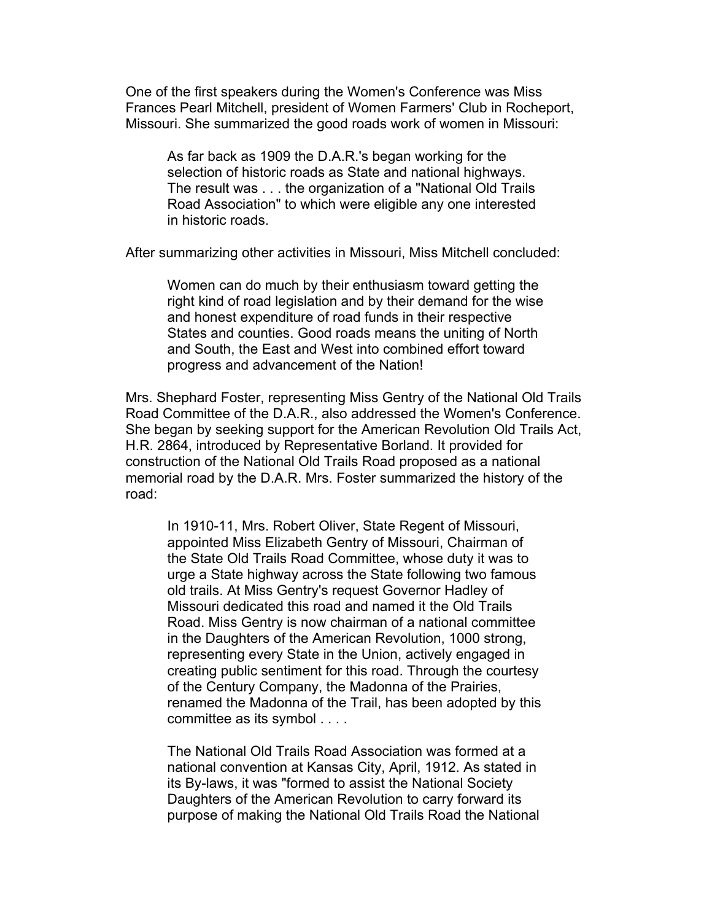One of the first speakers during the Women's Conference was Miss Frances Pearl Mitchell, president of Women Farmers' Club in Rocheport, Missouri. She summarized the good roads work of women in Missouri:

> As far back as 1909 the D.A.R.'s began working for the selection of historic roads as State and national highways. The result was . . . the organization of a "National Old Trails Road Association" to which were eligible any one interested in historic roads.

After summarizing other activities in Missouri, Miss Mitchell concluded:

> Women can do much by their enthusiasm toward getting the right kind of road legislation and by their demand for the wise and honest expenditure of road funds in their respective States and counties. Good roads means the uniting of North and South, the East and West into combined effort toward progress and advancement of the Nation!

Mrs. Shephard Foster, representing Miss Gentry of the National Old Trails Road Committee of the D.A.R., also addressed the Women's Conference. She began by seeking support for the American Revolution Old Trails Act, H.R. 2864, introduced by Representative Borland. It provided for construction of the National Old Trails Road proposed as a national memorial road by the D.A.R. Mrs. Foster summarized the history of the road:

> In 1910-11, Mrs. Robert Oliver, State Regent of Missouri, appointed Miss Elizabeth Gentry of Missouri, Chairman of the State Old Trails Road Committee, whose duty it was to urge a State highway across the State following two famous old trails. At Miss Gentry's request Governor Hadley of Missouri dedicated this road and named it the Old Trails Road. Miss Gentry is now chairman of a national committee in the Daughters of the American Revolution, 1000 strong, representing every State in the Union, actively engaged in creating public sentiment for this road. Through the courtesy of the Century Company, the Madonna of the Prairies, renamed the Madonna of the Trail, has been adopted by this committee as its symbol . . . .
>
> The National Old Trails Road Association was formed at a national convention at Kansas City, April, 1912. As stated in its By-laws, it was "formed to assist the National Society Daughters of the American Revolution to carry forward its purpose of making the National Old Trails Road the National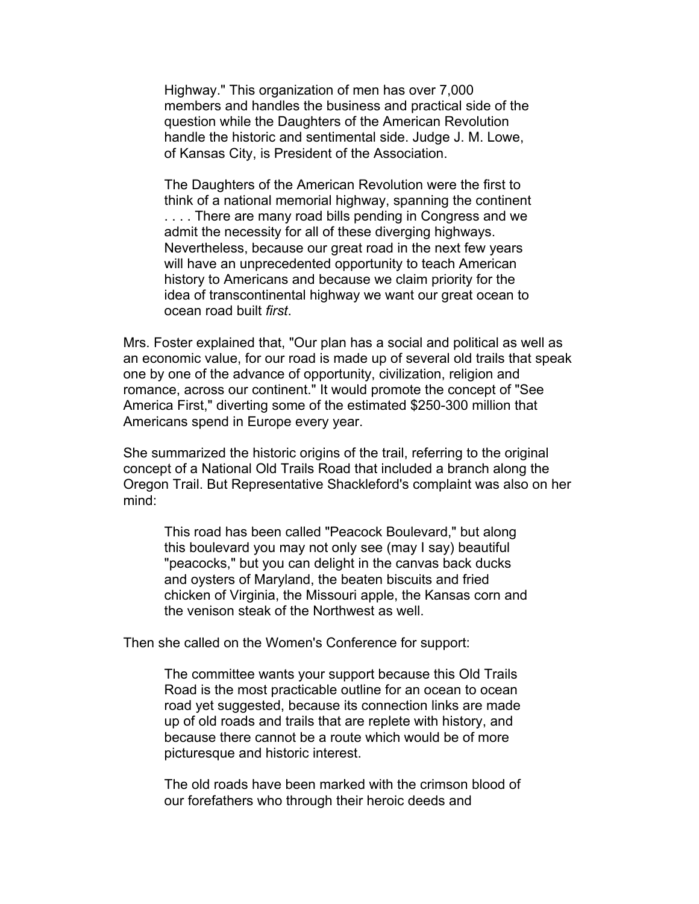> Highway." This organization of men has over 7,000 members and handles the business and practical side of the question while the Daughters of the American Revolution handle the historic and sentimental side. Judge J. M. Lowe, of Kansas City, is President of the Association.
>
> The Daughters of the American Revolution were the first to think of a national memorial highway, spanning the continent . . . . There are many road bills pending in Congress and we admit the necessity for all of these diverging highways. Nevertheless, because our great road in the next few years will have an unprecedented opportunity to teach American history to Americans and because we claim priority for the idea of transcontinental highway we want our great ocean to ocean road built *first*.

Mrs. Foster explained that, "Our plan has a social and political as well as an economic value, for our road is made up of several old trails that speak one by one of the advance of opportunity, civilization, religion and romance, across our continent." It would promote the concept of "See America First," diverting some of the estimated $250-300 million that Americans spend in Europe every year.

She summarized the historic origins of the trail, referring to the original concept of a National Old Trails Road that included a branch along the Oregon Trail. But Representative Shackleford's complaint was also on her mind:

> This road has been called "Peacock Boulevard," but along this boulevard you may not only see (may I say) beautiful "peacocks," but you can delight in the canvas back ducks and oysters of Maryland, the beaten biscuits and fried chicken of Virginia, the Missouri apple, the Kansas corn and the venison steak of the Northwest as well.

Then she called on the Women's Conference for support:

> The committee wants your support because this Old Trails Road is the most practicable outline for an ocean to ocean road yet suggested, because its connection links are made up of old roads and trails that are replete with history, and because there cannot be a route which would be of more picturesque and historic interest.
>
> The old roads have been marked with the crimson blood of our forefathers who through their heroic deeds and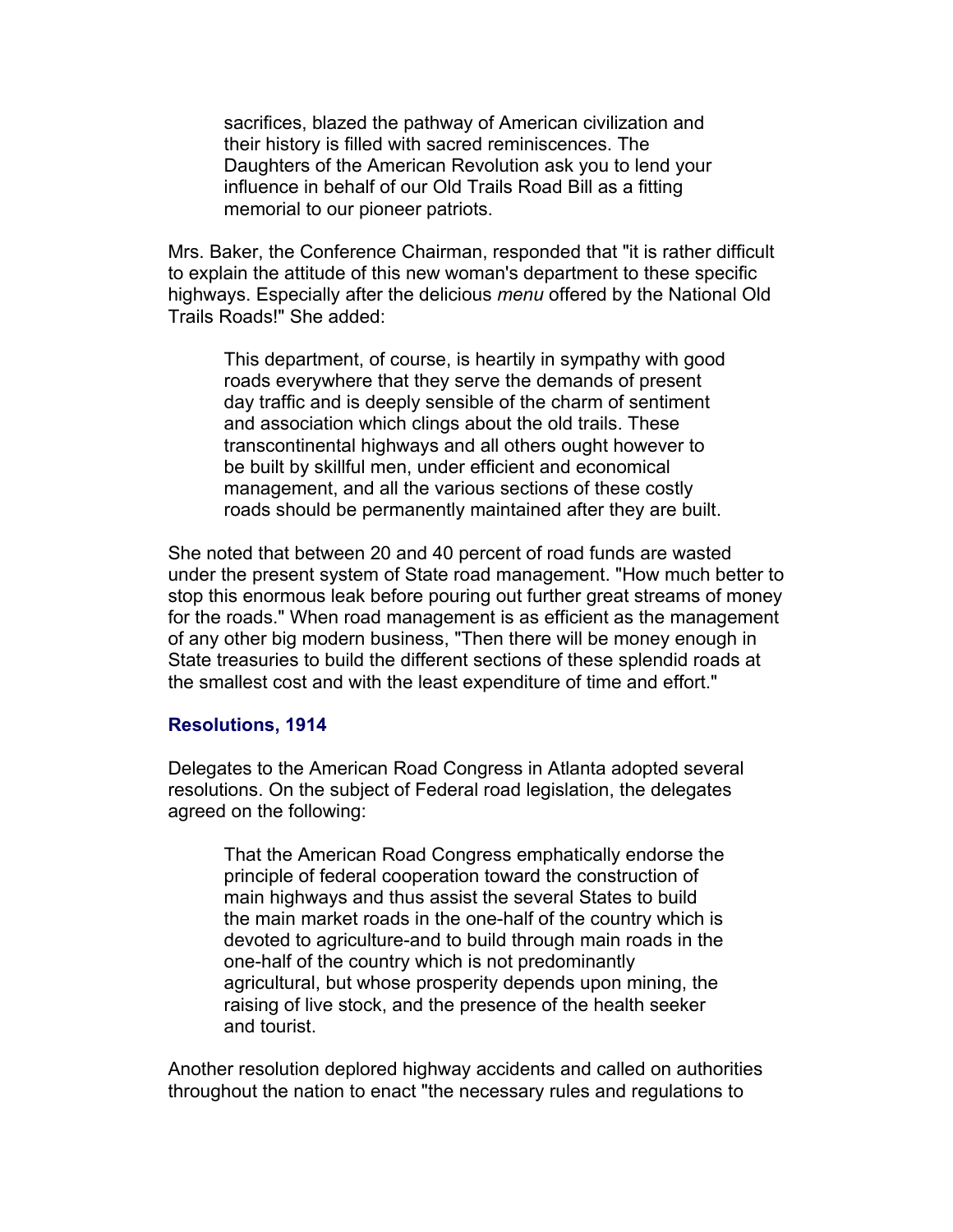> sacrifices, blazed the pathway of American civilization and their history is filled with sacred reminiscences. The Daughters of the American Revolution ask you to lend your influence in behalf of our Old Trails Road Bill as a fitting memorial to our pioneer patriots.

Mrs. Baker, the Conference Chairman, responded that "it is rather difficult to explain the attitude of this new woman's department to these specific highways. Especially after the delicious *menu* offered by the National Old Trails Roads!" She added:

> This department, of course, is heartily in sympathy with good roads everywhere that they serve the demands of present day traffic and is deeply sensible of the charm of sentiment and association which clings about the old trails. These transcontinental highways and all others ought however to be built by skillful men, under efficient and economical management, and all the various sections of these costly roads should be permanently maintained after they are built.

She noted that between 20 and 40 percent of road funds are wasted under the present system of State road management. "How much better to stop this enormous leak before pouring out further great streams of money for the roads." When road management is as efficient as the management of any other big modern business, "Then there will be money enough in State treasuries to build the different sections of these splendid roads at the smallest cost and with the least expenditure of time and effort."

### Resolutions, 1914

Delegates to the American Road Congress in Atlanta adopted several resolutions. On the subject of Federal road legislation, the delegates agreed on the following:

> That the American Road Congress emphatically endorse the principle of federal cooperation toward the construction of main highways and thus assist the several States to build the main market roads in the one-half of the country which is devoted to agriculture-and to build through main roads in the one-half of the country which is not predominantly agricultural, but whose prosperity depends upon mining, the raising of live stock, and the presence of the health seeker and tourist.

Another resolution deplored highway accidents and called on authorities throughout the nation to enact "the necessary rules and regulations to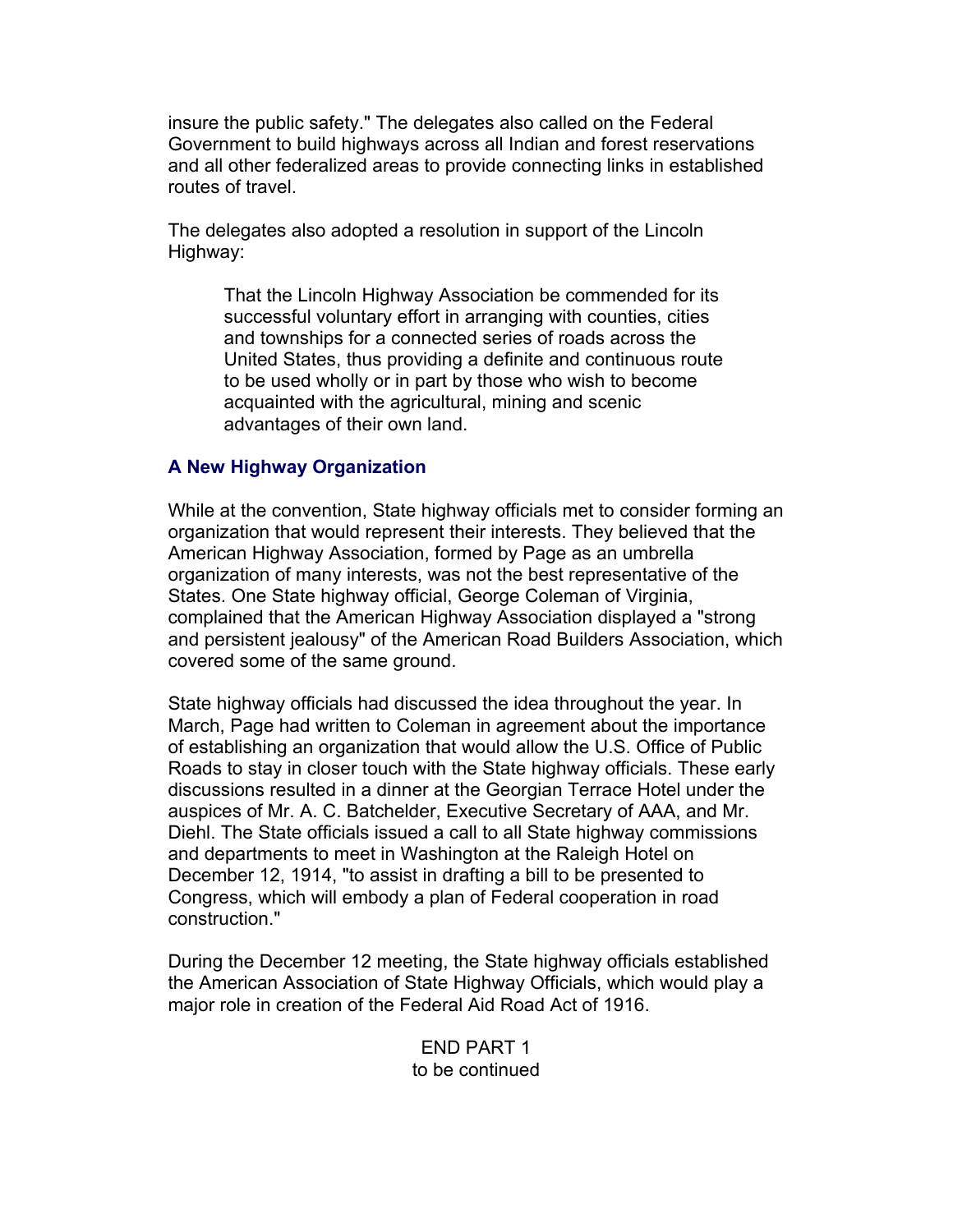insure the public safety." The delegates also called on the Federal Government to build highways across all Indian and forest reservations and all other federalized areas to provide connecting links in established routes of travel.

The delegates also adopted a resolution in support of the Lincoln Highway:

> That the Lincoln Highway Association be commended for its successful voluntary effort in arranging with counties, cities and townships for a connected series of roads across the United States, thus providing a definite and continuous route to be used wholly or in part by those who wish to become acquainted with the agricultural, mining and scenic advantages of their own land.

### A New Highway Organization

While at the convention, State highway officials met to consider forming an organization that would represent their interests. They believed that the American Highway Association, formed by Page as an umbrella organization of many interests, was not the best representative of the States. One State highway official, George Coleman of Virginia, complained that the American Highway Association displayed a "strong and persistent jealousy" of the American Road Builders Association, which covered some of the same ground.

State highway officials had discussed the idea throughout the year. In March, Page had written to Coleman in agreement about the importance of establishing an organization that would allow the U.S. Office of Public Roads to stay in closer touch with the State highway officials. These early discussions resulted in a dinner at the Georgian Terrace Hotel under the auspices of Mr. A. C. Batchelder, Executive Secretary of AAA, and Mr. Diehl. The State officials issued a call to all State highway commissions and departments to meet in Washington at the Raleigh Hotel on December 12, 1914, "to assist in drafting a bill to be presented to Congress, which will embody a plan of Federal cooperation in road construction."

During the December 12 meeting, the State highway officials established the American Association of State Highway Officials, which would play a major role in creation of the Federal Aid Road Act of 1916.

END PART 1
to be continued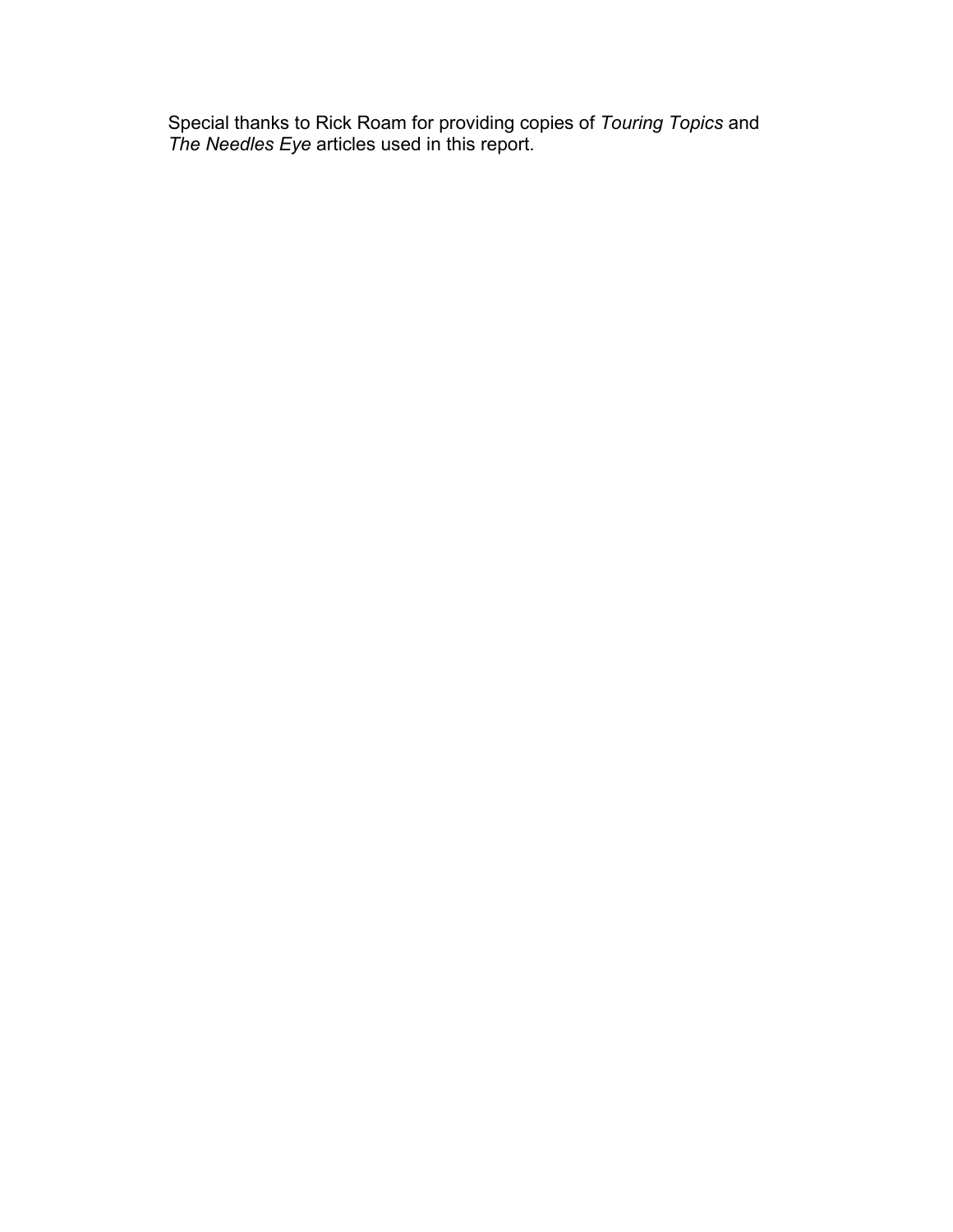Special thanks to Rick Roam for providing copies of *Touring Topics* and *The Needles Eye* articles used in this report.